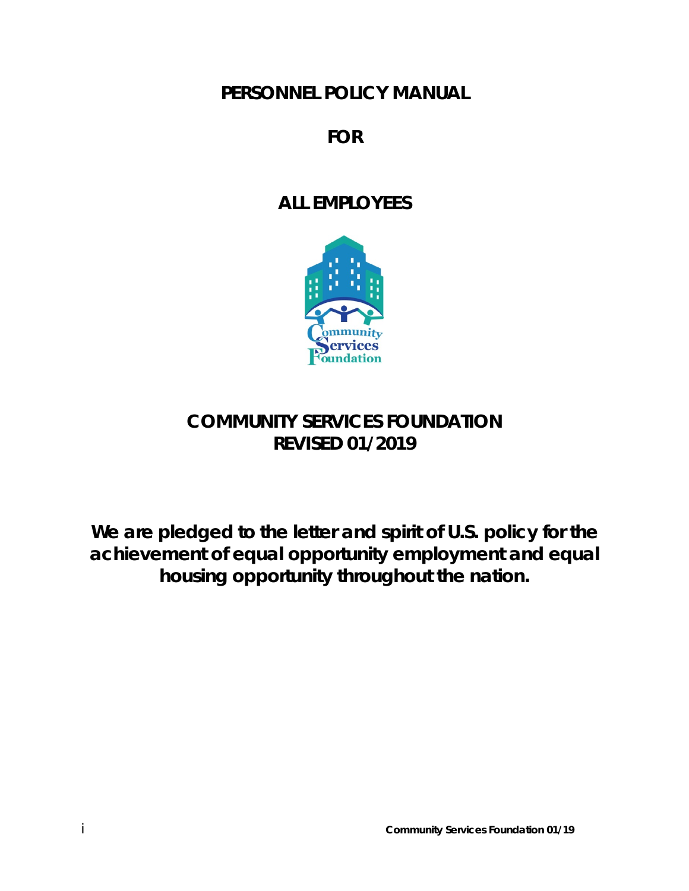# PERSONNEL POLICY MANUAL

# FOR

# ALL EMPLOYEES

# COMMUNITY SERVICES FOUNDATION
# REVISED 01/2019

**We are pledged to the letter and spirit of U.S. policy for the achievement of equal opportunity employment and equal housing opportunity throughout the nation.**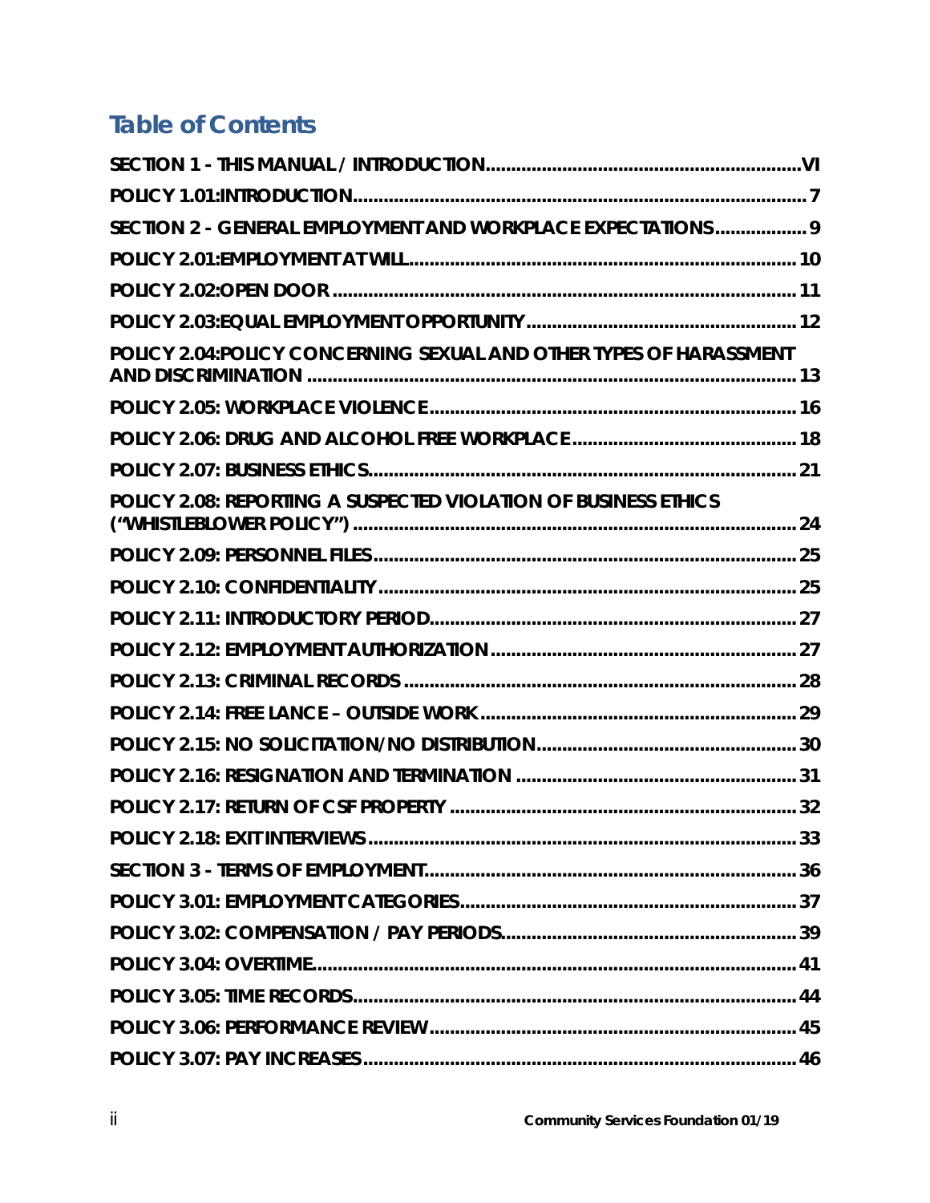# Table of Contents

SECTION 1 - THIS MANUAL / INTRODUCTION.............................................................VI

POLICY 1.01:INTRODUCTION........................................................................................7

SECTION 2 - GENERAL EMPLOYMENT AND WORKPLACE EXPECTATIONS.................9

POLICY 2.01:EMPLOYMENT AT WILL..........................................................................10

POLICY 2.02:OPEN DOOR .........................................................................................11

POLICY 2.03:EQUAL EMPLOYMENT OPPORTUNITY....................................................12

POLICY 2.04:POLICY CONCERNING SEXUAL AND OTHER TYPES OF HARASSMENT AND DISCRIMINATION ...............................................................................................13

POLICY 2.05: WORKPLACE VIOLENCE.......................................................................16

POLICY 2.06: DRUG AND ALCOHOL FREE WORKPLACE...........................................18

POLICY 2.07: BUSINESS ETHICS..................................................................................21

POLICY 2.08: REPORTING A SUSPECTED VIOLATION OF BUSINESS ETHICS ("WHISTLEBLOWER POLICY") .......................................................................................24

POLICY 2.09: PERSONNEL FILES..................................................................................25

POLICY 2.10: CONFIDENTIALITY..................................................................................25

POLICY 2.11: INTRODUCTORY PERIOD.......................................................................27

POLICY 2.12: EMPLOYMENT AUTHORIZATION............................................................27

POLICY 2.13: CRIMINAL RECORDS .............................................................................28

POLICY 2.14: FREE LANCE – OUTSIDE WORK.............................................................29

POLICY 2.15: NO SOLICITATION/NO DISTRIBUTION..................................................30

POLICY 2.16: RESIGNATION AND TERMINATION ......................................................31

POLICY 2.17: RETURN OF CSF PROPERTY ..................................................................32

POLICY 2.18: EXIT INTERVIEWS...................................................................................33

SECTION 3 - TERMS OF EMPLOYMENT........................................................................36

POLICY 3.01: EMPLOYMENT CATEGORIES.................................................................37

POLICY 3.02: COMPENSATION / PAY PERIODS.........................................................39

POLICY 3.04: OVERTIME...............................................................................................41

POLICY 3.05: TIME RECORDS.......................................................................................44

POLICY 3.06: PERFORMANCE REVIEW.......................................................................45

POLICY 3.07: PAY INCREASES.....................................................................................46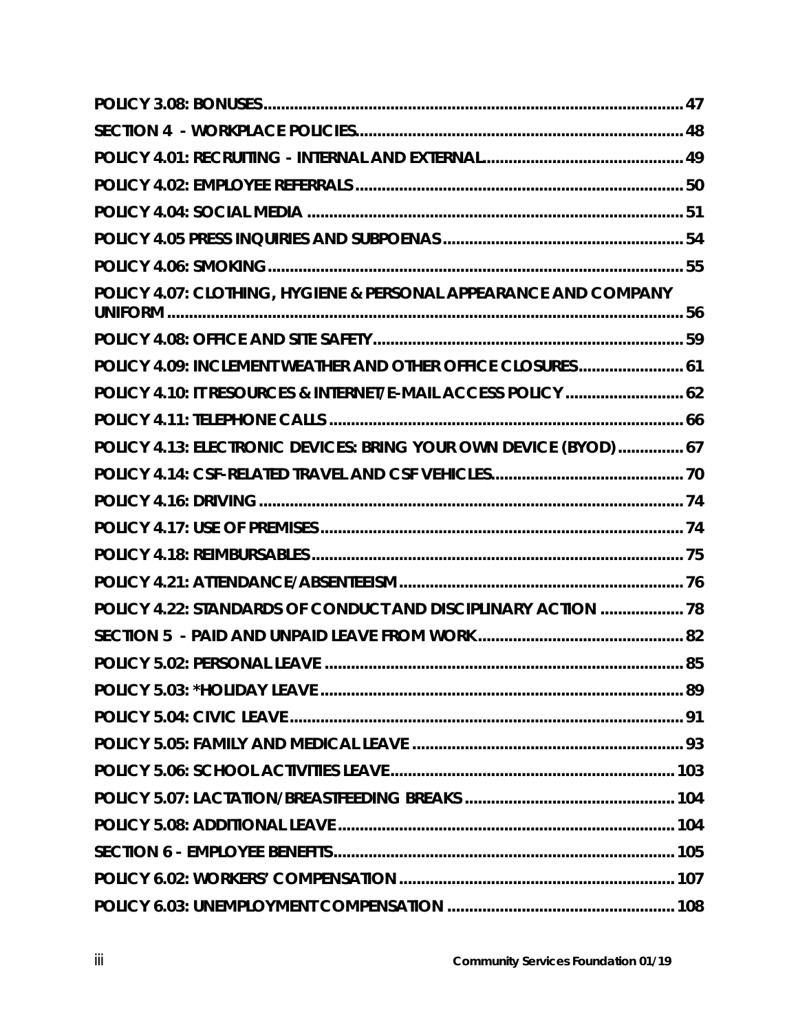POLICY 3.08: BONUSES ... 47

SECTION 4 - WORKPLACE POLICIES ... 48

POLICY 4.01: RECRUITING - INTERNAL AND EXTERNAL ... 49

POLICY 4.02: EMPLOYEE REFERRALS ... 50

POLICY 4.04: SOCIAL MEDIA ... 51

POLICY 4.05 PRESS INQUIRIES AND SUBPOENAS ... 54

POLICY 4.06: SMOKING ... 55

POLICY 4.07: CLOTHING, HYGIENE & PERSONAL APPEARANCE AND COMPANY UNIFORM ... 56

POLICY 4.08: OFFICE AND SITE SAFETY ... 59

POLICY 4.09: INCLEMENT WEATHER AND OTHER OFFICE CLOSURES ... 61

POLICY 4.10: IT RESOURCES & INTERNET/E-MAIL ACCESS POLICY ... 62

POLICY 4.11: TELEPHONE CALLS ... 66

POLICY 4.13: ELECTRONIC DEVICES: BRING YOUR OWN DEVICE (BYOD) ... 67

POLICY 4.14: CSF-RELATED TRAVEL AND CSF VEHICLES ... 70

POLICY 4.16: DRIVING ... 74

POLICY 4.17: USE OF PREMISES ... 74

POLICY 4.18: REIMBURSABLES ... 75

POLICY 4.21: ATTENDANCE/ABSENTEEISM ... 76

POLICY 4.22: STANDARDS OF CONDUCT AND DISCIPLINARY ACTION ... 78

SECTION 5 - PAID AND UNPAID LEAVE FROM WORK ... 82

POLICY 5.02: PERSONAL LEAVE ... 85

POLICY 5.03: *HOLIDAY LEAVE ... 89

POLICY 5.04: CIVIC LEAVE ... 91

POLICY 5.05: FAMILY AND MEDICAL LEAVE ... 93

POLICY 5.06: SCHOOL ACTIVITIES LEAVE ... 103

POLICY 5.07: LACTATION/BREASTFEEDING BREAKS ... 104

POLICY 5.08: ADDITIONAL LEAVE ... 104

SECTION 6 - EMPLOYEE BENEFITS ... 105

POLICY 6.02: WORKERS' COMPENSATION ... 107

POLICY 6.03: UNEMPLOYMENT COMPENSATION ... 108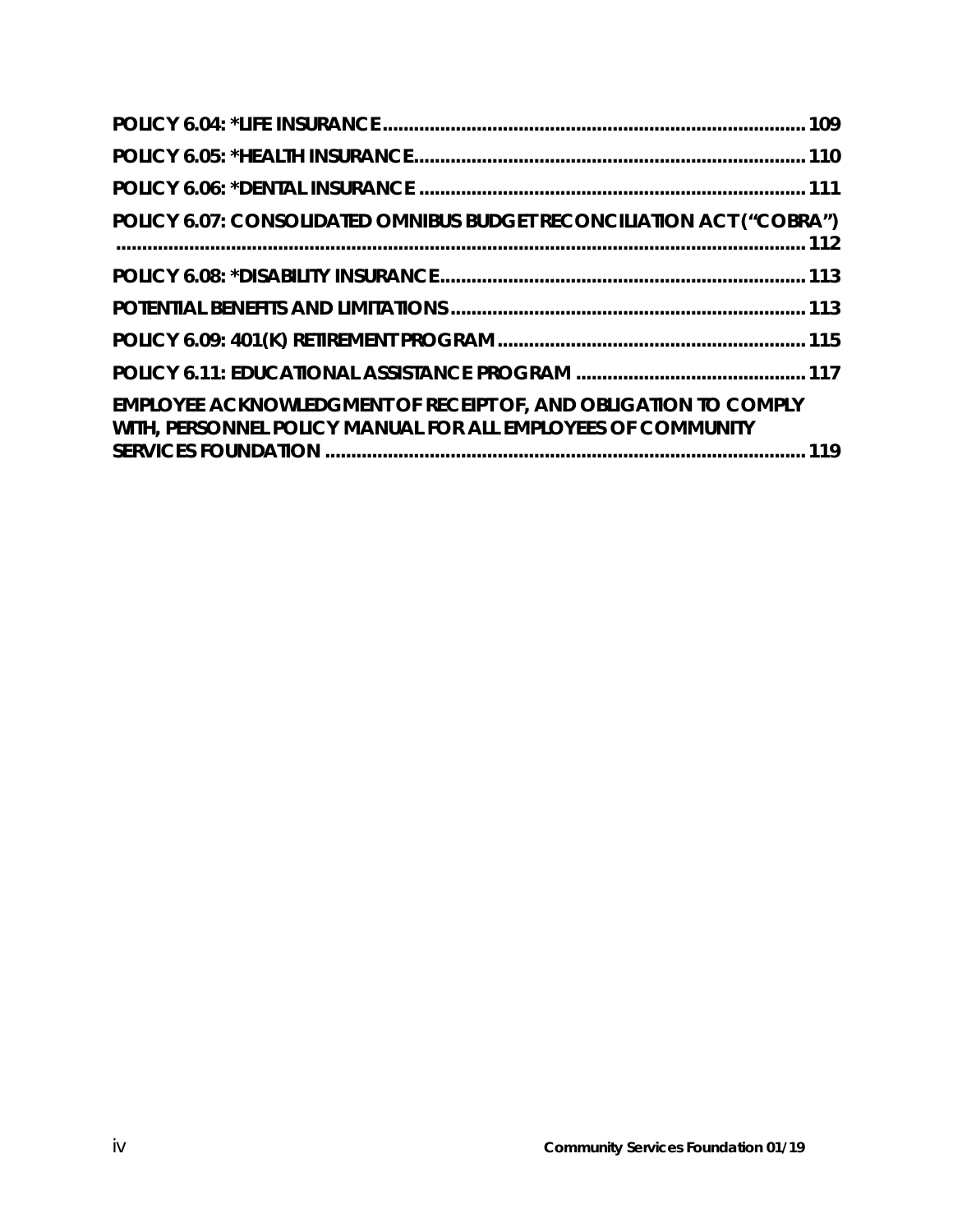POLICY 6.04: *LIFE INSURANCE ........................................................................ 109

POLICY 6.05: *HEALTH INSURANCE .................................................................. 110

POLICY 6.06: *DENTAL INSURANCE .................................................................. 111

POLICY 6.07: CONSOLIDATED OMNIBUS BUDGET RECONCILIATION ACT (“COBRA”) .......................................................................................................................... 112

POLICY 6.08: *DISABILITY INSURANCE ............................................................. 113

POTENTIAL BENEFITS AND LIMITATIONS .......................................................... 113

POLICY 6.09: 401(K) RETIREMENT PROGRAM .................................................. 115

POLICY 6.11: EDUCATIONAL ASSISTANCE PROGRAM ........................................ 117

EMPLOYEE ACKNOWLEDGMENT OF RECEIPT OF, AND OBLIGATION TO COMPLY WITH, PERSONNEL POLICY MANUAL FOR ALL EMPLOYEES OF COMMUNITY SERVICES FOUNDATION .................................................................................. 119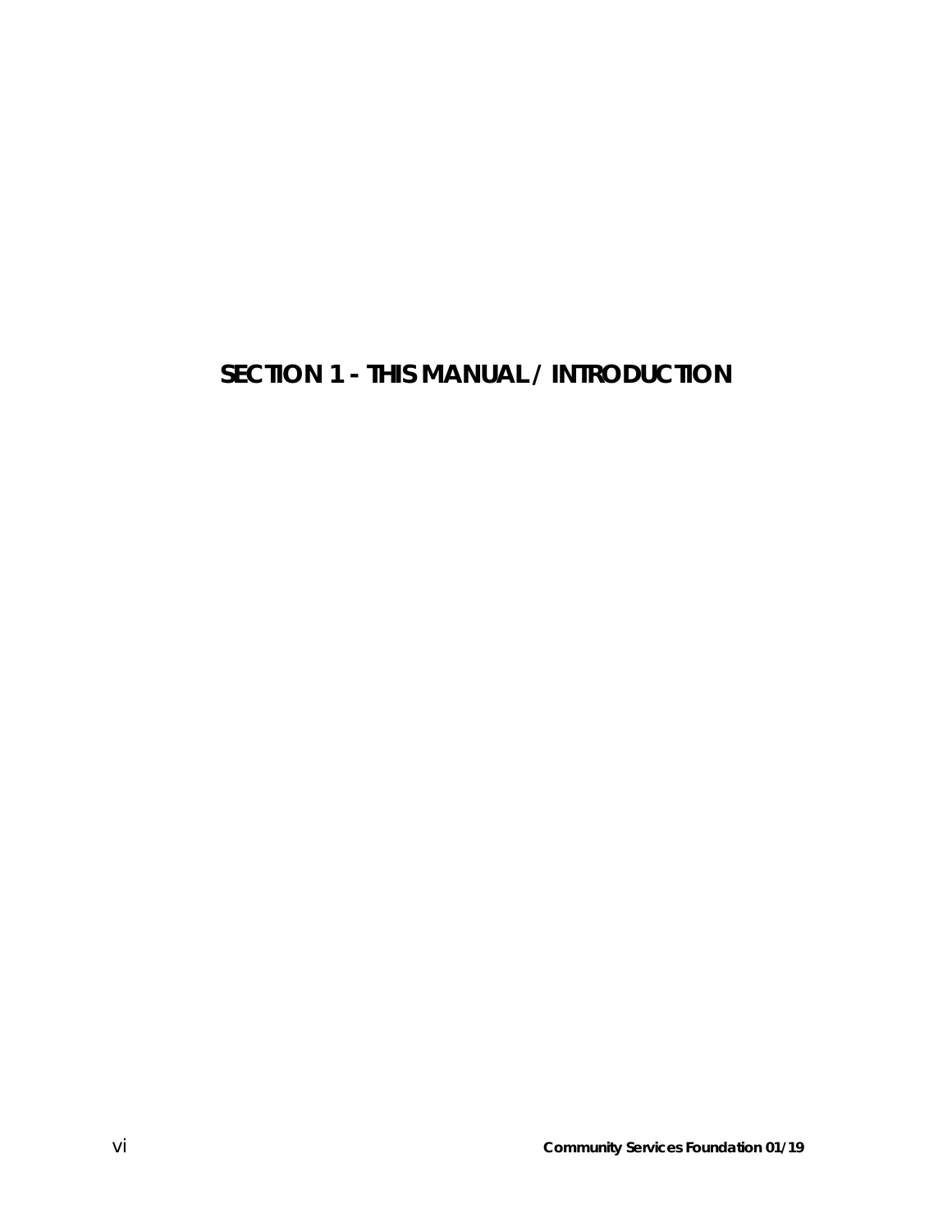# SECTION 1 - THIS MANUAL / INTRODUCTION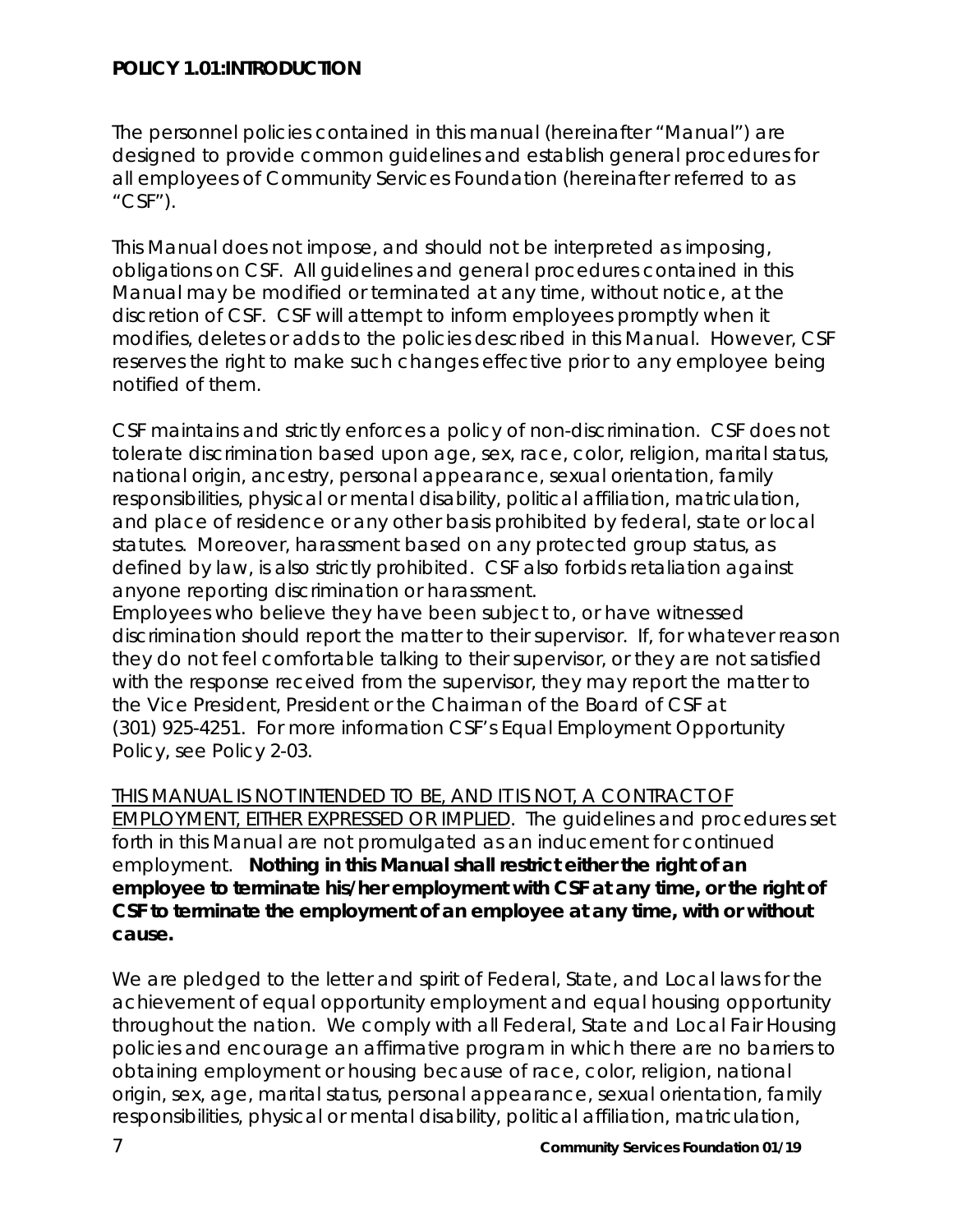## POLICY 1.01:INTRODUCTION

The personnel policies contained in this manual (hereinafter "Manual") are designed to provide common guidelines and establish general procedures for all employees of Community Services Foundation (hereinafter referred to as "CSF").

This Manual does not impose, and should not be interpreted as imposing, obligations on CSF. All guidelines and general procedures contained in this Manual may be modified or terminated at any time, without notice, at the discretion of CSF. CSF will attempt to inform employees promptly when it modifies, deletes or adds to the policies described in this Manual. However, CSF reserves the right to make such changes effective prior to any employee being notified of them.

CSF maintains and strictly enforces a policy of non-discrimination. CSF does not tolerate discrimination based upon age, sex, race, color, religion, marital status, national origin, ancestry, personal appearance, sexual orientation, family responsibilities, physical or mental disability, political affiliation, matriculation, and place of residence or any other basis prohibited by federal, state or local statutes. Moreover, harassment based on any protected group status, as defined by law, is also strictly prohibited. CSF also forbids retaliation against anyone reporting discrimination or harassment.
Employees who believe they have been subject to, or have witnessed discrimination should report the matter to their supervisor. If, for whatever reason they do not feel comfortable talking to their supervisor, or they are not satisfied with the response received from the supervisor, they may report the matter to the Vice President, President or the Chairman of the Board of CSF at (301) 925-4251. For more information CSF's Equal Employment Opportunity Policy, see Policy 2-03.

THIS MANUAL IS NOT INTENDED TO BE, AND IT IS NOT, A CONTRACT OF EMPLOYMENT, EITHER EXPRESSED OR IMPLIED. The guidelines and procedures set forth in this Manual are not promulgated as an inducement for continued employment. **Nothing in this Manual shall restrict either the right of an employee to terminate his/her employment with CSF at any time, or the right of CSF to terminate the employment of an employee at any time, with or without cause.**

We are pledged to the letter and spirit of Federal, State, and Local laws for the achievement of equal opportunity employment and equal housing opportunity throughout the nation. We comply with all Federal, State and Local Fair Housing policies and encourage an affirmative program in which there are no barriers to obtaining employment or housing because of race, color, religion, national origin, sex, age, marital status, personal appearance, sexual orientation, family responsibilities, physical or mental disability, political affiliation, matriculation,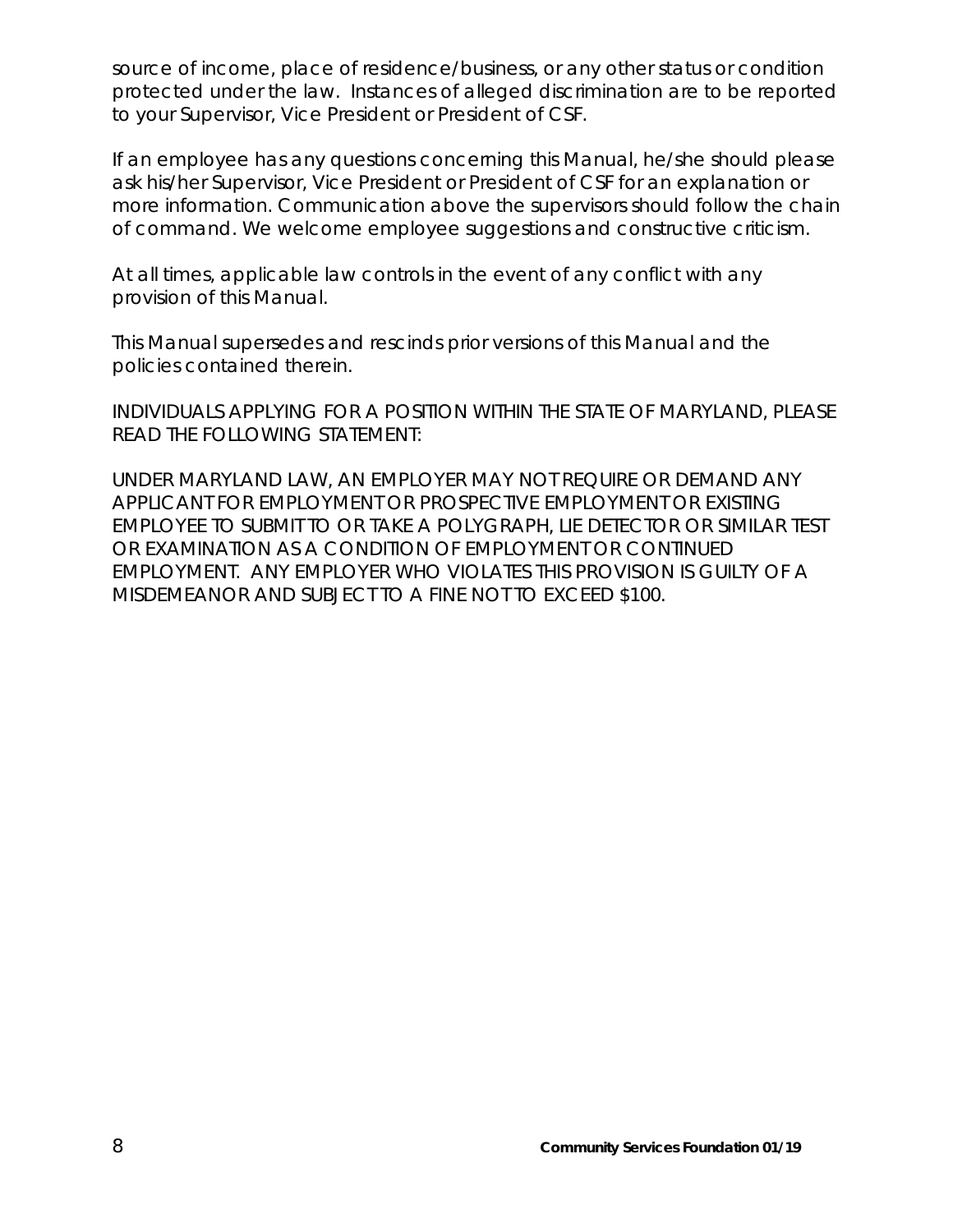source of income, place of residence/business, or any other status or condition protected under the law. Instances of alleged discrimination are to be reported to your Supervisor, Vice President or President of CSF.

If an employee has any questions concerning this Manual, he/she should please ask his/her Supervisor, Vice President or President of CSF for an explanation or more information. Communication above the supervisors should follow the chain of command. We welcome employee suggestions and constructive criticism.

At all times, applicable law controls in the event of any conflict with any provision of this Manual.

This Manual supersedes and rescinds prior versions of this Manual and the policies contained therein.

INDIVIDUALS APPLYING FOR A POSITION WITHIN THE STATE OF MARYLAND, PLEASE READ THE FOLLOWING STATEMENT:

UNDER MARYLAND LAW, AN EMPLOYER MAY NOT REQUIRE OR DEMAND ANY APPLICANT FOR EMPLOYMENT OR PROSPECTIVE EMPLOYMENT OR EXISTING EMPLOYEE TO SUBMIT TO OR TAKE A POLYGRAPH, LIE DETECTOR OR SIMILAR TEST OR EXAMINATION AS A CONDITION OF EMPLOYMENT OR CONTINUED EMPLOYMENT. ANY EMPLOYER WHO VIOLATES THIS PROVISION IS GUILTY OF A MISDEMEANOR AND SUBJECT TO A FINE NOT TO EXCEED $100.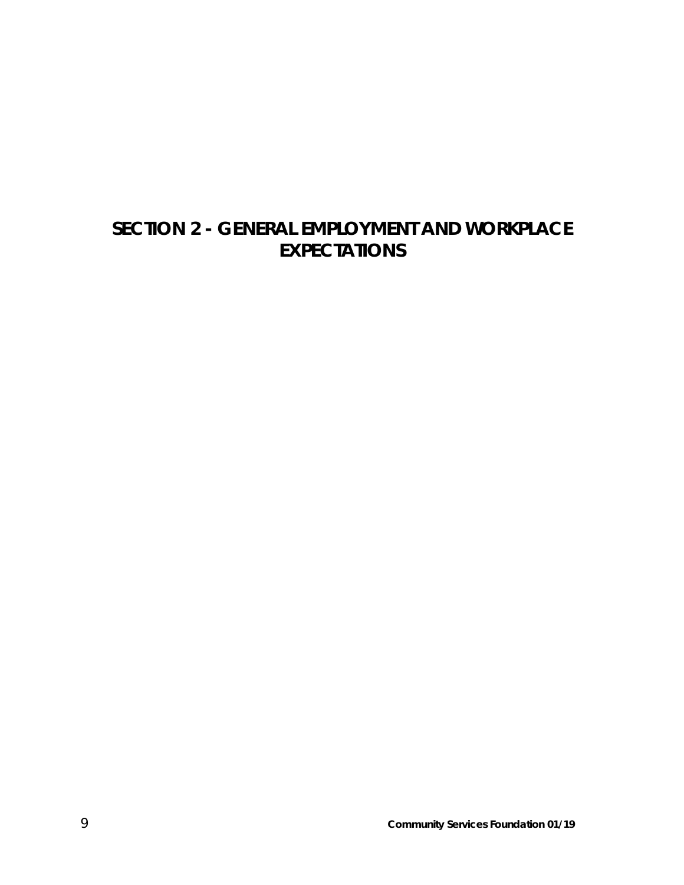# SECTION 2 - GENERAL EMPLOYMENT AND WORKPLACE EXPECTATIONS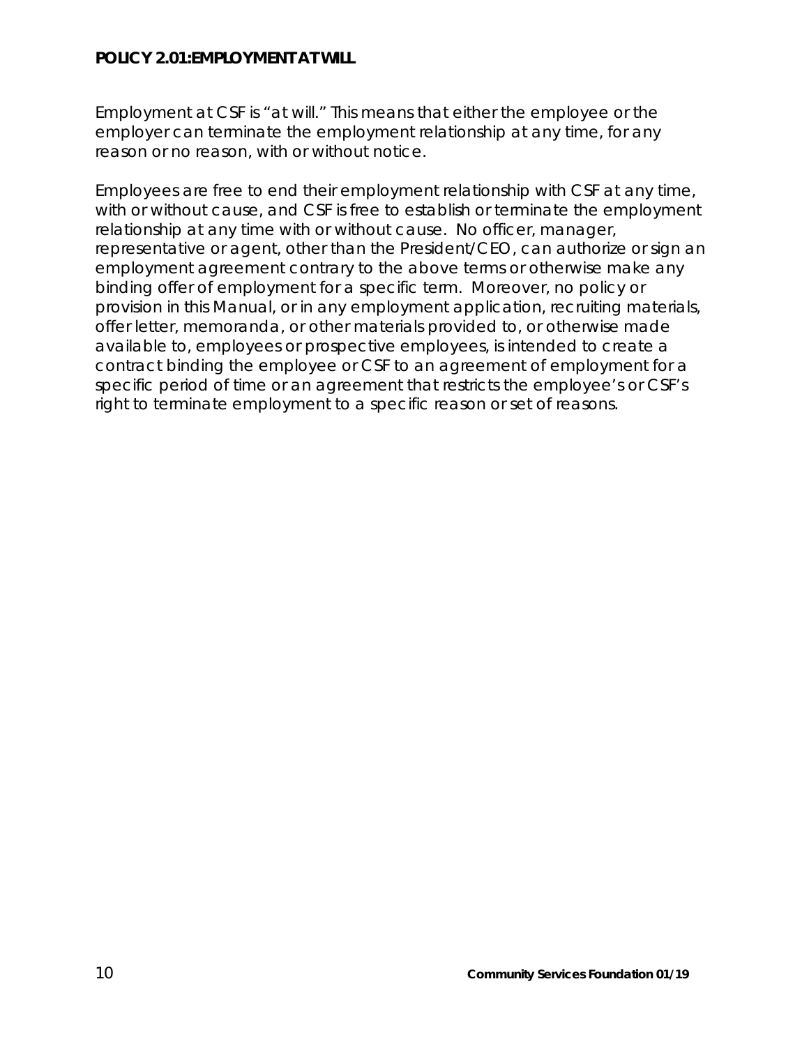**POLICY 2.01:EMPLOYMENT AT WILL**

Employment at CSF is "at will." This means that either the employee or the employer can terminate the employment relationship at any time, for any reason or no reason, with or without notice.

Employees are free to end their employment relationship with CSF at any time, with or without cause, and CSF is free to establish or terminate the employment relationship at any time with or without cause. No officer, manager, representative or agent, other than the President/CEO, can authorize or sign an employment agreement contrary to the above terms or otherwise make any binding offer of employment for a specific term. Moreover, no policy or provision in this Manual, or in any employment application, recruiting materials, offer letter, memoranda, or other materials provided to, or otherwise made available to, employees or prospective employees, is intended to create a contract binding the employee or CSF to an agreement of employment for a specific period of time or an agreement that restricts the employee's or CSF's right to terminate employment to a specific reason or set of reasons.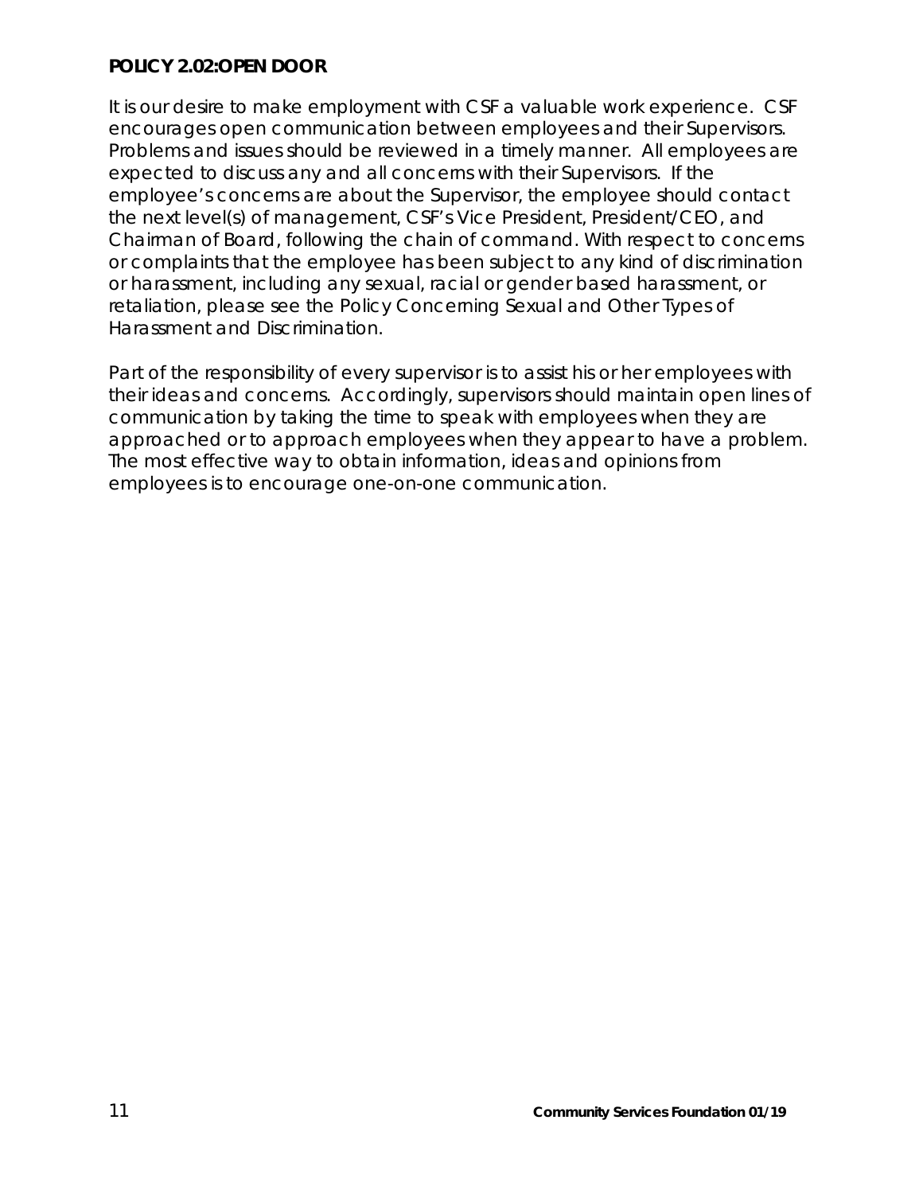**POLICY 2.02:OPEN DOOR**

It is our desire to make employment with CSF a valuable work experience. CSF encourages open communication between employees and their Supervisors. Problems and issues should be reviewed in a timely manner. All employees are expected to discuss any and all concerns with their Supervisors. If the employee's concerns are about the Supervisor, the employee should contact the next level(s) of management, CSF's Vice President, President/CEO, and Chairman of Board, following the chain of command. With respect to concerns or complaints that the employee has been subject to any kind of discrimination or harassment, including any sexual, racial or gender based harassment, or retaliation, please see the Policy Concerning Sexual and Other Types of Harassment and Discrimination.

Part of the responsibility of every supervisor is to assist his or her employees with their ideas and concerns. Accordingly, supervisors should maintain open lines of communication by taking the time to speak with employees when they are approached or to approach employees when they appear to have a problem. The most effective way to obtain information, ideas and opinions from employees is to encourage one-on-one communication.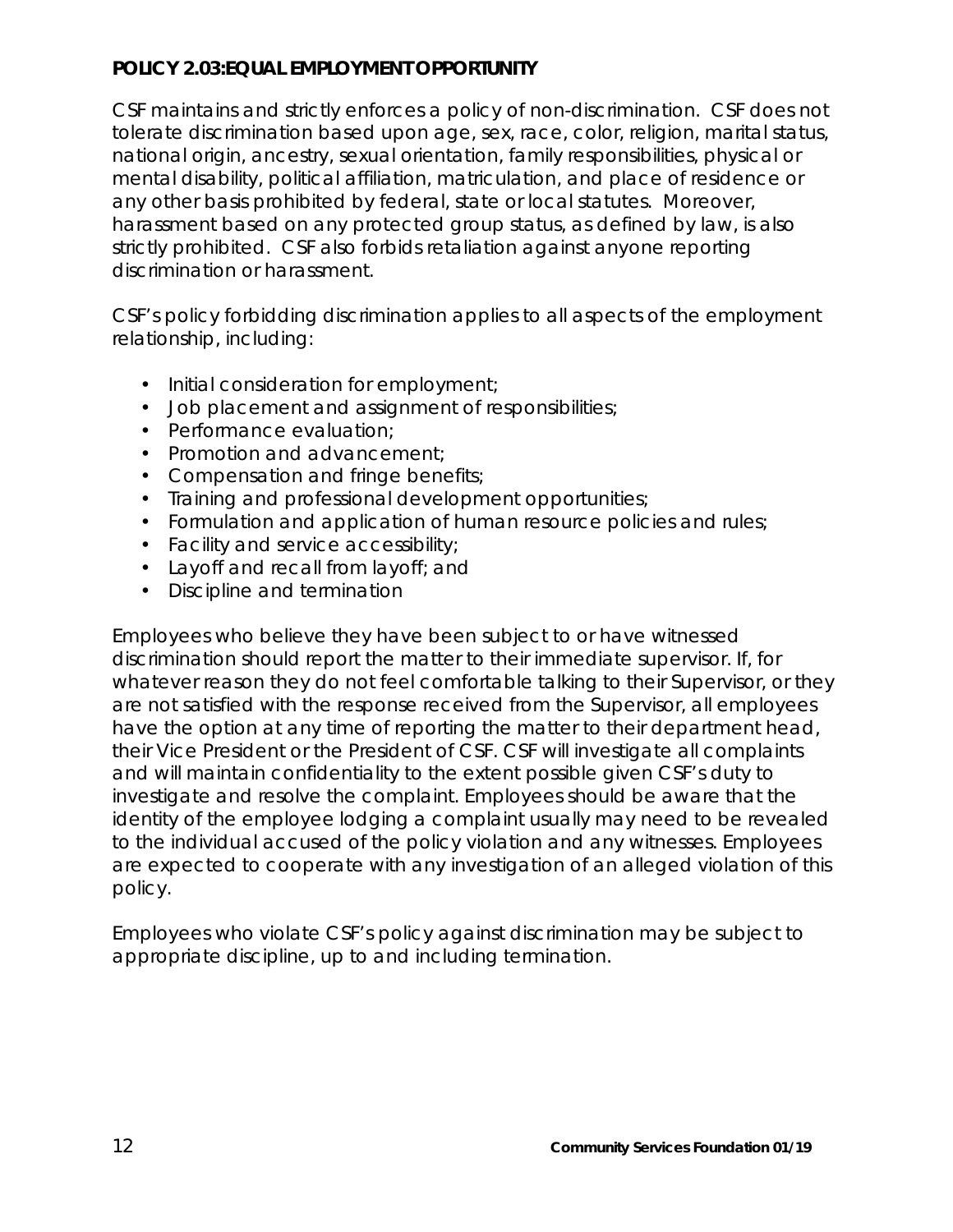**POLICY 2.03:EQUAL EMPLOYMENT OPPORTUNITY**

CSF maintains and strictly enforces a policy of non-discrimination. CSF does not tolerate discrimination based upon age, sex, race, color, religion, marital status, national origin, ancestry, sexual orientation, family responsibilities, physical or mental disability, political affiliation, matriculation, and place of residence or any other basis prohibited by federal, state or local statutes. Moreover, harassment based on any protected group status, as defined by law, is also strictly prohibited. CSF also forbids retaliation against anyone reporting discrimination or harassment.

CSF's policy forbidding discrimination applies to all aspects of the employment relationship, including:

- Initial consideration for employment;
- Job placement and assignment of responsibilities;
- Performance evaluation;
- Promotion and advancement;
- Compensation and fringe benefits;
- Training and professional development opportunities;
- Formulation and application of human resource policies and rules;
- Facility and service accessibility;
- Layoff and recall from layoff; and
- Discipline and termination

Employees who believe they have been subject to or have witnessed discrimination should report the matter to their immediate supervisor. If, for whatever reason they do not feel comfortable talking to their Supervisor, or they are not satisfied with the response received from the Supervisor, all employees have the option at any time of reporting the matter to their department head, their Vice President or the President of CSF. CSF will investigate all complaints and will maintain confidentiality to the extent possible given CSF's duty to investigate and resolve the complaint. Employees should be aware that the identity of the employee lodging a complaint usually may need to be revealed to the individual accused of the policy violation and any witnesses. Employees are expected to cooperate with any investigation of an alleged violation of this policy.

Employees who violate CSF's policy against discrimination may be subject to appropriate discipline, up to and including termination.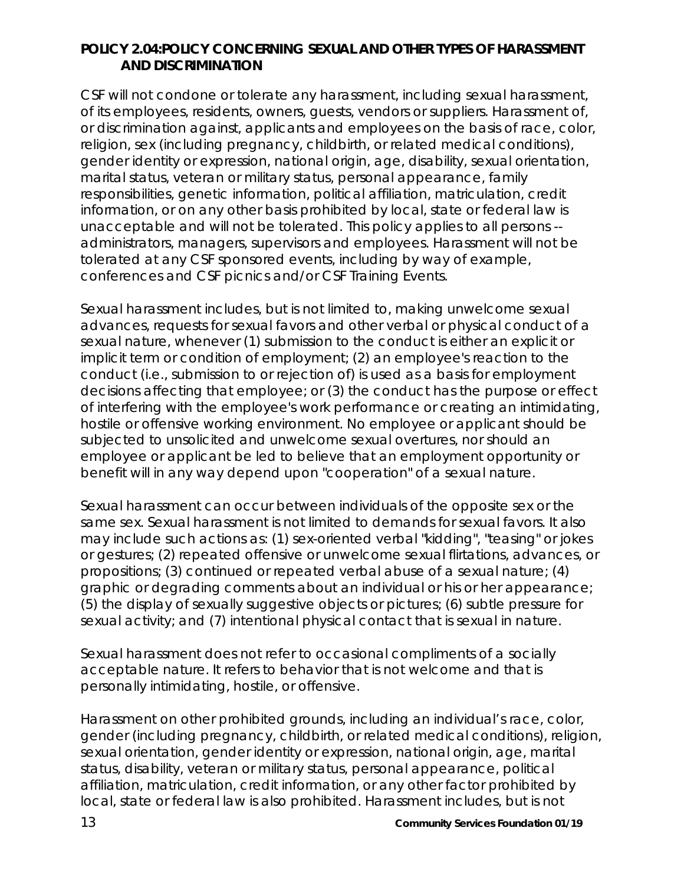## POLICY 2.04:POLICY CONCERNING SEXUAL AND OTHER TYPES OF HARASSMENT AND DISCRIMINATION

CSF will not condone or tolerate any harassment, including sexual harassment, of its employees, residents, owners, guests, vendors or suppliers. Harassment of, or discrimination against, applicants and employees on the basis of race, color, religion, sex (including pregnancy, childbirth, or related medical conditions), gender identity or expression, national origin, age, disability, sexual orientation, marital status, veteran or military status, personal appearance, family responsibilities, genetic information, political affiliation, matriculation, credit information, or on any other basis prohibited by local, state or federal law is unacceptable and will not be tolerated. This policy applies to all persons -- administrators, managers, supervisors and employees. Harassment will not be tolerated at any CSF sponsored events, including by way of example, conferences and CSF picnics and/or CSF Training Events.

Sexual harassment includes, but is not limited to, making unwelcome sexual advances, requests for sexual favors and other verbal or physical conduct of a sexual nature, whenever (1) submission to the conduct is either an explicit or implicit term or condition of employment; (2) an employee's reaction to the conduct (i.e., submission to or rejection of) is used as a basis for employment decisions affecting that employee; or (3) the conduct has the purpose or effect of interfering with the employee's work performance or creating an intimidating, hostile or offensive working environment. No employee or applicant should be subjected to unsolicited and unwelcome sexual overtures, nor should an employee or applicant be led to believe that an employment opportunity or benefit will in any way depend upon "cooperation" of a sexual nature.

Sexual harassment can occur between individuals of the opposite sex or the same sex. Sexual harassment is not limited to demands for sexual favors. It also may include such actions as: (1) sex-oriented verbal "kidding", "teasing" or jokes or gestures; (2) repeated offensive or unwelcome sexual flirtations, advances, or propositions; (3) continued or repeated verbal abuse of a sexual nature; (4) graphic or degrading comments about an individual or his or her appearance; (5) the display of sexually suggestive objects or pictures; (6) subtle pressure for sexual activity; and (7) intentional physical contact that is sexual in nature.

Sexual harassment does not refer to occasional compliments of a socially acceptable nature. It refers to behavior that is not welcome and that is personally intimidating, hostile, or offensive.

Harassment on other prohibited grounds, including an individual's race, color, gender (including pregnancy, childbirth, or related medical conditions), religion, sexual orientation, gender identity or expression, national origin, age, marital status, disability, veteran or military status, personal appearance, political affiliation, matriculation, credit information, or any other factor prohibited by local, state or federal law is also prohibited. Harassment includes, but is not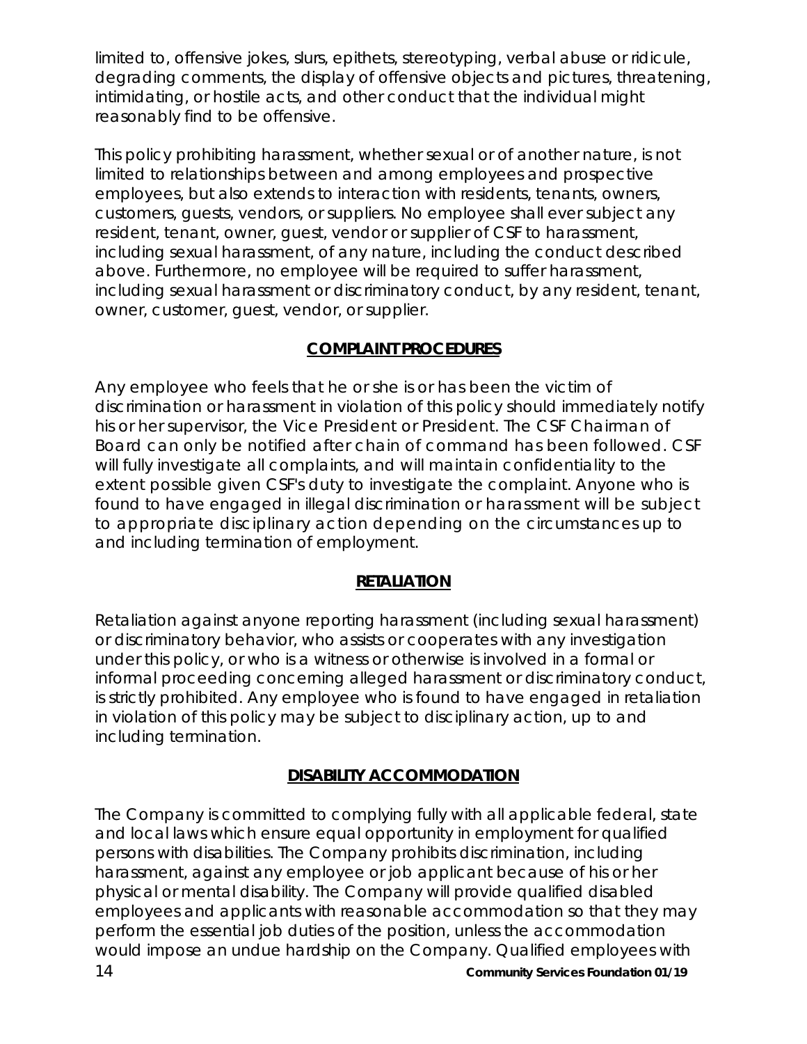limited to, offensive jokes, slurs, epithets, stereotyping, verbal abuse or ridicule, degrading comments, the display of offensive objects and pictures, threatening, intimidating, or hostile acts, and other conduct that the individual might reasonably find to be offensive.

This policy prohibiting harassment, whether sexual or of another nature, is not limited to relationships between and among employees and prospective employees, but also extends to interaction with residents, tenants, owners, customers, guests, vendors, or suppliers. No employee shall ever subject any resident, tenant, owner, guest, vendor or supplier of CSF to harassment, including sexual harassment, of any nature, including the conduct described above. Furthermore, no employee will be required to suffer harassment, including sexual harassment or discriminatory conduct, by any resident, tenant, owner, customer, guest, vendor, or supplier.

## COMPLAINT PROCEDURES

Any employee who feels that he or she is or has been the victim of discrimination or harassment in violation of this policy should immediately notify his or her supervisor, the Vice President or President. The CSF Chairman of Board can only be notified after chain of command has been followed. CSF will fully investigate all complaints, and will maintain confidentiality to the extent possible given CSF's duty to investigate the complaint. Anyone who is found to have engaged in illegal discrimination or harassment will be subject to appropriate disciplinary action depending on the circumstances up to and including termination of employment.

## RETALIATION

Retaliation against anyone reporting harassment (including sexual harassment) or discriminatory behavior, who assists or cooperates with any investigation under this policy, or who is a witness or otherwise is involved in a formal or informal proceeding concerning alleged harassment or discriminatory conduct, is strictly prohibited. Any employee who is found to have engaged in retaliation in violation of this policy may be subject to disciplinary action, up to and including termination.

## DISABILITY ACCOMMODATION

The Company is committed to complying fully with all applicable federal, state and local laws which ensure equal opportunity in employment for qualified persons with disabilities. The Company prohibits discrimination, including harassment, against any employee or job applicant because of his or her physical or mental disability. The Company will provide qualified disabled employees and applicants with reasonable accommodation so that they may perform the essential job duties of the position, unless the accommodation would impose an undue hardship on the Company. Qualified employees with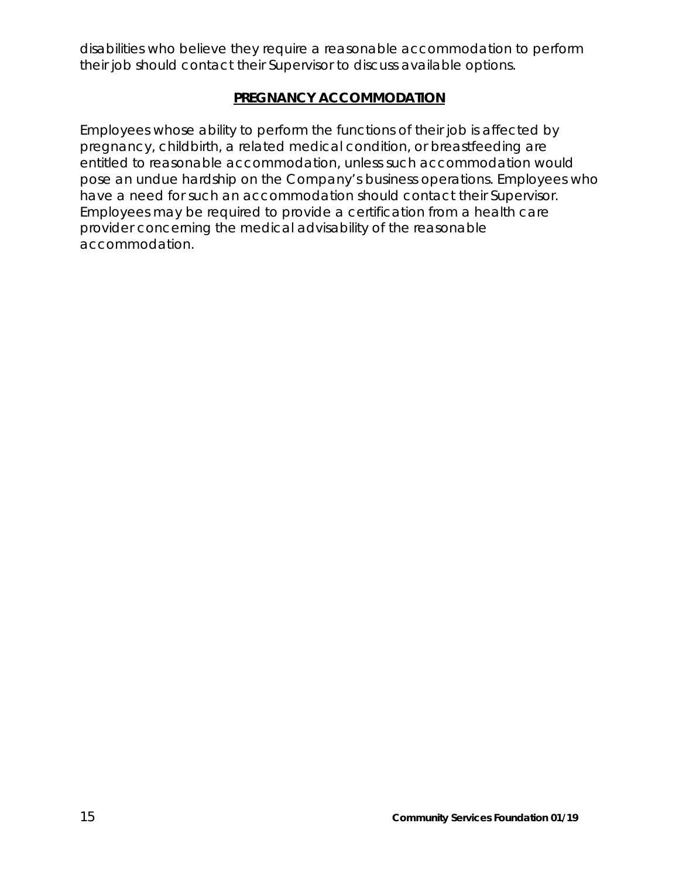disabilities who believe they require a reasonable accommodation to perform their job should contact their Supervisor to discuss available options.

## PREGNANCY ACCOMMODATION

Employees whose ability to perform the functions of their job is affected by pregnancy, childbirth, a related medical condition, or breastfeeding are entitled to reasonable accommodation, unless such accommodation would pose an undue hardship on the Company's business operations. Employees who have a need for such an accommodation should contact their Supervisor. Employees may be required to provide a certification from a health care provider concerning the medical advisability of the reasonable accommodation.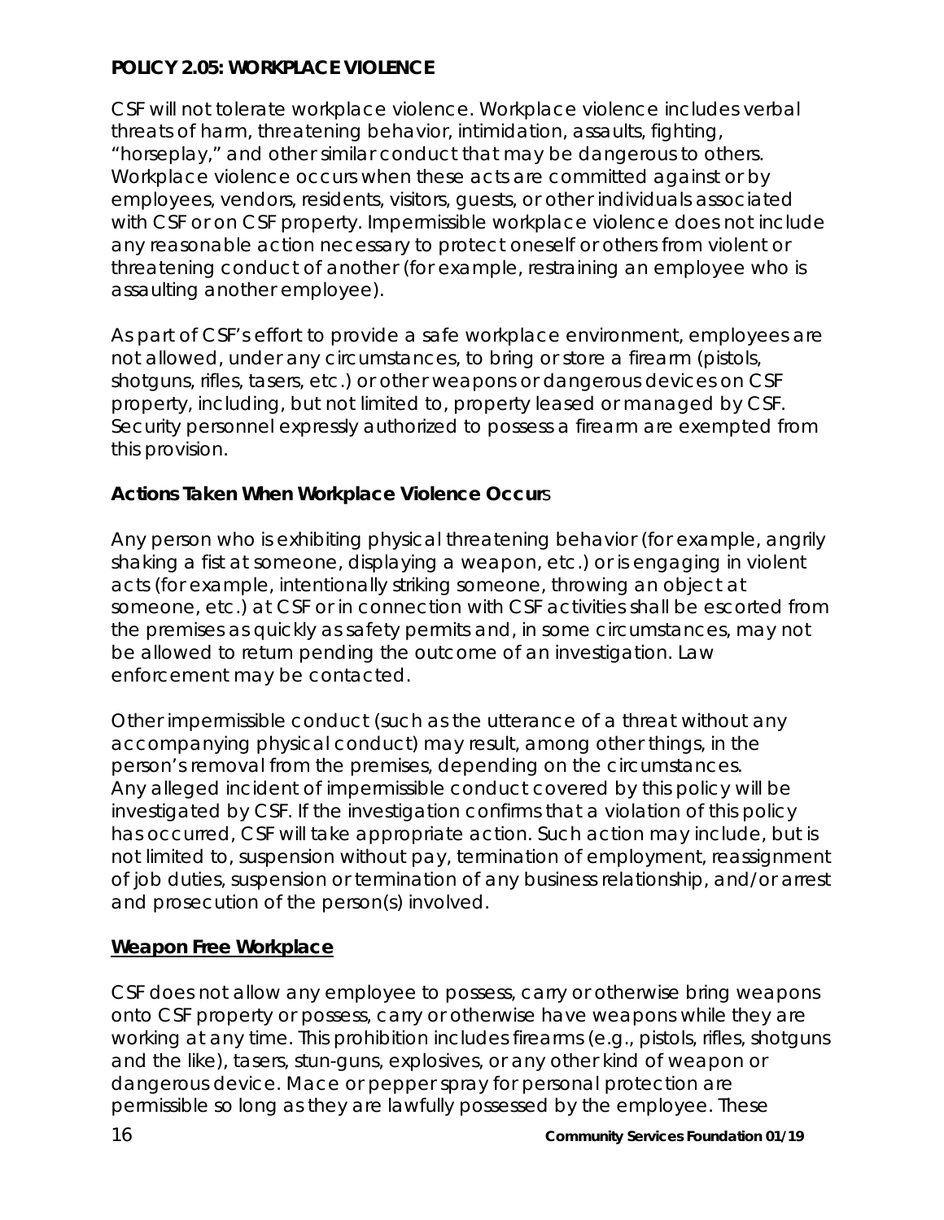**POLICY 2.05: WORKPLACE VIOLENCE**

CSF will not tolerate workplace violence. Workplace violence includes verbal threats of harm, threatening behavior, intimidation, assaults, fighting, "horseplay," and other similar conduct that may be dangerous to others. Workplace violence occurs when these acts are committed against or by employees, vendors, residents, visitors, guests, or other individuals associated with CSF or on CSF property. Impermissible workplace violence does not include any reasonable action necessary to protect oneself or others from violent or threatening conduct of another (for example, restraining an employee who is assaulting another employee).

As part of CSF's effort to provide a safe workplace environment, employees are not allowed, under any circumstances, to bring or store a firearm (pistols, shotguns, rifles, tasers, etc.) or other weapons or dangerous devices on CSF property, including, but not limited to, property leased or managed by CSF. Security personnel expressly authorized to possess a firearm are exempted from this provision.

**Actions Taken When Workplace Violence Occurs**

Any person who is exhibiting physical threatening behavior (for example, angrily shaking a fist at someone, displaying a weapon, etc.) or is engaging in violent acts (for example, intentionally striking someone, throwing an object at someone, etc.) at CSF or in connection with CSF activities shall be escorted from the premises as quickly as safety permits and, in some circumstances, may not be allowed to return pending the outcome of an investigation. Law enforcement may be contacted.

Other impermissible conduct (such as the utterance of a threat without any accompanying physical conduct) may result, among other things, in the person's removal from the premises, depending on the circumstances. Any alleged incident of impermissible conduct covered by this policy will be investigated by CSF. If the investigation confirms that a violation of this policy has occurred, CSF will take appropriate action. Such action may include, but is not limited to, suspension without pay, termination of employment, reassignment of job duties, suspension or termination of any business relationship, and/or arrest and prosecution of the person(s) involved.

**Weapon Free Workplace**

CSF does not allow any employee to possess, carry or otherwise bring weapons onto CSF property or possess, carry or otherwise have weapons while they are working at any time. This prohibition includes firearms (e.g., pistols, rifles, shotguns and the like), tasers, stun-guns, explosives, or any other kind of weapon or dangerous device. Mace or pepper spray for personal protection are permissible so long as they are lawfully possessed by the employee. These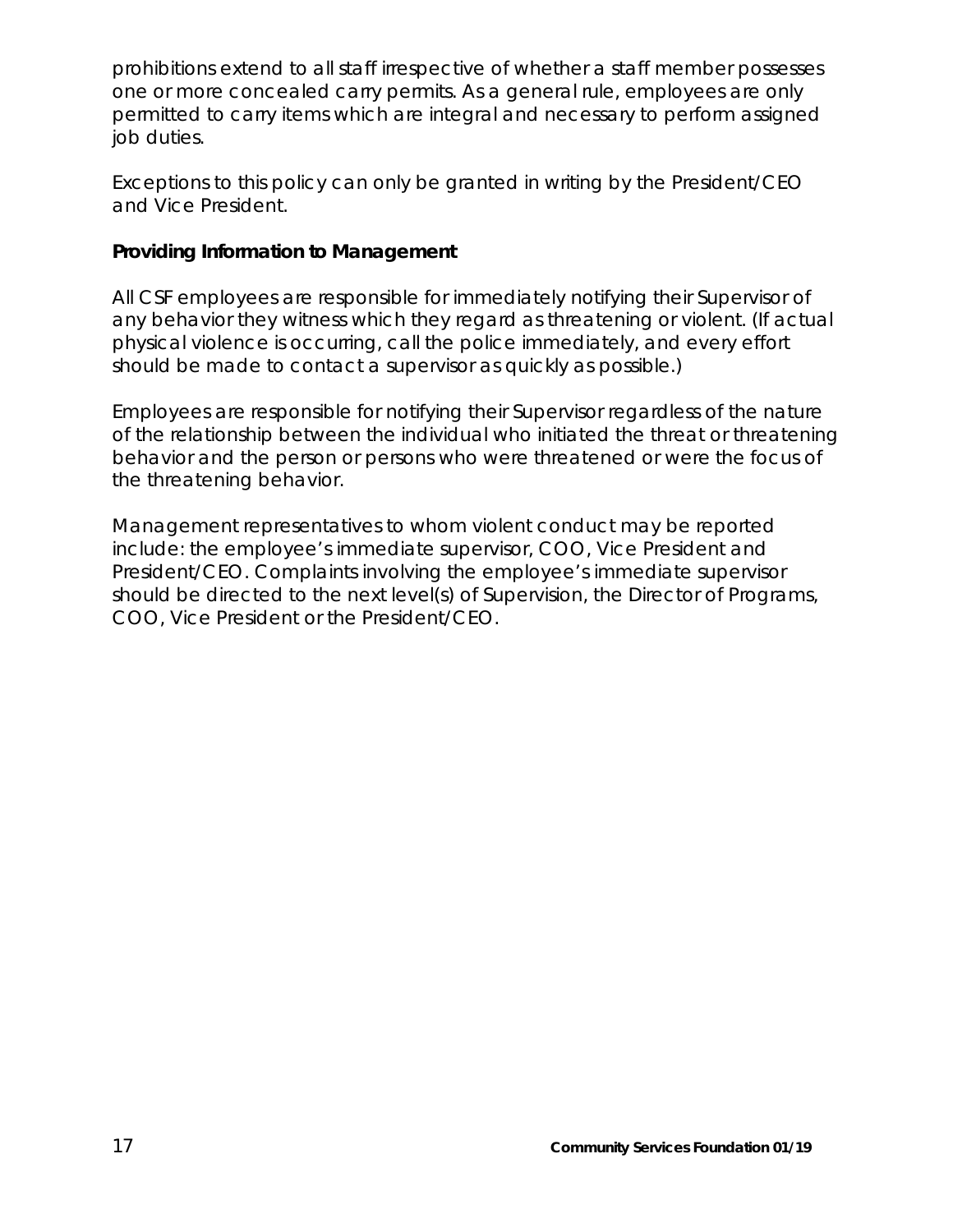prohibitions extend to all staff irrespective of whether a staff member possesses one or more concealed carry permits. As a general rule, employees are only permitted to carry items which are integral and necessary to perform assigned job duties.

Exceptions to this policy can only be granted in writing by the President/CEO and Vice President.

**Providing Information to Management**

All CSF employees are responsible for immediately notifying their Supervisor of any behavior they witness which they regard as threatening or violent. (If actual physical violence is occurring, call the police immediately, and every effort should be made to contact a supervisor as quickly as possible.)

Employees are responsible for notifying their Supervisor regardless of the nature of the relationship between the individual who initiated the threat or threatening behavior and the person or persons who were threatened or were the focus of the threatening behavior.

Management representatives to whom violent conduct may be reported include: the employee's immediate supervisor, COO, Vice President and President/CEO. Complaints involving the employee's immediate supervisor should be directed to the next level(s) of Supervision, the Director of Programs, COO, Vice President or the President/CEO.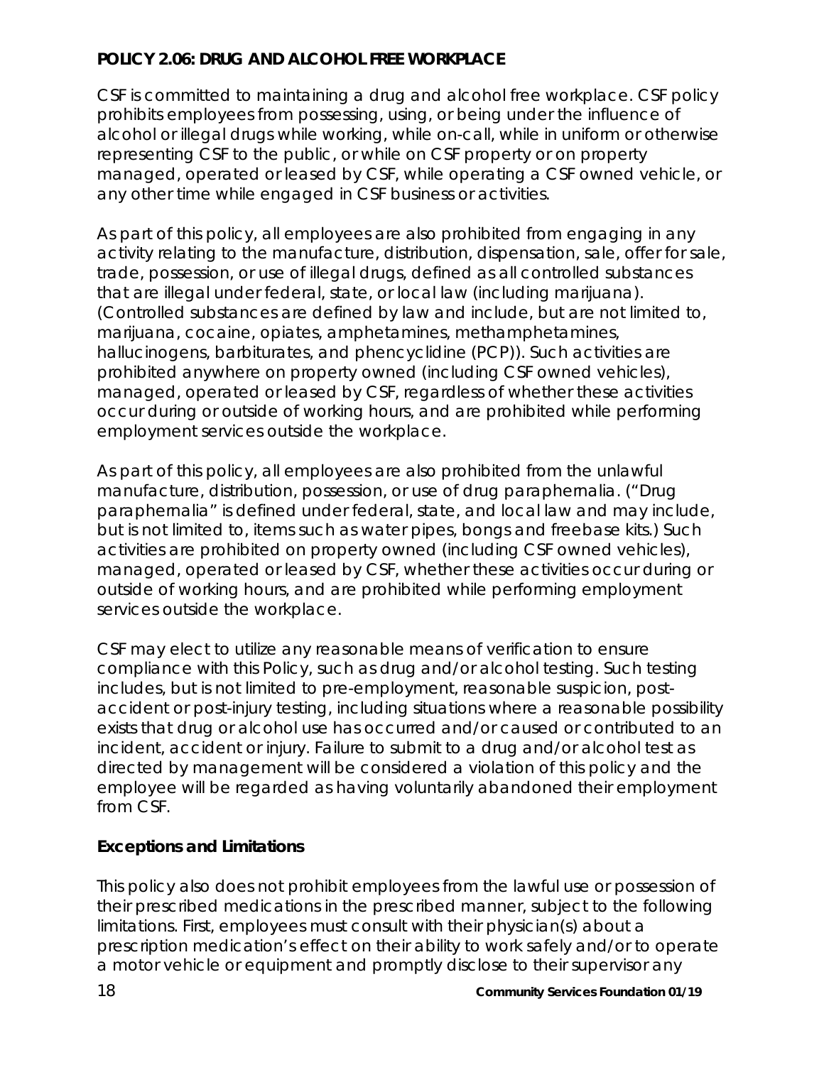**POLICY 2.06: DRUG AND ALCOHOL FREE WORKPLACE**

CSF is committed to maintaining a drug and alcohol free workplace. CSF policy prohibits employees from possessing, using, or being under the influence of alcohol or illegal drugs while working, while on-call, while in uniform or otherwise representing CSF to the public, or while on CSF property or on property managed, operated or leased by CSF, while operating a CSF owned vehicle, or any other time while engaged in CSF business or activities.

As part of this policy, all employees are also prohibited from engaging in any activity relating to the manufacture, distribution, dispensation, sale, offer for sale, trade, possession, or use of illegal drugs, defined as all controlled substances that are illegal under federal, state, or local law (including marijuana). (Controlled substances are defined by law and include, but are not limited to, marijuana, cocaine, opiates, amphetamines, methamphetamines, hallucinogens, barbiturates, and phencyclidine (PCP)). Such activities are prohibited anywhere on property owned (including CSF owned vehicles), managed, operated or leased by CSF, regardless of whether these activities occur during or outside of working hours, and are prohibited while performing employment services outside the workplace.

As part of this policy, all employees are also prohibited from the unlawful manufacture, distribution, possession, or use of drug paraphernalia. ("Drug paraphernalia" is defined under federal, state, and local law and may include, but is not limited to, items such as water pipes, bongs and freebase kits.) Such activities are prohibited on property owned (including CSF owned vehicles), managed, operated or leased by CSF, whether these activities occur during or outside of working hours, and are prohibited while performing employment services outside the workplace.

CSF may elect to utilize any reasonable means of verification to ensure compliance with this Policy, such as drug and/or alcohol testing. Such testing includes, but is not limited to pre-employment, reasonable suspicion, post-accident or post-injury testing, including situations where a reasonable possibility exists that drug or alcohol use has occurred and/or caused or contributed to an incident, accident or injury. Failure to submit to a drug and/or alcohol test as directed by management will be considered a violation of this policy and the employee will be regarded as having voluntarily abandoned their employment from CSF.

**Exceptions and Limitations**

This policy also does not prohibit employees from the lawful use or possession of their prescribed medications in the prescribed manner, subject to the following limitations. First, employees must consult with their physician(s) about a prescription medication's effect on their ability to work safely and/or to operate a motor vehicle or equipment and promptly disclose to their supervisor any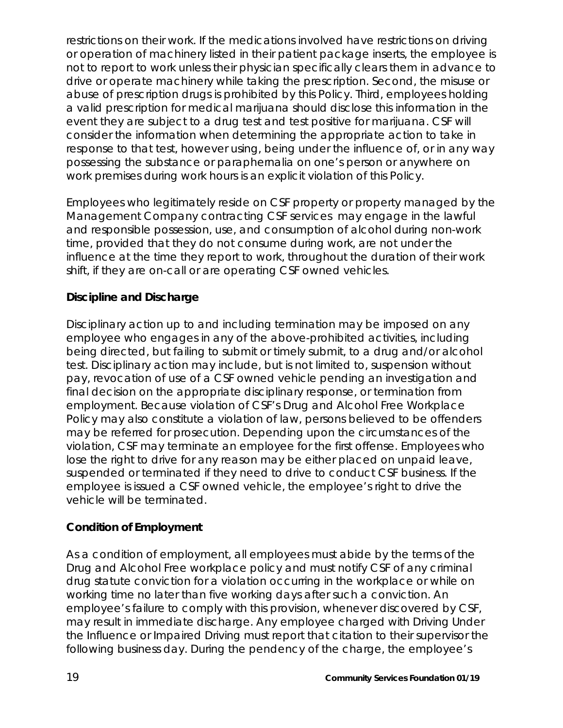restrictions on their work. If the medications involved have restrictions on driving or operation of machinery listed in their patient package inserts, the employee is not to report to work unless their physician specifically clears them in advance to drive or operate machinery while taking the prescription. Second, the misuse or abuse of prescription drugs is prohibited by this Policy. Third, employees holding a valid prescription for medical marijuana should disclose this information in the event they are subject to a drug test and test positive for marijuana. CSF will consider the information when determining the appropriate action to take in response to that test, however using, being under the influence of, or in any way possessing the substance or paraphernalia on one's person or anywhere on work premises during work hours is an explicit violation of this Policy.

Employees who legitimately reside on CSF property or property managed by the Management Company contracting CSF services may engage in the lawful and responsible possession, use, and consumption of alcohol during non-work time, provided that they do not consume during work, are not under the influence at the time they report to work, throughout the duration of their work shift, if they are on-call or are operating CSF owned vehicles.

**Discipline and Discharge**

Disciplinary action up to and including termination may be imposed on any employee who engages in any of the above-prohibited activities, including being directed, but failing to submit or timely submit, to a drug and/or alcohol test. Disciplinary action may include, but is not limited to, suspension without pay, revocation of use of a CSF owned vehicle pending an investigation and final decision on the appropriate disciplinary response, or termination from employment. Because violation of CSF's Drug and Alcohol Free Workplace Policy may also constitute a violation of law, persons believed to be offenders may be referred for prosecution. Depending upon the circumstances of the violation, CSF may terminate an employee for the first offense. Employees who lose the right to drive for any reason may be either placed on unpaid leave, suspended or terminated if they need to drive to conduct CSF business. If the employee is issued a CSF owned vehicle, the employee's right to drive the vehicle will be terminated.

**Condition of Employment**

As a condition of employment, all employees must abide by the terms of the Drug and Alcohol Free workplace policy and must notify CSF of any criminal drug statute conviction for a violation occurring in the workplace or while on working time no later than five working days after such a conviction. An employee's failure to comply with this provision, whenever discovered by CSF, may result in immediate discharge. Any employee charged with Driving Under the Influence or Impaired Driving must report that citation to their supervisor the following business day. During the pendency of the charge, the employee's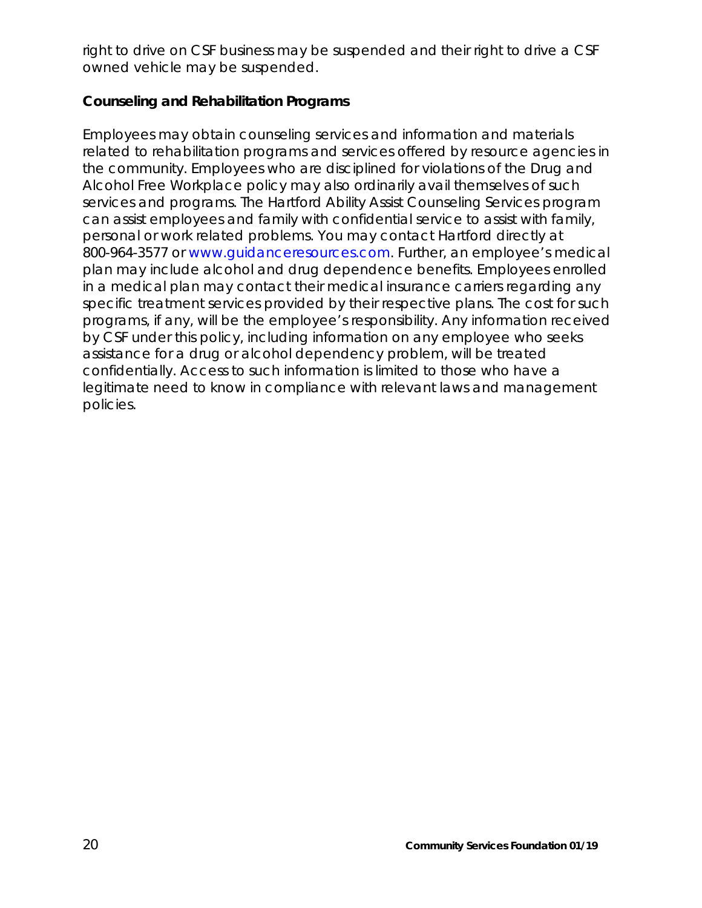right to drive on CSF business may be suspended and their right to drive a CSF owned vehicle may be suspended.

### Counseling and Rehabilitation Programs

Employees may obtain counseling services and information and materials related to rehabilitation programs and services offered by resource agencies in the community. Employees who are disciplined for violations of the Drug and Alcohol Free Workplace policy may also ordinarily avail themselves of such services and programs. The Hartford Ability Assist Counseling Services program can assist employees and family with confidential service to assist with family, personal or work related problems. You may contact Hartford directly at 800-964-3577 or www.guidanceresources.com. Further, an employee's medical plan may include alcohol and drug dependence benefits. Employees enrolled in a medical plan may contact their medical insurance carriers regarding any specific treatment services provided by their respective plans. The cost for such programs, if any, will be the employee's responsibility. Any information received by CSF under this policy, including information on any employee who seeks assistance for a drug or alcohol dependency problem, will be treated confidentially. Access to such information is limited to those who have a legitimate need to know in compliance with relevant laws and management policies.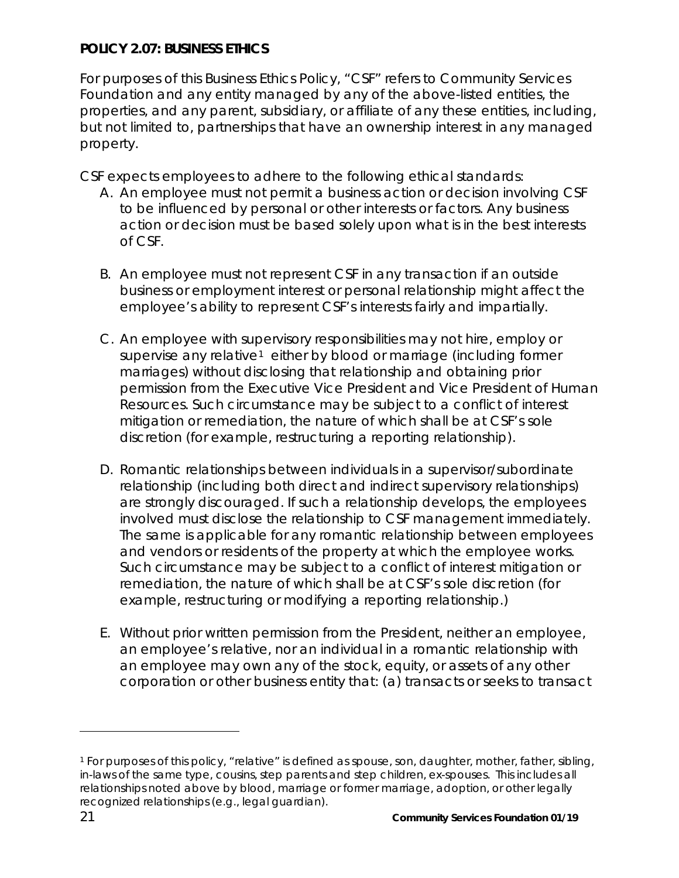**POLICY 2.07: BUSINESS ETHICS**

For purposes of this Business Ethics Policy, "CSF" refers to Community Services Foundation and any entity managed by any of the above-listed entities, the properties, and any parent, subsidiary, or affiliate of any these entities, including, but not limited to, partnerships that have an ownership interest in any managed property.

CSF expects employees to adhere to the following ethical standards:

A. An employee must not permit a business action or decision involving CSF to be influenced by personal or other interests or factors. Any business action or decision must be based solely upon what is in the best interests of CSF.

B. An employee must not represent CSF in any transaction if an outside business or employment interest or personal relationship might affect the employee's ability to represent CSF's interests fairly and impartially.

C. An employee with supervisory responsibilities may not hire, employ or supervise any relative[1] either by blood or marriage (including former marriages) without disclosing that relationship and obtaining prior permission from the Executive Vice President and Vice President of Human Resources. Such circumstance may be subject to a conflict of interest mitigation or remediation, the nature of which shall be at CSF's sole discretion (for example, restructuring a reporting relationship).

D. Romantic relationships between individuals in a supervisor/subordinate relationship (including both direct and indirect supervisory relationships) are strongly discouraged. If such a relationship develops, the employees involved must disclose the relationship to CSF management immediately. The same is applicable for any romantic relationship between employees and vendors or residents of the property at which the employee works. Such circumstance may be subject to a conflict of interest mitigation or remediation, the nature of which shall be at CSF's sole discretion (for example, restructuring or modifying a reporting relationship.)

E. Without prior written permission from the President, neither an employee, an employee's relative, nor an individual in a romantic relationship with an employee may own any of the stock, equity, or assets of any other corporation or other business entity that: (a) transacts or seeks to transact

---

[1] For purposes of this policy, "relative" is defined as spouse, son, daughter, mother, father, sibling, in-laws of the same type, cousins, step parents and step children, ex-spouses. This includes all relationships noted above by blood, marriage or former marriage, adoption, or other legally recognized relationships (e.g., legal guardian).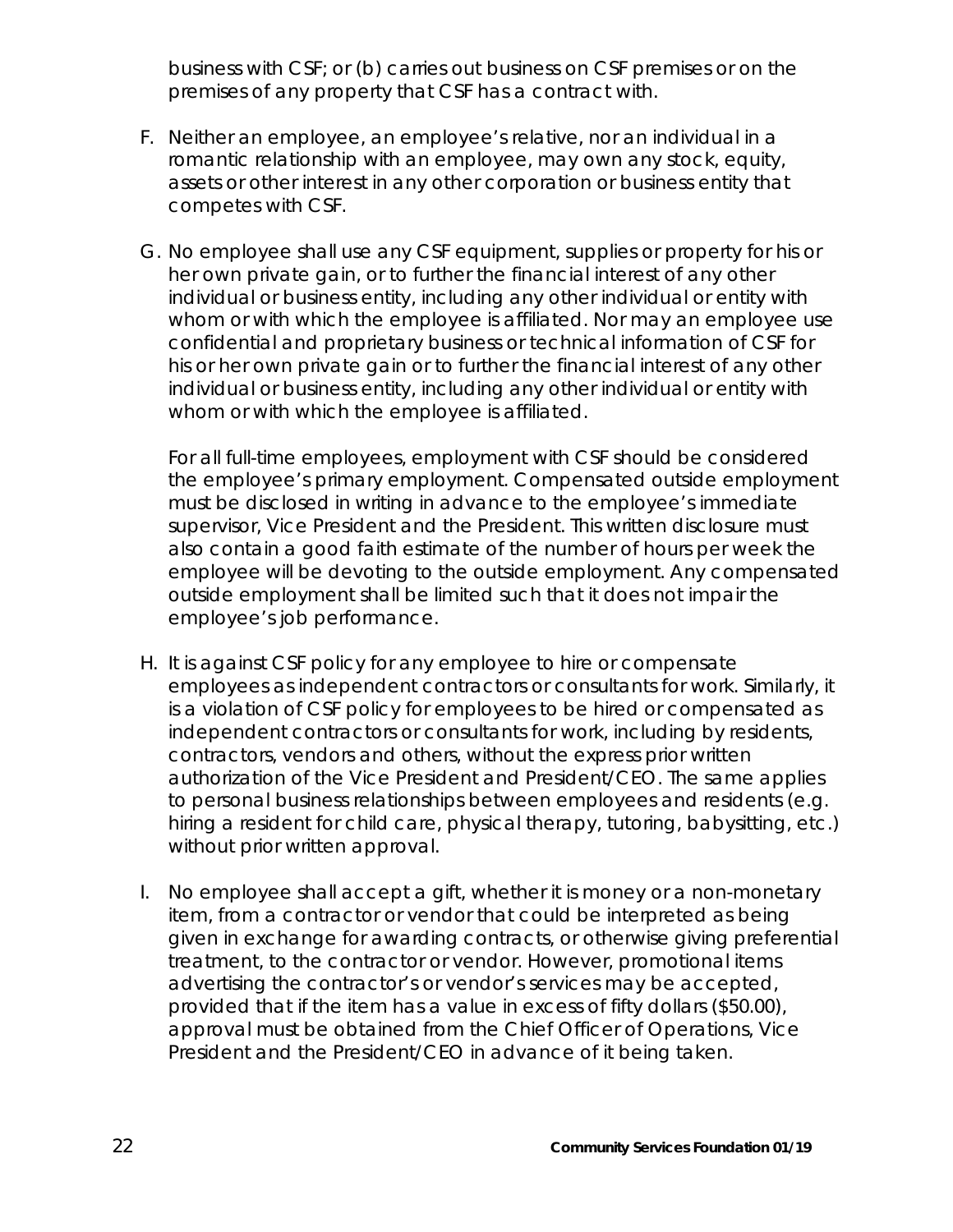business with CSF; or (b) carries out business on CSF premises or on the premises of any property that CSF has a contract with.

F. Neither an employee, an employee's relative, nor an individual in a romantic relationship with an employee, may own any stock, equity, assets or other interest in any other corporation or business entity that competes with CSF.

G. No employee shall use any CSF equipment, supplies or property for his or her own private gain, or to further the financial interest of any other individual or business entity, including any other individual or entity with whom or with which the employee is affiliated. Nor may an employee use confidential and proprietary business or technical information of CSF for his or her own private gain or to further the financial interest of any other individual or business entity, including any other individual or entity with whom or with which the employee is affiliated.

   For all full-time employees, employment with CSF should be considered the employee's primary employment. Compensated outside employment must be disclosed in writing in advance to the employee's immediate supervisor, Vice President and the President. This written disclosure must also contain a good faith estimate of the number of hours per week the employee will be devoting to the outside employment. Any compensated outside employment shall be limited such that it does not impair the employee's job performance.

H. It is against CSF policy for any employee to hire or compensate employees as independent contractors or consultants for work. Similarly, it is a violation of CSF policy for employees to be hired or compensated as independent contractors or consultants for work, including by residents, contractors, vendors and others, without the express prior written authorization of the Vice President and President/CEO. The same applies to personal business relationships between employees and residents (e.g. hiring a resident for child care, physical therapy, tutoring, babysitting, etc.) without prior written approval.

I. No employee shall accept a gift, whether it is money or a non-monetary item, from a contractor or vendor that could be interpreted as being given in exchange for awarding contracts, or otherwise giving preferential treatment, to the contractor or vendor. However, promotional items advertising the contractor's or vendor's services may be accepted, provided that if the item has a value in excess of fifty dollars ($50.00), approval must be obtained from the Chief Officer of Operations, Vice President and the President/CEO in advance of it being taken.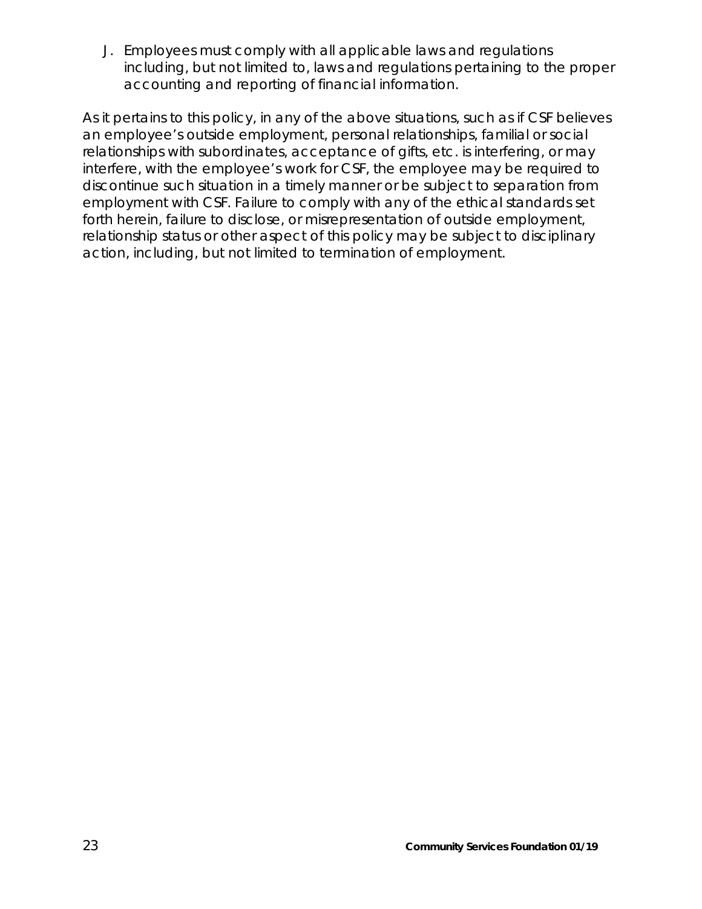J. Employees must comply with all applicable laws and regulations including, but not limited to, laws and regulations pertaining to the proper accounting and reporting of financial information.

As it pertains to this policy, in any of the above situations, such as if CSF believes an employee's outside employment, personal relationships, familial or social relationships with subordinates, acceptance of gifts, etc. is interfering, or may interfere, with the employee's work for CSF, the employee may be required to discontinue such situation in a timely manner or be subject to separation from employment with CSF. Failure to comply with any of the ethical standards set forth herein, failure to disclose, or misrepresentation of outside employment, relationship status or other aspect of this policy may be subject to disciplinary action, including, but not limited to termination of employment.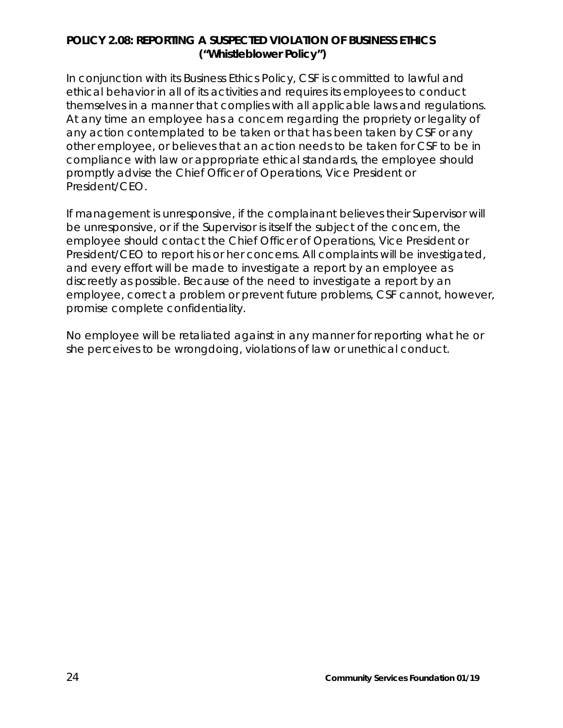## POLICY 2.08: REPORTING A SUSPECTED VIOLATION OF BUSINESS ETHICS ("Whistleblower Policy")

In conjunction with its Business Ethics Policy, CSF is committed to lawful and ethical behavior in all of its activities and requires its employees to conduct themselves in a manner that complies with all applicable laws and regulations. At any time an employee has a concern regarding the propriety or legality of any action contemplated to be taken or that has been taken by CSF or any other employee, or believes that an action needs to be taken for CSF to be in compliance with law or appropriate ethical standards, the employee should promptly advise the Chief Officer of Operations, Vice President or President/CEO.

If management is unresponsive, if the complainant believes their Supervisor will be unresponsive, or if the Supervisor is itself the subject of the concern, the employee should contact the Chief Officer of Operations, Vice President or President/CEO to report his or her concerns. All complaints will be investigated, and every effort will be made to investigate a report by an employee as discreetly as possible. Because of the need to investigate a report by an employee, correct a problem or prevent future problems, CSF cannot, however, promise complete confidentiality.

No employee will be retaliated against in any manner for reporting what he or she perceives to be wrongdoing, violations of law or unethical conduct.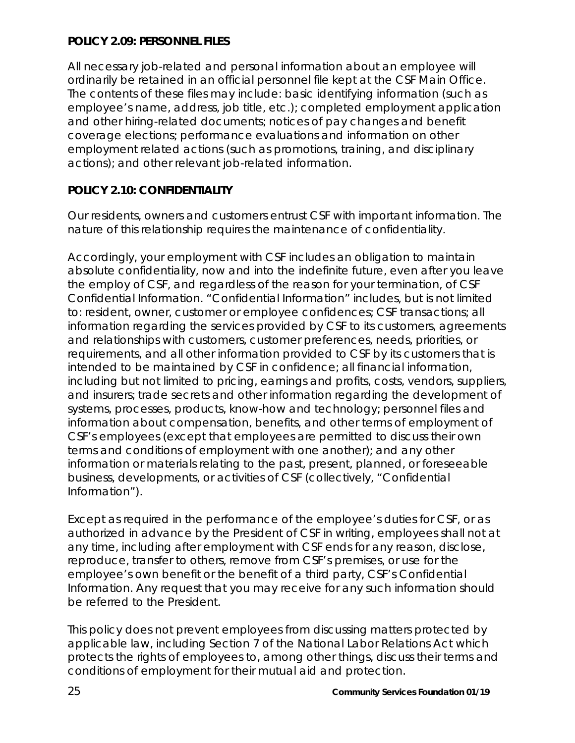### POLICY 2.09: PERSONNEL FILES

All necessary job-related and personal information about an employee will ordinarily be retained in an official personnel file kept at the CSF Main Office. The contents of these files may include: basic identifying information (such as employee's name, address, job title, etc.); completed employment application and other hiring-related documents; notices of pay changes and benefit coverage elections; performance evaluations and information on other employment related actions (such as promotions, training, and disciplinary actions); and other relevant job-related information.

### POLICY 2.10: CONFIDENTIALITY

Our residents, owners and customers entrust CSF with important information. The nature of this relationship requires the maintenance of confidentiality.

Accordingly, your employment with CSF includes an obligation to maintain absolute confidentiality, now and into the indefinite future, even after you leave the employ of CSF, and regardless of the reason for your termination, of CSF Confidential Information. "Confidential Information" includes, but is not limited to: resident, owner, customer or employee confidences; CSF transactions; all information regarding the services provided by CSF to its customers, agreements and relationships with customers, customer preferences, needs, priorities, or requirements, and all other information provided to CSF by its customers that is intended to be maintained by CSF in confidence; all financial information, including but not limited to pricing, earnings and profits, costs, vendors, suppliers, and insurers; trade secrets and other information regarding the development of systems, processes, products, know-how and technology; personnel files and information about compensation, benefits, and other terms of employment of CSF's employees (except that employees are permitted to discuss their own terms and conditions of employment with one another); and any other information or materials relating to the past, present, planned, or foreseeable business, developments, or activities of CSF (collectively, "Confidential Information").

Except as required in the performance of the employee's duties for CSF, or as authorized in advance by the President of CSF in writing, employees shall not at any time, including after employment with CSF ends for any reason, disclose, reproduce, transfer to others, remove from CSF's premises, or use for the employee's own benefit or the benefit of a third party, CSF's Confidential Information. Any request that you may receive for any such information should be referred to the President.

This policy does not prevent employees from discussing matters protected by applicable law, including Section 7 of the National Labor Relations Act which protects the rights of employees to, among other things, discuss their terms and conditions of employment for their mutual aid and protection.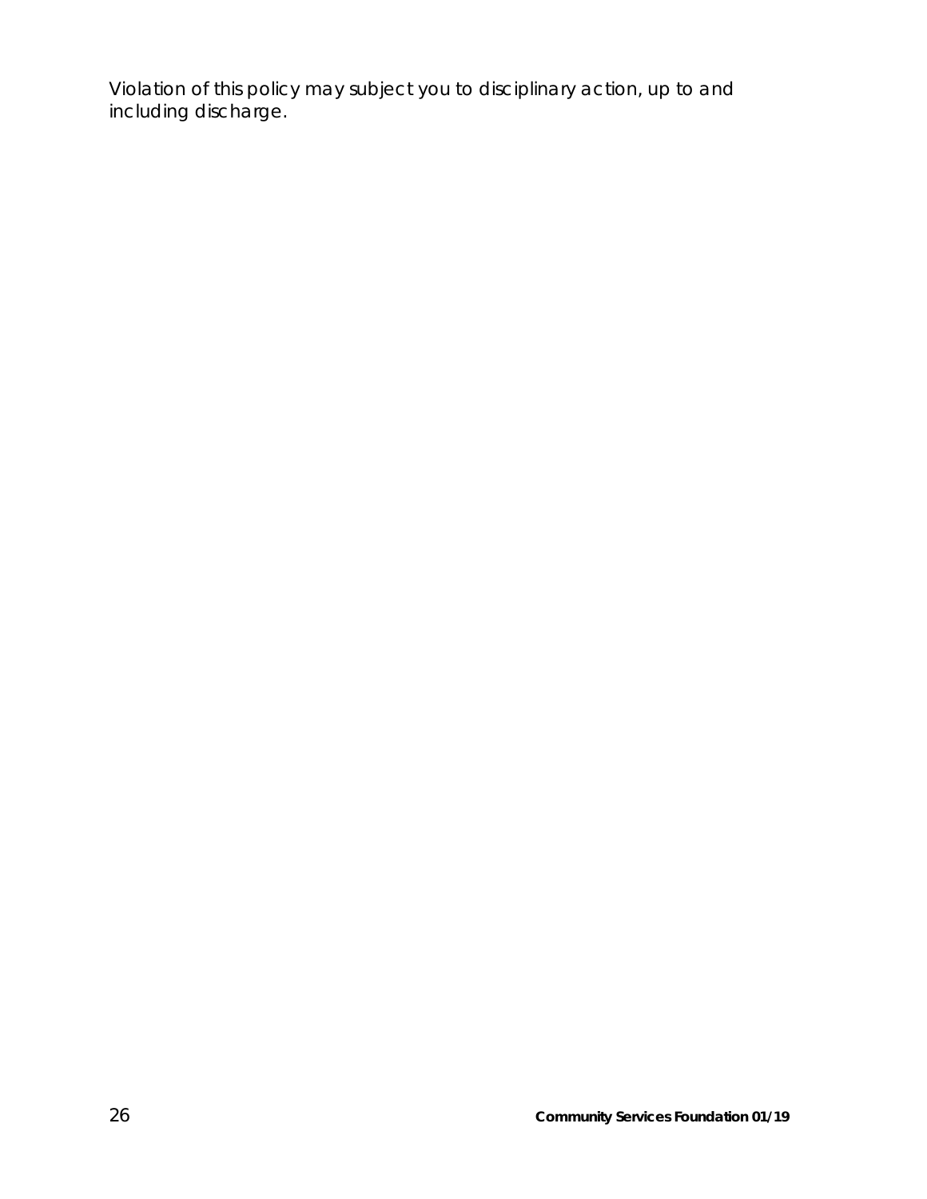Violation of this policy may subject you to disciplinary action, up to and including discharge.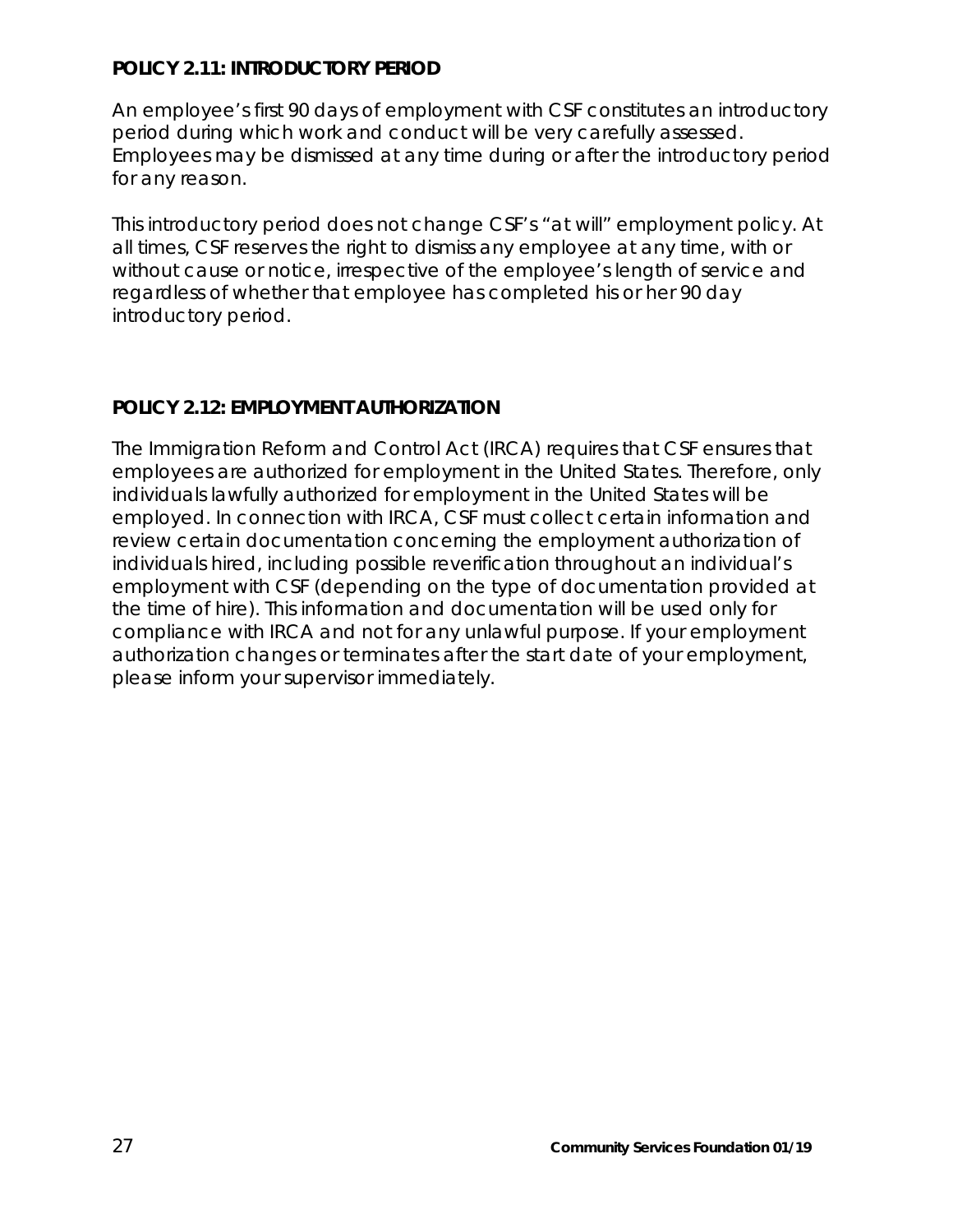**POLICY 2.11: INTRODUCTORY PERIOD**

An employee's first 90 days of employment with CSF constitutes an introductory period during which work and conduct will be very carefully assessed. Employees may be dismissed at any time during or after the introductory period for any reason.

This introductory period does not change CSF's "at will" employment policy. At all times, CSF reserves the right to dismiss any employee at any time, with or without cause or notice, irrespective of the employee's length of service and regardless of whether that employee has completed his or her 90 day introductory period.

**POLICY 2.12: EMPLOYMENT AUTHORIZATION**

The Immigration Reform and Control Act (IRCA) requires that CSF ensures that employees are authorized for employment in the United States. Therefore, only individuals lawfully authorized for employment in the United States will be employed. In connection with IRCA, CSF must collect certain information and review certain documentation concerning the employment authorization of individuals hired, including possible reverification throughout an individual's employment with CSF (depending on the type of documentation provided at the time of hire). This information and documentation will be used only for compliance with IRCA and not for any unlawful purpose. If your employment authorization changes or terminates after the start date of your employment, please inform your supervisor immediately.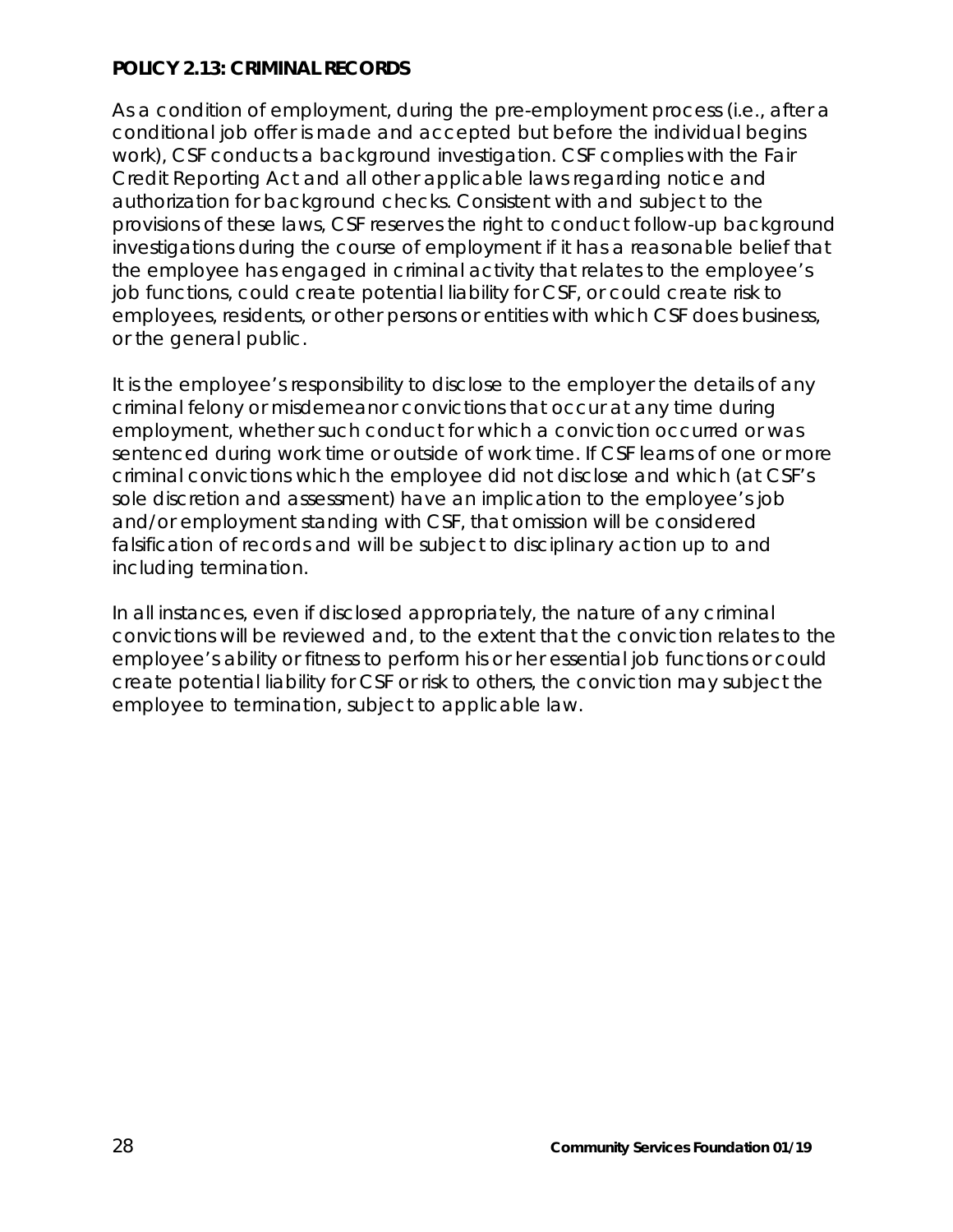**POLICY 2.13: CRIMINAL RECORDS**

As a condition of employment, during the pre-employment process (i.e., after a conditional job offer is made and accepted but before the individual begins work), CSF conducts a background investigation. CSF complies with the Fair Credit Reporting Act and all other applicable laws regarding notice and authorization for background checks. Consistent with and subject to the provisions of these laws, CSF reserves the right to conduct follow-up background investigations during the course of employment if it has a reasonable belief that the employee has engaged in criminal activity that relates to the employee's job functions, could create potential liability for CSF, or could create risk to employees, residents, or other persons or entities with which CSF does business, or the general public.

It is the employee's responsibility to disclose to the employer the details of any criminal felony or misdemeanor convictions that occur at any time during employment, whether such conduct for which a conviction occurred or was sentenced during work time or outside of work time. If CSF learns of one or more criminal convictions which the employee did not disclose and which (at CSF's sole discretion and assessment) have an implication to the employee's job and/or employment standing with CSF, that omission will be considered falsification of records and will be subject to disciplinary action up to and including termination.

In all instances, even if disclosed appropriately, the nature of any criminal convictions will be reviewed and, to the extent that the conviction relates to the employee's ability or fitness to perform his or her essential job functions or could create potential liability for CSF or risk to others, the conviction may subject the employee to termination, subject to applicable law.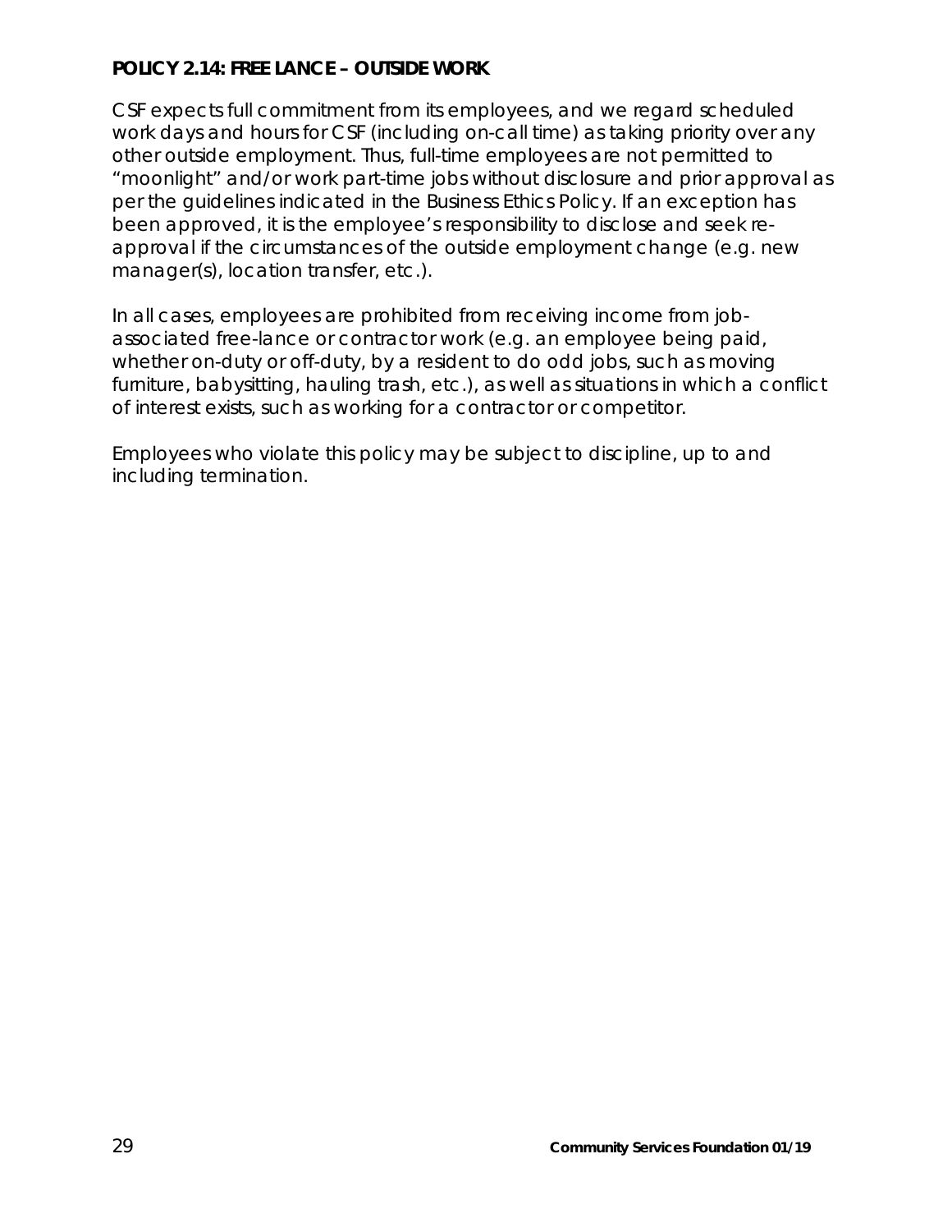**POLICY 2.14: FREE LANCE – OUTSIDE WORK**

CSF expects full commitment from its employees, and we regard scheduled work days and hours for CSF (including on-call time) as taking priority over any other outside employment. Thus, full-time employees are not permitted to "moonlight" and/or work part-time jobs without disclosure and prior approval as per the guidelines indicated in the Business Ethics Policy. If an exception has been approved, it is the employee's responsibility to disclose and seek re-approval if the circumstances of the outside employment change (e.g. new manager(s), location transfer, etc.).

In all cases, employees are prohibited from receiving income from job-associated free-lance or contractor work (e.g. an employee being paid, whether on-duty or off-duty, by a resident to do odd jobs, such as moving furniture, babysitting, hauling trash, etc.), as well as situations in which a conflict of interest exists, such as working for a contractor or competitor.

Employees who violate this policy may be subject to discipline, up to and including termination.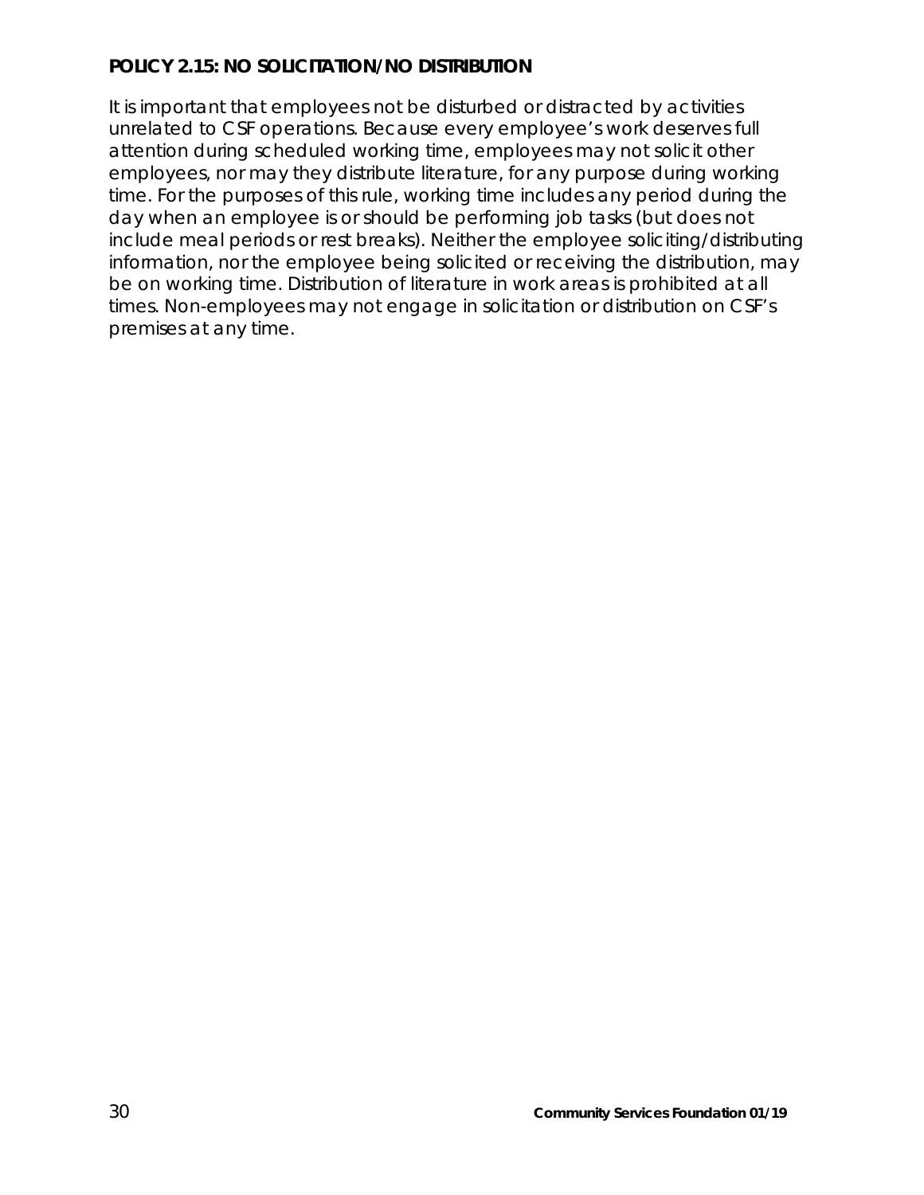**POLICY 2.15: NO SOLICITATION/NO DISTRIBUTION**

It is important that employees not be disturbed or distracted by activities unrelated to CSF operations. Because every employee's work deserves full attention during scheduled working time, employees may not solicit other employees, nor may they distribute literature, for any purpose during working time. For the purposes of this rule, working time includes any period during the day when an employee is or should be performing job tasks (but does not include meal periods or rest breaks). Neither the employee soliciting/distributing information, nor the employee being solicited or receiving the distribution, may be on working time. Distribution of literature in work areas is prohibited at all times. Non-employees may not engage in solicitation or distribution on CSF's premises at any time.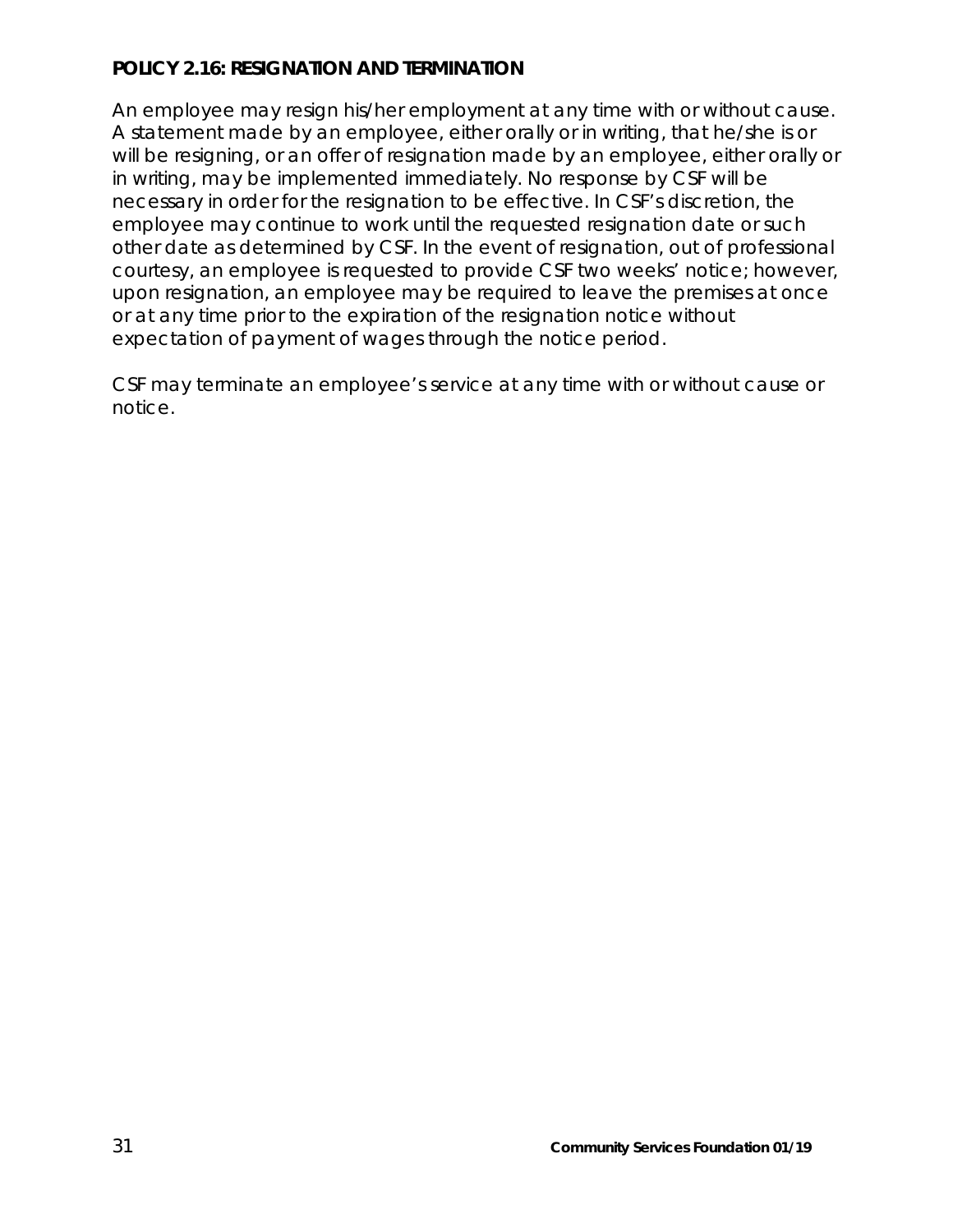## POLICY 2.16: RESIGNATION AND TERMINATION

An employee may resign his/her employment at any time with or without cause. A statement made by an employee, either orally or in writing, that he/she is or will be resigning, or an offer of resignation made by an employee, either orally or in writing, may be implemented immediately. No response by CSF will be necessary in order for the resignation to be effective. In CSF's discretion, the employee may continue to work until the requested resignation date or such other date as determined by CSF. In the event of resignation, out of professional courtesy, an employee is requested to provide CSF two weeks' notice; however, upon resignation, an employee may be required to leave the premises at once or at any time prior to the expiration of the resignation notice without expectation of payment of wages through the notice period.

CSF may terminate an employee's service at any time with or without cause or notice.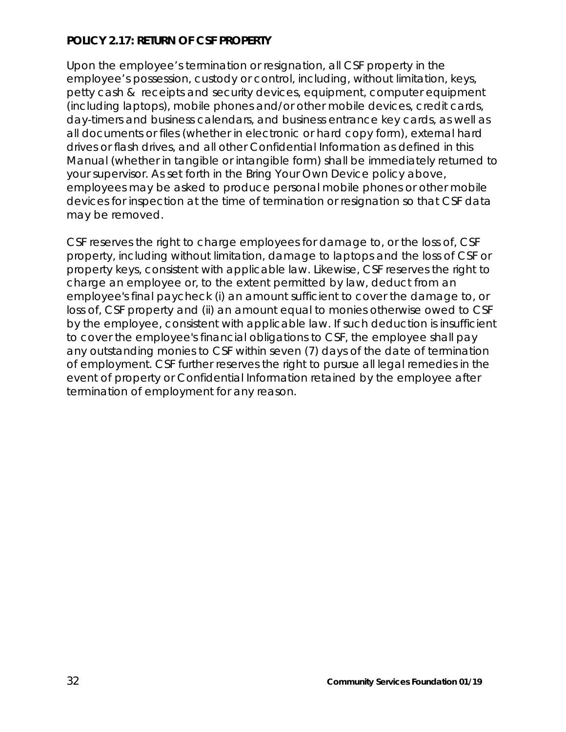**POLICY 2.17: RETURN OF CSF PROPERTY**

Upon the employee's termination or resignation, all CSF property in the employee's possession, custody or control, including, without limitation, keys, petty cash & receipts and security devices, equipment, computer equipment (including laptops), mobile phones and/or other mobile devices, credit cards, day-timers and business calendars, and business entrance key cards, as well as all documents or files (whether in electronic or hard copy form), external hard drives or flash drives, and all other Confidential Information as defined in this Manual (whether in tangible or intangible form) shall be immediately returned to your supervisor. As set forth in the Bring Your Own Device policy above, employees may be asked to produce personal mobile phones or other mobile devices for inspection at the time of termination or resignation so that CSF data may be removed.

CSF reserves the right to charge employees for damage to, or the loss of, CSF property, including without limitation, damage to laptops and the loss of CSF or property keys, consistent with applicable law. Likewise, CSF reserves the right to charge an employee or, to the extent permitted by law, deduct from an employee's final paycheck (i) an amount sufficient to cover the damage to, or loss of, CSF property and (ii) an amount equal to monies otherwise owed to CSF by the employee, consistent with applicable law. If such deduction is insufficient to cover the employee's financial obligations to CSF, the employee shall pay any outstanding monies to CSF within seven (7) days of the date of termination of employment. CSF further reserves the right to pursue all legal remedies in the event of property or Confidential Information retained by the employee after termination of employment for any reason.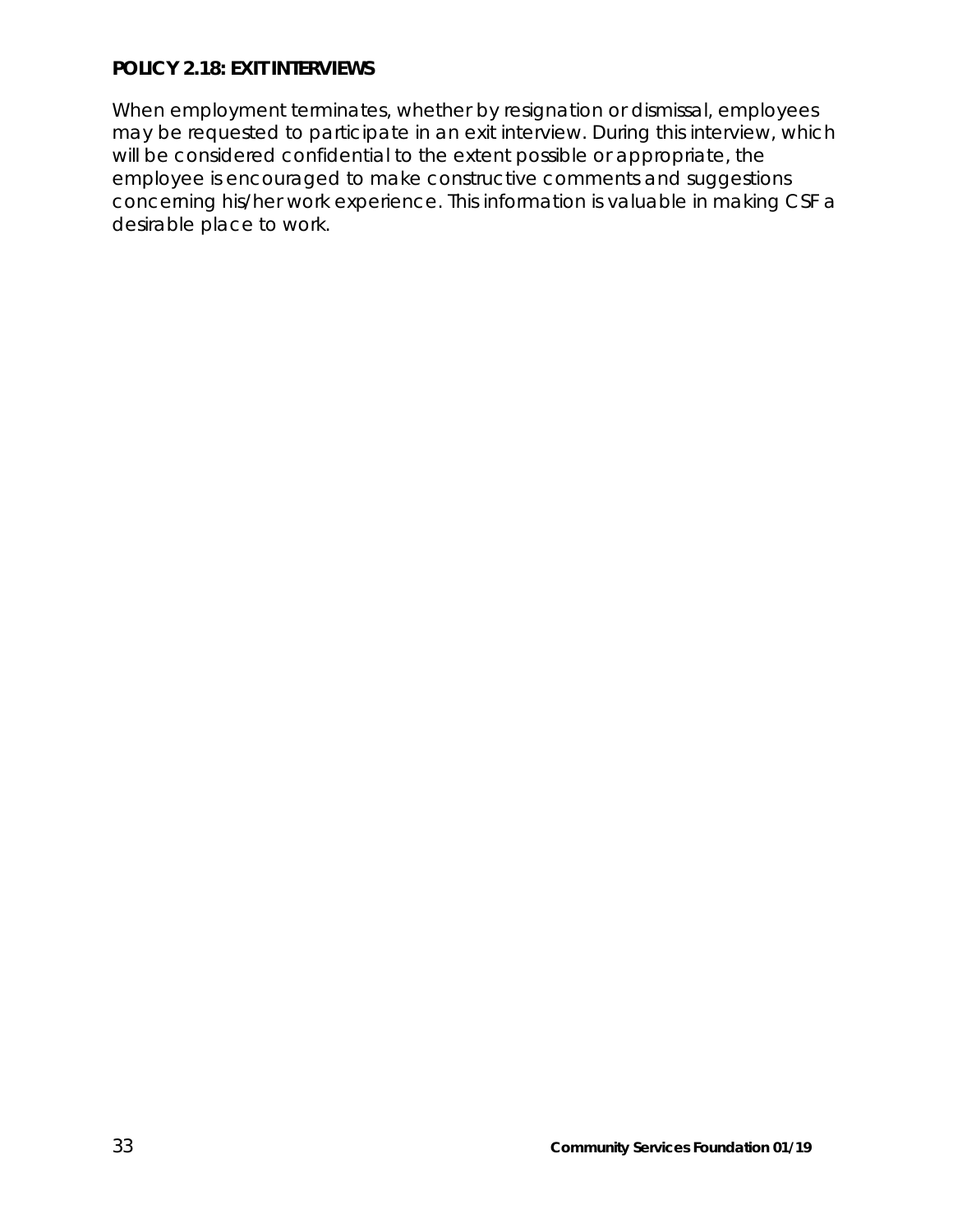**POLICY 2.18: EXIT INTERVIEWS**

When employment terminates, whether by resignation or dismissal, employees may be requested to participate in an exit interview. During this interview, which will be considered confidential to the extent possible or appropriate, the employee is encouraged to make constructive comments and suggestions concerning his/her work experience. This information is valuable in making CSF a desirable place to work.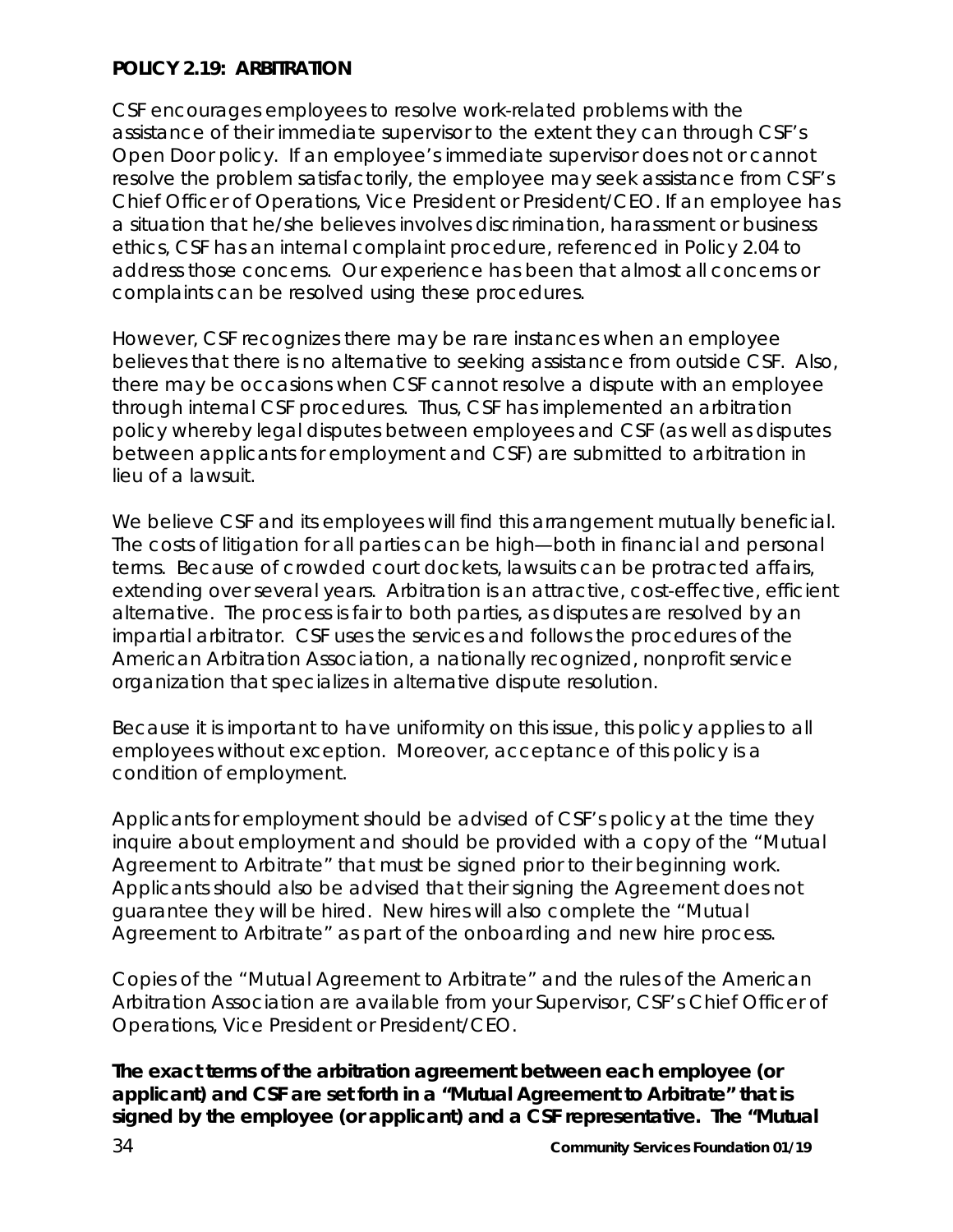**POLICY 2.19: ARBITRATION**

CSF encourages employees to resolve work-related problems with the assistance of their immediate supervisor to the extent they can through CSF's Open Door policy. If an employee's immediate supervisor does not or cannot resolve the problem satisfactorily, the employee may seek assistance from CSF's Chief Officer of Operations, Vice President or President/CEO. If an employee has a situation that he/she believes involves discrimination, harassment or business ethics, CSF has an internal complaint procedure, referenced in Policy 2.04 to address those concerns. Our experience has been that almost all concerns or complaints can be resolved using these procedures.

However, CSF recognizes there may be rare instances when an employee believes that there is no alternative to seeking assistance from outside CSF. Also, there may be occasions when CSF cannot resolve a dispute with an employee through internal CSF procedures. Thus, CSF has implemented an arbitration policy whereby legal disputes between employees and CSF (as well as disputes between applicants for employment and CSF) are submitted to arbitration in lieu of a lawsuit.

We believe CSF and its employees will find this arrangement mutually beneficial. The costs of litigation for all parties can be high—both in financial and personal terms. Because of crowded court dockets, lawsuits can be protracted affairs, extending over several years. Arbitration is an attractive, cost-effective, efficient alternative. The process is fair to both parties, as disputes are resolved by an impartial arbitrator. CSF uses the services and follows the procedures of the American Arbitration Association, a nationally recognized, nonprofit service organization that specializes in alternative dispute resolution.

Because it is important to have uniformity on this issue, this policy applies to all employees without exception. Moreover, acceptance of this policy is a condition of employment.

Applicants for employment should be advised of CSF's policy at the time they inquire about employment and should be provided with a copy of the "Mutual Agreement to Arbitrate" that must be signed prior to their beginning work. Applicants should also be advised that their signing the Agreement does not guarantee they will be hired. New hires will also complete the "Mutual Agreement to Arbitrate" as part of the onboarding and new hire process.

Copies of the "Mutual Agreement to Arbitrate" and the rules of the American Arbitration Association are available from your Supervisor, CSF's Chief Officer of Operations, Vice President or President/CEO.

**The exact terms of the arbitration agreement between each employee (or applicant) and CSF are set forth in a "Mutual Agreement to Arbitrate" that is signed by the employee (or applicant) and a CSF representative. The "Mutual**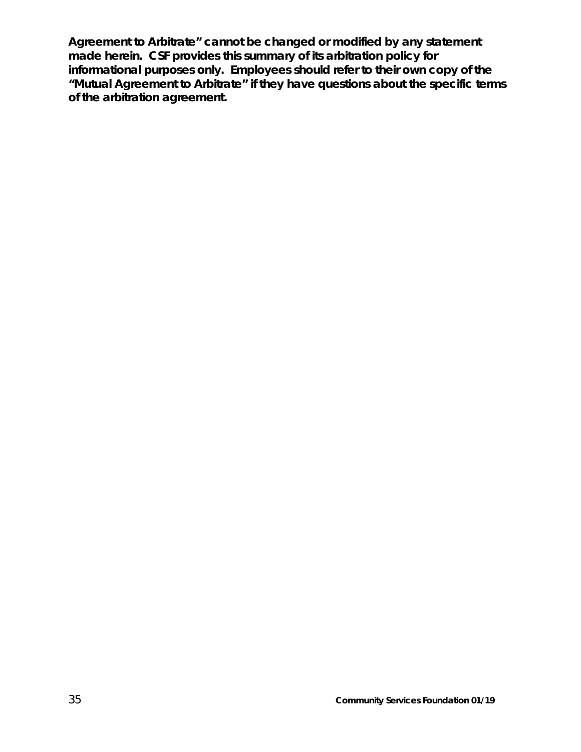**Agreement to Arbitrate" cannot be changed or modified by any statement made herein. CSF provides this summary of its arbitration policy for informational purposes only. Employees should refer to their own copy of the "Mutual Agreement to Arbitrate" if they have questions about the specific terms of the arbitration agreement.**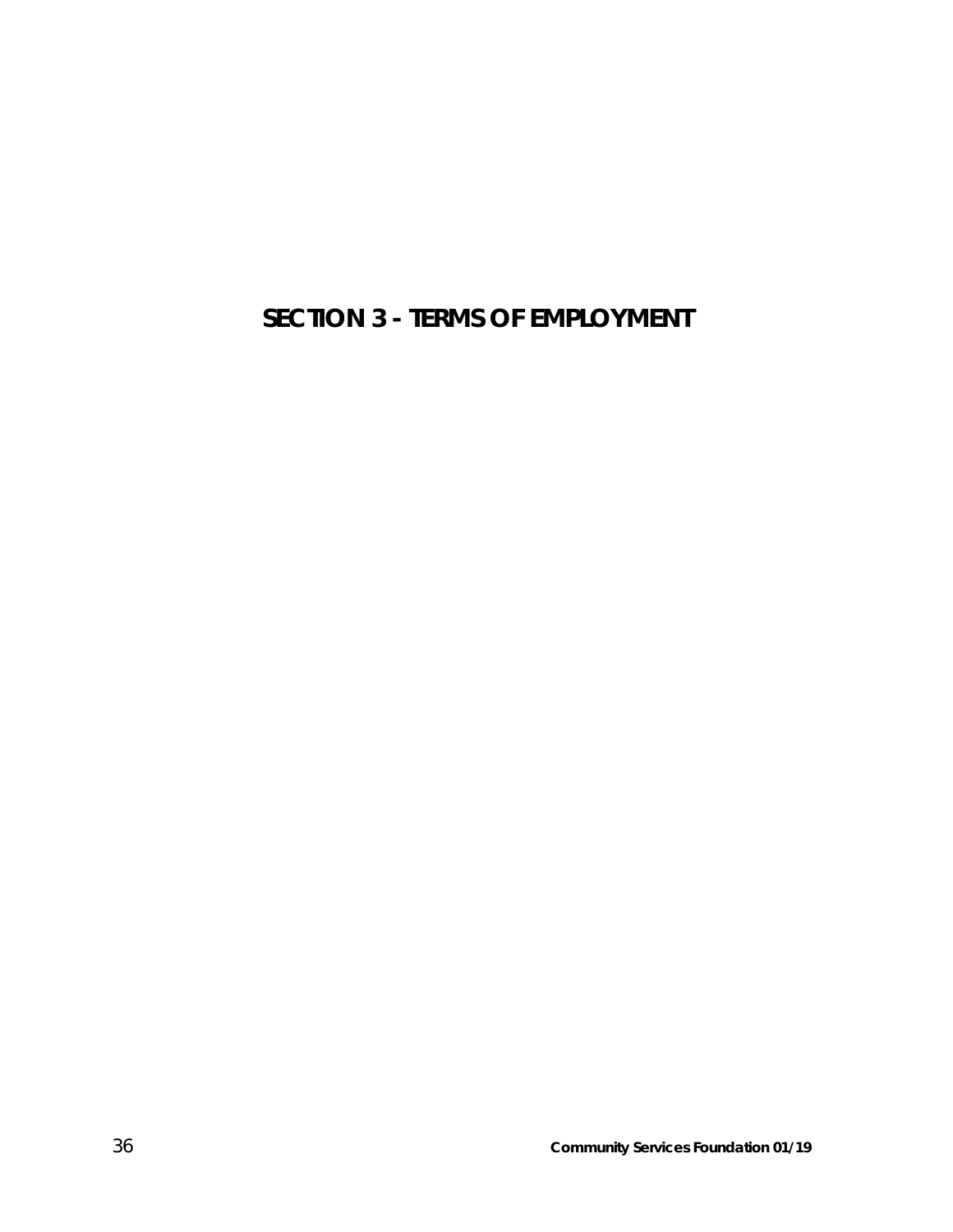# SECTION 3 - TERMS OF EMPLOYMENT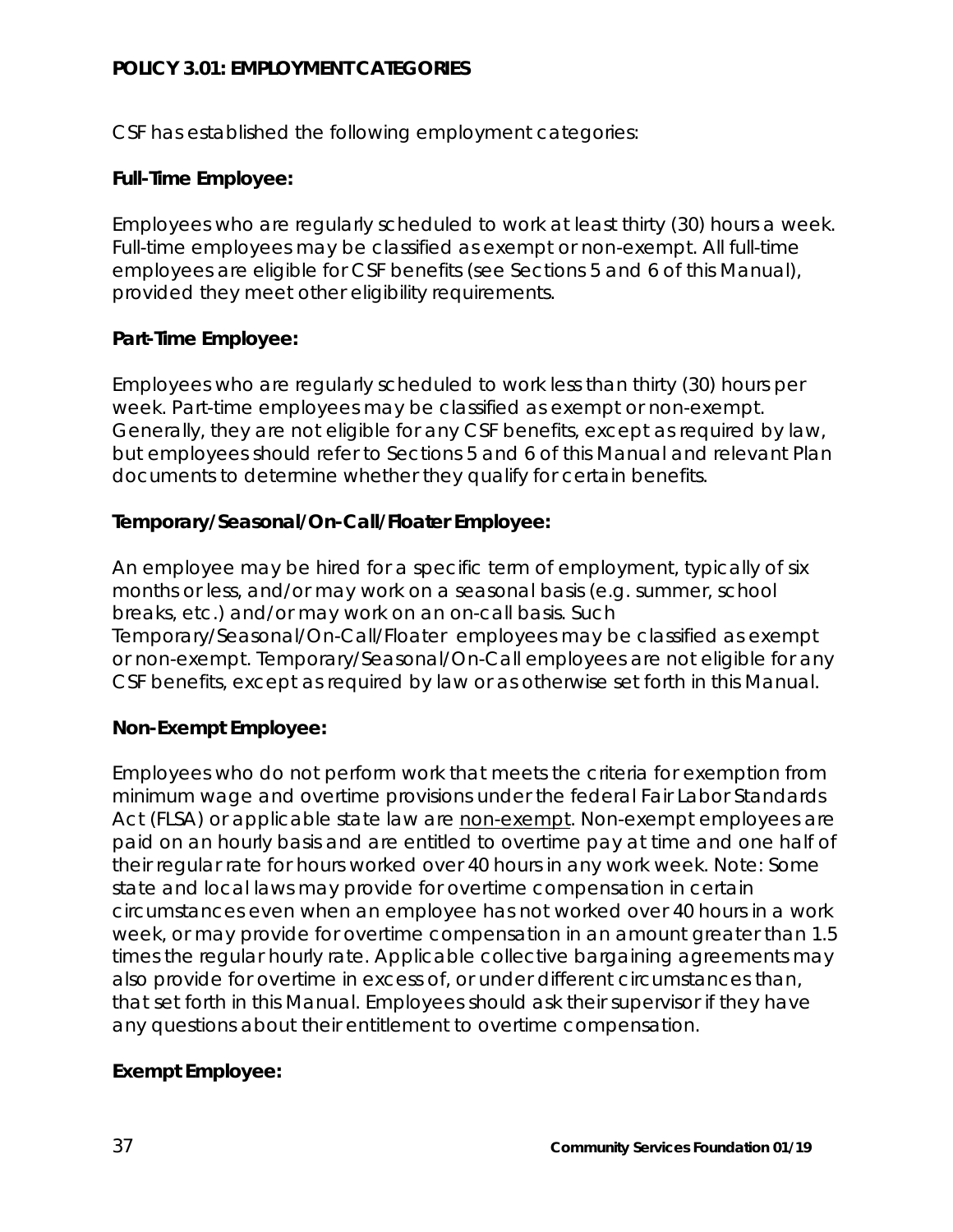## POLICY 3.01: EMPLOYMENT CATEGORIES

CSF has established the following employment categories:

**Full-Time Employee:**

Employees who are regularly scheduled to work at least thirty (30) hours a week. Full-time employees may be classified as exempt or non-exempt. All full-time employees are eligible for CSF benefits (see Sections 5 and 6 of this Manual), provided they meet other eligibility requirements.

**Part-Time Employee:**

Employees who are regularly scheduled to work less than thirty (30) hours per week. Part-time employees may be classified as exempt or non-exempt. Generally, they are not eligible for any CSF benefits, except as required by law, but employees should refer to Sections 5 and 6 of this Manual and relevant Plan documents to determine whether they qualify for certain benefits.

**Temporary/Seasonal/On-Call/Floater Employee:**

An employee may be hired for a specific term of employment, typically of six months or less, and/or may work on a seasonal basis (e.g. summer, school breaks, etc.) and/or may work on an on-call basis. Such Temporary/Seasonal/On-Call/Floater employees may be classified as exempt or non-exempt. Temporary/Seasonal/On-Call employees are not eligible for any CSF benefits, except as required by law or as otherwise set forth in this Manual.

**Non-Exempt Employee:**

Employees who do not perform work that meets the criteria for exemption from minimum wage and overtime provisions under the federal Fair Labor Standards Act (FLSA) or applicable state law are non-exempt. Non-exempt employees are paid on an hourly basis and are entitled to overtime pay at time and one half of their regular rate for hours worked over 40 hours in any work week. Note: Some state and local laws may provide for overtime compensation in certain circumstances even when an employee has not worked over 40 hours in a work week, or may provide for overtime compensation in an amount greater than 1.5 times the regular hourly rate. Applicable collective bargaining agreements may also provide for overtime in excess of, or under different circumstances than, that set forth in this Manual. Employees should ask their supervisor if they have any questions about their entitlement to overtime compensation.

**Exempt Employee:**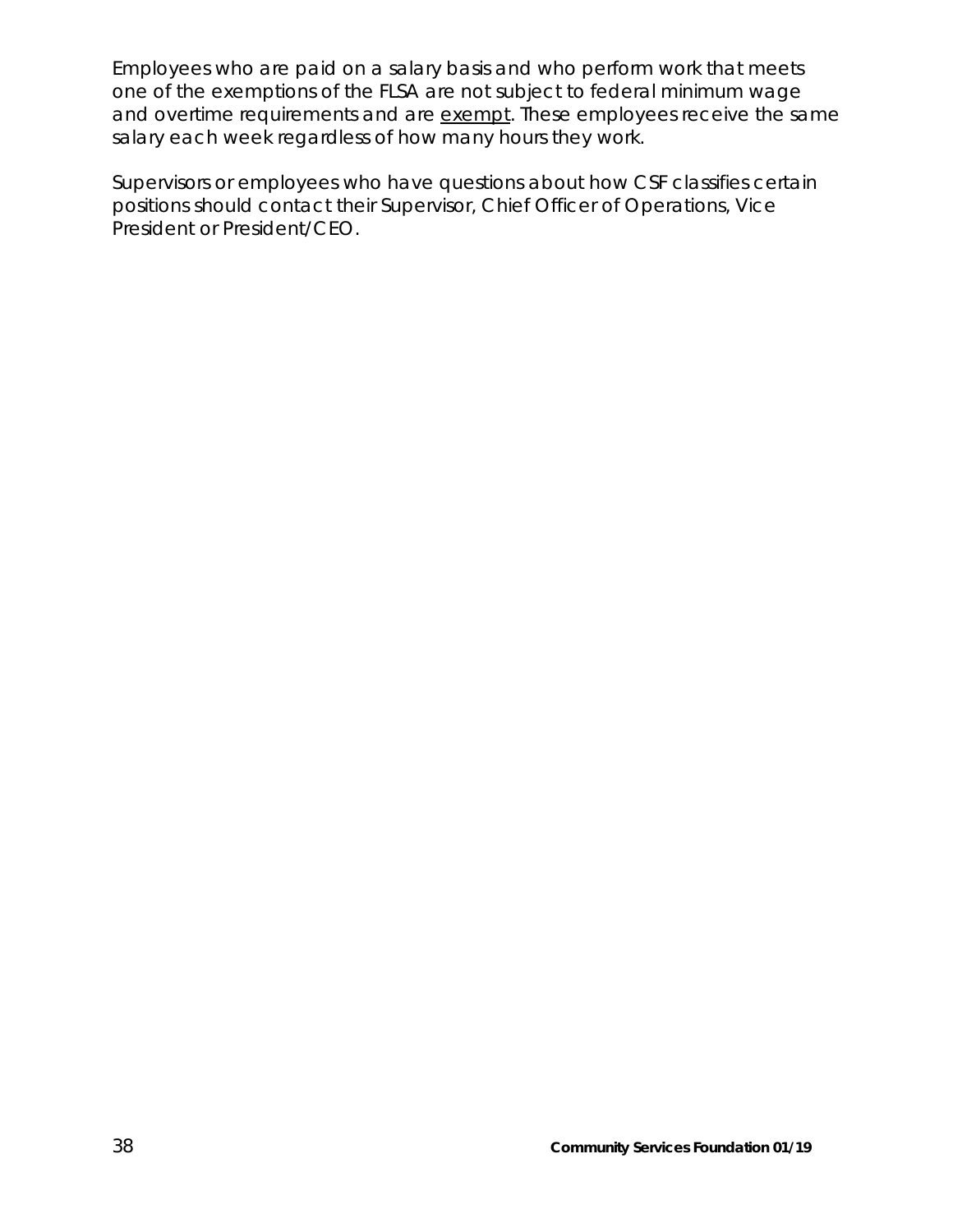Employees who are paid on a salary basis and who perform work that meets one of the exemptions of the FLSA are not subject to federal minimum wage and overtime requirements and are <u>exempt</u>. These employees receive the same salary each week regardless of how many hours they work.

Supervisors or employees who have questions about how CSF classifies certain positions should contact their Supervisor, Chief Officer of Operations, Vice President or President/CEO.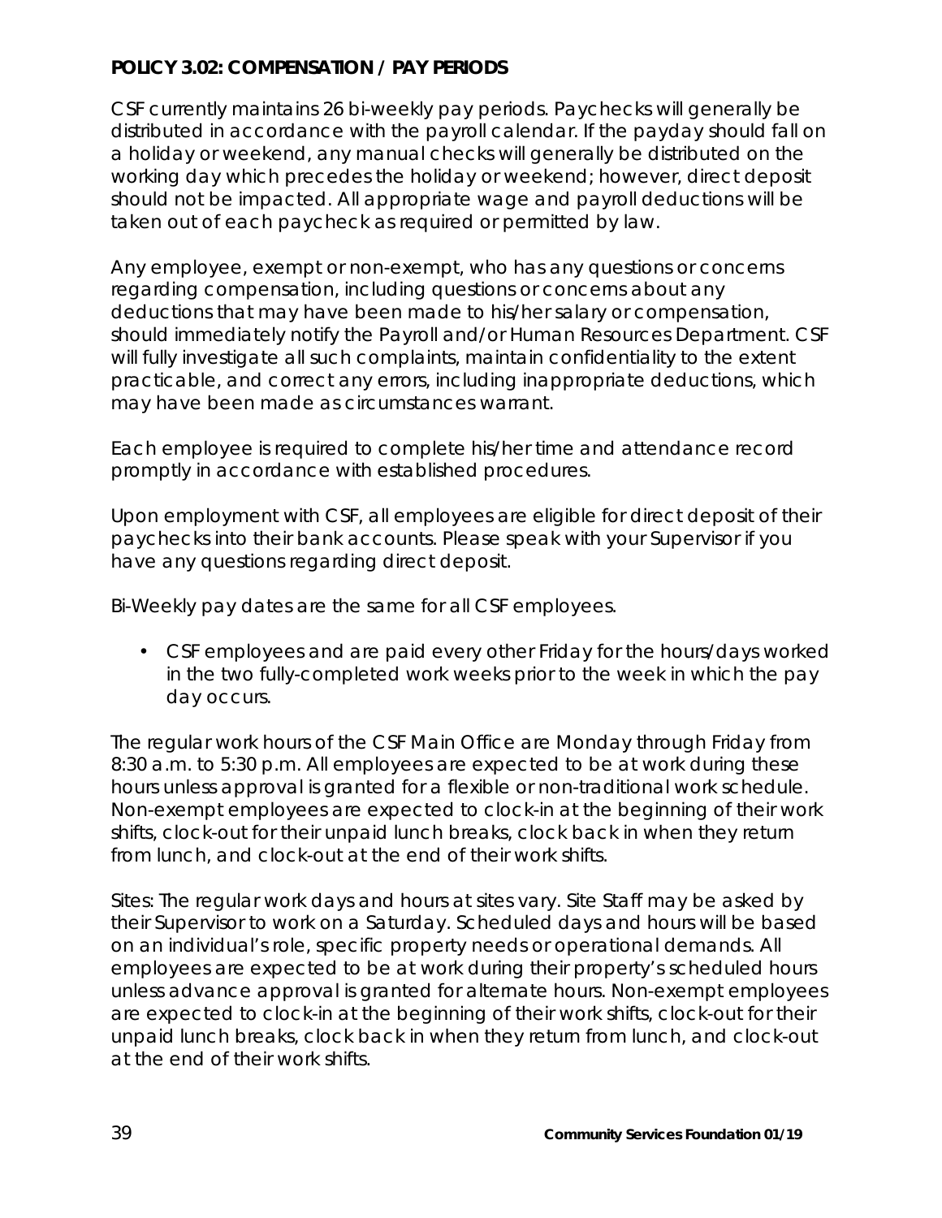**POLICY 3.02: COMPENSATION / PAY PERIODS**

CSF currently maintains 26 bi-weekly pay periods. Paychecks will generally be distributed in accordance with the payroll calendar. If the payday should fall on a holiday or weekend, any manual checks will generally be distributed on the working day which precedes the holiday or weekend; however, direct deposit should not be impacted. All appropriate wage and payroll deductions will be taken out of each paycheck as required or permitted by law.

Any employee, exempt or non-exempt, who has any questions or concerns regarding compensation, including questions or concerns about any deductions that may have been made to his/her salary or compensation, should immediately notify the Payroll and/or Human Resources Department. CSF will fully investigate all such complaints, maintain confidentiality to the extent practicable, and correct any errors, including inappropriate deductions, which may have been made as circumstances warrant.

Each employee is required to complete his/her time and attendance record promptly in accordance with established procedures.

Upon employment with CSF, all employees are eligible for direct deposit of their paychecks into their bank accounts. Please speak with your Supervisor if you have any questions regarding direct deposit.

Bi-Weekly pay dates are the same for all CSF employees.

- CSF employees and are paid every other Friday for the hours/days worked in the two fully-completed work weeks prior to the week in which the pay day occurs.

The regular work hours of the CSF Main Office are Monday through Friday from 8:30 a.m. to 5:30 p.m. All employees are expected to be at work during these hours unless approval is granted for a flexible or non-traditional work schedule. Non-exempt employees are expected to clock-in at the beginning of their work shifts, clock-out for their unpaid lunch breaks, clock back in when they return from lunch, and clock-out at the end of their work shifts.

Sites: The regular work days and hours at sites vary. Site Staff may be asked by their Supervisor to work on a Saturday. Scheduled days and hours will be based on an individual's role, specific property needs or operational demands. All employees are expected to be at work during their property's scheduled hours unless advance approval is granted for alternate hours. Non-exempt employees are expected to clock-in at the beginning of their work shifts, clock-out for their unpaid lunch breaks, clock back in when they return from lunch, and clock-out at the end of their work shifts.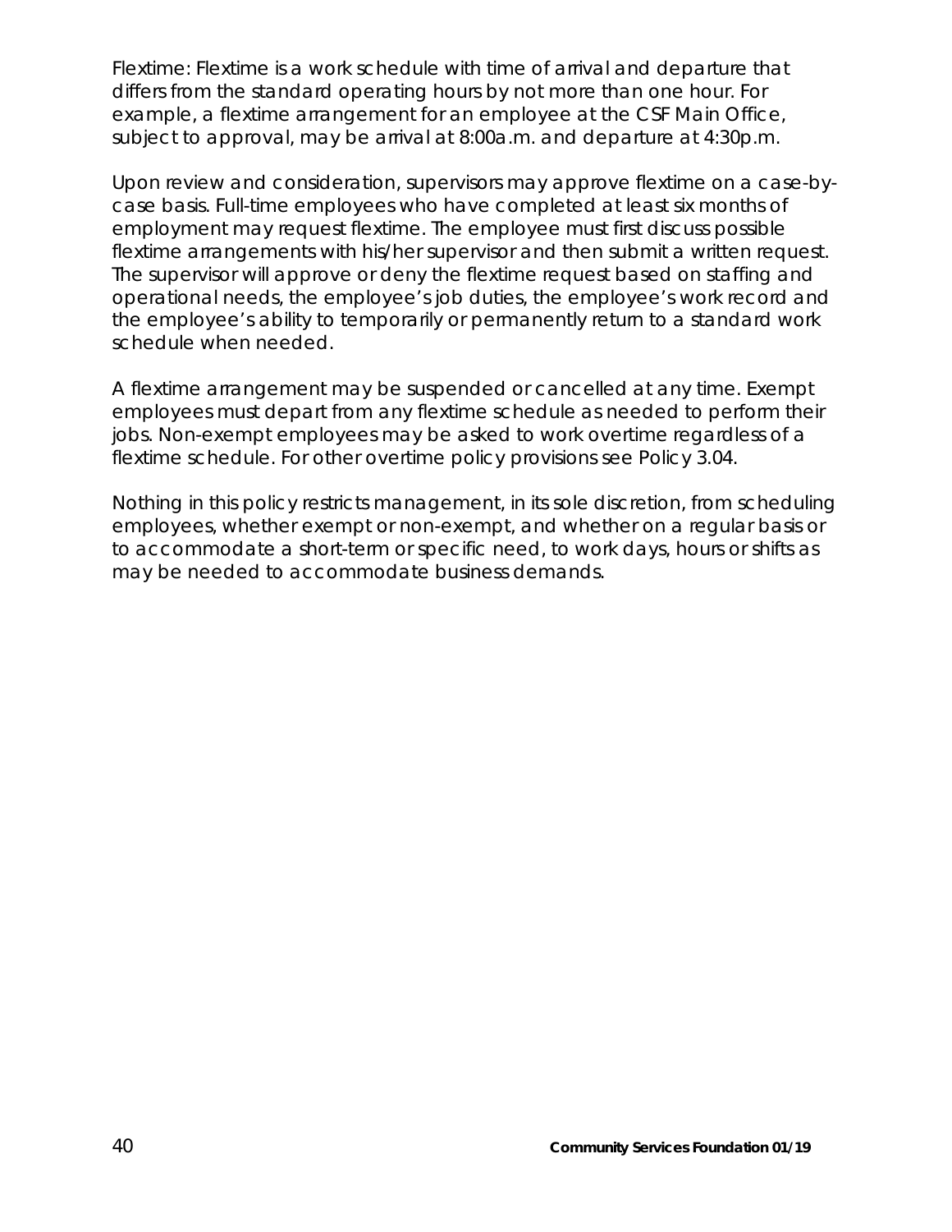Flextime: Flextime is a work schedule with time of arrival and departure that differs from the standard operating hours by not more than one hour. For example, a flextime arrangement for an employee at the CSF Main Office, subject to approval, may be arrival at 8:00a.m. and departure at 4:30p.m.

Upon review and consideration, supervisors may approve flextime on a case-by-case basis. Full-time employees who have completed at least six months of employment may request flextime. The employee must first discuss possible flextime arrangements with his/her supervisor and then submit a written request. The supervisor will approve or deny the flextime request based on staffing and operational needs, the employee's job duties, the employee's work record and the employee's ability to temporarily or permanently return to a standard work schedule when needed.

A flextime arrangement may be suspended or cancelled at any time. Exempt employees must depart from any flextime schedule as needed to perform their jobs. Non-exempt employees may be asked to work overtime regardless of a flextime schedule. For other overtime policy provisions see Policy 3.04.

Nothing in this policy restricts management, in its sole discretion, from scheduling employees, whether exempt or non-exempt, and whether on a regular basis or to accommodate a short-term or specific need, to work days, hours or shifts as may be needed to accommodate business demands.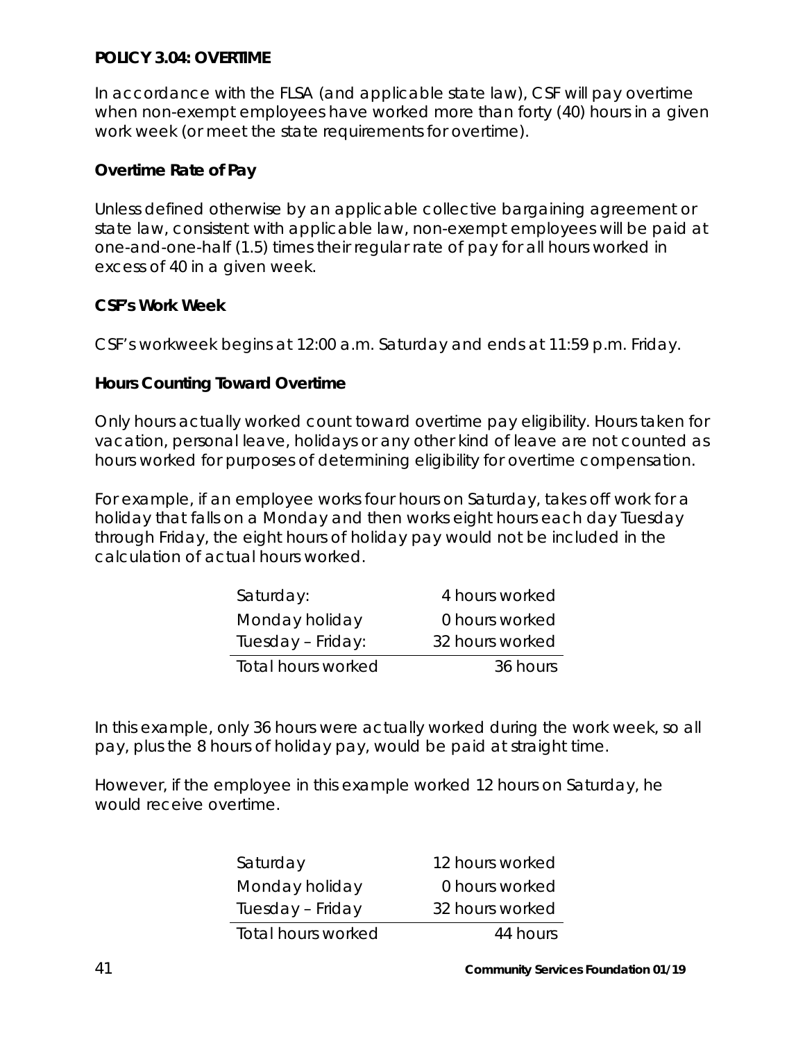## POLICY 3.04: OVERTIME

In accordance with the FLSA (and applicable state law), CSF will pay overtime when non-exempt employees have worked more than forty (40) hours in a given work week (or meet the state requirements for overtime).

### Overtime Rate of Pay

Unless defined otherwise by an applicable collective bargaining agreement or state law, consistent with applicable law, non-exempt employees will be paid at one-and-one-half (1.5) times their regular rate of pay for all hours worked in excess of 40 in a given week.

### CSF's Work Week

CSF's workweek begins at 12:00 a.m. Saturday and ends at 11:59 p.m. Friday.

### Hours Counting Toward Overtime

Only hours actually worked count toward overtime pay eligibility. Hours taken for vacation, personal leave, holidays or any other kind of leave are not counted as hours worked for purposes of determining eligibility for overtime compensation.

For example, if an employee works four hours on Saturday, takes off work for a holiday that falls on a Monday and then works eight hours each day Tuesday through Friday, the eight hours of holiday pay would not be included in the calculation of actual hours worked.

| | |
|---|---|
| Saturday: | 4 hours worked |
| Monday holiday | 0 hours worked |
| Tuesday – Friday: | 32 hours worked |
| Total hours worked | 36 hours |

In this example, only 36 hours were actually worked during the work week, so all pay, plus the 8 hours of holiday pay, would be paid at straight time.

However, if the employee in this example worked 12 hours on Saturday, he would receive overtime.

| | |
|---|---|
| Saturday | 12 hours worked |
| Monday holiday | 0 hours worked |
| Tuesday – Friday | 32 hours worked |
| Total hours worked | 44 hours |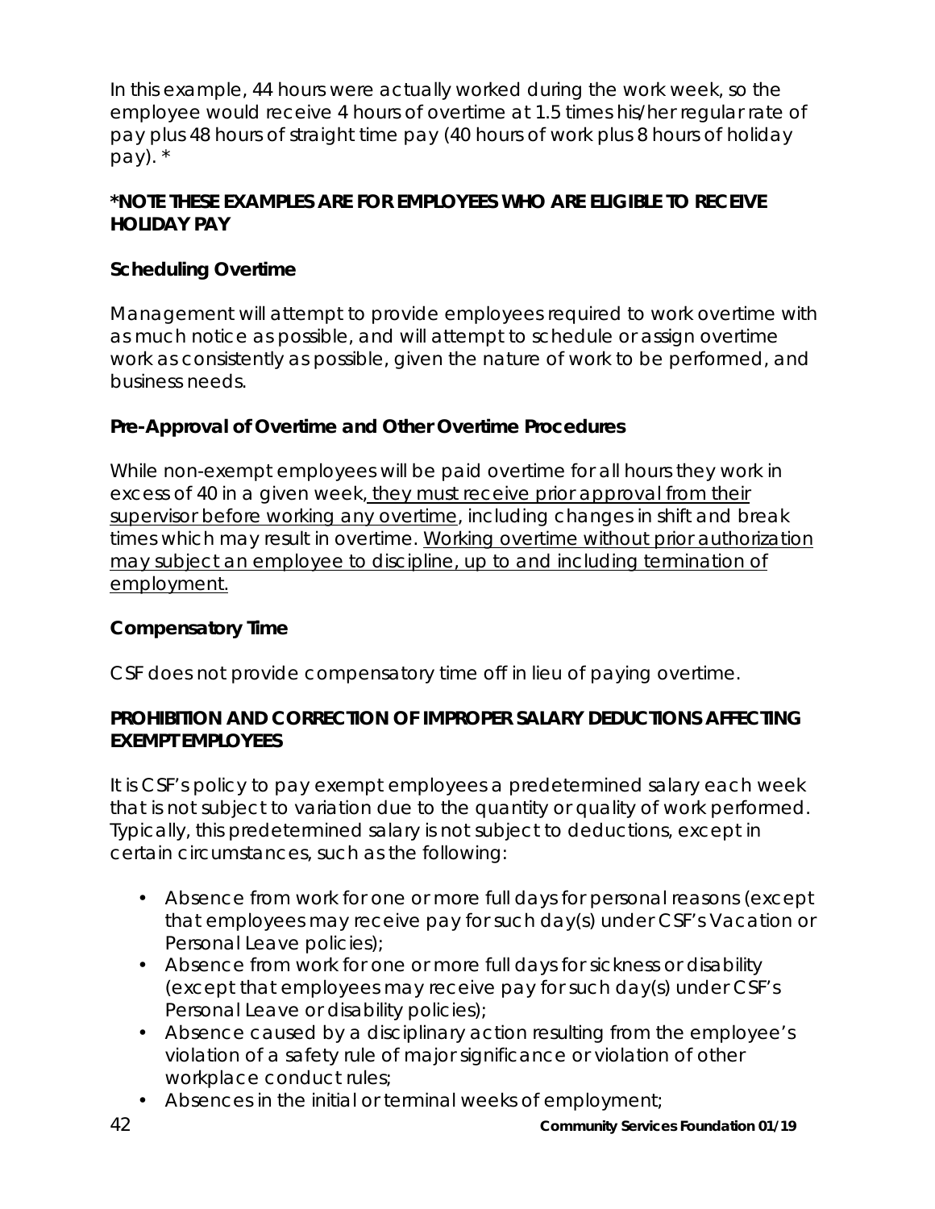In this example, 44 hours were actually worked during the work week, so the employee would receive 4 hours of overtime at 1.5 times his/her regular rate of pay plus 48 hours of straight time pay (40 hours of work plus 8 hours of holiday pay). *

**\*NOTE THESE EXAMPLES ARE FOR EMPLOYEES WHO ARE ELIGIBLE TO RECEIVE HOLIDAY PAY**

**Scheduling Overtime**

Management will attempt to provide employees required to work overtime with as much notice as possible, and will attempt to schedule or assign overtime work as consistently as possible, given the nature of work to be performed, and business needs.

**Pre-Approval of Overtime and Other Overtime Procedures**

While non-exempt employees will be paid overtime for all hours they work in excess of 40 in a given week, <u>they must receive prior approval from their supervisor before working any overtime</u>, including changes in shift and break times which may result in overtime. <u>Working overtime without prior authorization may subject an employee to discipline, up to and including termination of employment.</u>

**Compensatory Time**

CSF does not provide compensatory time off in lieu of paying overtime.

**PROHIBITION AND CORRECTION OF IMPROPER SALARY DEDUCTIONS AFFECTING EXEMPT EMPLOYEES**

It is CSF's policy to pay exempt employees a predetermined salary each week that is not subject to variation due to the quantity or quality of work performed. Typically, this predetermined salary is not subject to deductions, except in certain circumstances, such as the following:

- Absence from work for one or more full days for personal reasons (except that employees may receive pay for such day(s) under CSF's Vacation or Personal Leave policies);
- Absence from work for one or more full days for sickness or disability (except that employees may receive pay for such day(s) under CSF's Personal Leave or disability policies);
- Absence caused by a disciplinary action resulting from the employee's violation of a safety rule of major significance or violation of other workplace conduct rules;
- Absences in the initial or terminal weeks of employment;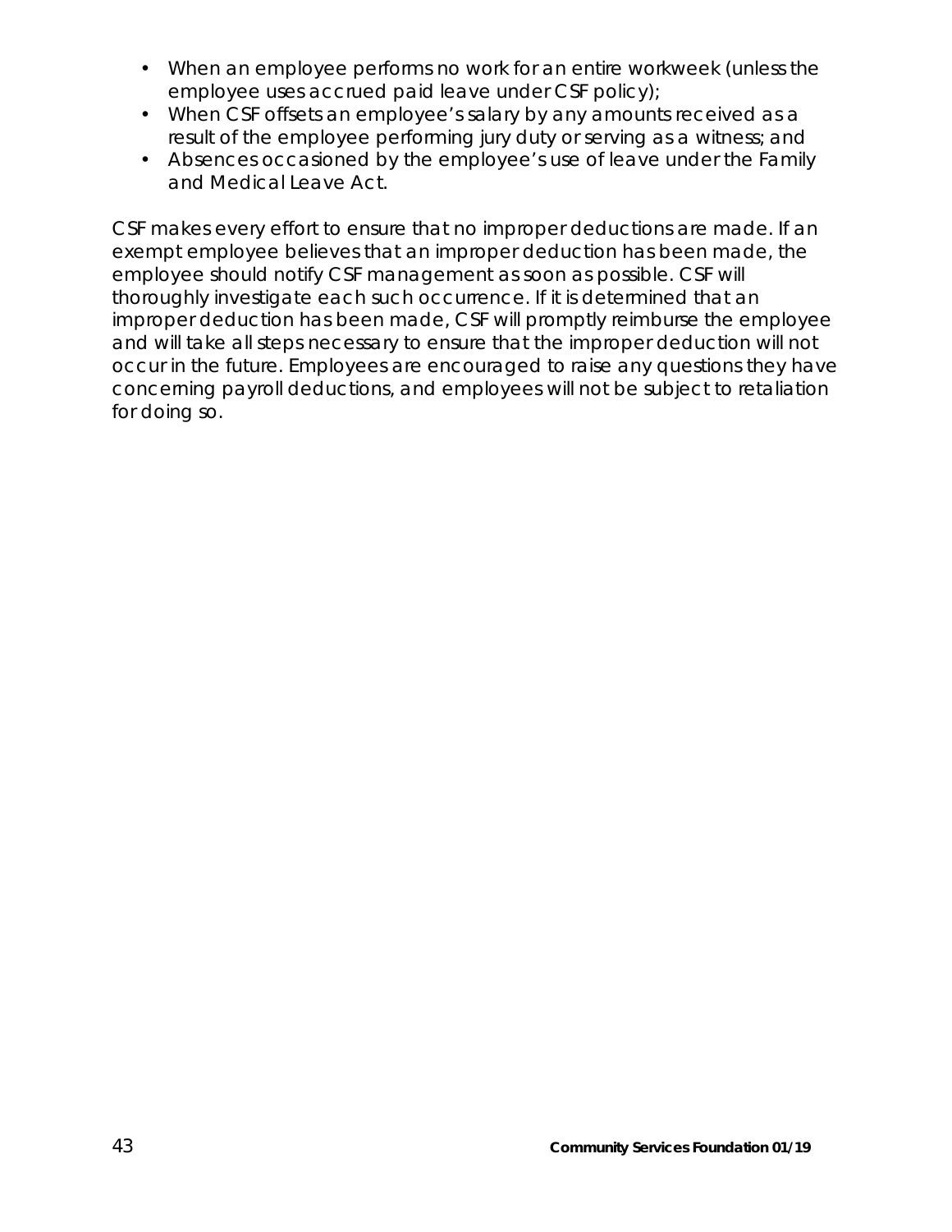- When an employee performs no work for an entire workweek (unless the employee uses accrued paid leave under CSF policy);
- When CSF offsets an employee's salary by any amounts received as a result of the employee performing jury duty or serving as a witness; and
- Absences occasioned by the employee's use of leave under the Family and Medical Leave Act.

CSF makes every effort to ensure that no improper deductions are made. If an exempt employee believes that an improper deduction has been made, the employee should notify CSF management as soon as possible. CSF will thoroughly investigate each such occurrence. If it is determined that an improper deduction has been made, CSF will promptly reimburse the employee and will take all steps necessary to ensure that the improper deduction will not occur in the future. Employees are encouraged to raise any questions they have concerning payroll deductions, and employees will not be subject to retaliation for doing so.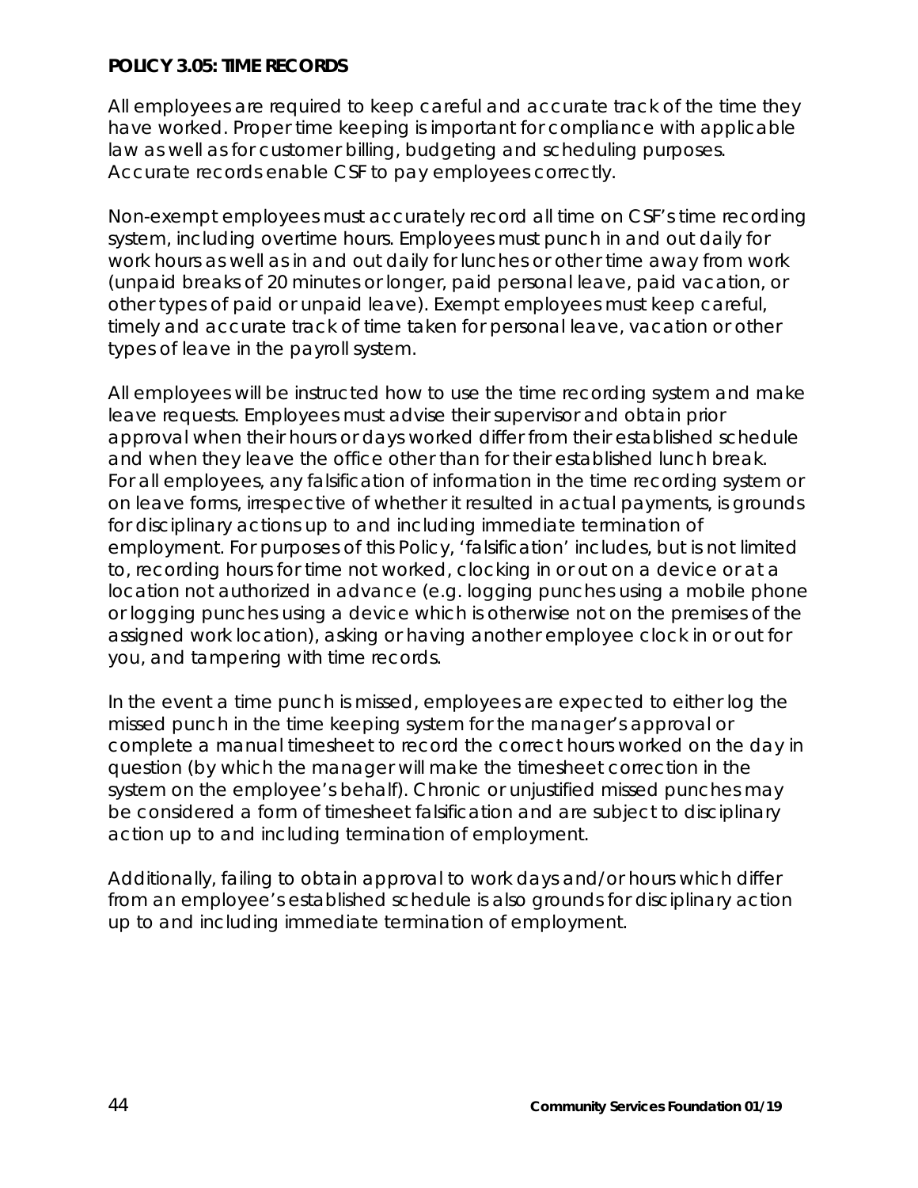**POLICY 3.05: TIME RECORDS**

All employees are required to keep careful and accurate track of the time they have worked. Proper time keeping is important for compliance with applicable law as well as for customer billing, budgeting and scheduling purposes. Accurate records enable CSF to pay employees correctly.

Non-exempt employees must accurately record all time on CSF's time recording system, including overtime hours. Employees must punch in and out daily for work hours as well as in and out daily for lunches or other time away from work (unpaid breaks of 20 minutes or longer, paid personal leave, paid vacation, or other types of paid or unpaid leave). Exempt employees must keep careful, timely and accurate track of time taken for personal leave, vacation or other types of leave in the payroll system.

All employees will be instructed how to use the time recording system and make leave requests. Employees must advise their supervisor and obtain prior approval when their hours or days worked differ from their established schedule and when they leave the office other than for their established lunch break. For all employees, any falsification of information in the time recording system or on leave forms, irrespective of whether it resulted in actual payments, is grounds for disciplinary actions up to and including immediate termination of employment. For purposes of this Policy, 'falsification' includes, but is not limited to, recording hours for time not worked, clocking in or out on a device or at a location not authorized in advance (e.g. logging punches using a mobile phone or logging punches using a device which is otherwise not on the premises of the assigned work location), asking or having another employee clock in or out for you, and tampering with time records.

In the event a time punch is missed, employees are expected to either log the missed punch in the time keeping system for the manager's approval or complete a manual timesheet to record the correct hours worked on the day in question (by which the manager will make the timesheet correction in the system on the employee's behalf). Chronic or unjustified missed punches may be considered a form of timesheet falsification and are subject to disciplinary action up to and including termination of employment.

Additionally, failing to obtain approval to work days and/or hours which differ from an employee's established schedule is also grounds for disciplinary action up to and including immediate termination of employment.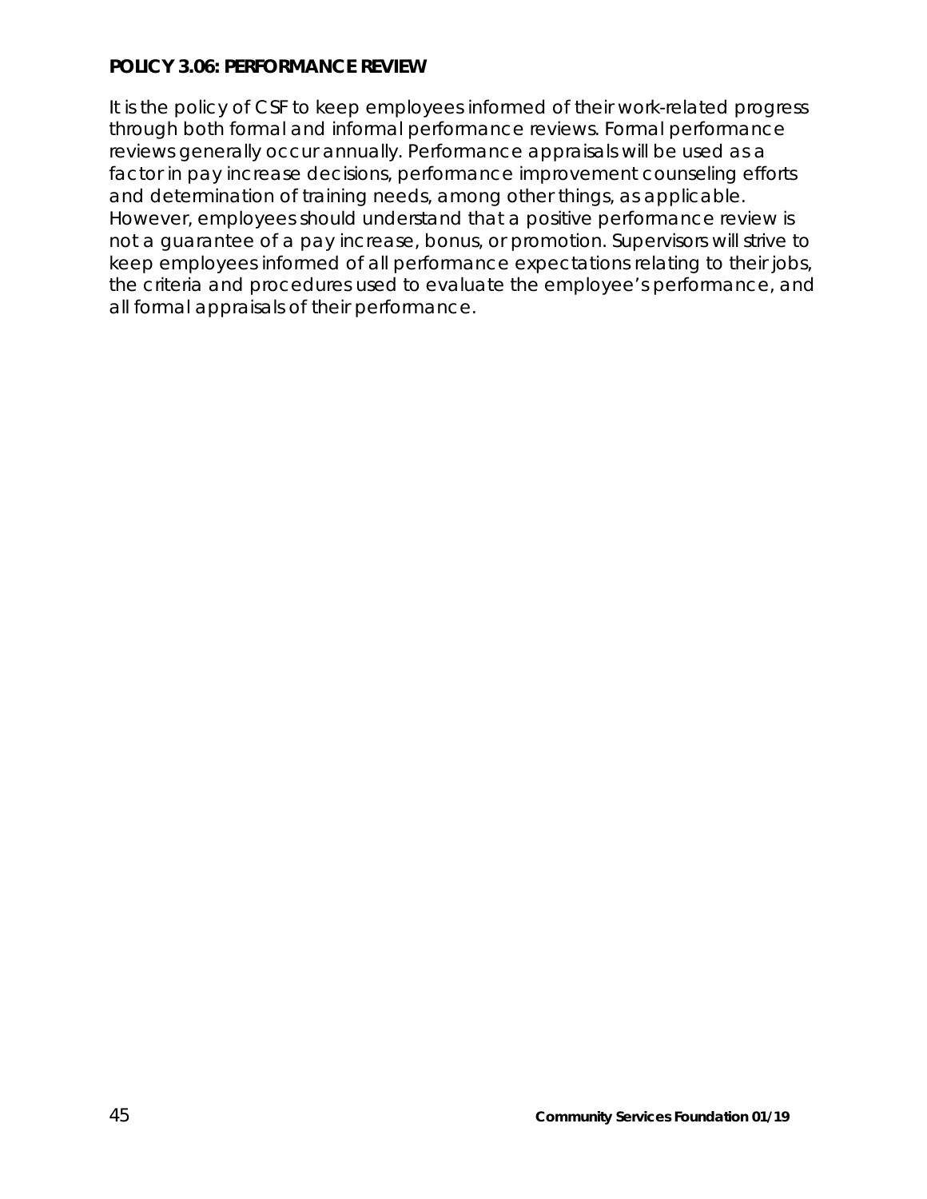**POLICY 3.06: PERFORMANCE REVIEW**

It is the policy of CSF to keep employees informed of their work-related progress through both formal and informal performance reviews. Formal performance reviews generally occur annually. Performance appraisals will be used as a factor in pay increase decisions, performance improvement counseling efforts and determination of training needs, among other things, as applicable. However, employees should understand that a positive performance review is not a guarantee of a pay increase, bonus, or promotion. Supervisors will strive to keep employees informed of all performance expectations relating to their jobs, the criteria and procedures used to evaluate the employee's performance, and all formal appraisals of their performance.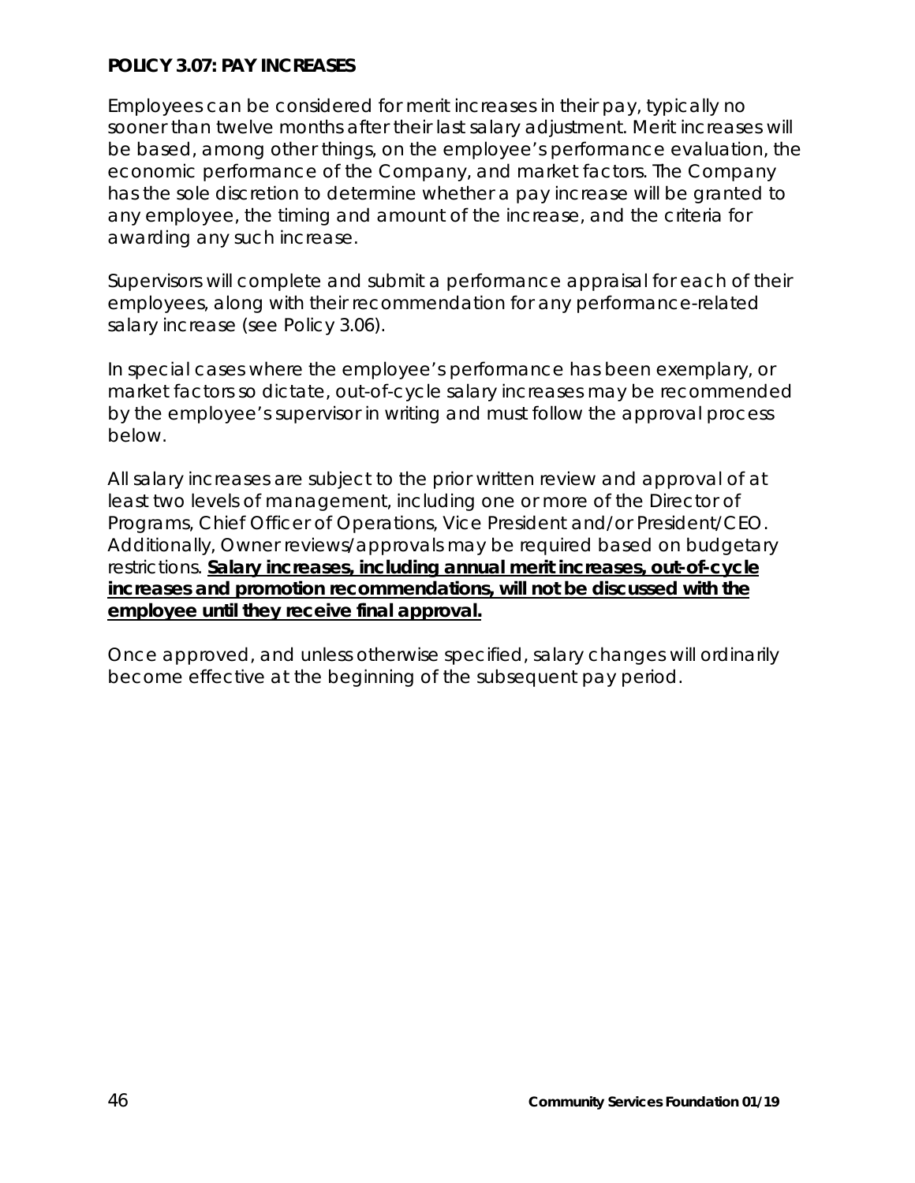**POLICY 3.07: PAY INCREASES**

Employees can be considered for merit increases in their pay, typically no sooner than twelve months after their last salary adjustment. Merit increases will be based, among other things, on the employee's performance evaluation, the economic performance of the Company, and market factors. The Company has the sole discretion to determine whether a pay increase will be granted to any employee, the timing and amount of the increase, and the criteria for awarding any such increase.

Supervisors will complete and submit a performance appraisal for each of their employees, along with their recommendation for any performance-related salary increase (see Policy 3.06).

In special cases where the employee's performance has been exemplary, or market factors so dictate, out-of-cycle salary increases may be recommended by the employee's supervisor in writing and must follow the approval process below.

All salary increases are subject to the prior written review and approval of at least two levels of management, including one or more of the Director of Programs, Chief Officer of Operations, Vice President and/or President/CEO. Additionally, Owner reviews/approvals may be required based on budgetary restrictions. **Salary increases, including annual merit increases, out-of-cycle increases and promotion recommendations, will not be discussed with the employee until they receive final approval.**

Once approved, and unless otherwise specified, salary changes will ordinarily become effective at the beginning of the subsequent pay period.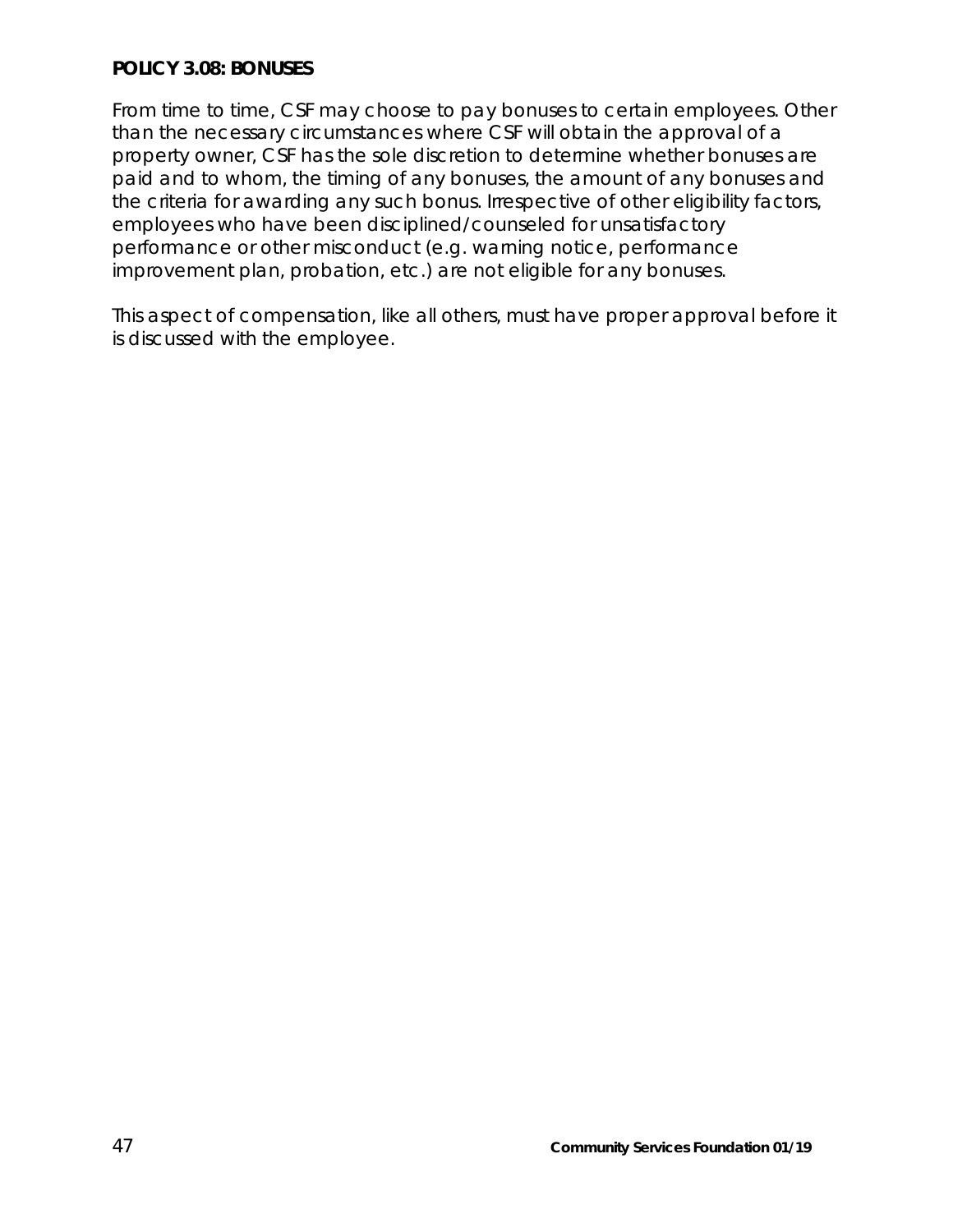**POLICY 3.08: BONUSES**

From time to time, CSF may choose to pay bonuses to certain employees. Other than the necessary circumstances where CSF will obtain the approval of a property owner, CSF has the sole discretion to determine whether bonuses are paid and to whom, the timing of any bonuses, the amount of any bonuses and the criteria for awarding any such bonus. Irrespective of other eligibility factors, employees who have been disciplined/counseled for unsatisfactory performance or other misconduct (e.g. warning notice, performance improvement plan, probation, etc.) are not eligible for any bonuses.

This aspect of compensation, like all others, must have proper approval before it is discussed with the employee.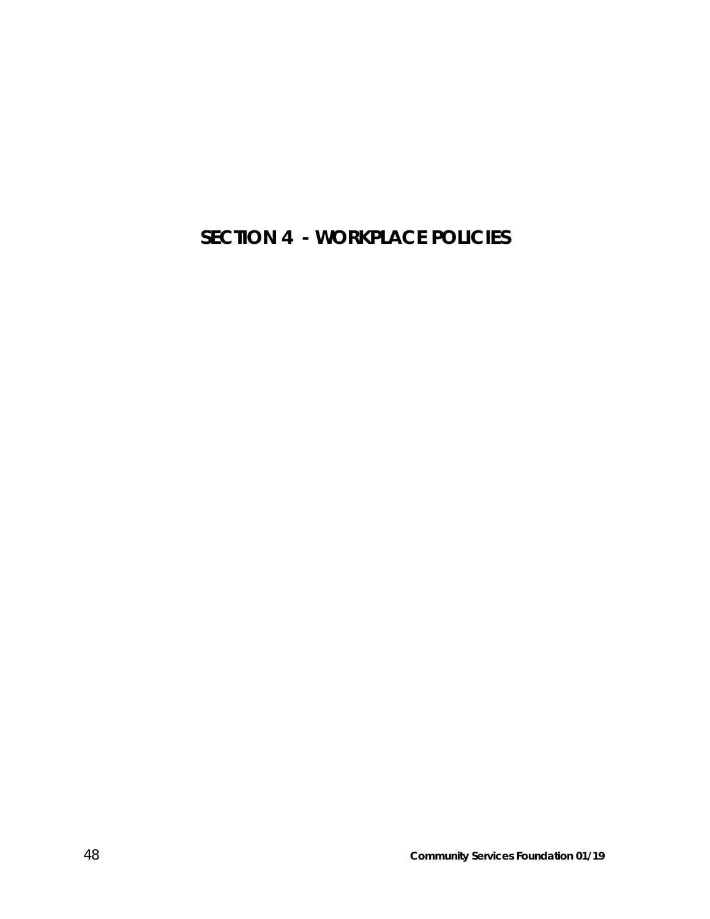# SECTION 4 - WORKPLACE POLICIES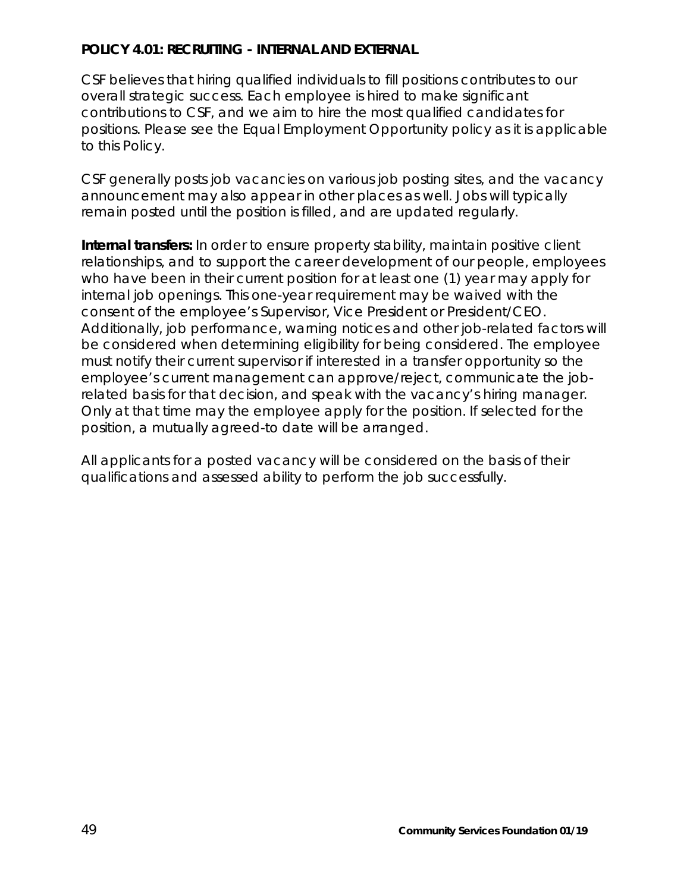**POLICY 4.01: RECRUITING - INTERNAL AND EXTERNAL**

CSF believes that hiring qualified individuals to fill positions contributes to our overall strategic success. Each employee is hired to make significant contributions to CSF, and we aim to hire the most qualified candidates for positions. Please see the Equal Employment Opportunity policy as it is applicable to this Policy.

CSF generally posts job vacancies on various job posting sites, and the vacancy announcement may also appear in other places as well. Jobs will typically remain posted until the position is filled, and are updated regularly.

**Internal transfers:** In order to ensure property stability, maintain positive client relationships, and to support the career development of our people, employees who have been in their current position for at least one (1) year may apply for internal job openings. This one-year requirement may be waived with the consent of the employee's Supervisor, Vice President or President/CEO. Additionally, job performance, warning notices and other job-related factors will be considered when determining eligibility for being considered. The employee must notify their current supervisor if interested in a transfer opportunity so the employee's current management can approve/reject, communicate the job-related basis for that decision, and speak with the vacancy's hiring manager. Only at that time may the employee apply for the position. If selected for the position, a mutually agreed-to date will be arranged.

All applicants for a posted vacancy will be considered on the basis of their qualifications and assessed ability to perform the job successfully.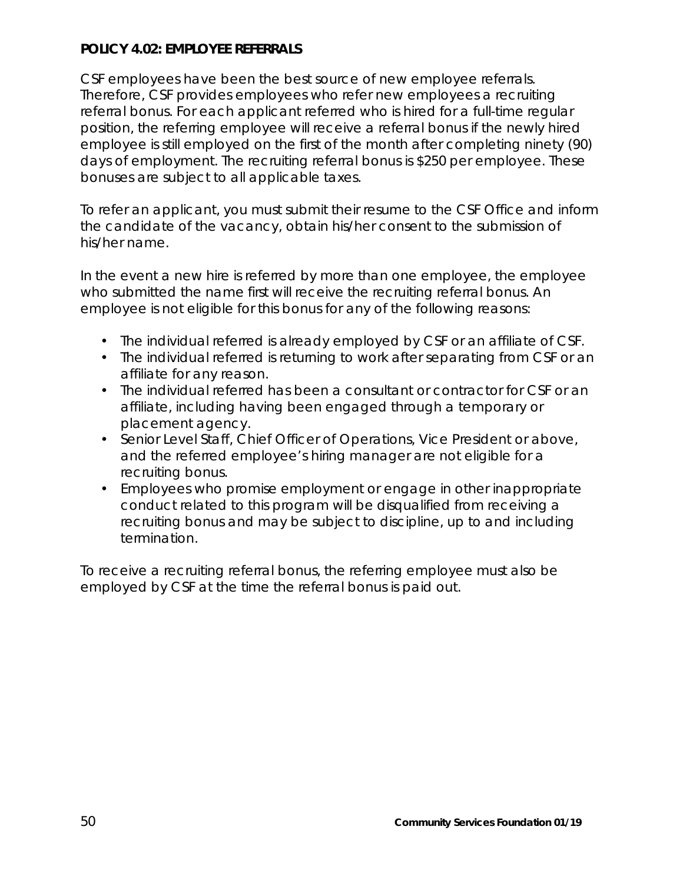**POLICY 4.02: EMPLOYEE REFERRALS**

CSF employees have been the best source of new employee referrals. Therefore, CSF provides employees who refer new employees a recruiting referral bonus. For each applicant referred who is hired for a full-time regular position, the referring employee will receive a referral bonus if the newly hired employee is still employed on the first of the month after completing ninety (90) days of employment. The recruiting referral bonus is $250 per employee. These bonuses are subject to all applicable taxes.

To refer an applicant, you must submit their resume to the CSF Office and inform the candidate of the vacancy, obtain his/her consent to the submission of his/her name.

In the event a new hire is referred by more than one employee, the employee who submitted the name first will receive the recruiting referral bonus. An employee is not eligible for this bonus for any of the following reasons:

- The individual referred is already employed by CSF or an affiliate of CSF.
- The individual referred is returning to work after separating from CSF or an affiliate for any reason.
- The individual referred has been a consultant or contractor for CSF or an affiliate, including having been engaged through a temporary or placement agency.
- Senior Level Staff, Chief Officer of Operations, Vice President or above, and the referred employee's hiring manager are not eligible for a recruiting bonus.
- Employees who promise employment or engage in other inappropriate conduct related to this program will be disqualified from receiving a recruiting bonus and may be subject to discipline, up to and including termination.

To receive a recruiting referral bonus, the referring employee must also be employed by CSF at the time the referral bonus is paid out.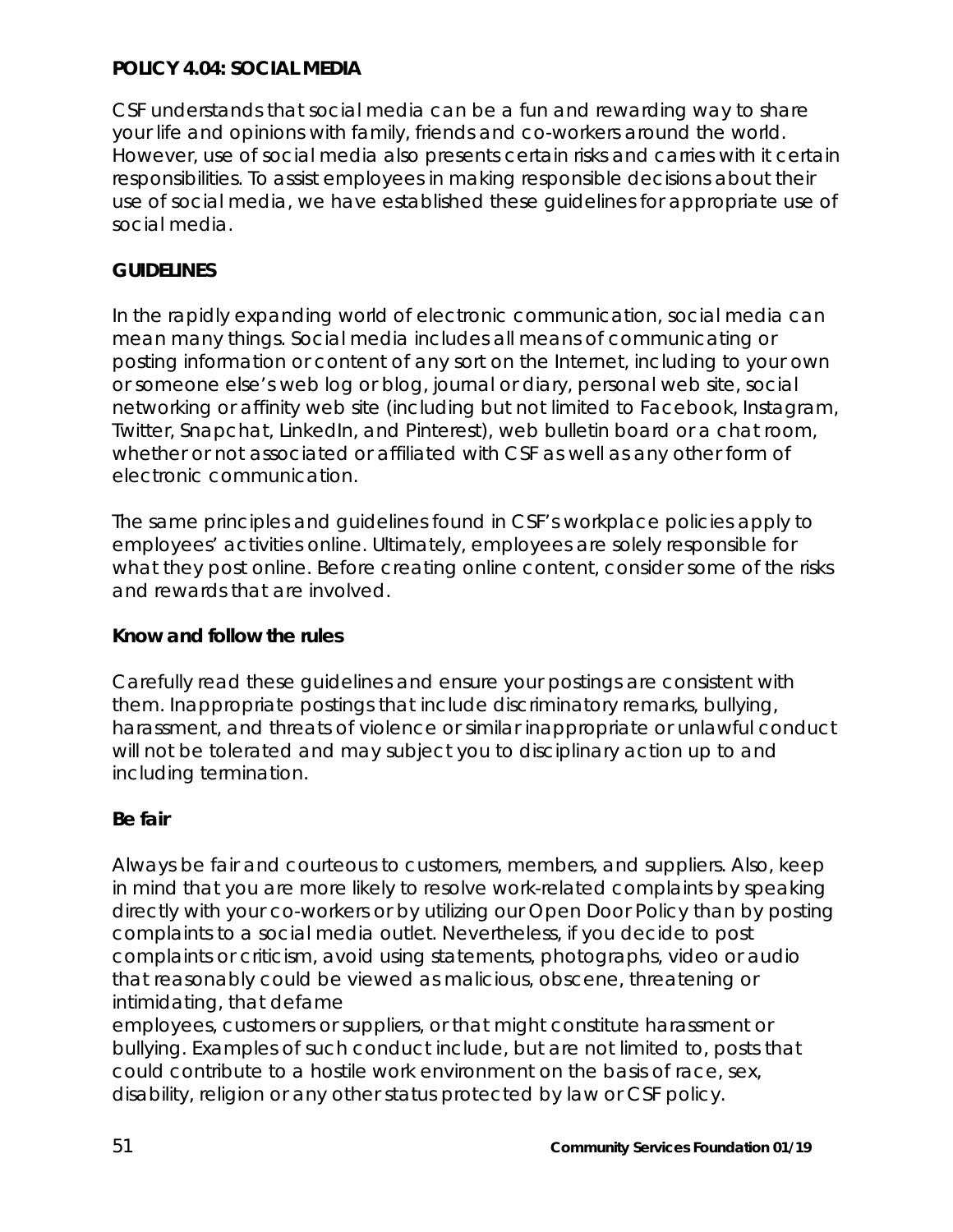## POLICY 4.04: SOCIAL MEDIA

CSF understands that social media can be a fun and rewarding way to share your life and opinions with family, friends and co-workers around the world. However, use of social media also presents certain risks and carries with it certain responsibilities. To assist employees in making responsible decisions about their use of social media, we have established these guidelines for appropriate use of social media.

### GUIDELINES

In the rapidly expanding world of electronic communication, social media can mean many things. Social media includes all means of communicating or posting information or content of any sort on the Internet, including to your own or someone else's web log or blog, journal or diary, personal web site, social networking or affinity web site (including but not limited to Facebook, Instagram, Twitter, Snapchat, LinkedIn, and Pinterest), web bulletin board or a chat room, whether or not associated or affiliated with CSF as well as any other form of electronic communication.

The same principles and guidelines found in CSF's workplace policies apply to employees' activities online. Ultimately, employees are solely responsible for what they post online. Before creating online content, consider some of the risks and rewards that are involved.

#### Know and follow the rules

Carefully read these guidelines and ensure your postings are consistent with them. Inappropriate postings that include discriminatory remarks, bullying, harassment, and threats of violence or similar inappropriate or unlawful conduct will not be tolerated and may subject you to disciplinary action up to and including termination.

#### Be fair

Always be fair and courteous to customers, members, and suppliers. Also, keep in mind that you are more likely to resolve work-related complaints by speaking directly with your co-workers or by utilizing our Open Door Policy than by posting complaints to a social media outlet. Nevertheless, if you decide to post complaints or criticism, avoid using statements, photographs, video or audio that reasonably could be viewed as malicious, obscene, threatening or intimidating, that defame employees, customers or suppliers, or that might constitute harassment or bullying. Examples of such conduct include, but are not limited to, posts that could contribute to a hostile work environment on the basis of race, sex, disability, religion or any other status protected by law or CSF policy.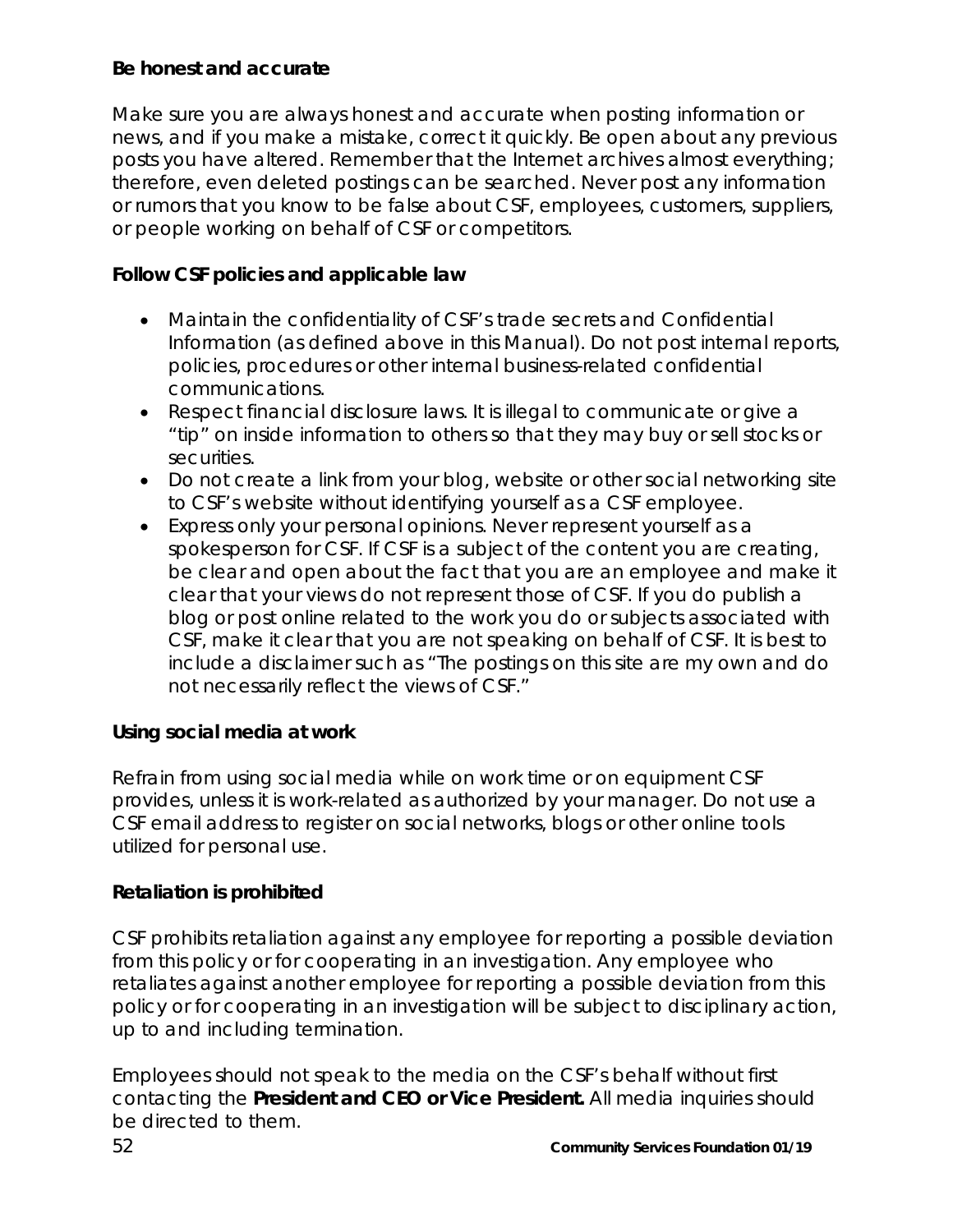**Be honest and accurate**

Make sure you are always honest and accurate when posting information or news, and if you make a mistake, correct it quickly. Be open about any previous posts you have altered. Remember that the Internet archives almost everything; therefore, even deleted postings can be searched. Never post any information or rumors that you know to be false about CSF, employees, customers, suppliers, or people working on behalf of CSF or competitors.

**Follow CSF policies and applicable law**

- Maintain the confidentiality of CSF's trade secrets and Confidential Information (as defined above in this Manual). Do not post internal reports, policies, procedures or other internal business-related confidential communications.
- Respect financial disclosure laws. It is illegal to communicate or give a "tip" on inside information to others so that they may buy or sell stocks or securities.
- Do not create a link from your blog, website or other social networking site to CSF's website without identifying yourself as a CSF employee.
- Express only your personal opinions. Never represent yourself as a spokesperson for CSF. If CSF is a subject of the content you are creating, be clear and open about the fact that you are an employee and make it clear that your views do not represent those of CSF. If you do publish a blog or post online related to the work you do or subjects associated with CSF, make it clear that you are not speaking on behalf of CSF. It is best to include a disclaimer such as "The postings on this site are my own and do not necessarily reflect the views of CSF."

**Using social media at work**

Refrain from using social media while on work time or on equipment CSF provides, unless it is work-related as authorized by your manager. Do not use a CSF email address to register on social networks, blogs or other online tools utilized for personal use.

**Retaliation is prohibited**

CSF prohibits retaliation against any employee for reporting a possible deviation from this policy or for cooperating in an investigation. Any employee who retaliates against another employee for reporting a possible deviation from this policy or for cooperating in an investigation will be subject to disciplinary action, up to and including termination.

Employees should not speak to the media on the CSF's behalf without first contacting the **President and CEO or Vice President.** All media inquiries should be directed to them.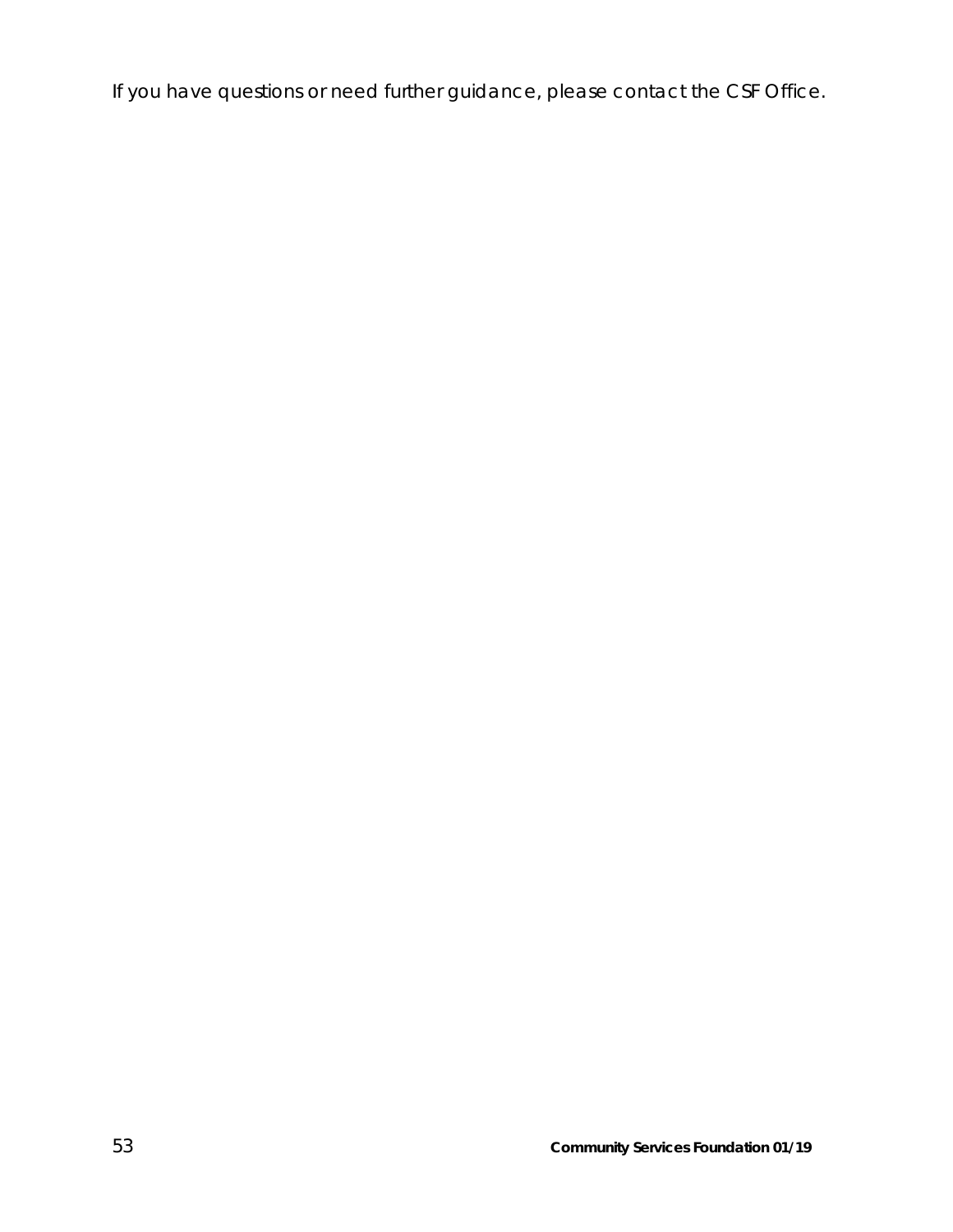If you have questions or need further guidance, please contact the CSF Office.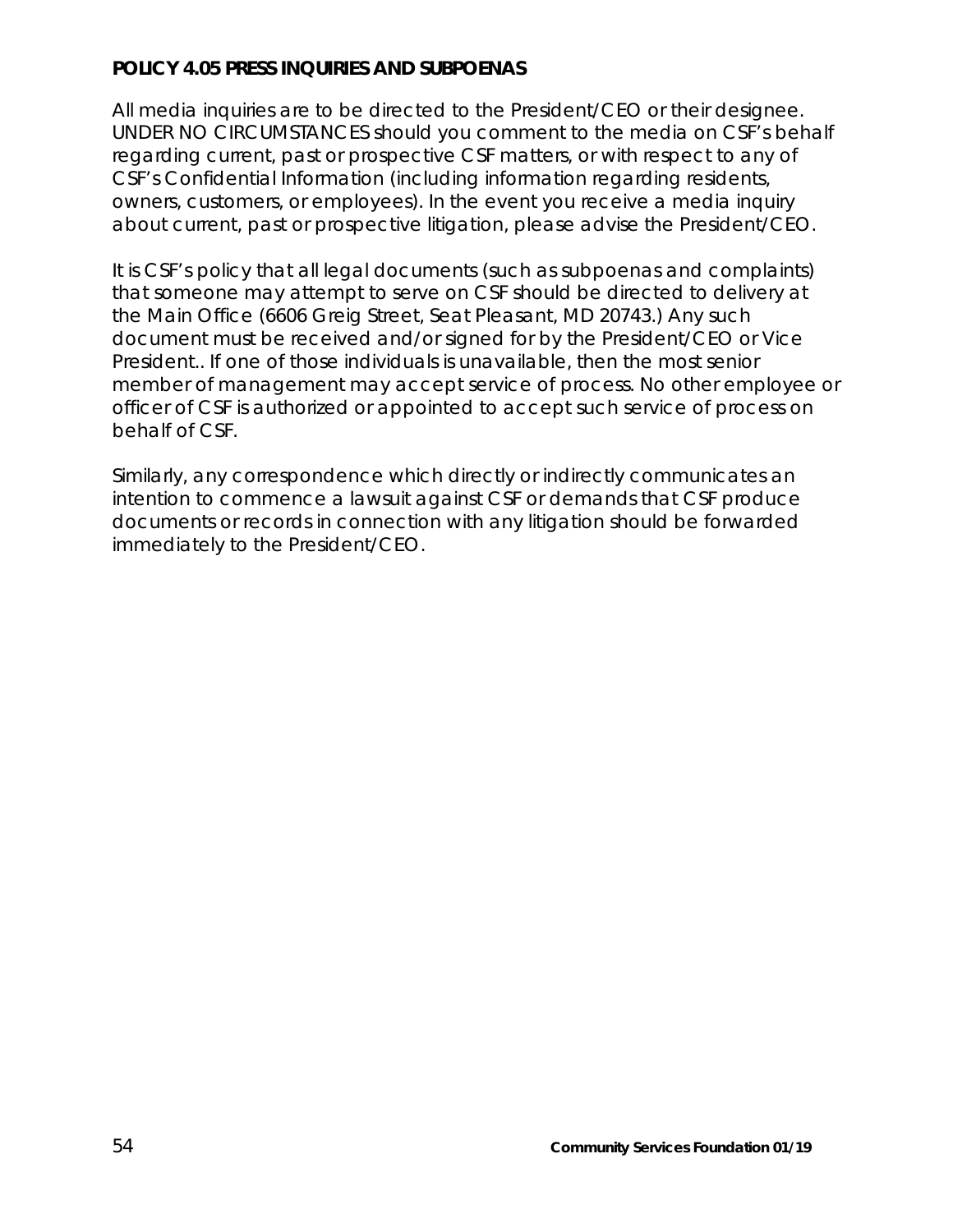**POLICY 4.05 PRESS INQUIRIES AND SUBPOENAS**

All media inquiries are to be directed to the President/CEO or their designee. UNDER NO CIRCUMSTANCES should you comment to the media on CSF's behalf regarding current, past or prospective CSF matters, or with respect to any of CSF's Confidential Information (including information regarding residents, owners, customers, or employees). In the event you receive a media inquiry about current, past or prospective litigation, please advise the President/CEO.

It is CSF's policy that all legal documents (such as subpoenas and complaints) that someone may attempt to serve on CSF should be directed to delivery at the Main Office (6606 Greig Street, Seat Pleasant, MD 20743.) Any such document must be received and/or signed for by the President/CEO or Vice President.. If one of those individuals is unavailable, then the most senior member of management may accept service of process. No other employee or officer of CSF is authorized or appointed to accept such service of process on behalf of CSF.

Similarly, any correspondence which directly or indirectly communicates an intention to commence a lawsuit against CSF or demands that CSF produce documents or records in connection with any litigation should be forwarded immediately to the President/CEO.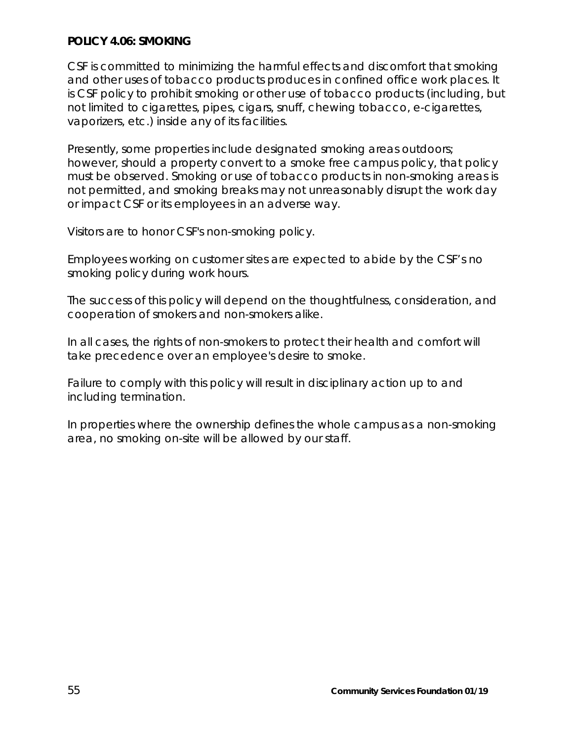**POLICY 4.06: SMOKING**

CSF is committed to minimizing the harmful effects and discomfort that smoking and other uses of tobacco products produces in confined office work places. It is CSF policy to prohibit smoking or other use of tobacco products (including, but not limited to cigarettes, pipes, cigars, snuff, chewing tobacco, e-cigarettes, vaporizers, etc.) inside any of its facilities.

Presently, some properties include designated smoking areas outdoors; however, should a property convert to a smoke free campus policy, that policy must be observed. Smoking or use of tobacco products in non-smoking areas is not permitted, and smoking breaks may not unreasonably disrupt the work day or impact CSF or its employees in an adverse way.

Visitors are to honor CSF's non-smoking policy.

Employees working on customer sites are expected to abide by the CSF's no smoking policy during work hours.

The success of this policy will depend on the thoughtfulness, consideration, and cooperation of smokers and non-smokers alike.

In all cases, the rights of non-smokers to protect their health and comfort will take precedence over an employee's desire to smoke.

Failure to comply with this policy will result in disciplinary action up to and including termination.

In properties where the ownership defines the whole campus as a non-smoking area, no smoking on-site will be allowed by our staff.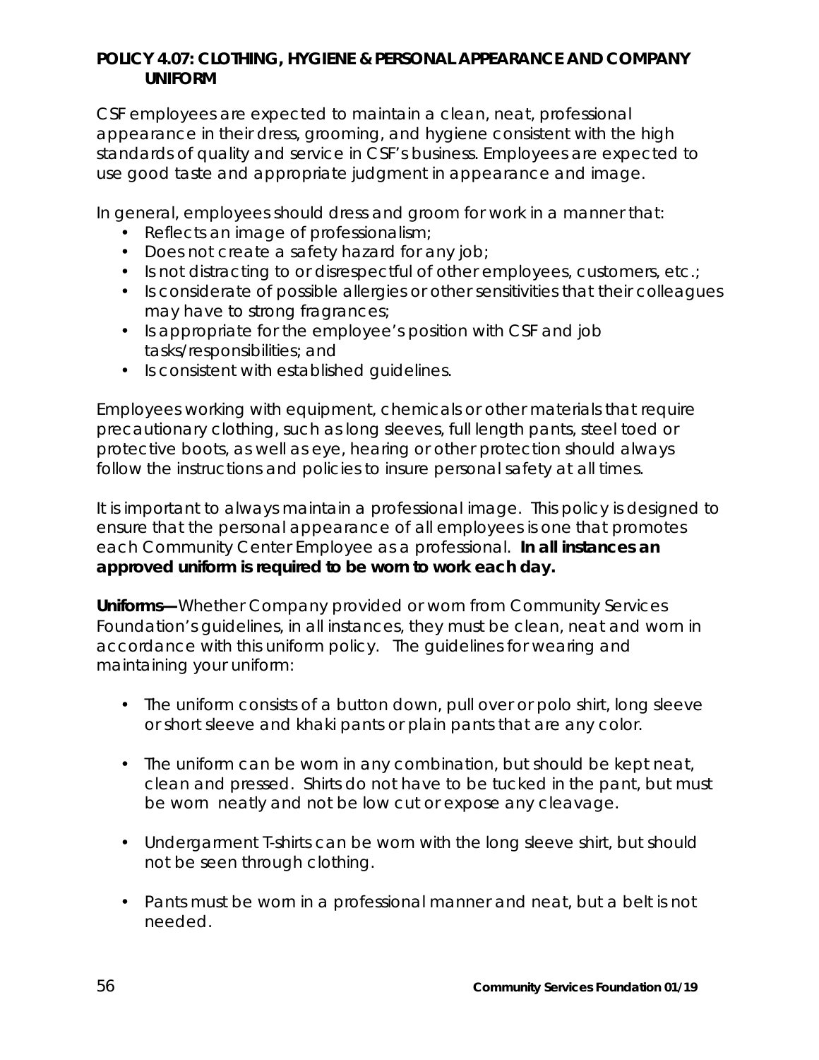## POLICY 4.07: CLOTHING, HYGIENE & PERSONAL APPEARANCE AND COMPANY UNIFORM

CSF employees are expected to maintain a clean, neat, professional appearance in their dress, grooming, and hygiene consistent with the high standards of quality and service in CSF's business. Employees are expected to use good taste and appropriate judgment in appearance and image.

In general, employees should dress and groom for work in a manner that:

- Reflects an image of professionalism;
- Does not create a safety hazard for any job;
- Is not distracting to or disrespectful of other employees, customers, etc.;
- Is considerate of possible allergies or other sensitivities that their colleagues may have to strong fragrances;
- Is appropriate for the employee's position with CSF and job tasks/responsibilities; and
- Is consistent with established guidelines.

Employees working with equipment, chemicals or other materials that require precautionary clothing, such as long sleeves, full length pants, steel toed or protective boots, as well as eye, hearing or other protection should always follow the instructions and policies to insure personal safety at all times.

It is important to always maintain a professional image. This policy is designed to ensure that the personal appearance of all employees is one that promotes each Community Center Employee as a professional. **In all instances an approved uniform is required to be worn to work each day.**

**Uniforms—**Whether Company provided or worn from Community Services Foundation's guidelines, in all instances, they must be clean, neat and worn in accordance with this uniform policy. The guidelines for wearing and maintaining your uniform:

- The uniform consists of a button down, pull over or polo shirt, long sleeve or short sleeve and khaki pants or plain pants that are any color.

- The uniform can be worn in any combination, but should be kept neat, clean and pressed. Shirts do not have to be tucked in the pant, but must be worn neatly and not be low cut or expose any cleavage.

- Undergarment T-shirts can be worn with the long sleeve shirt, but should not be seen through clothing.

- Pants must be worn in a professional manner and neat, but a belt is not needed.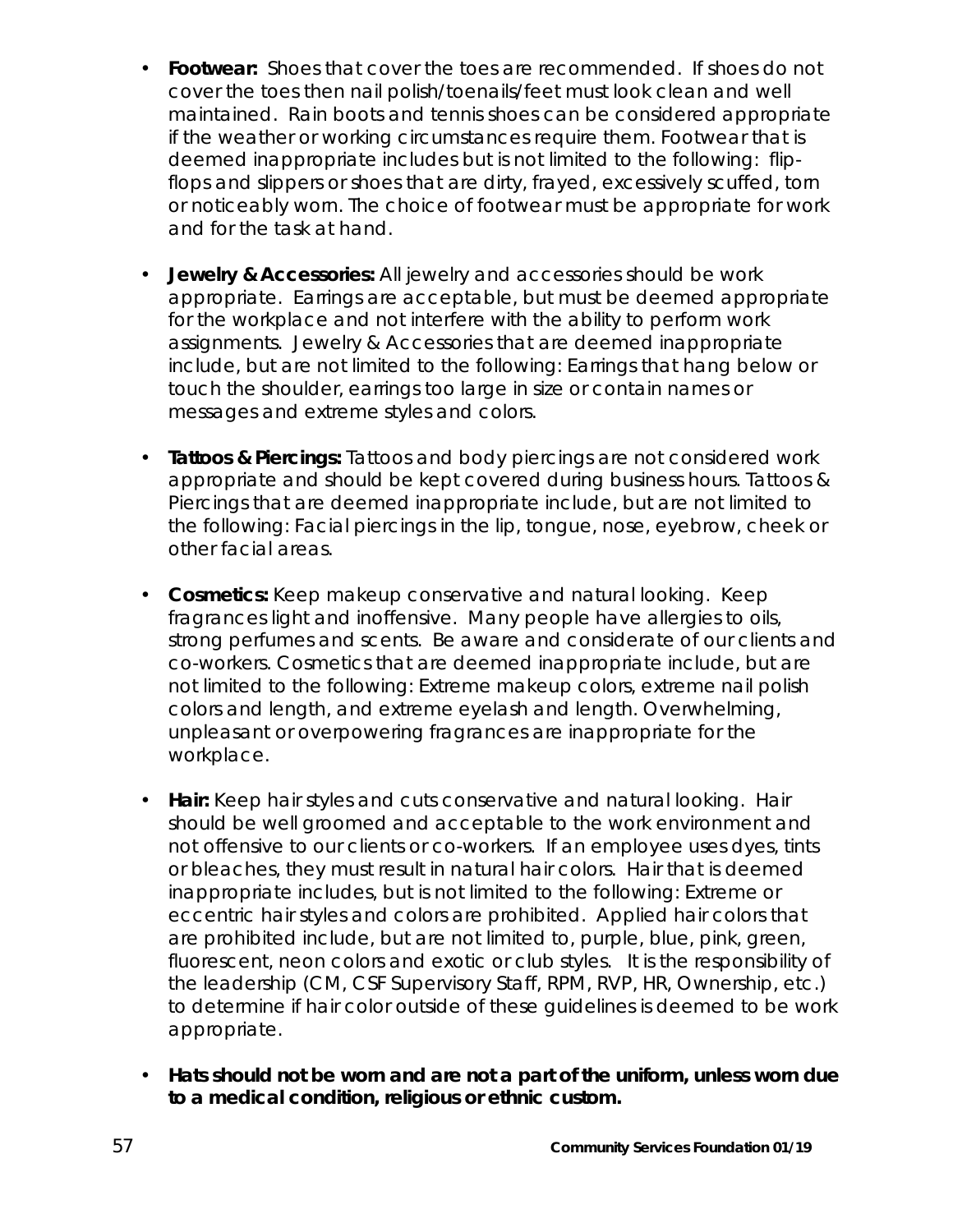- **Footwear:** Shoes that cover the toes are recommended. If shoes do not cover the toes then nail polish/toenails/feet must look clean and well maintained. Rain boots and tennis shoes can be considered appropriate if the weather or working circumstances require them. Footwear that is deemed inappropriate includes but is not limited to the following: flip-flops and slippers or shoes that are dirty, frayed, excessively scuffed, torn or noticeably worn. The choice of footwear must be appropriate for work and for the task at hand.

- **Jewelry & Accessories:** All jewelry and accessories should be work appropriate. Earrings are acceptable, but must be deemed appropriate for the workplace and not interfere with the ability to perform work assignments. Jewelry & Accessories that are deemed inappropriate include, but are not limited to the following: Earrings that hang below or touch the shoulder, earrings too large in size or contain names or messages and extreme styles and colors.

- **Tattoos & Piercings:** Tattoos and body piercings are not considered work appropriate and should be kept covered during business hours. Tattoos & Piercings that are deemed inappropriate include, but are not limited to the following: Facial piercings in the lip, tongue, nose, eyebrow, cheek or other facial areas.

- **Cosmetics:** Keep makeup conservative and natural looking. Keep fragrances light and inoffensive. Many people have allergies to oils, strong perfumes and scents. Be aware and considerate of our clients and co-workers. Cosmetics that are deemed inappropriate include, but are not limited to the following: Extreme makeup colors, extreme nail polish colors and length, and extreme eyelash and length. Overwhelming, unpleasant or overpowering fragrances are inappropriate for the workplace.

- **Hair:** Keep hair styles and cuts conservative and natural looking. Hair should be well groomed and acceptable to the work environment and not offensive to our clients or co-workers. If an employee uses dyes, tints or bleaches, they must result in natural hair colors. Hair that is deemed inappropriate includes, but is not limited to the following: Extreme or eccentric hair styles and colors are prohibited. Applied hair colors that are prohibited include, but are not limited to, purple, blue, pink, green, fluorescent, neon colors and exotic or club styles. It is the responsibility of the leadership (CM, CSF Supervisory Staff, RPM, RVP, HR, Ownership, etc.) to determine if hair color outside of these guidelines is deemed to be work appropriate.

- **Hats should not be worn and are not a part of the uniform, unless worn due to a medical condition, religious or ethnic custom.**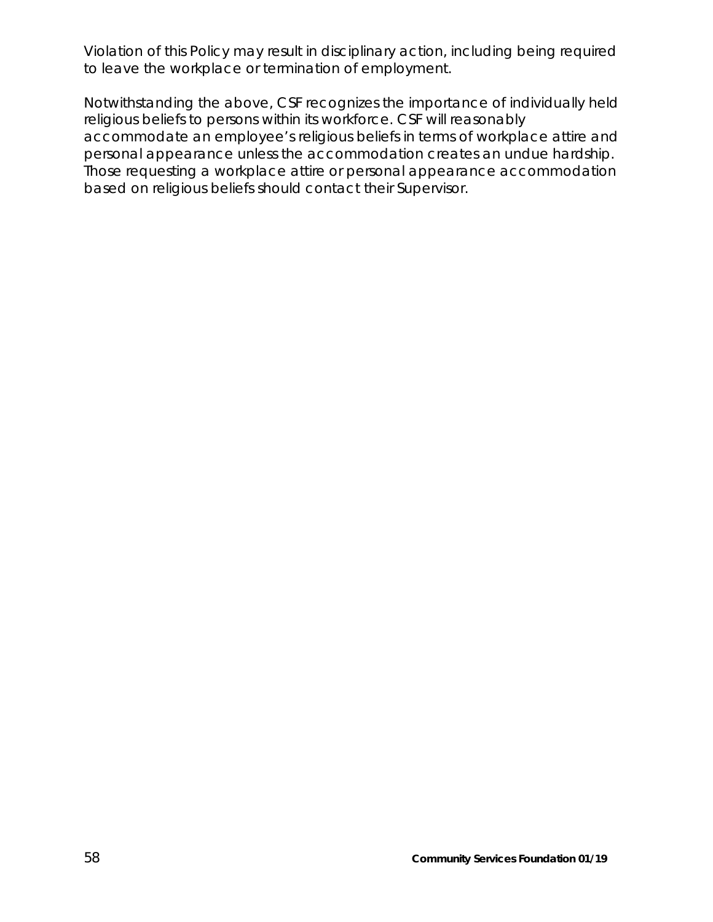Violation of this Policy may result in disciplinary action, including being required to leave the workplace or termination of employment.

Notwithstanding the above, CSF recognizes the importance of individually held religious beliefs to persons within its workforce. CSF will reasonably accommodate an employee's religious beliefs in terms of workplace attire and personal appearance unless the accommodation creates an undue hardship. Those requesting a workplace attire or personal appearance accommodation based on religious beliefs should contact their Supervisor.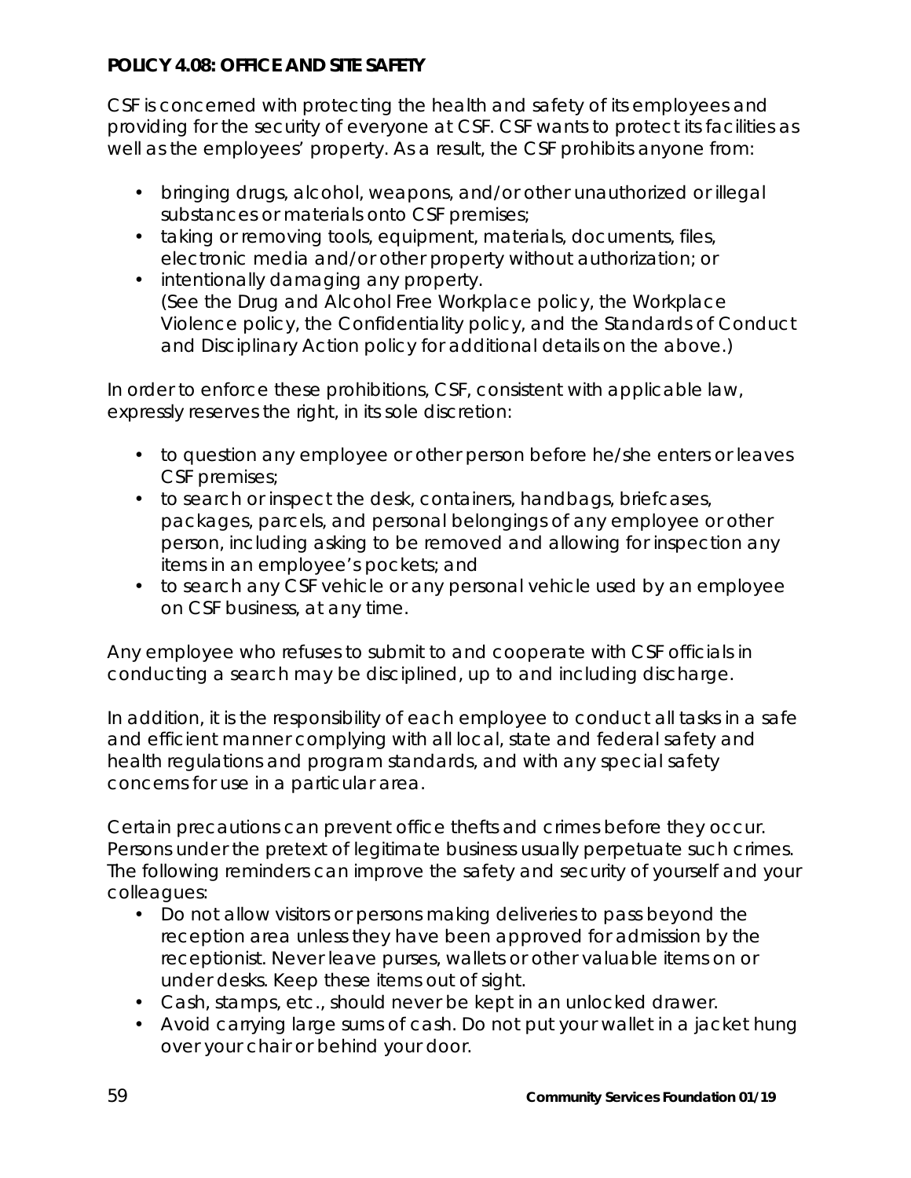**POLICY 4.08: OFFICE AND SITE SAFETY**

CSF is concerned with protecting the health and safety of its employees and providing for the security of everyone at CSF. CSF wants to protect its facilities as well as the employees' property. As a result, the CSF prohibits anyone from:

- bringing drugs, alcohol, weapons, and/or other unauthorized or illegal substances or materials onto CSF premises;
- taking or removing tools, equipment, materials, documents, files, electronic media and/or other property without authorization; or
- intentionally damaging any property.
  (See the Drug and Alcohol Free Workplace policy, the Workplace Violence policy, the Confidentiality policy, and the Standards of Conduct and Disciplinary Action policy for additional details on the above.)

In order to enforce these prohibitions, CSF, consistent with applicable law, expressly reserves the right, in its sole discretion:

- to question any employee or other person before he/she enters or leaves CSF premises;
- to search or inspect the desk, containers, handbags, briefcases, packages, parcels, and personal belongings of any employee or other person, including asking to be removed and allowing for inspection any items in an employee's pockets; and
- to search any CSF vehicle or any personal vehicle used by an employee on CSF business, at any time.

Any employee who refuses to submit to and cooperate with CSF officials in conducting a search may be disciplined, up to and including discharge.

In addition, it is the responsibility of each employee to conduct all tasks in a safe and efficient manner complying with all local, state and federal safety and health regulations and program standards, and with any special safety concerns for use in a particular area.

Certain precautions can prevent office thefts and crimes before they occur. Persons under the pretext of legitimate business usually perpetuate such crimes. The following reminders can improve the safety and security of yourself and your colleagues:

- Do not allow visitors or persons making deliveries to pass beyond the reception area unless they have been approved for admission by the receptionist. Never leave purses, wallets or other valuable items on or under desks. Keep these items out of sight.
- Cash, stamps, etc., should never be kept in an unlocked drawer.
- Avoid carrying large sums of cash. Do not put your wallet in a jacket hung over your chair or behind your door.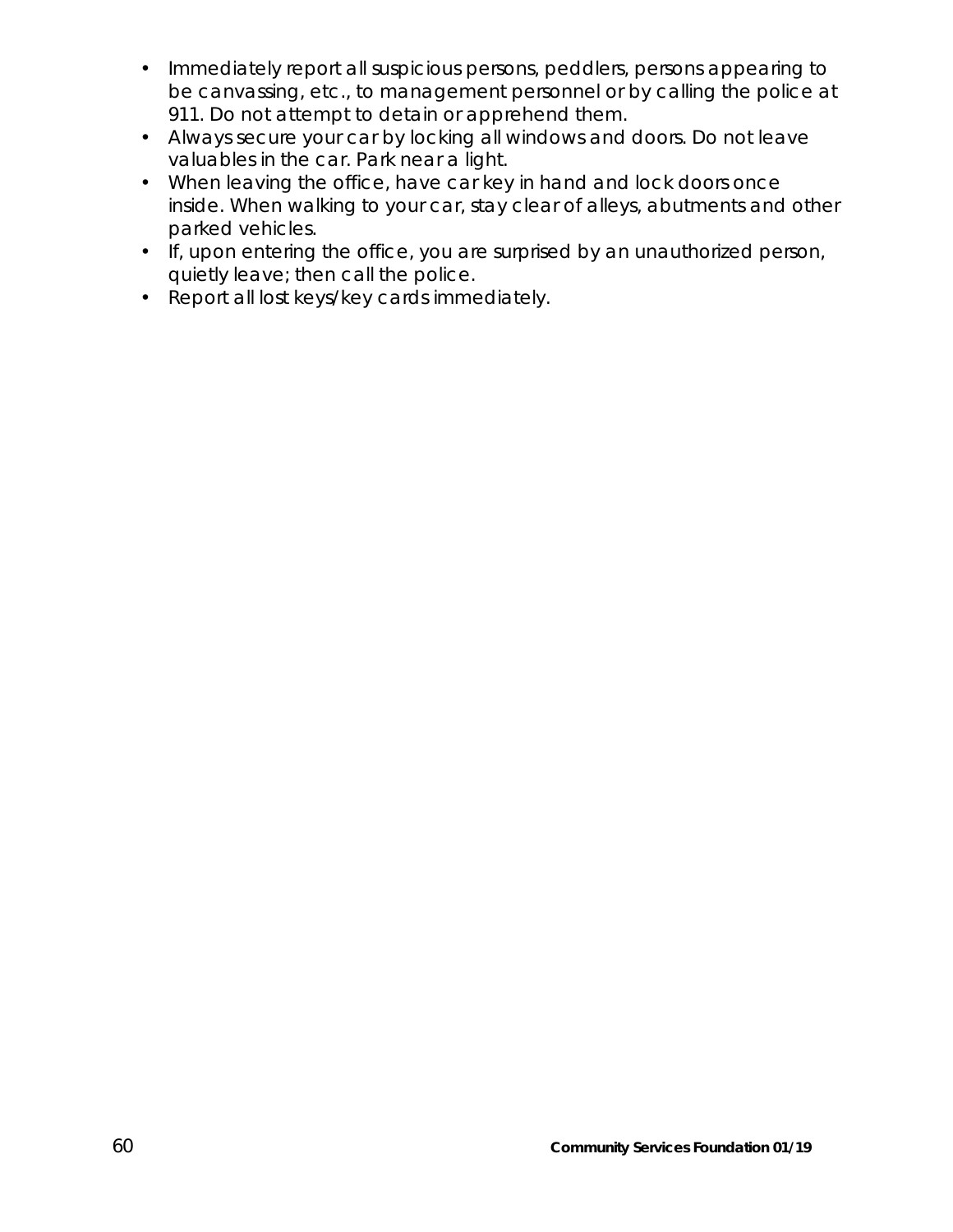- Immediately report all suspicious persons, peddlers, persons appearing to be canvassing, etc., to management personnel or by calling the police at 911. Do not attempt to detain or apprehend them.
- Always secure your car by locking all windows and doors. Do not leave valuables in the car. Park near a light.
- When leaving the office, have car key in hand and lock doors once inside. When walking to your car, stay clear of alleys, abutments and other parked vehicles.
- If, upon entering the office, you are surprised by an unauthorized person, quietly leave; then call the police.
- Report all lost keys/key cards immediately.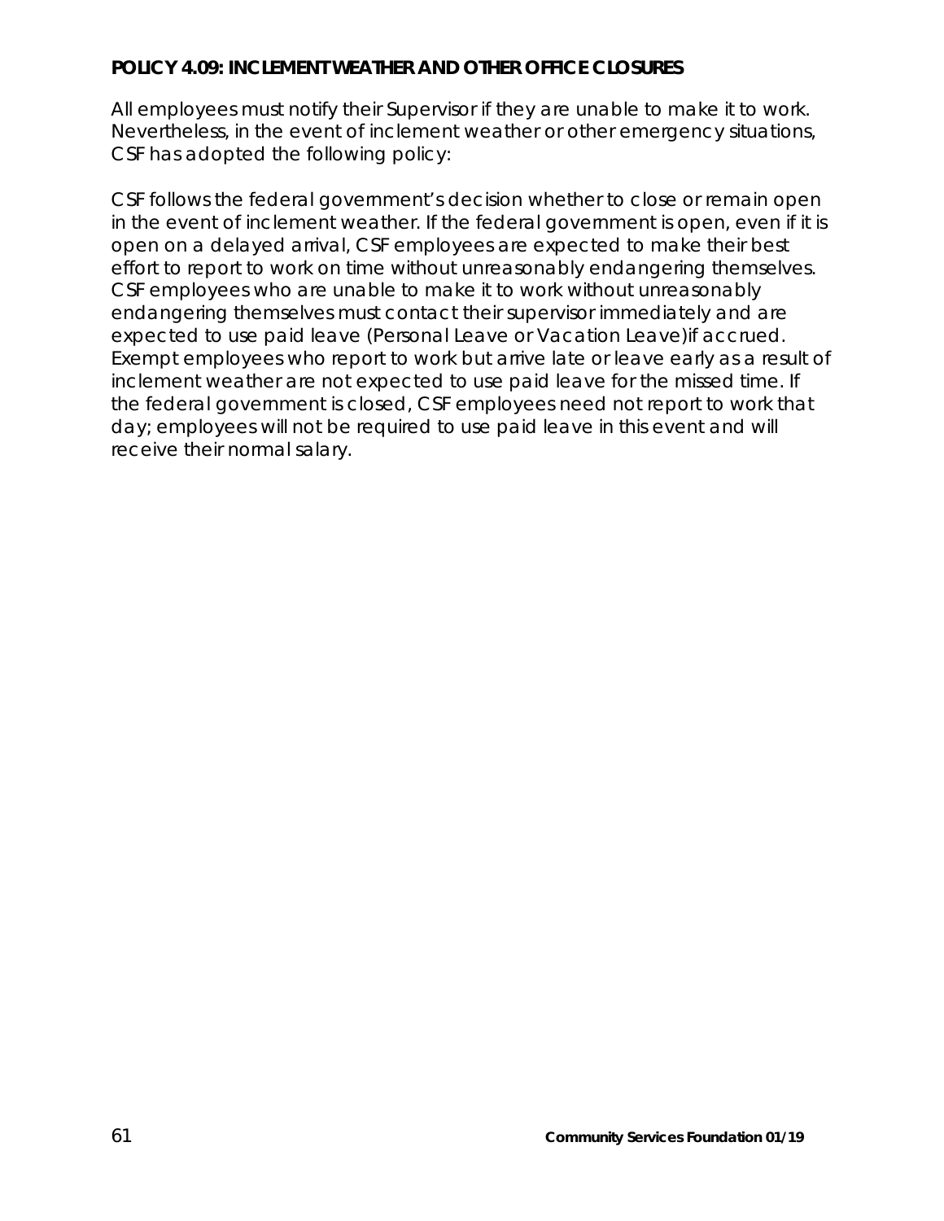**POLICY 4.09: INCLEMENT WEATHER AND OTHER OFFICE CLOSURES**

All employees must notify their Supervisor if they are unable to make it to work. Nevertheless, in the event of inclement weather or other emergency situations, CSF has adopted the following policy:

CSF follows the federal government's decision whether to close or remain open in the event of inclement weather. If the federal government is open, even if it is open on a delayed arrival, CSF employees are expected to make their best effort to report to work on time without unreasonably endangering themselves. CSF employees who are unable to make it to work without unreasonably endangering themselves must contact their supervisor immediately and are expected to use paid leave (Personal Leave or Vacation Leave)if accrued. Exempt employees who report to work but arrive late or leave early as a result of inclement weather are not expected to use paid leave for the missed time. If the federal government is closed, CSF employees need not report to work that day; employees will not be required to use paid leave in this event and will receive their normal salary.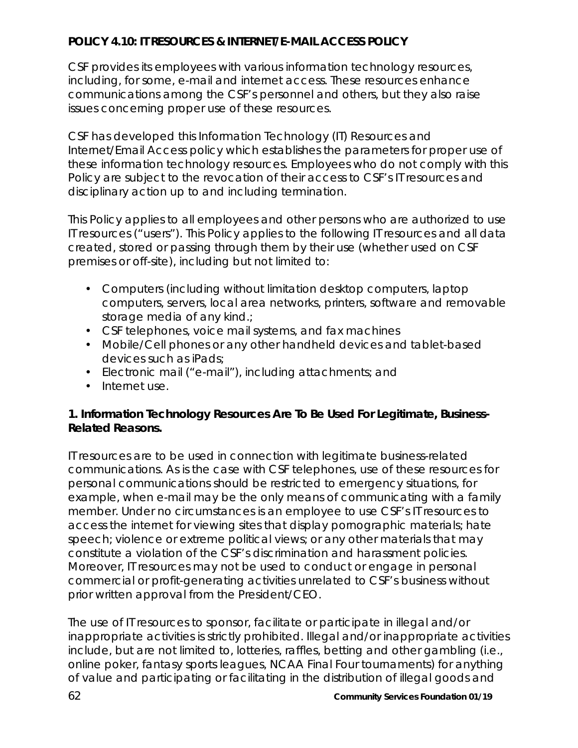**POLICY 4.10: IT RESOURCES & INTERNET/E-MAIL ACCESS POLICY**

CSF provides its employees with various information technology resources, including, for some, e-mail and internet access. These resources enhance communications among the CSF's personnel and others, but they also raise issues concerning proper use of these resources.

CSF has developed this Information Technology (IT) Resources and Internet/Email Access policy which establishes the parameters for proper use of these information technology resources. Employees who do not comply with this Policy are subject to the revocation of their access to CSF's IT resources and disciplinary action up to and including termination.

This Policy applies to all employees and other persons who are authorized to use IT resources ("users"). This Policy applies to the following IT resources and all data created, stored or passing through them by their use (whether used on CSF premises or off-site), including but not limited to:

- Computers (including without limitation desktop computers, laptop computers, servers, local area networks, printers, software and removable storage media of any kind.;
- CSF telephones, voice mail systems, and fax machines
- Mobile/Cell phones or any other handheld devices and tablet-based devices such as iPads;
- Electronic mail ("e-mail"), including attachments; and
- Internet use.

**1. Information Technology Resources Are To Be Used For Legitimate, Business-Related Reasons.**

IT resources are to be used in connection with legitimate business-related communications. As is the case with CSF telephones, use of these resources for personal communications should be restricted to emergency situations, for example, when e-mail may be the only means of communicating with a family member. Under no circumstances is an employee to use CSF's IT resources to access the internet for viewing sites that display pornographic materials; hate speech; violence or extreme political views; or any other materials that may constitute a violation of the CSF's discrimination and harassment policies. Moreover, IT resources may not be used to conduct or engage in personal commercial or profit-generating activities unrelated to CSF's business without prior written approval from the President/CEO.

The use of IT resources to sponsor, facilitate or participate in illegal and/or inappropriate activities is strictly prohibited. Illegal and/or inappropriate activities include, but are not limited to, lotteries, raffles, betting and other gambling (i.e., online poker, fantasy sports leagues, NCAA Final Four tournaments) for anything of value and participating or facilitating in the distribution of illegal goods and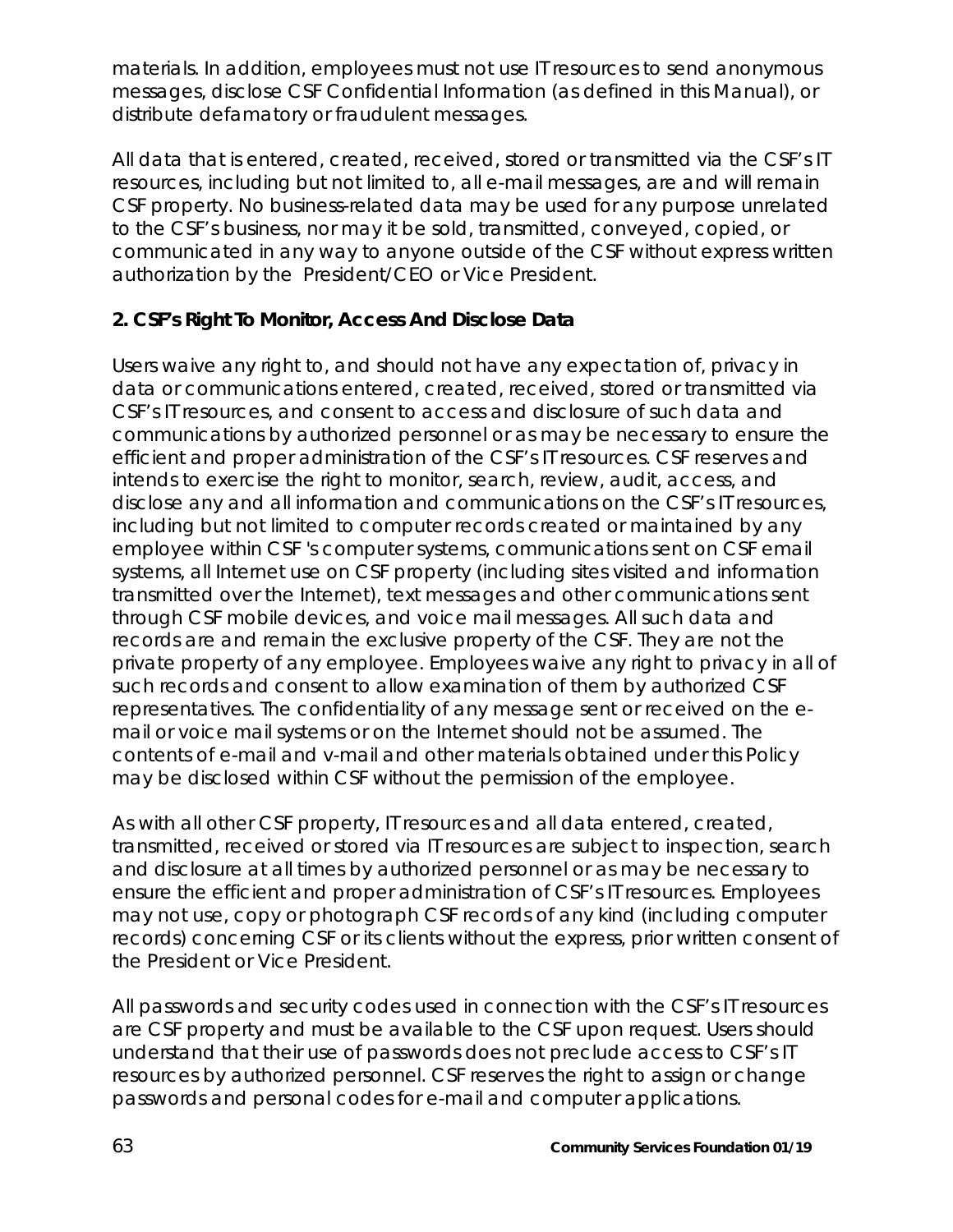materials. In addition, employees must not use IT resources to send anonymous messages, disclose CSF Confidential Information (as defined in this Manual), or distribute defamatory or fraudulent messages.

All data that is entered, created, received, stored or transmitted via the CSF's IT resources, including but not limited to, all e-mail messages, are and will remain CSF property. No business-related data may be used for any purpose unrelated to the CSF's business, nor may it be sold, transmitted, conveyed, copied, or communicated in any way to anyone outside of the CSF without express written authorization by the President/CEO or Vice President.

**2. CSF's Right To Monitor, Access And Disclose Data**

Users waive any right to, and should not have any expectation of, privacy in data or communications entered, created, received, stored or transmitted via CSF's IT resources, and consent to access and disclosure of such data and communications by authorized personnel or as may be necessary to ensure the efficient and proper administration of the CSF's IT resources. CSF reserves and intends to exercise the right to monitor, search, review, audit, access, and disclose any and all information and communications on the CSF's IT resources, including but not limited to computer records created or maintained by any employee within CSF 's computer systems, communications sent on CSF email systems, all Internet use on CSF property (including sites visited and information transmitted over the Internet), text messages and other communications sent through CSF mobile devices, and voice mail messages. All such data and records are and remain the exclusive property of the CSF. They are not the private property of any employee. Employees waive any right to privacy in all of such records and consent to allow examination of them by authorized CSF representatives. The confidentiality of any message sent or received on the e-mail or voice mail systems or on the Internet should not be assumed. The contents of e-mail and v-mail and other materials obtained under this Policy may be disclosed within CSF without the permission of the employee.

As with all other CSF property, IT resources and all data entered, created, transmitted, received or stored via IT resources are subject to inspection, search and disclosure at all times by authorized personnel or as may be necessary to ensure the efficient and proper administration of CSF's IT resources. Employees may not use, copy or photograph CSF records of any kind (including computer records) concerning CSF or its clients without the express, prior written consent of the President or Vice President.

All passwords and security codes used in connection with the CSF's IT resources are CSF property and must be available to the CSF upon request. Users should understand that their use of passwords does not preclude access to CSF's IT resources by authorized personnel. CSF reserves the right to assign or change passwords and personal codes for e-mail and computer applications.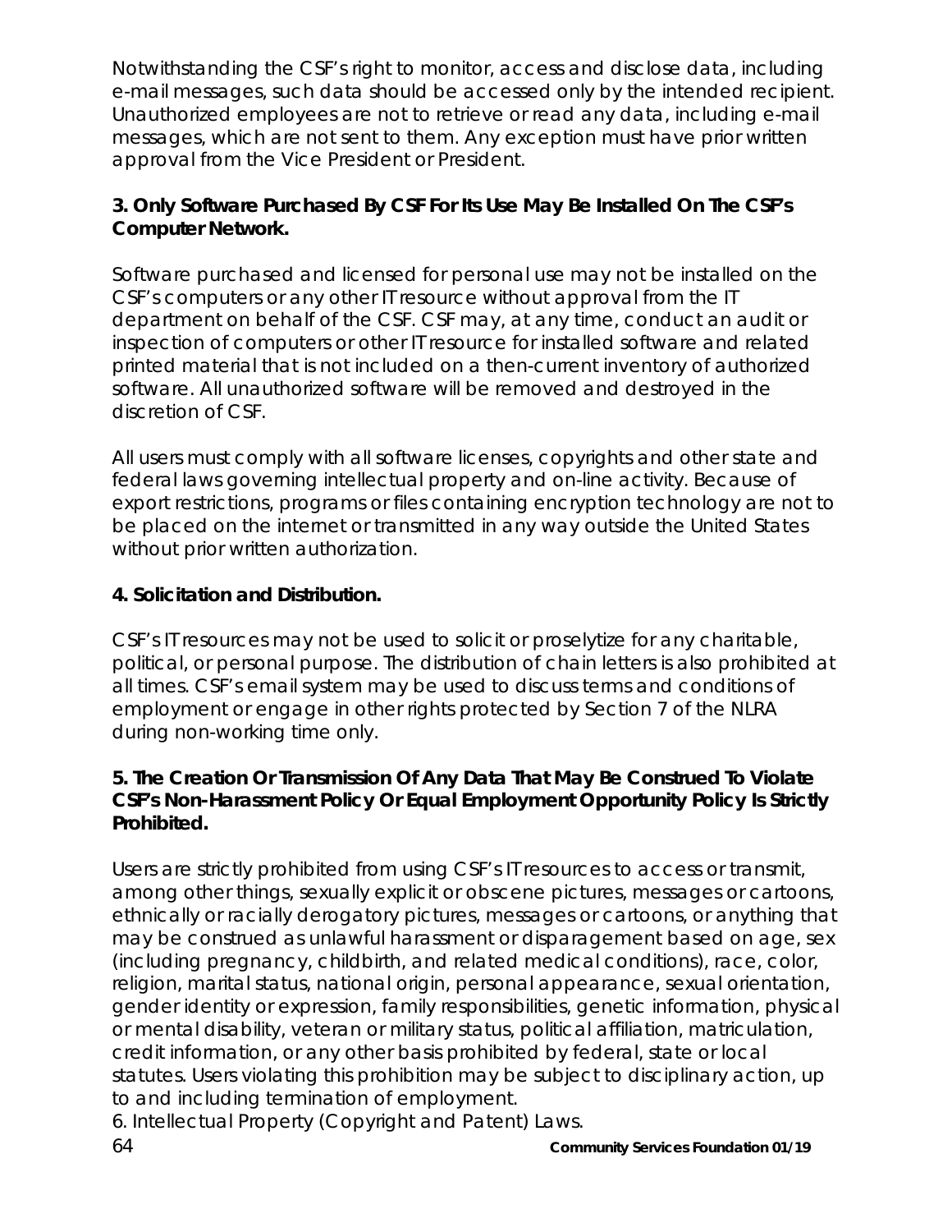Notwithstanding the CSF's right to monitor, access and disclose data, including e-mail messages, such data should be accessed only by the intended recipient. Unauthorized employees are not to retrieve or read any data, including e-mail messages, which are not sent to them. Any exception must have prior written approval from the Vice President or President.

**3. Only Software Purchased By CSF For Its Use May Be Installed On The CSF's Computer Network.**

Software purchased and licensed for personal use may not be installed on the CSF's computers or any other IT resource without approval from the IT department on behalf of the CSF. CSF may, at any time, conduct an audit or inspection of computers or other IT resource for installed software and related printed material that is not included on a then-current inventory of authorized software. All unauthorized software will be removed and destroyed in the discretion of CSF.

All users must comply with all software licenses, copyrights and other state and federal laws governing intellectual property and on-line activity. Because of export restrictions, programs or files containing encryption technology are not to be placed on the internet or transmitted in any way outside the United States without prior written authorization.

**4. Solicitation and Distribution.**

CSF's IT resources may not be used to solicit or proselytize for any charitable, political, or personal purpose. The distribution of chain letters is also prohibited at all times. CSF's email system may be used to discuss terms and conditions of employment or engage in other rights protected by Section 7 of the NLRA during non-working time only.

**5. The Creation Or Transmission Of Any Data That May Be Construed To Violate CSF's Non-Harassment Policy Or Equal Employment Opportunity Policy Is Strictly Prohibited.**

Users are strictly prohibited from using CSF's IT resources to access or transmit, among other things, sexually explicit or obscene pictures, messages or cartoons, ethnically or racially derogatory pictures, messages or cartoons, or anything that may be construed as unlawful harassment or disparagement based on age, sex (including pregnancy, childbirth, and related medical conditions), race, color, religion, marital status, national origin, personal appearance, sexual orientation, gender identity or expression, family responsibilities, genetic information, physical or mental disability, veteran or military status, political affiliation, matriculation, credit information, or any other basis prohibited by federal, state or local statutes. Users violating this prohibition may be subject to disciplinary action, up to and including termination of employment.

6. Intellectual Property (Copyright and Patent) Laws.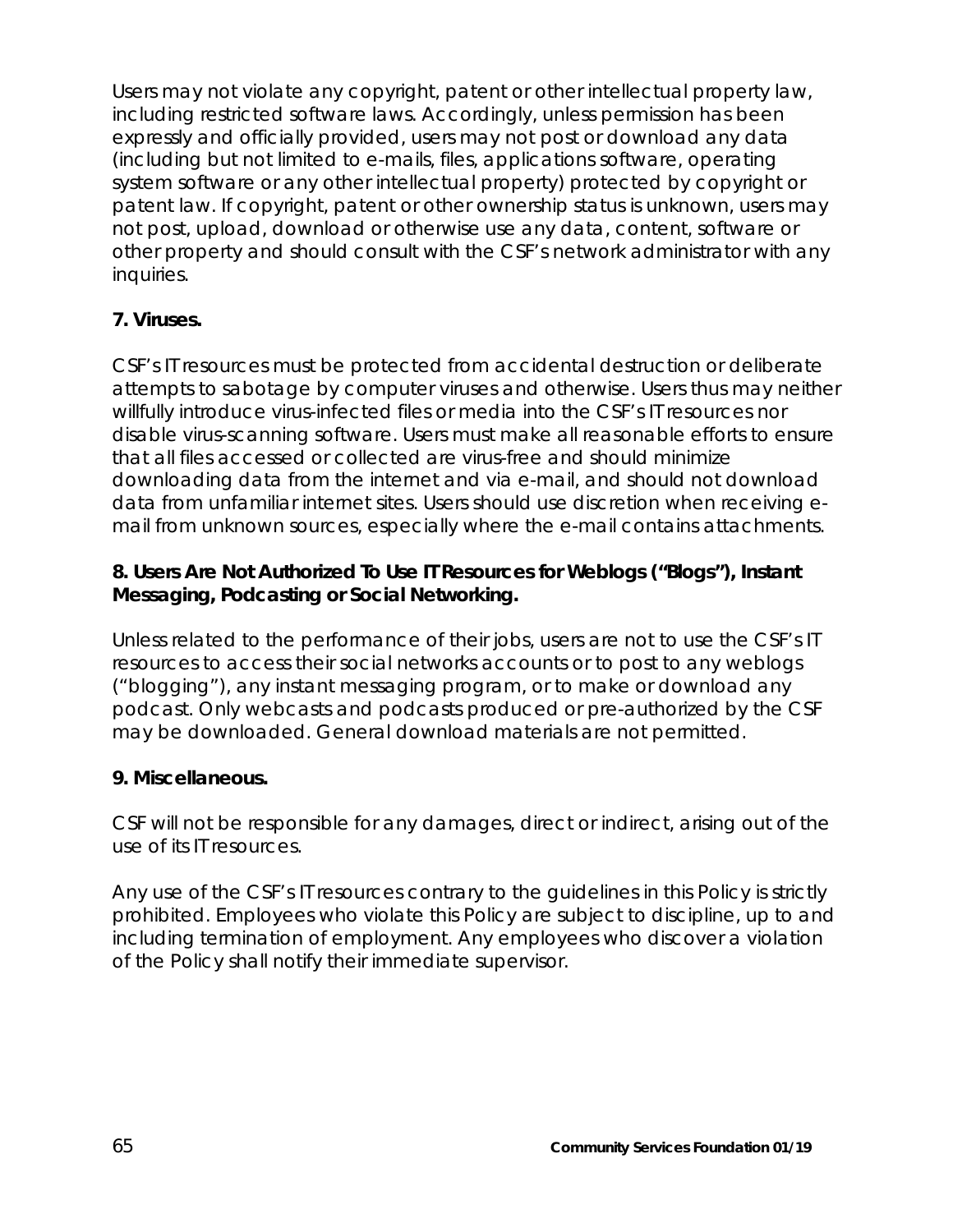Users may not violate any copyright, patent or other intellectual property law, including restricted software laws. Accordingly, unless permission has been expressly and officially provided, users may not post or download any data (including but not limited to e-mails, files, applications software, operating system software or any other intellectual property) protected by copyright or patent law. If copyright, patent or other ownership status is unknown, users may not post, upload, download or otherwise use any data, content, software or other property and should consult with the CSF's network administrator with any inquiries.

**7. Viruses.**

CSF's IT resources must be protected from accidental destruction or deliberate attempts to sabotage by computer viruses and otherwise. Users thus may neither willfully introduce virus-infected files or media into the CSF's IT resources nor disable virus-scanning software. Users must make all reasonable efforts to ensure that all files accessed or collected are virus-free and should minimize downloading data from the internet and via e-mail, and should not download data from unfamiliar internet sites. Users should use discretion when receiving e-mail from unknown sources, especially where the e-mail contains attachments.

**8. Users Are Not Authorized To Use IT Resources for Weblogs ("Blogs"), Instant Messaging, Podcasting or Social Networking.**

Unless related to the performance of their jobs, users are not to use the CSF's IT resources to access their social networks accounts or to post to any weblogs ("blogging"), any instant messaging program, or to make or download any podcast. Only webcasts and podcasts produced or pre-authorized by the CSF may be downloaded. General download materials are not permitted.

**9. Miscellaneous.**

CSF will not be responsible for any damages, direct or indirect, arising out of the use of its IT resources.

Any use of the CSF's IT resources contrary to the guidelines in this Policy is strictly prohibited. Employees who violate this Policy are subject to discipline, up to and including termination of employment. Any employees who discover a violation of the Policy shall notify their immediate supervisor.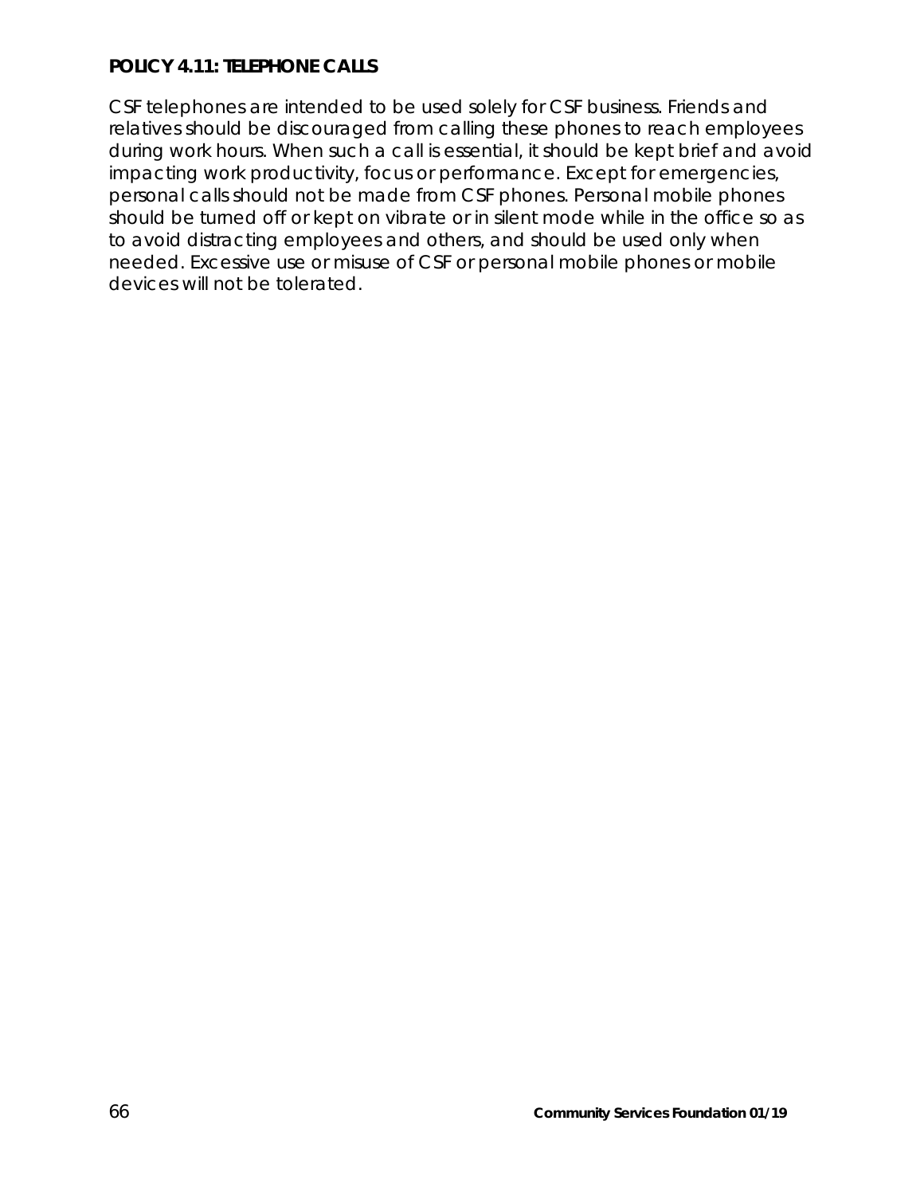## POLICY 4.11: TELEPHONE CALLS

CSF telephones are intended to be used solely for CSF business. Friends and relatives should be discouraged from calling these phones to reach employees during work hours. When such a call is essential, it should be kept brief and avoid impacting work productivity, focus or performance. Except for emergencies, personal calls should not be made from CSF phones. Personal mobile phones should be turned off or kept on vibrate or in silent mode while in the office so as to avoid distracting employees and others, and should be used only when needed. Excessive use or misuse of CSF or personal mobile phones or mobile devices will not be tolerated.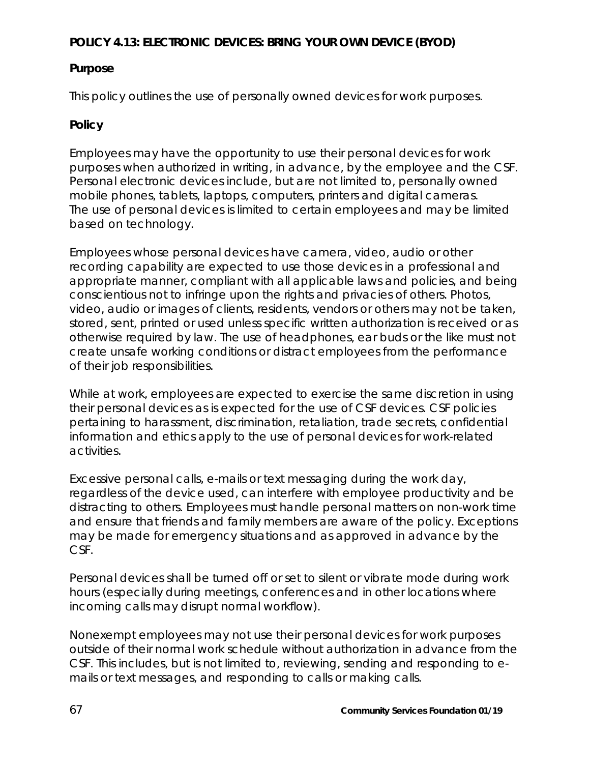**POLICY 4.13: ELECTRONIC DEVICES: BRING YOUR OWN DEVICE (BYOD)**

**Purpose**

This policy outlines the use of personally owned devices for work purposes.

**Policy**

Employees may have the opportunity to use their personal devices for work purposes when authorized in writing, in advance, by the employee and the CSF. Personal electronic devices include, but are not limited to, personally owned mobile phones, tablets, laptops, computers, printers and digital cameras. The use of personal devices is limited to certain employees and may be limited based on technology.

Employees whose personal devices have camera, video, audio or other recording capability are expected to use those devices in a professional and appropriate manner, compliant with all applicable laws and policies, and being conscientious not to infringe upon the rights and privacies of others. Photos, video, audio or images of clients, residents, vendors or others may not be taken, stored, sent, printed or used unless specific written authorization is received or as otherwise required by law. The use of headphones, ear buds or the like must not create unsafe working conditions or distract employees from the performance of their job responsibilities.

While at work, employees are expected to exercise the same discretion in using their personal devices as is expected for the use of CSF devices. CSF policies pertaining to harassment, discrimination, retaliation, trade secrets, confidential information and ethics apply to the use of personal devices for work-related activities.

Excessive personal calls, e-mails or text messaging during the work day, regardless of the device used, can interfere with employee productivity and be distracting to others. Employees must handle personal matters on non-work time and ensure that friends and family members are aware of the policy. Exceptions may be made for emergency situations and as approved in advance by the CSF.

Personal devices shall be turned off or set to silent or vibrate mode during work hours (especially during meetings, conferences and in other locations where incoming calls may disrupt normal workflow).

Nonexempt employees may not use their personal devices for work purposes outside of their normal work schedule without authorization in advance from the CSF. This includes, but is not limited to, reviewing, sending and responding to e-mails or text messages, and responding to calls or making calls.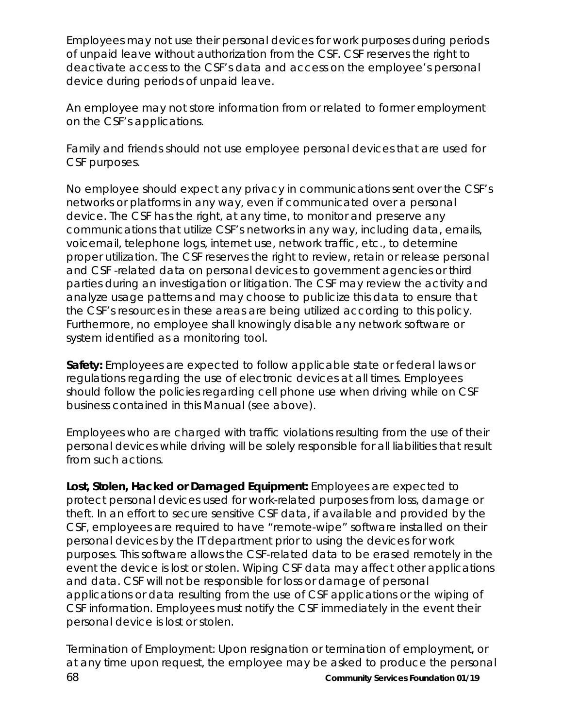Employees may not use their personal devices for work purposes during periods of unpaid leave without authorization from the CSF. CSF reserves the right to deactivate access to the CSF's data and access on the employee's personal device during periods of unpaid leave.

An employee may not store information from or related to former employment on the CSF's applications.

Family and friends should not use employee personal devices that are used for CSF purposes.

No employee should expect any privacy in communications sent over the CSF's networks or platforms in any way, even if communicated over a personal device. The CSF has the right, at any time, to monitor and preserve any communications that utilize CSF's networks in any way, including data, emails, voicemail, telephone logs, internet use, network traffic, etc., to determine proper utilization. The CSF reserves the right to review, retain or release personal and CSF -related data on personal devices to government agencies or third parties during an investigation or litigation. The CSF may review the activity and analyze usage patterns and may choose to publicize this data to ensure that the CSF's resources in these areas are being utilized according to this policy. Furthermore, no employee shall knowingly disable any network software or system identified as a monitoring tool.

**Safety:** Employees are expected to follow applicable state or federal laws or regulations regarding the use of electronic devices at all times. Employees should follow the policies regarding cell phone use when driving while on CSF business contained in this Manual (see above).

Employees who are charged with traffic violations resulting from the use of their personal devices while driving will be solely responsible for all liabilities that result from such actions.

**Lost, Stolen, Hacked or Damaged Equipment:** Employees are expected to protect personal devices used for work-related purposes from loss, damage or theft. In an effort to secure sensitive CSF data, if available and provided by the CSF, employees are required to have "remote-wipe" software installed on their personal devices by the IT department prior to using the devices for work purposes. This software allows the CSF-related data to be erased remotely in the event the device is lost or stolen. Wiping CSF data may affect other applications and data. CSF will not be responsible for loss or damage of personal applications or data resulting from the use of CSF applications or the wiping of CSF information. Employees must notify the CSF immediately in the event their personal device is lost or stolen.

Termination of Employment: Upon resignation or termination of employment, or at any time upon request, the employee may be asked to produce the personal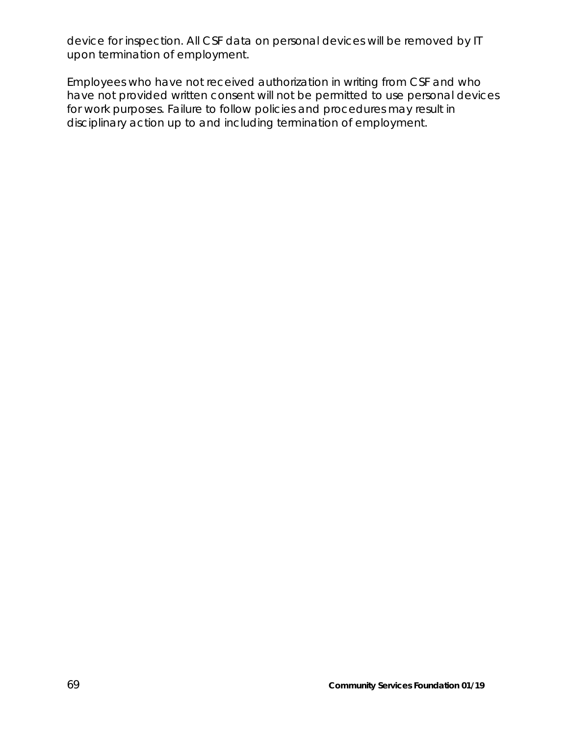device for inspection. All CSF data on personal devices will be removed by IT upon termination of employment.

Employees who have not received authorization in writing from CSF and who have not provided written consent will not be permitted to use personal devices for work purposes. Failure to follow policies and procedures may result in disciplinary action up to and including termination of employment.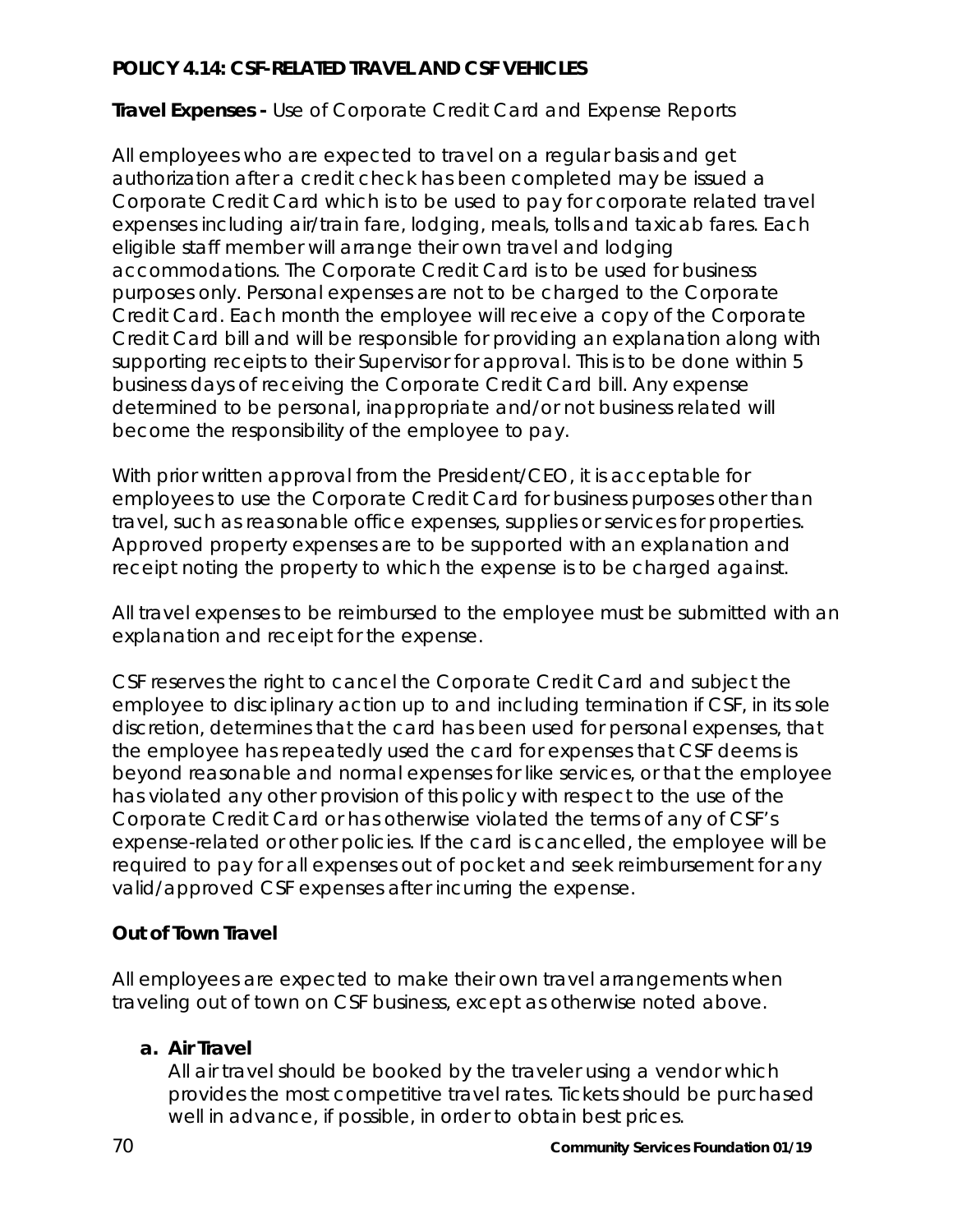## POLICY 4.14: CSF-RELATED TRAVEL AND CSF VEHICLES

**Travel Expenses -** Use of Corporate Credit Card and Expense Reports

All employees who are expected to travel on a regular basis and get authorization after a credit check has been completed may be issued a Corporate Credit Card which is to be used to pay for corporate related travel expenses including air/train fare, lodging, meals, tolls and taxicab fares. Each eligible staff member will arrange their own travel and lodging accommodations. The Corporate Credit Card is to be used for business purposes only. Personal expenses are not to be charged to the Corporate Credit Card. Each month the employee will receive a copy of the Corporate Credit Card bill and will be responsible for providing an explanation along with supporting receipts to their Supervisor for approval. This is to be done within 5 business days of receiving the Corporate Credit Card bill. Any expense determined to be personal, inappropriate and/or not business related will become the responsibility of the employee to pay.

With prior written approval from the President/CEO, it is acceptable for employees to use the Corporate Credit Card for business purposes other than travel, such as reasonable office expenses, supplies or services for properties. Approved property expenses are to be supported with an explanation and receipt noting the property to which the expense is to be charged against.

All travel expenses to be reimbursed to the employee must be submitted with an explanation and receipt for the expense.

CSF reserves the right to cancel the Corporate Credit Card and subject the employee to disciplinary action up to and including termination if CSF, in its sole discretion, determines that the card has been used for personal expenses, that the employee has repeatedly used the card for expenses that CSF deems is beyond reasonable and normal expenses for like services, or that the employee has violated any other provision of this policy with respect to the use of the Corporate Credit Card or has otherwise violated the terms of any of CSF's expense-related or other policies. If the card is cancelled, the employee will be required to pay for all expenses out of pocket and seek reimbursement for any valid/approved CSF expenses after incurring the expense.

### Out of Town Travel

All employees are expected to make their own travel arrangements when traveling out of town on CSF business, except as otherwise noted above.

**a. Air Travel**

All air travel should be booked by the traveler using a vendor which provides the most competitive travel rates. Tickets should be purchased well in advance, if possible, in order to obtain best prices.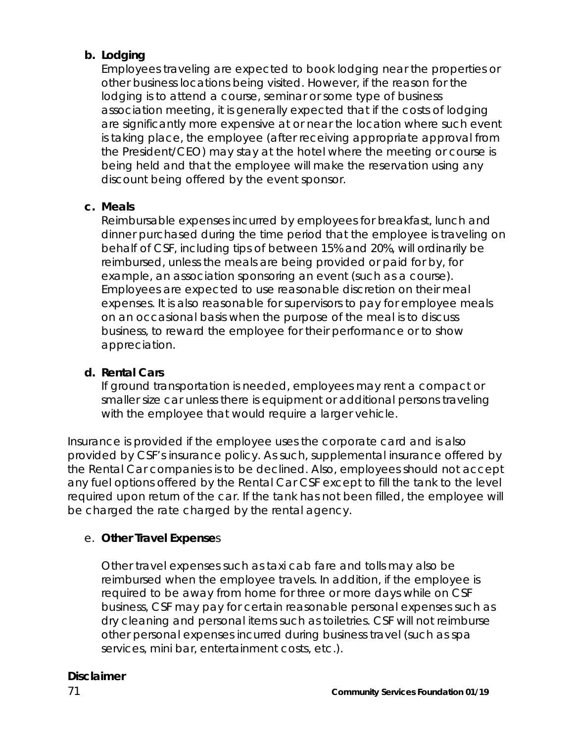**b. Lodging**

Employees traveling are expected to book lodging near the properties or other business locations being visited. However, if the reason for the lodging is to attend a course, seminar or some type of business association meeting, it is generally expected that if the costs of lodging are significantly more expensive at or near the location where such event is taking place, the employee (after receiving appropriate approval from the President/CEO) may stay at the hotel where the meeting or course is being held and that the employee will make the reservation using any discount being offered by the event sponsor.

**c. Meals**

Reimbursable expenses incurred by employees for breakfast, lunch and dinner purchased during the time period that the employee is traveling on behalf of CSF, including tips of between 15% and 20%, will ordinarily be reimbursed, unless the meals are being provided or paid for by, for example, an association sponsoring an event (such as a course). Employees are expected to use reasonable discretion on their meal expenses. It is also reasonable for supervisors to pay for employee meals on an occasional basis when the purpose of the meal is to discuss business, to reward the employee for their performance or to show appreciation.

**d. Rental Cars**

If ground transportation is needed, employees may rent a compact or smaller size car unless there is equipment or additional persons traveling with the employee that would require a larger vehicle.

Insurance is provided if the employee uses the corporate card and is also provided by CSF's insurance policy. As such, supplemental insurance offered by the Rental Car companies is to be declined. Also, employees should not accept any fuel options offered by the Rental Car CSF except to fill the tank to the level required upon return of the car. If the tank has not been filled, the employee will be charged the rate charged by the rental agency.

e. **Other Travel Expense**s

Other travel expenses such as taxi cab fare and tolls may also be reimbursed when the employee travels. In addition, if the employee is required to be away from home for three or more days while on CSF business, CSF may pay for certain reasonable personal expenses such as dry cleaning and personal items such as toiletries. CSF will not reimburse other personal expenses incurred during business travel (such as spa services, mini bar, entertainment costs, etc.).

**Disclaimer**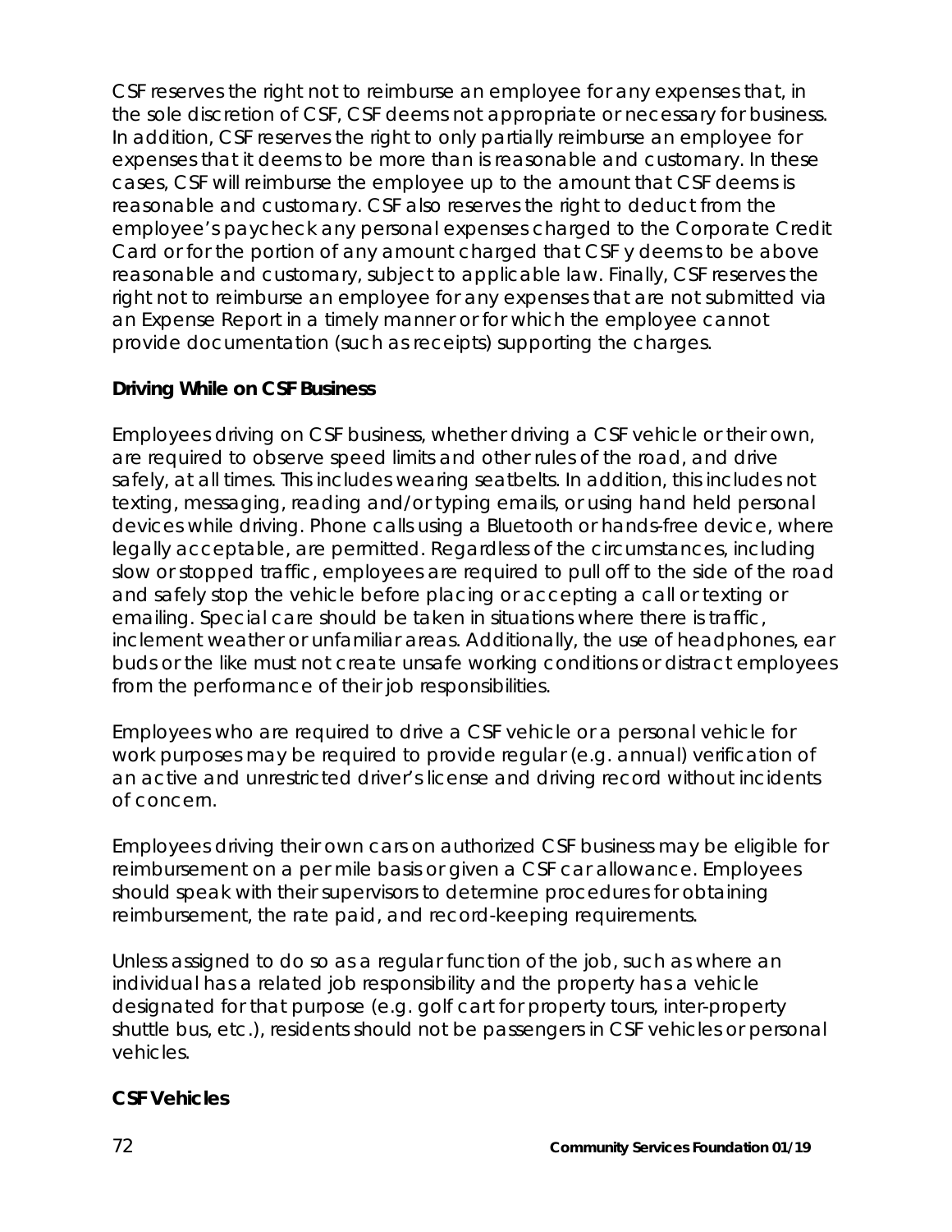CSF reserves the right not to reimburse an employee for any expenses that, in the sole discretion of CSF, CSF deems not appropriate or necessary for business. In addition, CSF reserves the right to only partially reimburse an employee for expenses that it deems to be more than is reasonable and customary. In these cases, CSF will reimburse the employee up to the amount that CSF deems is reasonable and customary. CSF also reserves the right to deduct from the employee's paycheck any personal expenses charged to the Corporate Credit Card or for the portion of any amount charged that CSF y deems to be above reasonable and customary, subject to applicable law. Finally, CSF reserves the right not to reimburse an employee for any expenses that are not submitted via an Expense Report in a timely manner or for which the employee cannot provide documentation (such as receipts) supporting the charges.

**Driving While on CSF Business**

Employees driving on CSF business, whether driving a CSF vehicle or their own, are required to observe speed limits and other rules of the road, and drive safely, at all times. This includes wearing seatbelts. In addition, this includes not texting, messaging, reading and/or typing emails, or using hand held personal devices while driving. Phone calls using a Bluetooth or hands-free device, where legally acceptable, are permitted. Regardless of the circumstances, including slow or stopped traffic, employees are required to pull off to the side of the road and safely stop the vehicle before placing or accepting a call or texting or emailing. Special care should be taken in situations where there is traffic, inclement weather or unfamiliar areas. Additionally, the use of headphones, ear buds or the like must not create unsafe working conditions or distract employees from the performance of their job responsibilities.

Employees who are required to drive a CSF vehicle or a personal vehicle for work purposes may be required to provide regular (e.g. annual) verification of an active and unrestricted driver's license and driving record without incidents of concern.

Employees driving their own cars on authorized CSF business may be eligible for reimbursement on a per mile basis or given a CSF car allowance. Employees should speak with their supervisors to determine procedures for obtaining reimbursement, the rate paid, and record-keeping requirements.

Unless assigned to do so as a regular function of the job, such as where an individual has a related job responsibility and the property has a vehicle designated for that purpose (e.g. golf cart for property tours, inter-property shuttle bus, etc.), residents should not be passengers in CSF vehicles or personal vehicles.

**CSF Vehicles**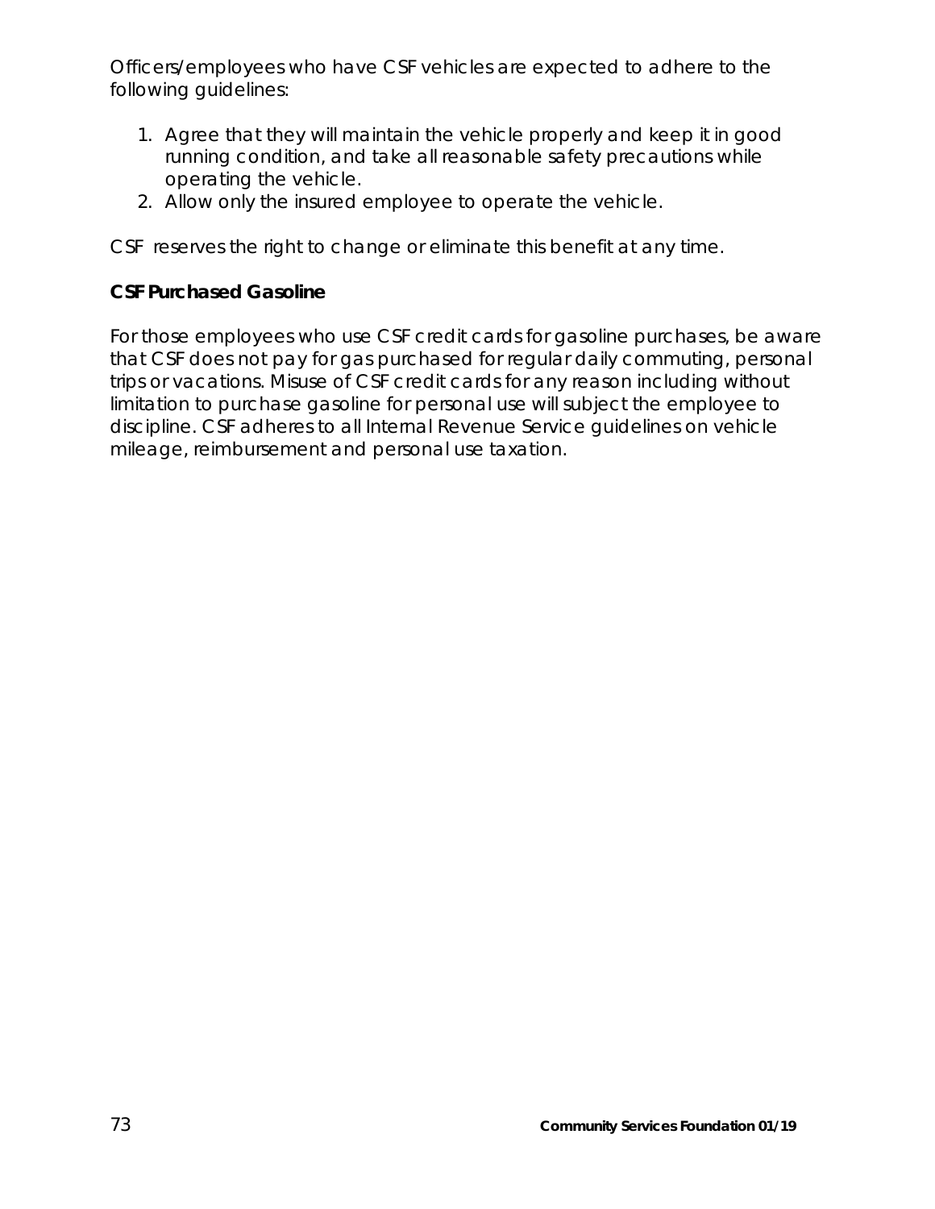Officers/employees who have CSF vehicles are expected to adhere to the following guidelines:

1. Agree that they will maintain the vehicle properly and keep it in good running condition, and take all reasonable safety precautions while operating the vehicle.
2. Allow only the insured employee to operate the vehicle.

CSF reserves the right to change or eliminate this benefit at any time.

**CSF Purchased Gasoline**

For those employees who use CSF credit cards for gasoline purchases, be aware that CSF does not pay for gas purchased for regular daily commuting, personal trips or vacations. Misuse of CSF credit cards for any reason including without limitation to purchase gasoline for personal use will subject the employee to discipline. CSF adheres to all Internal Revenue Service guidelines on vehicle mileage, reimbursement and personal use taxation.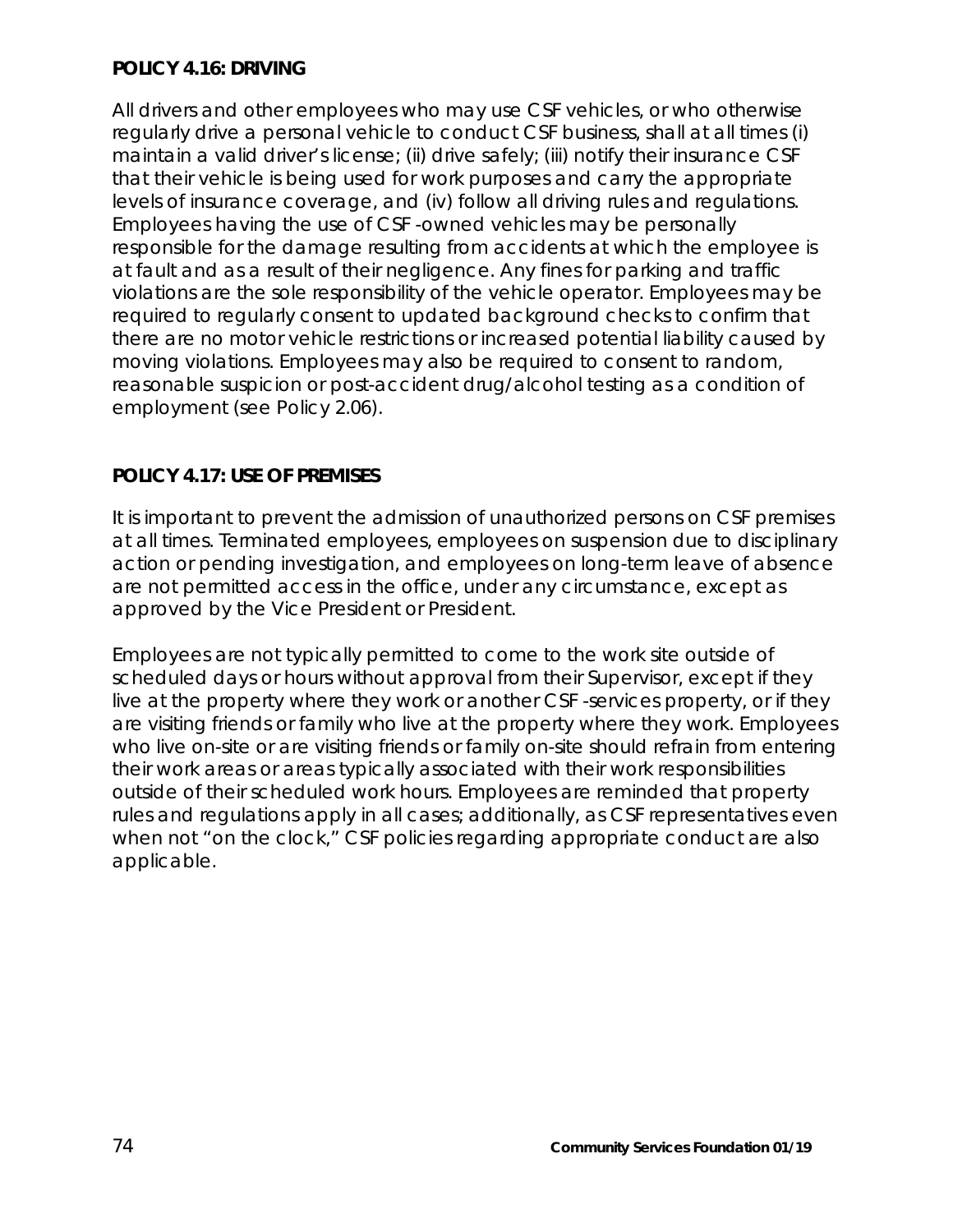**POLICY 4.16: DRIVING**

All drivers and other employees who may use CSF vehicles, or who otherwise regularly drive a personal vehicle to conduct CSF business, shall at all times (i) maintain a valid driver's license; (ii) drive safely; (iii) notify their insurance CSF that their vehicle is being used for work purposes and carry the appropriate levels of insurance coverage, and (iv) follow all driving rules and regulations. Employees having the use of CSF -owned vehicles may be personally responsible for the damage resulting from accidents at which the employee is at fault and as a result of their negligence. Any fines for parking and traffic violations are the sole responsibility of the vehicle operator. Employees may be required to regularly consent to updated background checks to confirm that there are no motor vehicle restrictions or increased potential liability caused by moving violations. Employees may also be required to consent to random, reasonable suspicion or post-accident drug/alcohol testing as a condition of employment (see Policy 2.06).

**POLICY 4.17: USE OF PREMISES**

It is important to prevent the admission of unauthorized persons on CSF premises at all times. Terminated employees, employees on suspension due to disciplinary action or pending investigation, and employees on long-term leave of absence are not permitted access in the office, under any circumstance, except as approved by the Vice President or President.

Employees are not typically permitted to come to the work site outside of scheduled days or hours without approval from their Supervisor, except if they live at the property where they work or another CSF -services property, or if they are visiting friends or family who live at the property where they work. Employees who live on-site or are visiting friends or family on-site should refrain from entering their work areas or areas typically associated with their work responsibilities outside of their scheduled work hours. Employees are reminded that property rules and regulations apply in all cases; additionally, as CSF representatives even when not "on the clock," CSF policies regarding appropriate conduct are also applicable.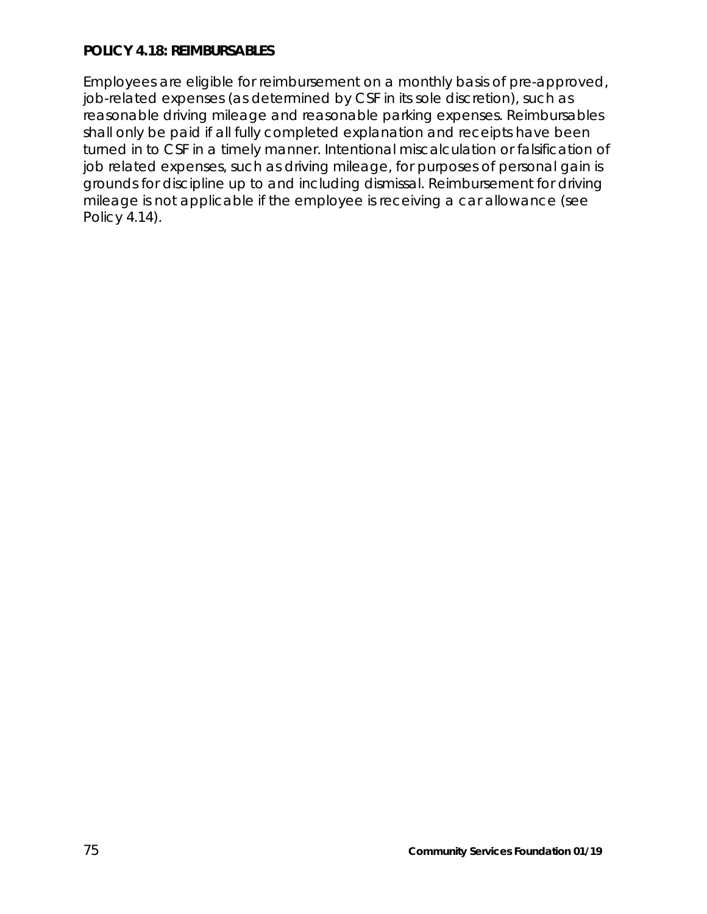**POLICY 4.18: REIMBURSABLES**

Employees are eligible for reimbursement on a monthly basis of pre-approved, job-related expenses (as determined by CSF in its sole discretion), such as reasonable driving mileage and reasonable parking expenses. Reimbursables shall only be paid if all fully completed explanation and receipts have been turned in to CSF in a timely manner. Intentional miscalculation or falsification of job related expenses, such as driving mileage, for purposes of personal gain is grounds for discipline up to and including dismissal. Reimbursement for driving mileage is not applicable if the employee is receiving a car allowance (see Policy 4.14).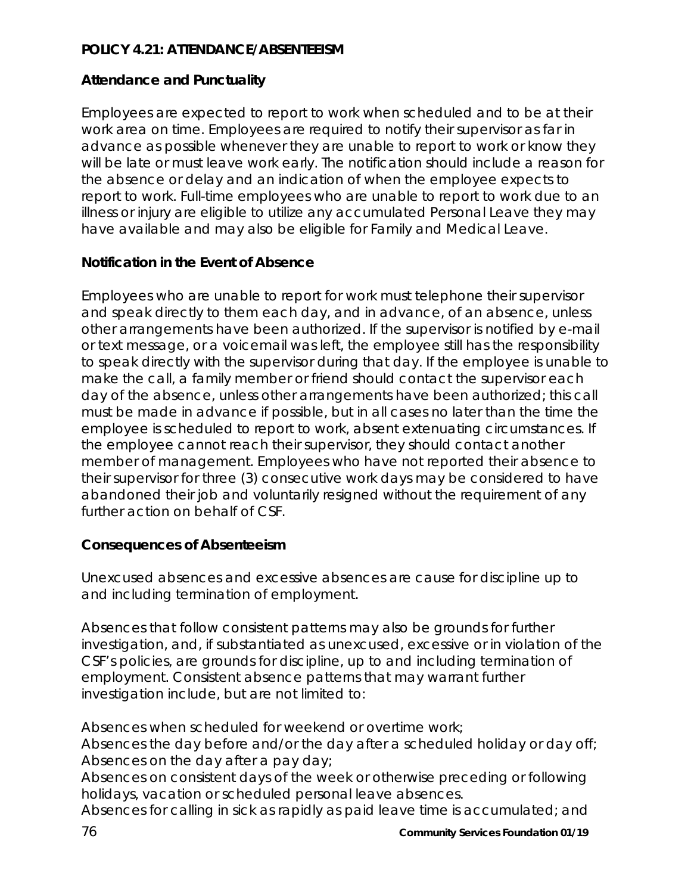## POLICY 4.21: ATTENDANCE/ABSENTEEISM

### Attendance and Punctuality

Employees are expected to report to work when scheduled and to be at their work area on time. Employees are required to notify their supervisor as far in advance as possible whenever they are unable to report to work or know they will be late or must leave work early. The notification should include a reason for the absence or delay and an indication of when the employee expects to report to work. Full-time employees who are unable to report to work due to an illness or injury are eligible to utilize any accumulated Personal Leave they may have available and may also be eligible for Family and Medical Leave.

### Notification in the Event of Absence

Employees who are unable to report for work must telephone their supervisor and speak directly to them each day, and in advance, of an absence, unless other arrangements have been authorized. If the supervisor is notified by e-mail or text message, or a voicemail was left, the employee still has the responsibility to speak directly with the supervisor during that day. If the employee is unable to make the call, a family member or friend should contact the supervisor each day of the absence, unless other arrangements have been authorized; this call must be made in advance if possible, but in all cases no later than the time the employee is scheduled to report to work, absent extenuating circumstances. If the employee cannot reach their supervisor, they should contact another member of management. Employees who have not reported their absence to their supervisor for three (3) consecutive work days may be considered to have abandoned their job and voluntarily resigned without the requirement of any further action on behalf of CSF.

### Consequences of Absenteeism

Unexcused absences and excessive absences are cause for discipline up to and including termination of employment.

Absences that follow consistent patterns may also be grounds for further investigation, and, if substantiated as unexcused, excessive or in violation of the CSF's policies, are grounds for discipline, up to and including termination of employment. Consistent absence patterns that may warrant further investigation include, but are not limited to:

Absences when scheduled for weekend or overtime work;
Absences the day before and/or the day after a scheduled holiday or day off;
Absences on the day after a pay day;
Absences on consistent days of the week or otherwise preceding or following holidays, vacation or scheduled personal leave absences.
Absences for calling in sick as rapidly as paid leave time is accumulated; and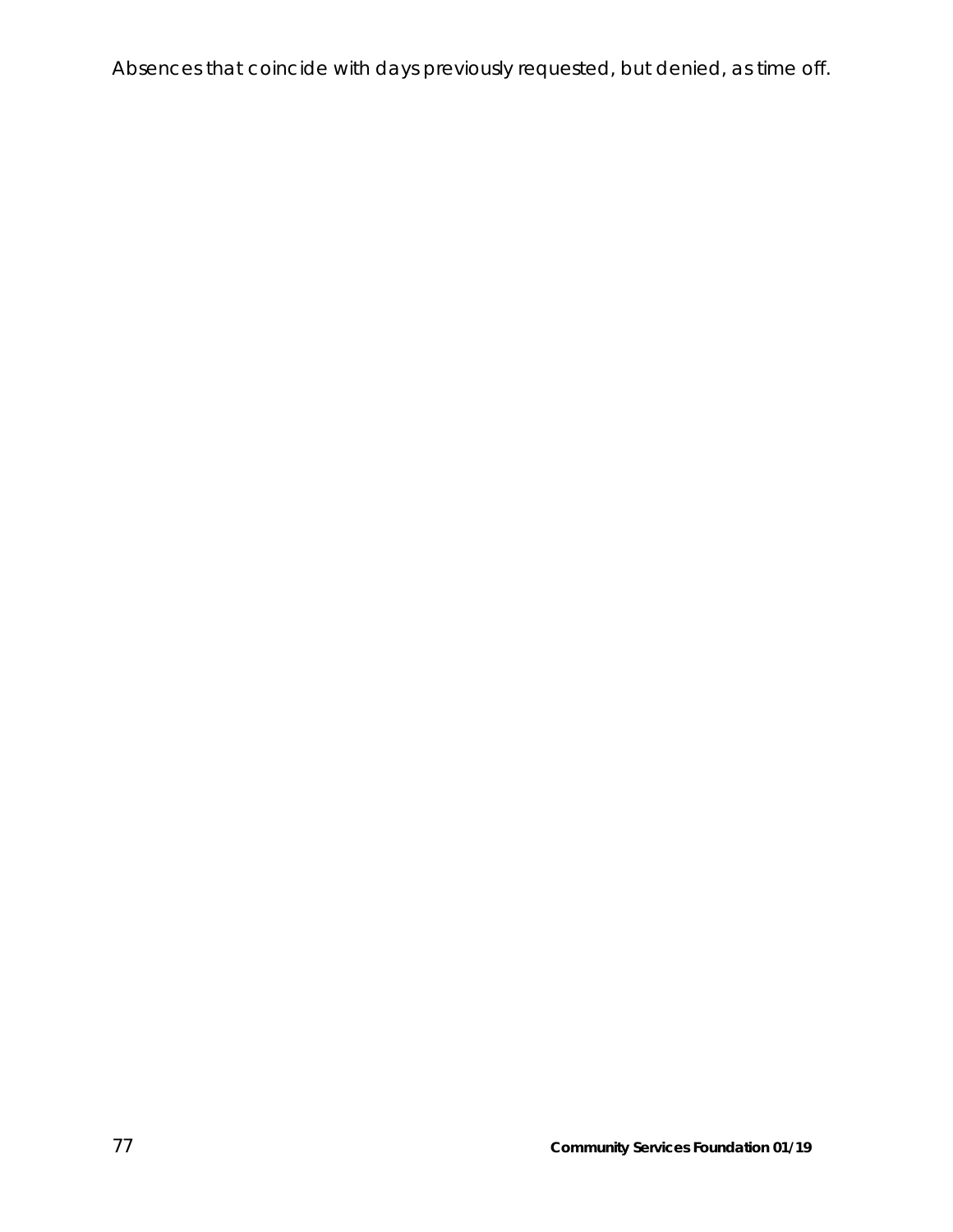Absences that coincide with days previously requested, but denied, as time off.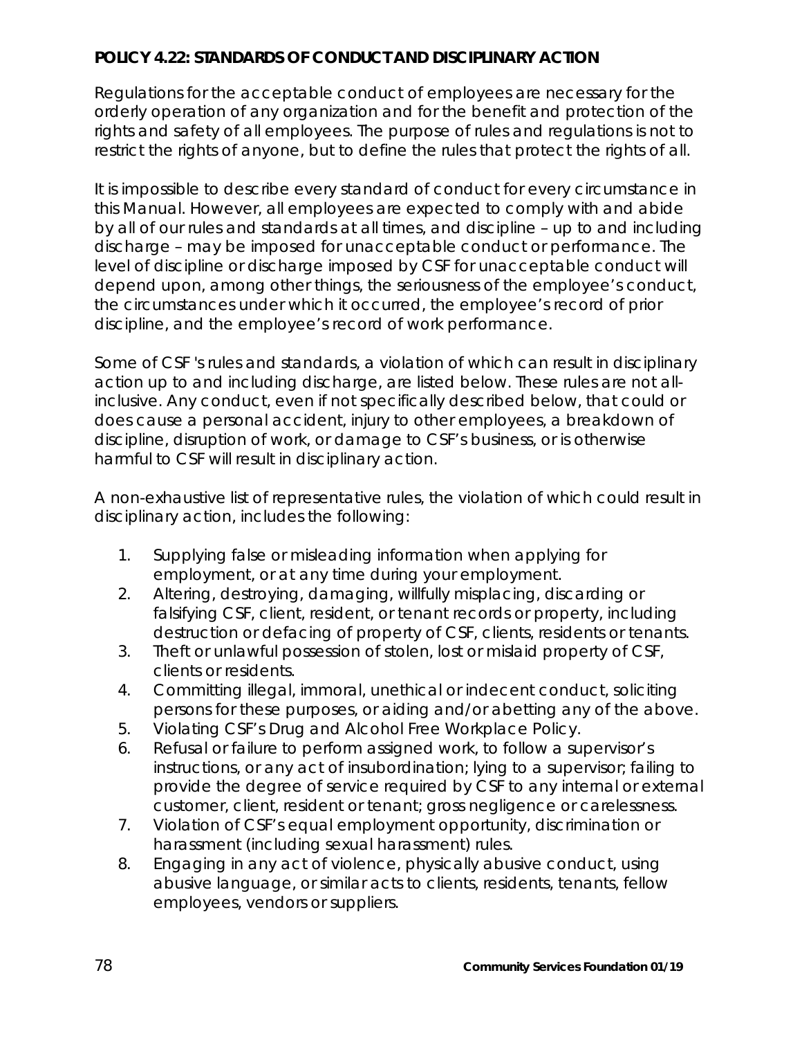**POLICY 4.22: STANDARDS OF CONDUCT AND DISCIPLINARY ACTION**

Regulations for the acceptable conduct of employees are necessary for the orderly operation of any organization and for the benefit and protection of the rights and safety of all employees. The purpose of rules and regulations is not to restrict the rights of anyone, but to define the rules that protect the rights of all.

It is impossible to describe every standard of conduct for every circumstance in this Manual. However, all employees are expected to comply with and abide by all of our rules and standards at all times, and discipline – up to and including discharge – may be imposed for unacceptable conduct or performance. The level of discipline or discharge imposed by CSF for unacceptable conduct will depend upon, among other things, the seriousness of the employee's conduct, the circumstances under which it occurred, the employee's record of prior discipline, and the employee's record of work performance.

Some of CSF 's rules and standards, a violation of which can result in disciplinary action up to and including discharge, are listed below. These rules are not all-inclusive. Any conduct, even if not specifically described below, that could or does cause a personal accident, injury to other employees, a breakdown of discipline, disruption of work, or damage to CSF's business, or is otherwise harmful to CSF will result in disciplinary action.

A non-exhaustive list of representative rules, the violation of which could result in disciplinary action, includes the following:

1. Supplying false or misleading information when applying for employment, or at any time during your employment.
2. Altering, destroying, damaging, willfully misplacing, discarding or falsifying CSF, client, resident, or tenant records or property, including destruction or defacing of property of CSF, clients, residents or tenants.
3. Theft or unlawful possession of stolen, lost or mislaid property of CSF, clients or residents.
4. Committing illegal, immoral, unethical or indecent conduct, soliciting persons for these purposes, or aiding and/or abetting any of the above.
5. Violating CSF's Drug and Alcohol Free Workplace Policy.
6. Refusal or failure to perform assigned work, to follow a supervisor's instructions, or any act of insubordination; lying to a supervisor; failing to provide the degree of service required by CSF to any internal or external customer, client, resident or tenant; gross negligence or carelessness.
7. Violation of CSF's equal employment opportunity, discrimination or harassment (including sexual harassment) rules.
8. Engaging in any act of violence, physically abusive conduct, using abusive language, or similar acts to clients, residents, tenants, fellow employees, vendors or suppliers.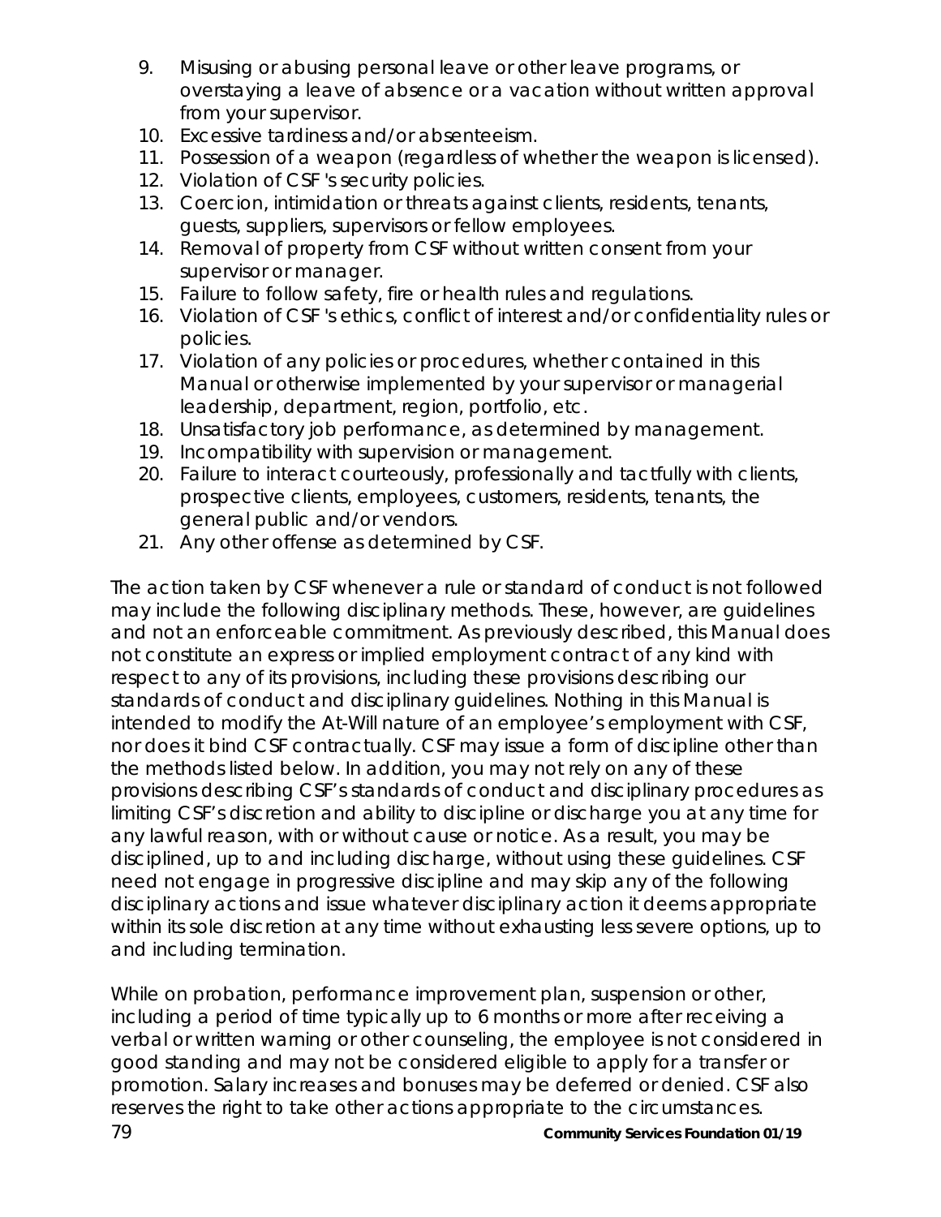9. Misusing or abusing personal leave or other leave programs, or overstaying a leave of absence or a vacation without written approval from your supervisor.
10. Excessive tardiness and/or absenteeism.
11. Possession of a weapon (regardless of whether the weapon is licensed).
12. Violation of CSF 's security policies.
13. Coercion, intimidation or threats against clients, residents, tenants, guests, suppliers, supervisors or fellow employees.
14. Removal of property from CSF without written consent from your supervisor or manager.
15. Failure to follow safety, fire or health rules and regulations.
16. Violation of CSF 's ethics, conflict of interest and/or confidentiality rules or policies.
17. Violation of any policies or procedures, whether contained in this Manual or otherwise implemented by your supervisor or managerial leadership, department, region, portfolio, etc.
18. Unsatisfactory job performance, as determined by management.
19. Incompatibility with supervision or management.
20. Failure to interact courteously, professionally and tactfully with clients, prospective clients, employees, customers, residents, tenants, the general public and/or vendors.
21. Any other offense as determined by CSF.

The action taken by CSF whenever a rule or standard of conduct is not followed may include the following disciplinary methods. These, however, are guidelines and not an enforceable commitment. As previously described, this Manual does not constitute an express or implied employment contract of any kind with respect to any of its provisions, including these provisions describing our standards of conduct and disciplinary guidelines. Nothing in this Manual is intended to modify the At-Will nature of an employee's employment with CSF, nor does it bind CSF contractually. CSF may issue a form of discipline other than the methods listed below. In addition, you may not rely on any of these provisions describing CSF's standards of conduct and disciplinary procedures as limiting CSF's discretion and ability to discipline or discharge you at any time for any lawful reason, with or without cause or notice. As a result, you may be disciplined, up to and including discharge, without using these guidelines. CSF need not engage in progressive discipline and may skip any of the following disciplinary actions and issue whatever disciplinary action it deems appropriate within its sole discretion at any time without exhausting less severe options, up to and including termination.

While on probation, performance improvement plan, suspension or other, including a period of time typically up to 6 months or more after receiving a verbal or written warning or other counseling, the employee is not considered in good standing and may not be considered eligible to apply for a transfer or promotion. Salary increases and bonuses may be deferred or denied. CSF also reserves the right to take other actions appropriate to the circumstances.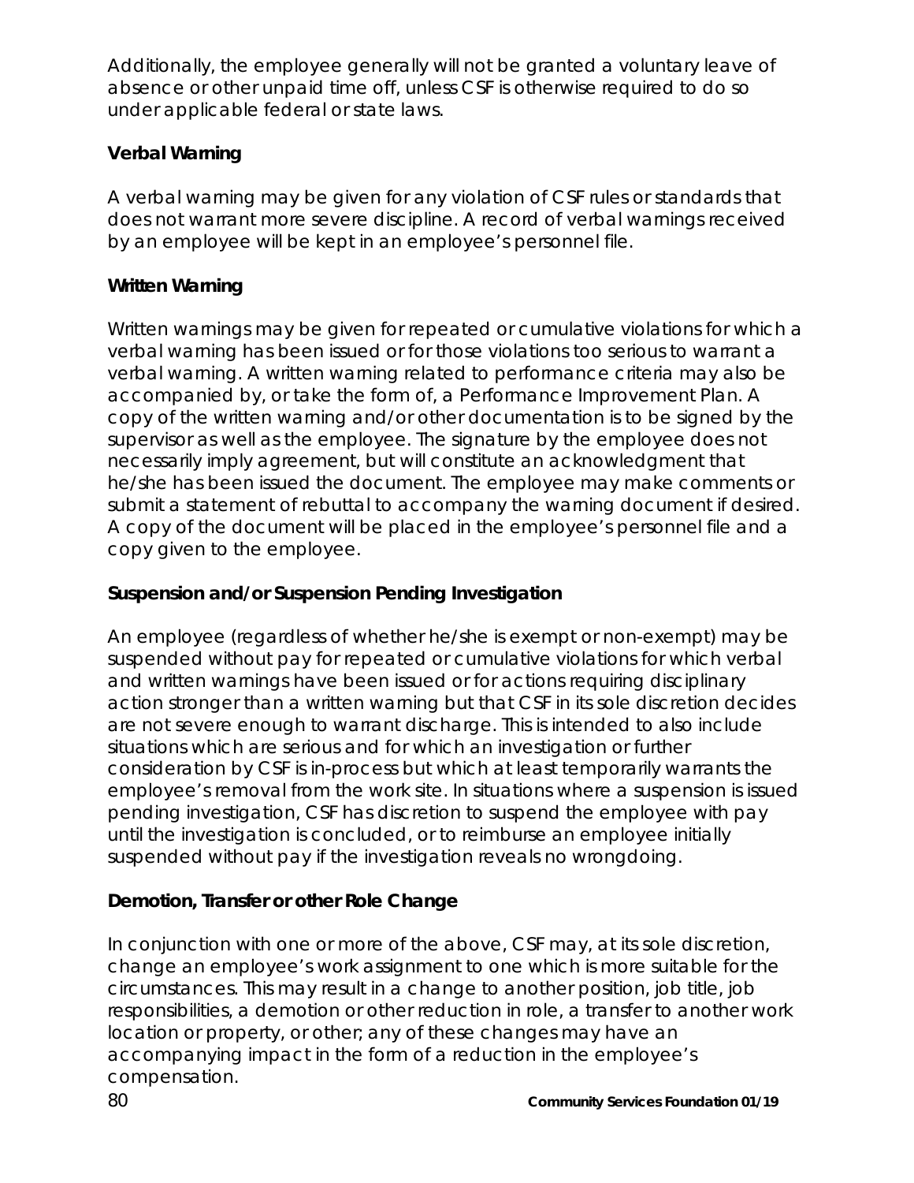Additionally, the employee generally will not be granted a voluntary leave of absence or other unpaid time off, unless CSF is otherwise required to do so under applicable federal or state laws.

**Verbal Warning**

A verbal warning may be given for any violation of CSF rules or standards that does not warrant more severe discipline. A record of verbal warnings received by an employee will be kept in an employee's personnel file.

**Written Warning**

Written warnings may be given for repeated or cumulative violations for which a verbal warning has been issued or for those violations too serious to warrant a verbal warning. A written warning related to performance criteria may also be accompanied by, or take the form of, a Performance Improvement Plan. A copy of the written warning and/or other documentation is to be signed by the supervisor as well as the employee. The signature by the employee does not necessarily imply agreement, but will constitute an acknowledgment that he/she has been issued the document. The employee may make comments or submit a statement of rebuttal to accompany the warning document if desired. A copy of the document will be placed in the employee's personnel file and a copy given to the employee.

**Suspension and/or Suspension Pending Investigation**

An employee (regardless of whether he/she is exempt or non-exempt) may be suspended without pay for repeated or cumulative violations for which verbal and written warnings have been issued or for actions requiring disciplinary action stronger than a written warning but that CSF in its sole discretion decides are not severe enough to warrant discharge. This is intended to also include situations which are serious and for which an investigation or further consideration by CSF is in-process but which at least temporarily warrants the employee's removal from the work site. In situations where a suspension is issued pending investigation, CSF has discretion to suspend the employee with pay until the investigation is concluded, or to reimburse an employee initially suspended without pay if the investigation reveals no wrongdoing.

**Demotion, Transfer or other Role Change**

In conjunction with one or more of the above, CSF may, at its sole discretion, change an employee's work assignment to one which is more suitable for the circumstances. This may result in a change to another position, job title, job responsibilities, a demotion or other reduction in role, a transfer to another work location or property, or other; any of these changes may have an accompanying impact in the form of a reduction in the employee's compensation.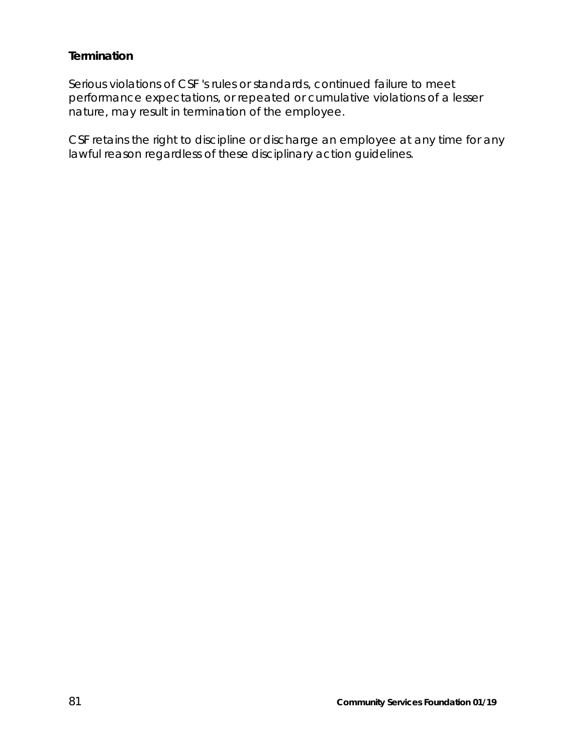**Termination**

Serious violations of CSF 's rules or standards, continued failure to meet performance expectations, or repeated or cumulative violations of a lesser nature, may result in termination of the employee.

CSF retains the right to discipline or discharge an employee at any time for any lawful reason regardless of these disciplinary action guidelines.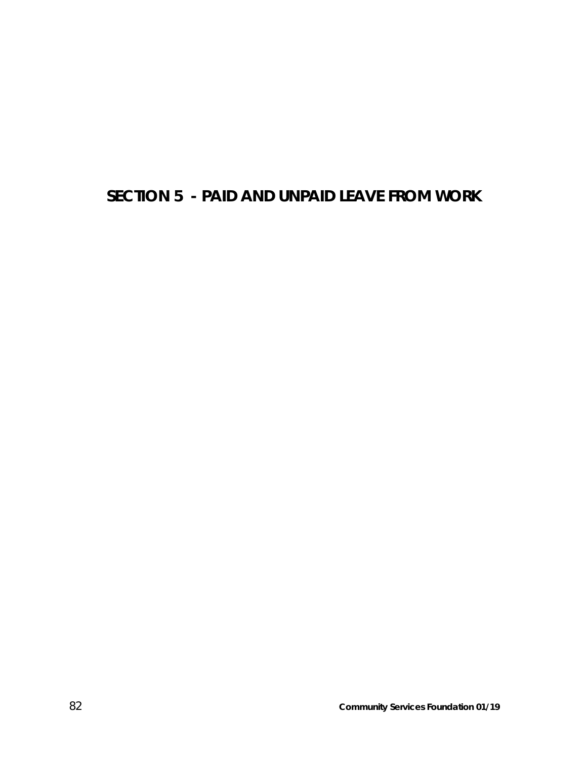# SECTION 5 - PAID AND UNPAID LEAVE FROM WORK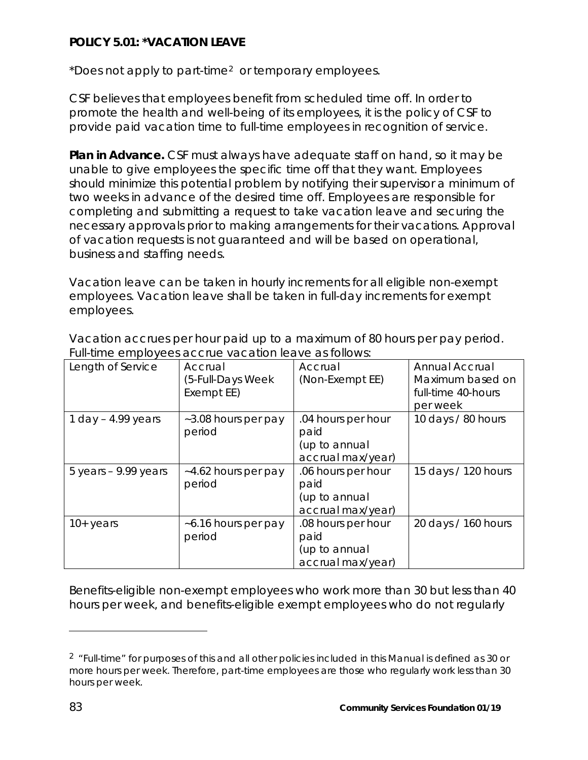**POLICY 5.01: *VACATION LEAVE**

*Does not apply to part-time[2] or temporary employees.

CSF believes that employees benefit from scheduled time off. In order to promote the health and well-being of its employees, it is the policy of CSF to provide paid vacation time to full-time employees in recognition of service.

**Plan in Advance.** CSF must always have adequate staff on hand, so it may be unable to give employees the specific time off that they want. Employees should minimize this potential problem by notifying their supervisor a minimum of two weeks in advance of the desired time off. Employees are responsible for completing and submitting a request to take vacation leave and securing the necessary approvals prior to making arrangements for their vacations. Approval of vacation requests is not guaranteed and will be based on operational, business and staffing needs.

Vacation leave can be taken in hourly increments for all eligible non-exempt employees. Vacation leave shall be taken in full-day increments for exempt employees.

Vacation accrues per hour paid up to a maximum of 80 hours per pay period. Full-time employees accrue vacation leave as follows:

| Length of Service | Accrual (5-Full-Days Week Exempt EE) | Accrual (Non-Exempt EE) | Annual Accrual Maximum based on full-time 40-hours per week |
|---|---|---|---|
| 1 day – 4.99 years | ~3.08 hours per pay period | .04 hours per hour paid (up to annual accrual max/year) | 10 days / 80 hours |
| 5 years – 9.99 years | ~4.62 hours per pay period | .06 hours per hour paid (up to annual accrual max/year) | 15 days / 120 hours |
| 10+ years | ~6.16 hours per pay period | .08 hours per hour paid (up to annual accrual max/year) | 20 days / 160 hours |

Benefits-eligible non-exempt employees who work more than 30 but less than 40 hours per week, and benefits-eligible exempt employees who do not regularly

[2] "Full-time" for purposes of this and all other policies included in this Manual is defined as 30 or more hours per week. Therefore, part-time employees are those who regularly work less than 30 hours per week.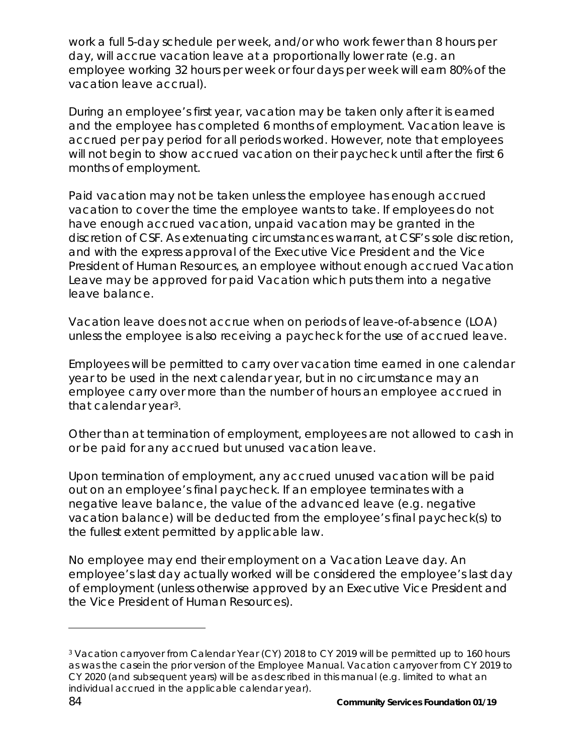work a full 5-day schedule per week, and/or who work fewer than 8 hours per day, will accrue vacation leave at a proportionally lower rate (e.g. an employee working 32 hours per week or four days per week will earn 80% of the vacation leave accrual).

During an employee's first year, vacation may be taken only after it is earned and the employee has completed 6 months of employment. Vacation leave is accrued per pay period for all periods worked. However, note that employees will not begin to show accrued vacation on their paycheck until after the first 6 months of employment.

Paid vacation may not be taken unless the employee has enough accrued vacation to cover the time the employee wants to take. If employees do not have enough accrued vacation, unpaid vacation may be granted in the discretion of CSF. As extenuating circumstances warrant, at CSF's sole discretion, and with the express approval of the Executive Vice President and the Vice President of Human Resources, an employee without enough accrued Vacation Leave may be approved for paid Vacation which puts them into a negative leave balance.

Vacation leave does not accrue when on periods of leave-of-absence (LOA) unless the employee is also receiving a paycheck for the use of accrued leave.

Employees will be permitted to carry over vacation time earned in one calendar year to be used in the next calendar year, but in no circumstance may an employee carry over more than the number of hours an employee accrued in that calendar year[3].

Other than at termination of employment, employees are not allowed to cash in or be paid for any accrued but unused vacation leave.

Upon termination of employment, any accrued unused vacation will be paid out on an employee's final paycheck. If an employee terminates with a negative leave balance, the value of the advanced leave (e.g. negative vacation balance) will be deducted from the employee's final paycheck(s) to the fullest extent permitted by applicable law.

No employee may end their employment on a Vacation Leave day. An employee's last day actually worked will be considered the employee's last day of employment (unless otherwise approved by an Executive Vice President and the Vice President of Human Resources).

---

[3] Vacation carryover from Calendar Year (CY) 2018 to CY 2019 will be permitted up to 160 hours as was the casein the prior version of the Employee Manual. Vacation carryover from CY 2019 to CY 2020 (and subsequent years) will be as described in this manual (e.g. limited to what an individual accrued in the applicable calendar year).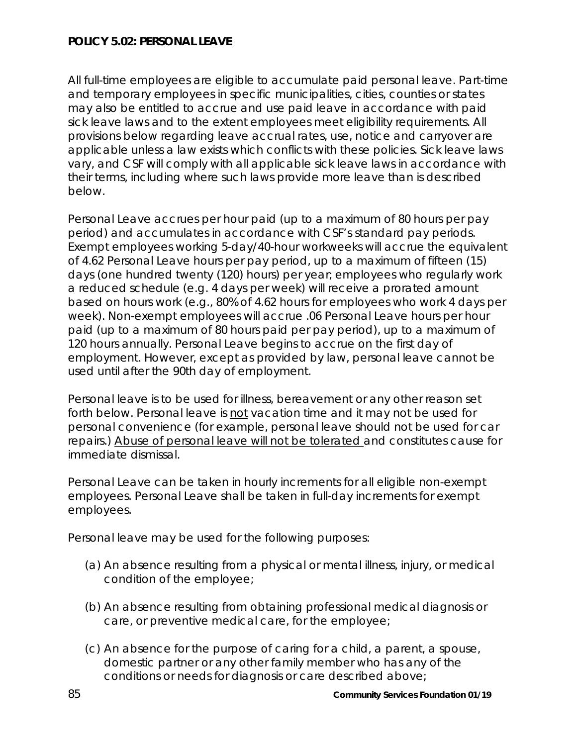**POLICY 5.02: PERSONAL LEAVE**

All full-time employees are eligible to accumulate paid personal leave. Part-time and temporary employees in specific municipalities, cities, counties or states may also be entitled to accrue and use paid leave in accordance with paid sick leave laws and to the extent employees meet eligibility requirements. All provisions below regarding leave accrual rates, use, notice and carryover are applicable unless a law exists which conflicts with these policies. Sick leave laws vary, and CSF will comply with all applicable sick leave laws in accordance with their terms, including where such laws provide more leave than is described below.

Personal Leave accrues per hour paid (up to a maximum of 80 hours per pay period) and accumulates in accordance with CSF's standard pay periods. Exempt employees working 5-day/40-hour workweeks will accrue the equivalent of 4.62 Personal Leave hours per pay period, up to a maximum of fifteen (15) days (one hundred twenty (120) hours) per year; employees who regularly work a reduced schedule (e.g. 4 days per week) will receive a prorated amount based on hours work (e.g., 80% of 4.62 hours for employees who work 4 days per week). Non-exempt employees will accrue .06 Personal Leave hours per hour paid (up to a maximum of 80 hours paid per pay period), up to a maximum of 120 hours annually. Personal Leave begins to accrue on the first day of employment. However, except as provided by law, personal leave cannot be used until after the 90th day of employment.

Personal leave is to be used for illness, bereavement or any other reason set forth below. Personal leave is <u>not</u> vacation time and it may not be used for personal convenience (for example, personal leave should not be used for car repairs.) <u>Abuse of personal leave will not be tolerated</u> and constitutes cause for immediate dismissal.

Personal Leave can be taken in hourly increments for all eligible non-exempt employees. Personal Leave shall be taken in full-day increments for exempt employees.

Personal leave may be used for the following purposes:

(a) An absence resulting from a physical or mental illness, injury, or medical condition of the employee;

(b) An absence resulting from obtaining professional medical diagnosis or care, or preventive medical care, for the employee;

(c) An absence for the purpose of caring for a child, a parent, a spouse, domestic partner or any other family member who has any of the conditions or needs for diagnosis or care described above;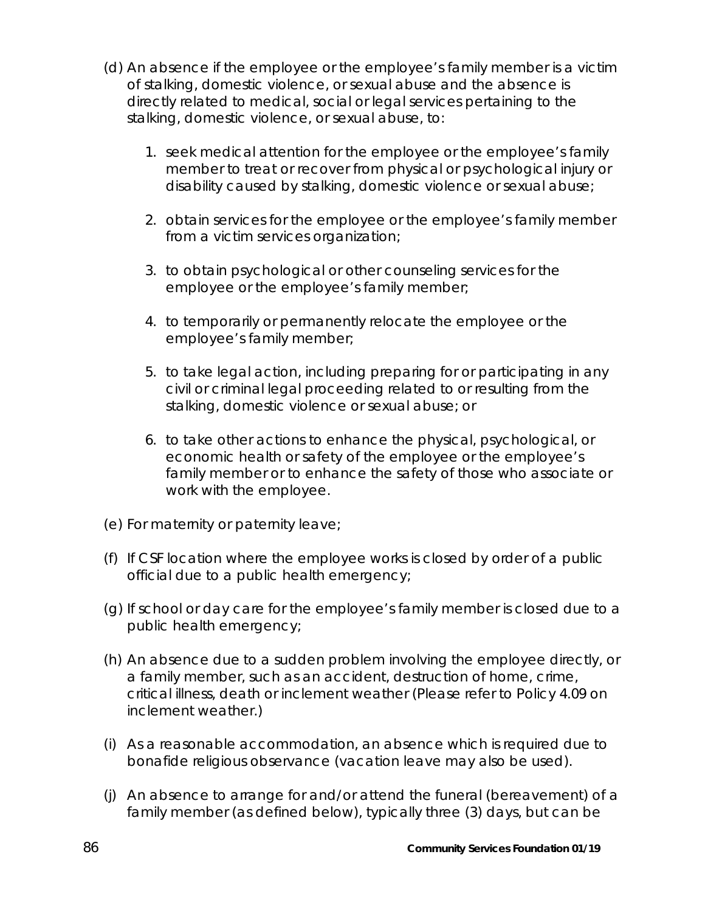(d) An absence if the employee or the employee's family member is a victim of stalking, domestic violence, or sexual abuse and the absence is directly related to medical, social or legal services pertaining to the stalking, domestic violence, or sexual abuse, to:

1. seek medical attention for the employee or the employee's family member to treat or recover from physical or psychological injury or disability caused by stalking, domestic violence or sexual abuse;

2. obtain services for the employee or the employee's family member from a victim services organization;

3. to obtain psychological or other counseling services for the employee or the employee's family member;

4. to temporarily or permanently relocate the employee or the employee's family member;

5. to take legal action, including preparing for or participating in any civil or criminal legal proceeding related to or resulting from the stalking, domestic violence or sexual abuse; or

6. to take other actions to enhance the physical, psychological, or economic health or safety of the employee or the employee's family member or to enhance the safety of those who associate or work with the employee.

(e) For maternity or paternity leave;

(f) If CSF location where the employee works is closed by order of a public official due to a public health emergency;

(g) If school or day care for the employee's family member is closed due to a public health emergency;

(h) An absence due to a sudden problem involving the employee directly, or a family member, such as an accident, destruction of home, crime, critical illness, death or inclement weather (Please refer to Policy 4.09 on inclement weather.)

(i) As a reasonable accommodation, an absence which is required due to bonafide religious observance (vacation leave may also be used).

(j) An absence to arrange for and/or attend the funeral (bereavement) of a family member (as defined below), typically three (3) days, but can be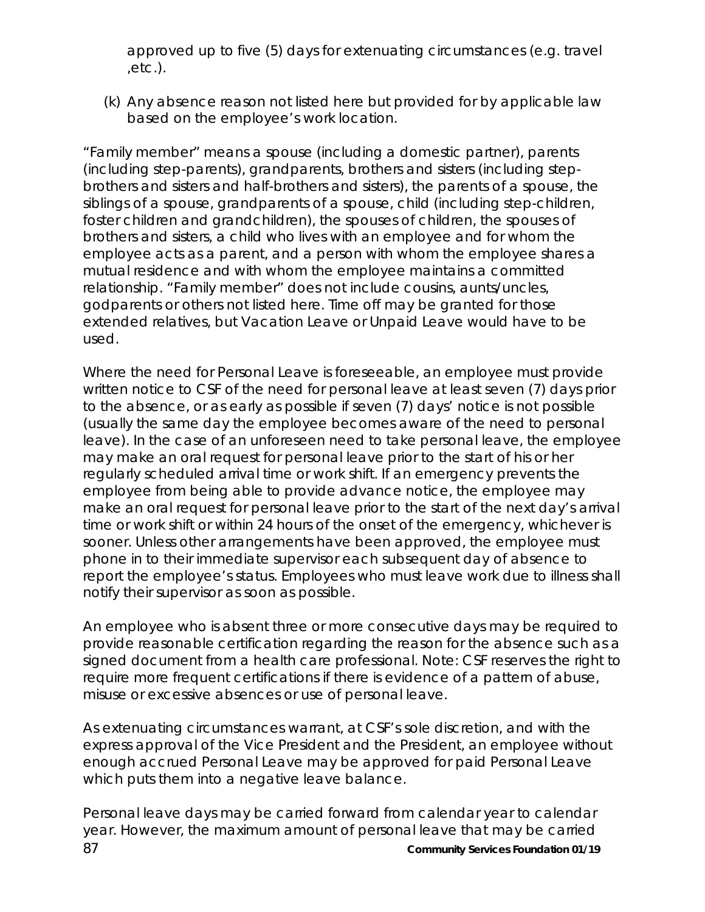approved up to five (5) days for extenuating circumstances (e.g. travel ,etc.).

(k) Any absence reason not listed here but provided for by applicable law based on the employee's work location.

"Family member" means a spouse (including a domestic partner), parents (including step-parents), grandparents, brothers and sisters (including step-brothers and sisters and half-brothers and sisters), the parents of a spouse, the siblings of a spouse, grandparents of a spouse, child (including step-children, foster children and grandchildren), the spouses of children, the spouses of brothers and sisters, a child who lives with an employee and for whom the employee acts as a parent, and a person with whom the employee shares a mutual residence and with whom the employee maintains a committed relationship. "Family member" does not include cousins, aunts/uncles, godparents or others not listed here. Time off may be granted for those extended relatives, but Vacation Leave or Unpaid Leave would have to be used.

Where the need for Personal Leave is foreseeable, an employee must provide written notice to CSF of the need for personal leave at least seven (7) days prior to the absence, or as early as possible if seven (7) days' notice is not possible (usually the same day the employee becomes aware of the need to personal leave). In the case of an unforeseen need to take personal leave, the employee may make an oral request for personal leave prior to the start of his or her regularly scheduled arrival time or work shift. If an emergency prevents the employee from being able to provide advance notice, the employee may make an oral request for personal leave prior to the start of the next day's arrival time or work shift or within 24 hours of the onset of the emergency, whichever is sooner. Unless other arrangements have been approved, the employee must phone in to their immediate supervisor each subsequent day of absence to report the employee's status. Employees who must leave work due to illness shall notify their supervisor as soon as possible.

An employee who is absent three or more consecutive days may be required to provide reasonable certification regarding the reason for the absence such as a signed document from a health care professional. Note: CSF reserves the right to require more frequent certifications if there is evidence of a pattern of abuse, misuse or excessive absences or use of personal leave.

As extenuating circumstances warrant, at CSF's sole discretion, and with the express approval of the Vice President and the President, an employee without enough accrued Personal Leave may be approved for paid Personal Leave which puts them into a negative leave balance.

Personal leave days may be carried forward from calendar year to calendar year. However, the maximum amount of personal leave that may be carried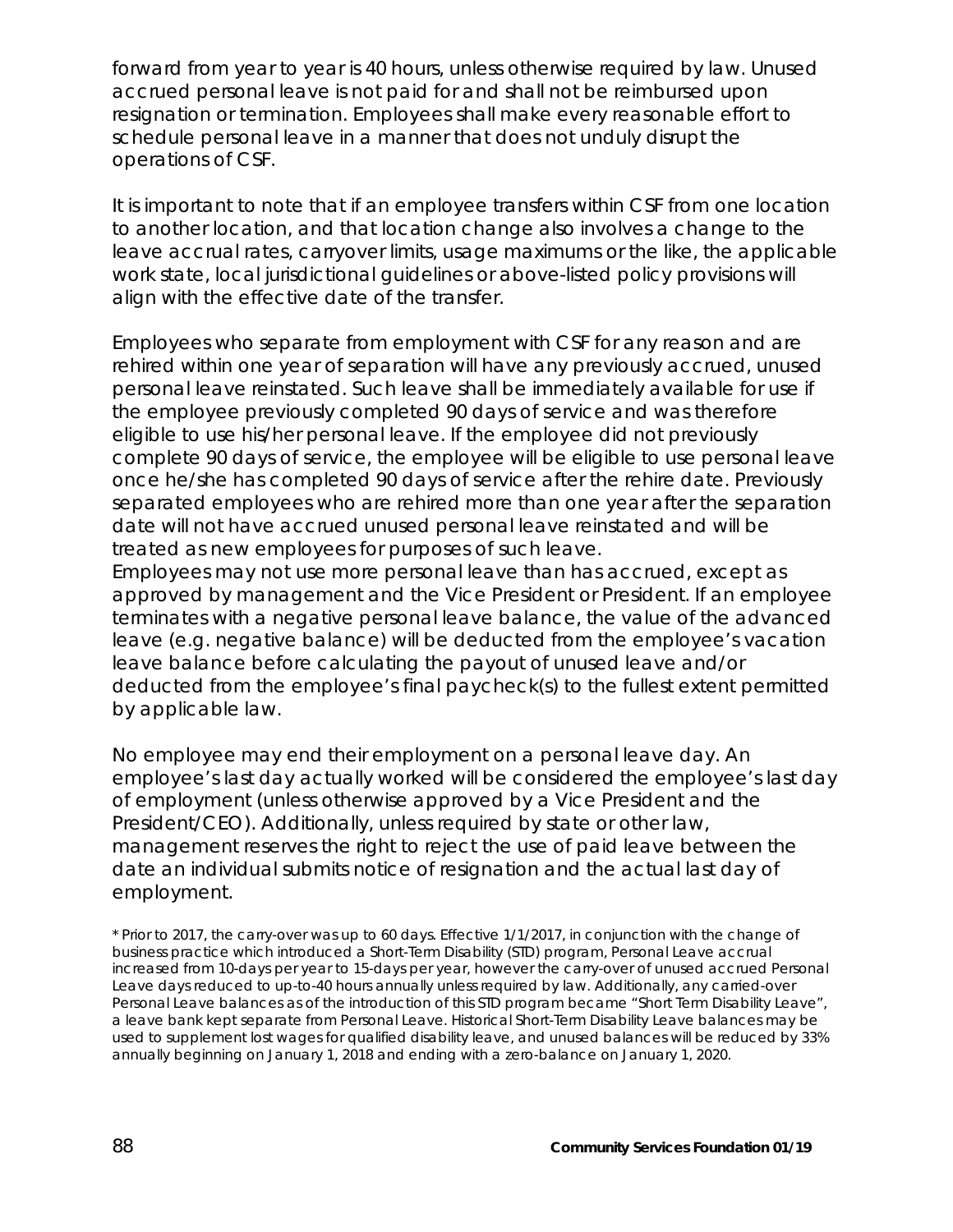forward from year to year is 40 hours, unless otherwise required by law. Unused accrued personal leave is not paid for and shall not be reimbursed upon resignation or termination. Employees shall make every reasonable effort to schedule personal leave in a manner that does not unduly disrupt the operations of CSF.

It is important to note that if an employee transfers within CSF from one location to another location, and that location change also involves a change to the leave accrual rates, carryover limits, usage maximums or the like, the applicable work state, local jurisdictional guidelines or above-listed policy provisions will align with the effective date of the transfer.

Employees who separate from employment with CSF for any reason and are rehired within one year of separation will have any previously accrued, unused personal leave reinstated. Such leave shall be immediately available for use if the employee previously completed 90 days of service and was therefore eligible to use his/her personal leave. If the employee did not previously complete 90 days of service, the employee will be eligible to use personal leave once he/she has completed 90 days of service after the rehire date. Previously separated employees who are rehired more than one year after the separation date will not have accrued unused personal leave reinstated and will be treated as new employees for purposes of such leave.
Employees may not use more personal leave than has accrued, except as approved by management and the Vice President or President. If an employee terminates with a negative personal leave balance, the value of the advanced leave (e.g. negative balance) will be deducted from the employee's vacation leave balance before calculating the payout of unused leave and/or deducted from the employee's final paycheck(s) to the fullest extent permitted by applicable law.

No employee may end their employment on a personal leave day. An employee's last day actually worked will be considered the employee's last day of employment (unless otherwise approved by a Vice President and the President/CEO). Additionally, unless required by state or other law, management reserves the right to reject the use of paid leave between the date an individual submits notice of resignation and the actual last day of employment.

\* Prior to 2017, the carry-over was up to 60 days. Effective 1/1/2017, in conjunction with the change of business practice which introduced a Short-Term Disability (STD) program, Personal Leave accrual increased from 10-days per year to 15-days per year, however the carry-over of unused accrued Personal Leave days reduced to up-to-40 hours annually unless required by law. Additionally, any carried-over Personal Leave balances as of the introduction of this STD program became "Short Term Disability Leave", a leave bank kept separate from Personal Leave. Historical Short-Term Disability Leave balances may be used to supplement lost wages for qualified disability leave, and unused balances will be reduced by 33% annually beginning on January 1, 2018 and ending with a zero-balance on January 1, 2020.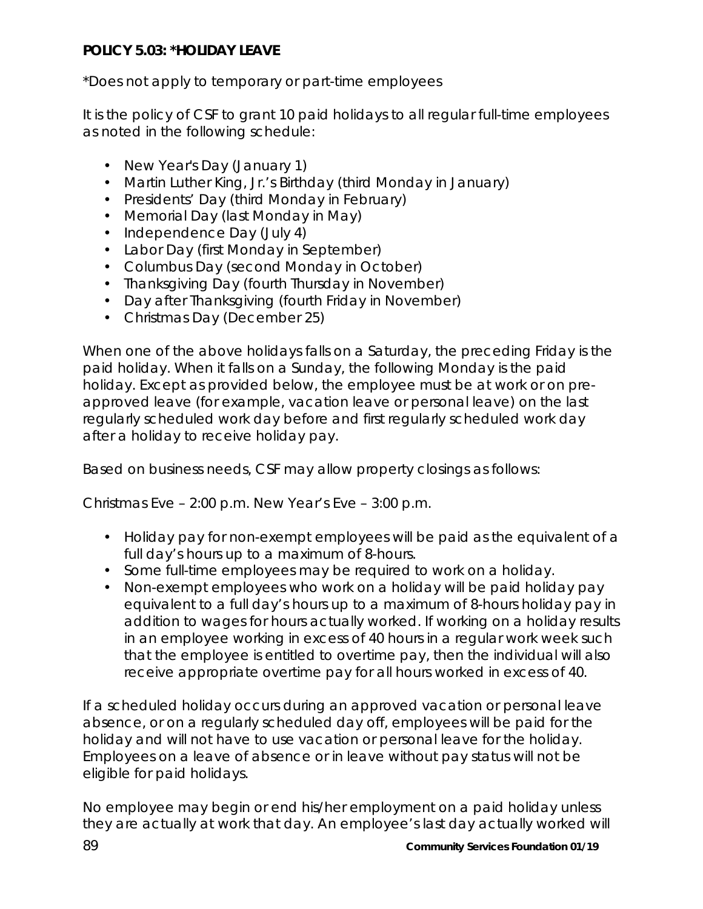**POLICY 5.03: *HOLIDAY LEAVE**

*Does not apply to temporary or part-time employees*

It is the policy of CSF to grant 10 paid holidays to all regular full-time employees as noted in the following schedule:

- New Year's Day (January 1)
- Martin Luther King, Jr.'s Birthday (third Monday in January)
- Presidents' Day (third Monday in February)
- Memorial Day (last Monday in May)
- Independence Day (July 4)
- Labor Day (first Monday in September)
- Columbus Day (second Monday in October)
- Thanksgiving Day (fourth Thursday in November)
- Day after Thanksgiving (fourth Friday in November)
- Christmas Day (December 25)

When one of the above holidays falls on a Saturday, the preceding Friday is the paid holiday. When it falls on a Sunday, the following Monday is the paid holiday. Except as provided below, the employee must be at work or on pre-approved leave (for example, vacation leave or personal leave) on the last regularly scheduled work day before and first regularly scheduled work day after a holiday to receive holiday pay.

Based on business needs, CSF may allow property closings as follows:

Christmas Eve – 2:00 p.m. New Year's Eve – 3:00 p.m.

- Holiday pay for non-exempt employees will be paid as the equivalent of a full day's hours up to a maximum of 8-hours.
- Some full-time employees may be required to work on a holiday.
- Non-exempt employees who work on a holiday will be paid holiday pay equivalent to a full day's hours up to a maximum of 8-hours holiday pay in addition to wages for hours actually worked. If working on a holiday results in an employee working in excess of 40 hours in a regular work week such that the employee is entitled to overtime pay, then the individual will also receive appropriate overtime pay for all hours worked in excess of 40.

If a scheduled holiday occurs during an approved vacation or personal leave absence, or on a regularly scheduled day off, employees will be paid for the holiday and will not have to use vacation or personal leave for the holiday. Employees on a leave of absence or in leave without pay status will not be eligible for paid holidays.

No employee may begin or end his/her employment on a paid holiday unless they are actually at work that day. An employee's last day actually worked will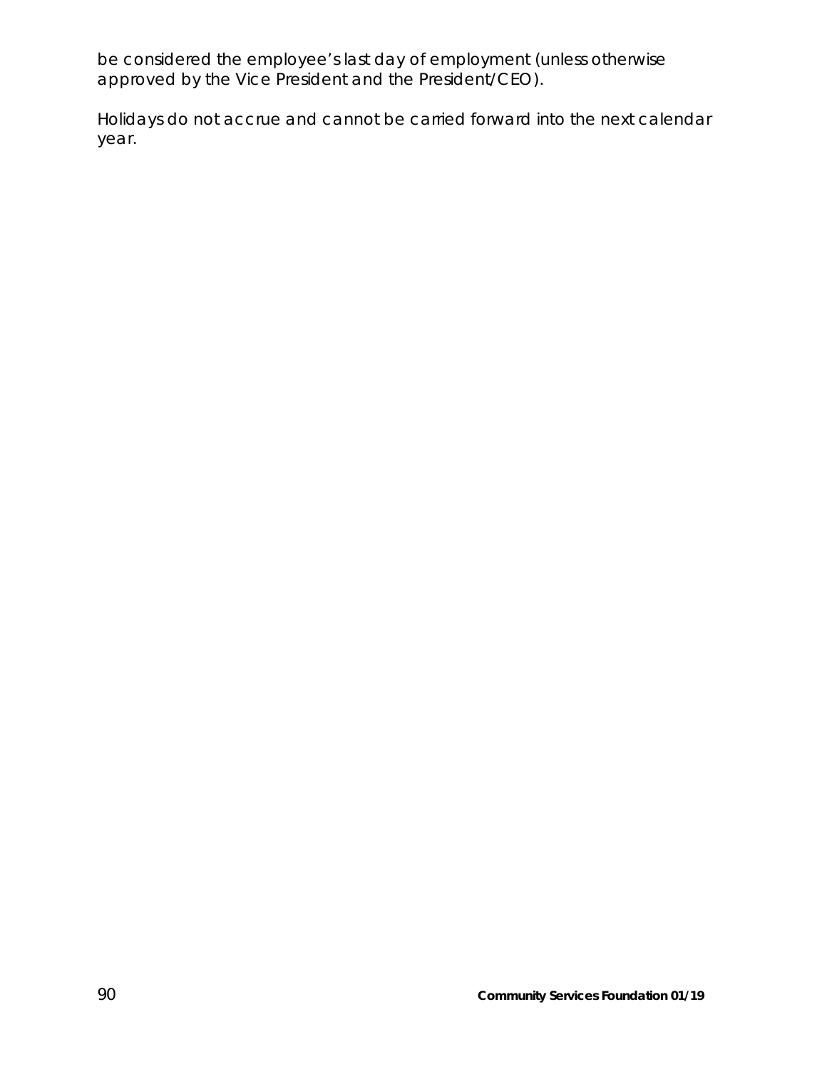be considered the employee's last day of employment (unless otherwise approved by the Vice President and the President/CEO).

Holidays do not accrue and cannot be carried forward into the next calendar year.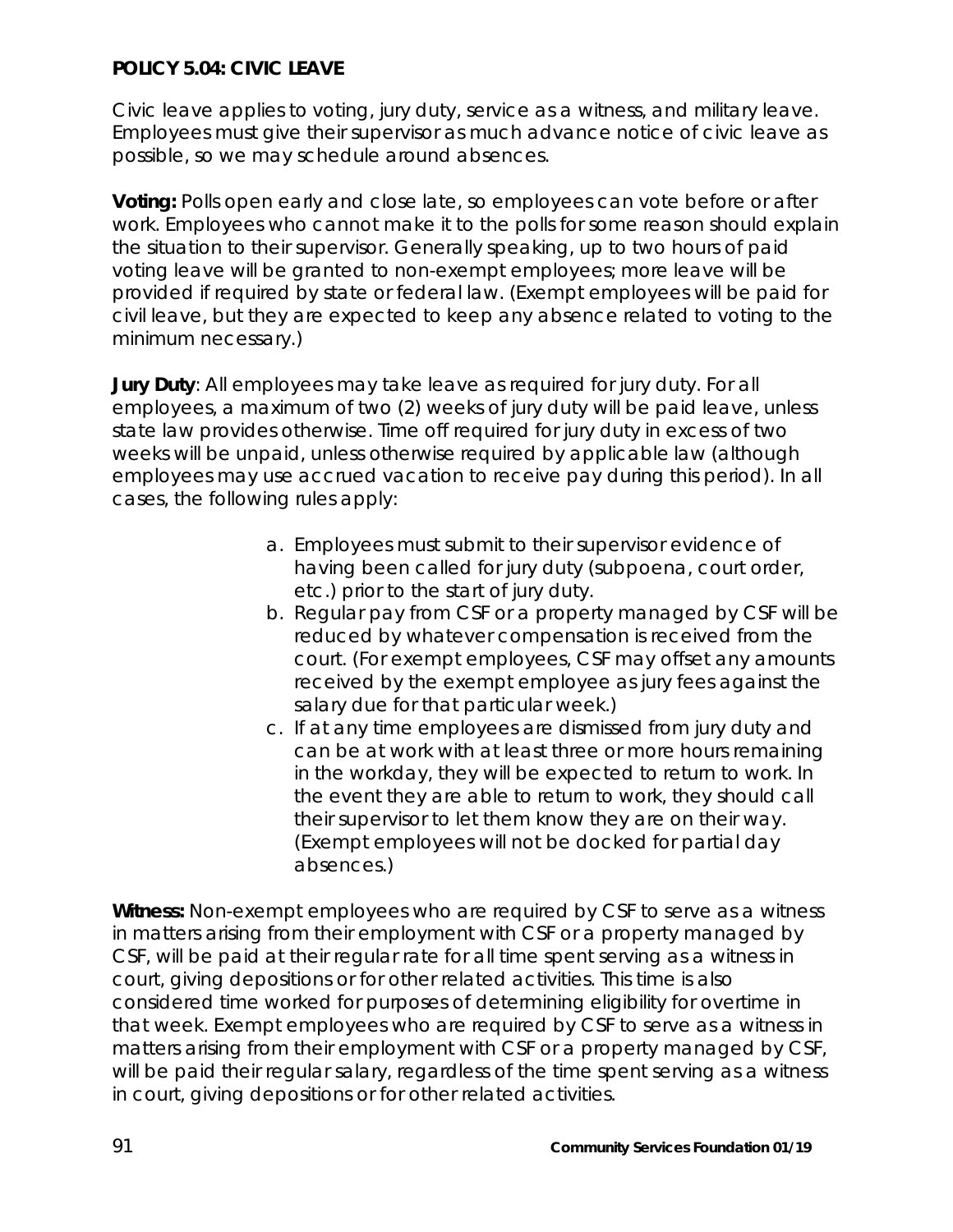**POLICY 5.04: CIVIC LEAVE**

Civic leave applies to voting, jury duty, service as a witness, and military leave. Employees must give their supervisor as much advance notice of civic leave as possible, so we may schedule around absences.

**Voting:** Polls open early and close late, so employees can vote before or after work. Employees who cannot make it to the polls for some reason should explain the situation to their supervisor. Generally speaking, up to two hours of paid voting leave will be granted to non-exempt employees; more leave will be provided if required by state or federal law. (Exempt employees will be paid for civil leave, but they are expected to keep any absence related to voting to the minimum necessary.)

**Jury Duty**: All employees may take leave as required for jury duty. For all employees, a maximum of two (2) weeks of jury duty will be paid leave, unless state law provides otherwise. Time off required for jury duty in excess of two weeks will be unpaid, unless otherwise required by applicable law (although employees may use accrued vacation to receive pay during this period). In all cases, the following rules apply:

a. Employees must submit to their supervisor evidence of having been called for jury duty (subpoena, court order, etc.) prior to the start of jury duty.
b. Regular pay from CSF or a property managed by CSF will be reduced by whatever compensation is received from the court. (For exempt employees, CSF may offset any amounts received by the exempt employee as jury fees against the salary due for that particular week.)
c. If at any time employees are dismissed from jury duty and can be at work with at least three or more hours remaining in the workday, they will be expected to return to work. In the event they are able to return to work, they should call their supervisor to let them know they are on their way. (Exempt employees will not be docked for partial day absences.)

**Witness:** Non-exempt employees who are required by CSF to serve as a witness in matters arising from their employment with CSF or a property managed by CSF, will be paid at their regular rate for all time spent serving as a witness in court, giving depositions or for other related activities. This time is also considered time worked for purposes of determining eligibility for overtime in that week. Exempt employees who are required by CSF to serve as a witness in matters arising from their employment with CSF or a property managed by CSF, will be paid their regular salary, regardless of the time spent serving as a witness in court, giving depositions or for other related activities.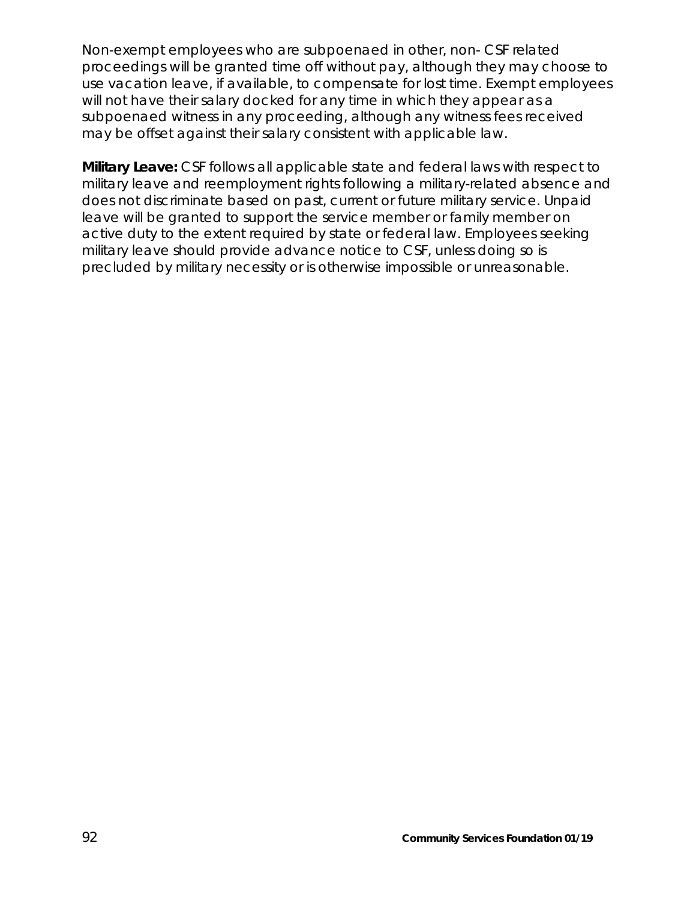Non-exempt employees who are subpoenaed in other, non- CSF related proceedings will be granted time off without pay, although they may choose to use vacation leave, if available, to compensate for lost time. Exempt employees will not have their salary docked for any time in which they appear as a subpoenaed witness in any proceeding, although any witness fees received may be offset against their salary consistent with applicable law.

**Military Leave:** CSF follows all applicable state and federal laws with respect to military leave and reemployment rights following a military-related absence and does not discriminate based on past, current or future military service. Unpaid leave will be granted to support the service member or family member on active duty to the extent required by state or federal law. Employees seeking military leave should provide advance notice to CSF, unless doing so is precluded by military necessity or is otherwise impossible or unreasonable.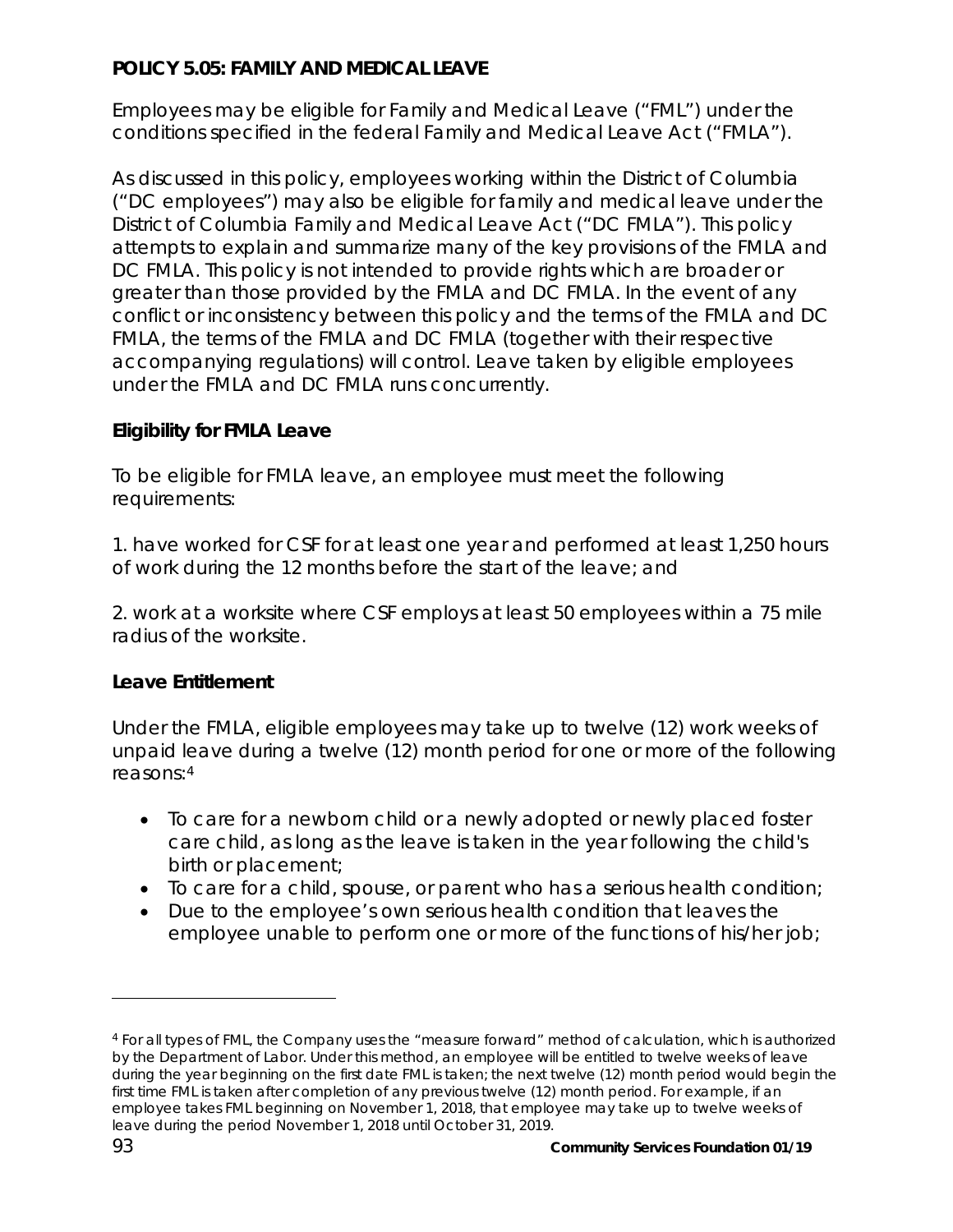**POLICY 5.05: FAMILY AND MEDICAL LEAVE**

Employees may be eligible for Family and Medical Leave ("FML") under the conditions specified in the federal Family and Medical Leave Act ("FMLA").

As discussed in this policy, employees working within the District of Columbia ("DC employees") may also be eligible for family and medical leave under the District of Columbia Family and Medical Leave Act ("DC FMLA"). This policy attempts to explain and summarize many of the key provisions of the FMLA and DC FMLA. This policy is not intended to provide rights which are broader or greater than those provided by the FMLA and DC FMLA. In the event of any conflict or inconsistency between this policy and the terms of the FMLA and DC FMLA, the terms of the FMLA and DC FMLA (together with their respective accompanying regulations) will control. Leave taken by eligible employees under the FMLA and DC FMLA runs concurrently.

**Eligibility for FMLA Leave**

To be eligible for FMLA leave, an employee must meet the following requirements:

1. have worked for CSF for at least one year and performed at least 1,250 hours of work during the 12 months before the start of the leave; and

2. work at a worksite where CSF employs at least 50 employees within a 75 mile radius of the worksite.

**Leave Entitlement**

Under the FMLA, eligible employees may take up to twelve (12) work weeks of unpaid leave during a twelve (12) month period for one or more of the following reasons:[4]

- To care for a newborn child or a newly adopted or newly placed foster care child, as long as the leave is taken in the year following the child's birth or placement;
- To care for a child, spouse, or parent who has a serious health condition;
- Due to the employee's own serious health condition that leaves the employee unable to perform one or more of the functions of his/her job;

[4] For all types of FML, the Company uses the "measure forward" method of calculation, which is authorized by the Department of Labor. Under this method, an employee will be entitled to twelve weeks of leave during the year beginning on the first date FML is taken; the next twelve (12) month period would begin the first time FML is taken after completion of any previous twelve (12) month period. For example, if an employee takes FML beginning on November 1, 2018, that employee may take up to twelve weeks of leave during the period November 1, 2018 until October 31, 2019.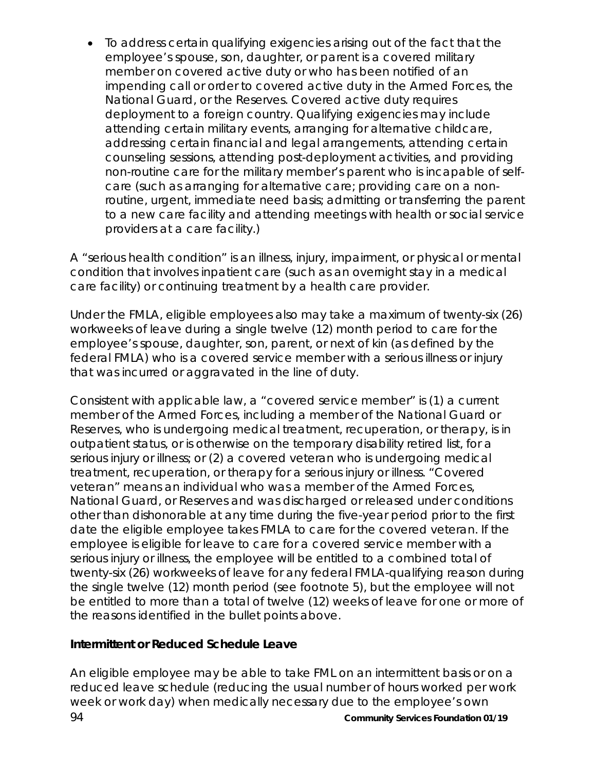- To address certain qualifying exigencies arising out of the fact that the employee's spouse, son, daughter, or parent is a covered military member on covered active duty or who has been notified of an impending call or order to covered active duty in the Armed Forces, the National Guard, or the Reserves. Covered active duty requires deployment to a foreign country. Qualifying exigencies may include attending certain military events, arranging for alternative childcare, addressing certain financial and legal arrangements, attending certain counseling sessions, attending post-deployment activities, and providing non-routine care for the military member's parent who is incapable of self-care (such as arranging for alternative care; providing care on a non-routine, urgent, immediate need basis; admitting or transferring the parent to a new care facility and attending meetings with health or social service providers at a care facility.)

A "serious health condition" is an illness, injury, impairment, or physical or mental condition that involves inpatient care (such as an overnight stay in a medical care facility) or continuing treatment by a health care provider.

Under the FMLA, eligible employees also may take a maximum of twenty-six (26) workweeks of leave during a single twelve (12) month period to care for the employee's spouse, daughter, son, parent, or next of kin (as defined by the federal FMLA) who is a covered service member with a serious illness or injury that was incurred or aggravated in the line of duty.

Consistent with applicable law, a "covered service member" is (1) a current member of the Armed Forces, including a member of the National Guard or Reserves, who is undergoing medical treatment, recuperation, or therapy, is in outpatient status, or is otherwise on the temporary disability retired list, for a serious injury or illness; or (2) a covered veteran who is undergoing medical treatment, recuperation, or therapy for a serious injury or illness. "Covered veteran" means an individual who was a member of the Armed Forces, National Guard, or Reserves and was discharged or released under conditions other than dishonorable at any time during the five-year period prior to the first date the eligible employee takes FMLA to care for the covered veteran. If the employee is eligible for leave to care for a covered service member with a serious injury or illness, the employee will be entitled to a combined total of twenty-six (26) workweeks of leave for any federal FMLA-qualifying reason during the single twelve (12) month period (see footnote 5), but the employee will not be entitled to more than a total of twelve (12) weeks of leave for one or more of the reasons identified in the bullet points above.

**Intermittent or Reduced Schedule Leave**

An eligible employee may be able to take FML on an intermittent basis or on a reduced leave schedule (reducing the usual number of hours worked per work week or work day) when medically necessary due to the employee's own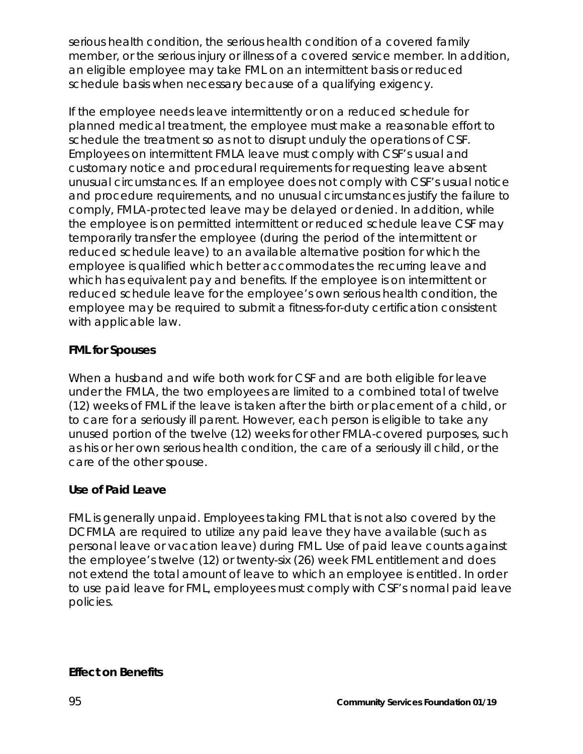serious health condition, the serious health condition of a covered family member, or the serious injury or illness of a covered service member. In addition, an eligible employee may take FML on an intermittent basis or reduced schedule basis when necessary because of a qualifying exigency.

If the employee needs leave intermittently or on a reduced schedule for planned medical treatment, the employee must make a reasonable effort to schedule the treatment so as not to disrupt unduly the operations of CSF. Employees on intermittent FMLA leave must comply with CSF's usual and customary notice and procedural requirements for requesting leave absent unusual circumstances. If an employee does not comply with CSF's usual notice and procedure requirements, and no unusual circumstances justify the failure to comply, FMLA-protected leave may be delayed or denied. In addition, while the employee is on permitted intermittent or reduced schedule leave CSF may temporarily transfer the employee (during the period of the intermittent or reduced schedule leave) to an available alternative position for which the employee is qualified which better accommodates the recurring leave and which has equivalent pay and benefits. If the employee is on intermittent or reduced schedule leave for the employee's own serious health condition, the employee may be required to submit a fitness-for-duty certification consistent with applicable law.

**FML for Spouses**

When a husband and wife both work for CSF and are both eligible for leave under the FMLA, the two employees are limited to a combined total of twelve (12) weeks of FML if the leave is taken after the birth or placement of a child, or to care for a seriously ill parent. However, each person is eligible to take any unused portion of the twelve (12) weeks for other FMLA-covered purposes, such as his or her own serious health condition, the care of a seriously ill child, or the care of the other spouse.

**Use of Paid Leave**

FML is generally unpaid. Employees taking FML that is not also covered by the DCFMLA are required to utilize any paid leave they have available (such as personal leave or vacation leave) during FML. Use of paid leave counts against the employee's twelve (12) or twenty-six (26) week FML entitlement and does not extend the total amount of leave to which an employee is entitled. In order to use paid leave for FML, employees must comply with CSF's normal paid leave policies.

**Effect on Benefits**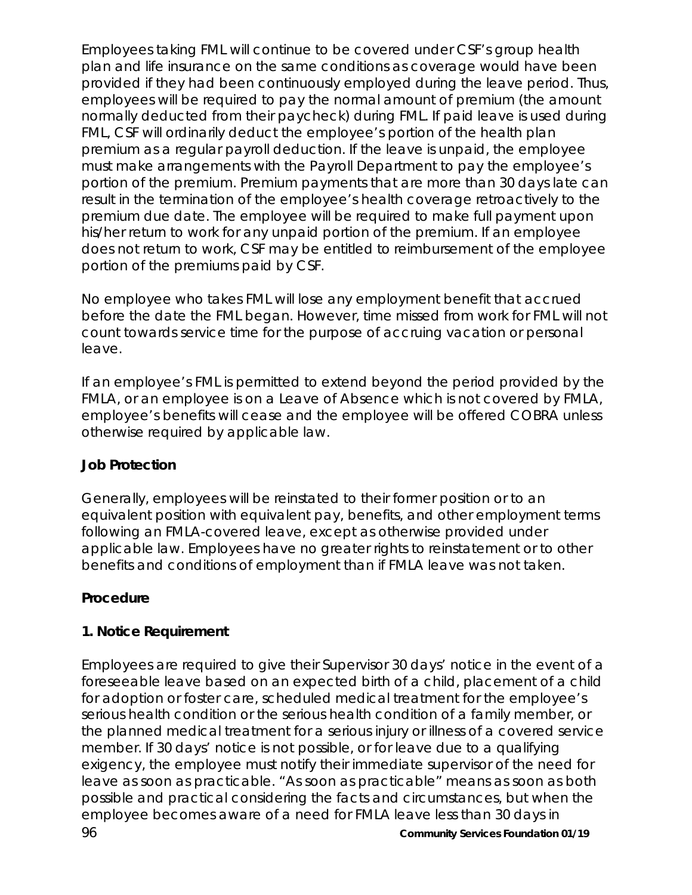Employees taking FML will continue to be covered under CSF's group health plan and life insurance on the same conditions as coverage would have been provided if they had been continuously employed during the leave period. Thus, employees will be required to pay the normal amount of premium (the amount normally deducted from their paycheck) during FML. If paid leave is used during FML, CSF will ordinarily deduct the employee's portion of the health plan premium as a regular payroll deduction. If the leave is unpaid, the employee must make arrangements with the Payroll Department to pay the employee's portion of the premium. Premium payments that are more than 30 days late can result in the termination of the employee's health coverage retroactively to the premium due date. The employee will be required to make full payment upon his/her return to work for any unpaid portion of the premium. If an employee does not return to work, CSF may be entitled to reimbursement of the employee portion of the premiums paid by CSF.

No employee who takes FML will lose any employment benefit that accrued before the date the FML began. However, time missed from work for FML will not count towards service time for the purpose of accruing vacation or personal leave.

If an employee's FML is permitted to extend beyond the period provided by the FMLA, or an employee is on a Leave of Absence which is not covered by FMLA, employee's benefits will cease and the employee will be offered COBRA unless otherwise required by applicable law.

**Job Protection**

Generally, employees will be reinstated to their former position or to an equivalent position with equivalent pay, benefits, and other employment terms following an FMLA-covered leave, except as otherwise provided under applicable law. Employees have no greater rights to reinstatement or to other benefits and conditions of employment than if FMLA leave was not taken.

**Procedure**

**1. Notice Requirement**

Employees are required to give their Supervisor 30 days' notice in the event of a foreseeable leave based on an expected birth of a child, placement of a child for adoption or foster care, scheduled medical treatment for the employee's serious health condition or the serious health condition of a family member, or the planned medical treatment for a serious injury or illness of a covered service member. If 30 days' notice is not possible, or for leave due to a qualifying exigency, the employee must notify their immediate supervisor of the need for leave as soon as practicable. "As soon as practicable" means as soon as both possible and practical considering the facts and circumstances, but when the employee becomes aware of a need for FMLA leave less than 30 days in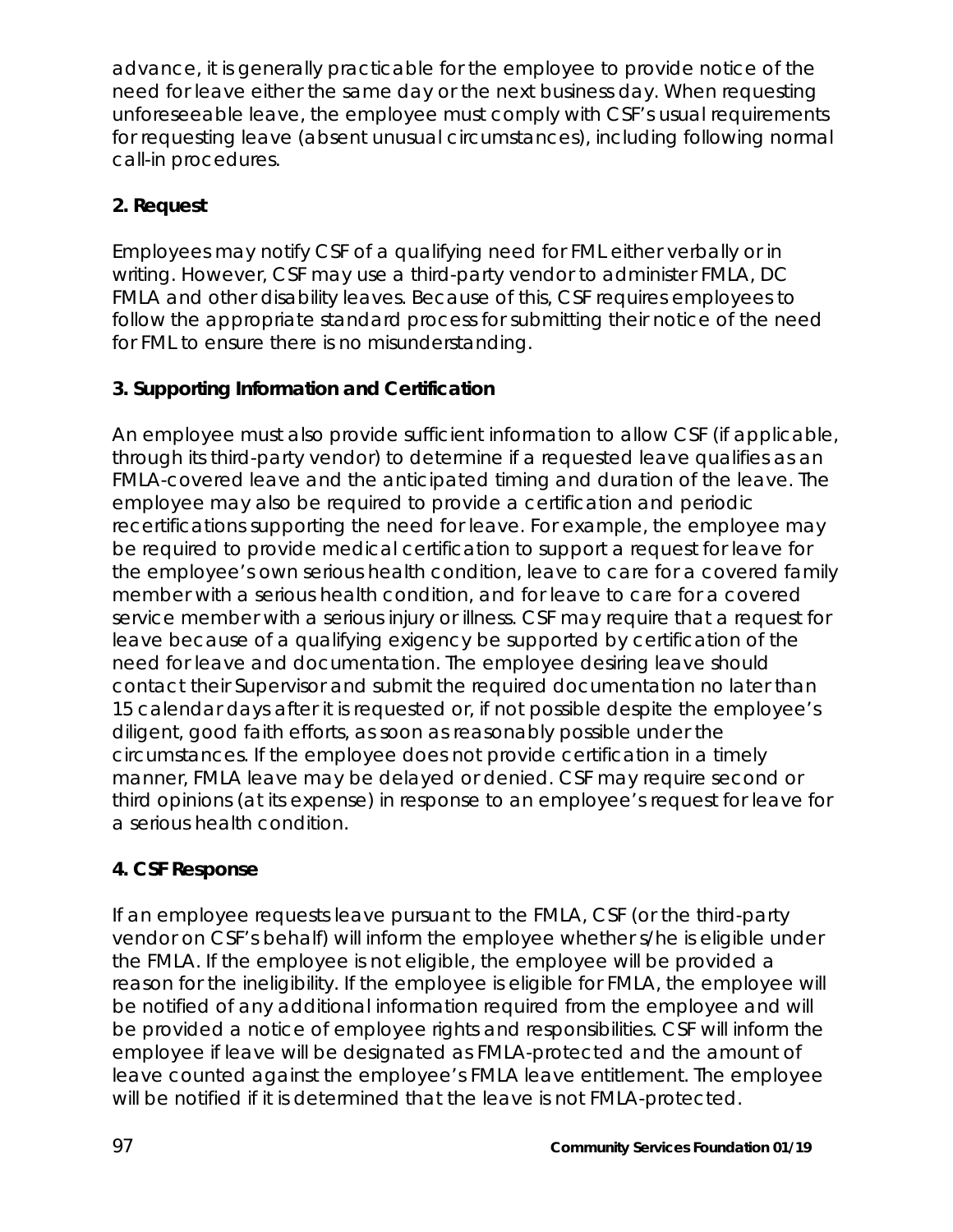advance, it is generally practicable for the employee to provide notice of the need for leave either the same day or the next business day. When requesting unforeseeable leave, the employee must comply with CSF's usual requirements for requesting leave (absent unusual circumstances), including following normal call-in procedures.

**2. Request**

Employees may notify CSF of a qualifying need for FML either verbally or in writing. However, CSF may use a third-party vendor to administer FMLA, DC FMLA and other disability leaves. Because of this, CSF requires employees to follow the appropriate standard process for submitting their notice of the need for FML to ensure there is no misunderstanding.

**3. Supporting Information and Certification**

An employee must also provide sufficient information to allow CSF (if applicable, through its third-party vendor) to determine if a requested leave qualifies as an FMLA-covered leave and the anticipated timing and duration of the leave. The employee may also be required to provide a certification and periodic recertifications supporting the need for leave. For example, the employee may be required to provide medical certification to support a request for leave for the employee's own serious health condition, leave to care for a covered family member with a serious health condition, and for leave to care for a covered service member with a serious injury or illness. CSF may require that a request for leave because of a qualifying exigency be supported by certification of the need for leave and documentation. The employee desiring leave should contact their Supervisor and submit the required documentation no later than 15 calendar days after it is requested or, if not possible despite the employee's diligent, good faith efforts, as soon as reasonably possible under the circumstances. If the employee does not provide certification in a timely manner, FMLA leave may be delayed or denied. CSF may require second or third opinions (at its expense) in response to an employee's request for leave for a serious health condition.

**4. CSF Response**

If an employee requests leave pursuant to the FMLA, CSF (or the third-party vendor on CSF's behalf) will inform the employee whether s/he is eligible under the FMLA. If the employee is not eligible, the employee will be provided a reason for the ineligibility. If the employee is eligible for FMLA, the employee will be notified of any additional information required from the employee and will be provided a notice of employee rights and responsibilities. CSF will inform the employee if leave will be designated as FMLA-protected and the amount of leave counted against the employee's FMLA leave entitlement. The employee will be notified if it is determined that the leave is not FMLA-protected.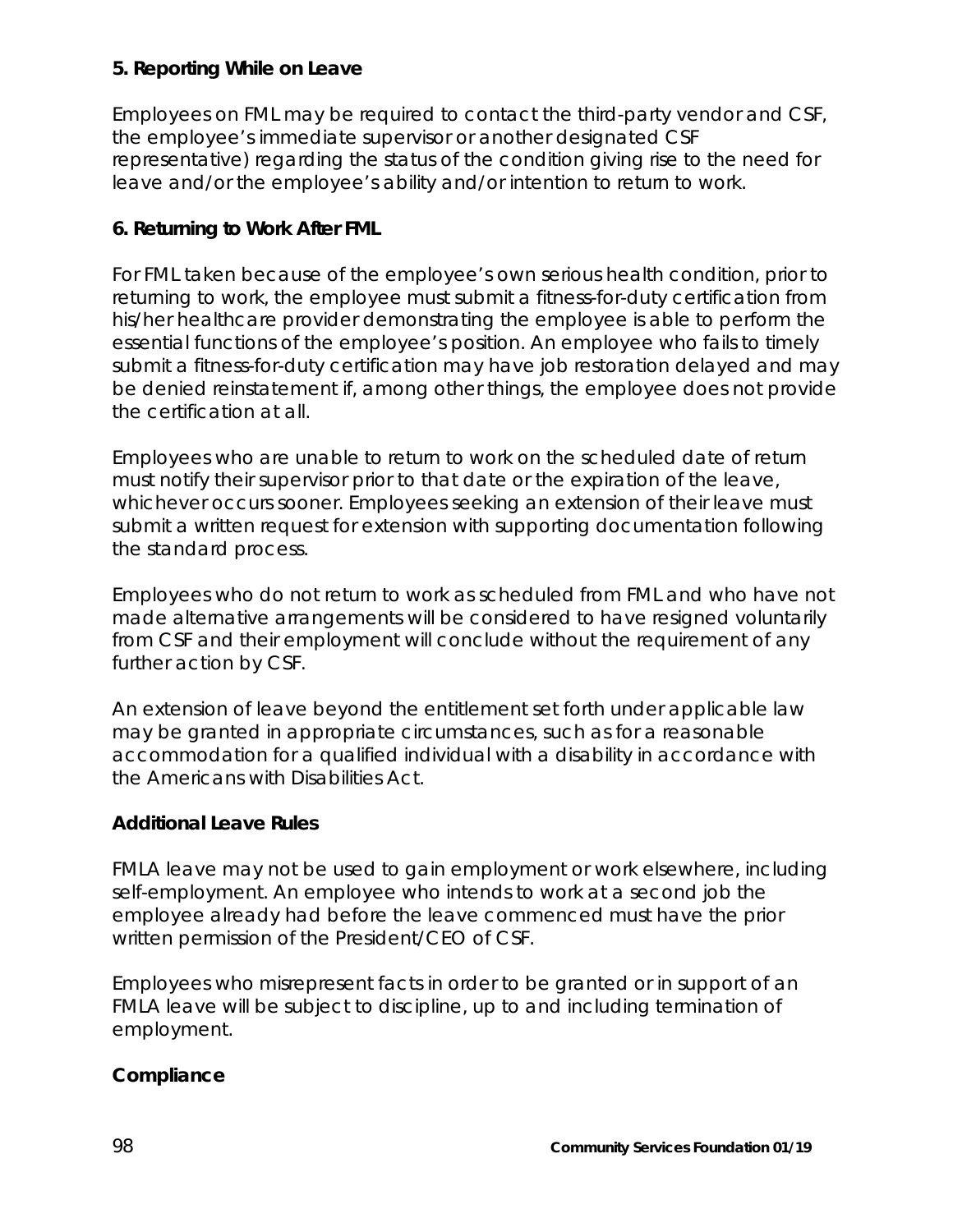**5. Reporting While on Leave**

Employees on FML may be required to contact the third-party vendor and CSF, the employee's immediate supervisor or another designated CSF representative) regarding the status of the condition giving rise to the need for leave and/or the employee's ability and/or intention to return to work.

**6. Returning to Work After FML**

For FML taken because of the employee's own serious health condition, prior to returning to work, the employee must submit a fitness-for-duty certification from his/her healthcare provider demonstrating the employee is able to perform the essential functions of the employee's position. An employee who fails to timely submit a fitness-for-duty certification may have job restoration delayed and may be denied reinstatement if, among other things, the employee does not provide the certification at all.

Employees who are unable to return to work on the scheduled date of return must notify their supervisor prior to that date or the expiration of the leave, whichever occurs sooner. Employees seeking an extension of their leave must submit a written request for extension with supporting documentation following the standard process.

Employees who do not return to work as scheduled from FML and who have not made alternative arrangements will be considered to have resigned voluntarily from CSF and their employment will conclude without the requirement of any further action by CSF.

An extension of leave beyond the entitlement set forth under applicable law may be granted in appropriate circumstances, such as for a reasonable accommodation for a qualified individual with a disability in accordance with the Americans with Disabilities Act.

**Additional Leave Rules**

FMLA leave may not be used to gain employment or work elsewhere, including self-employment. An employee who intends to work at a second job the employee already had before the leave commenced must have the prior written permission of the President/CEO of CSF.

Employees who misrepresent facts in order to be granted or in support of an FMLA leave will be subject to discipline, up to and including termination of employment.

**Compliance**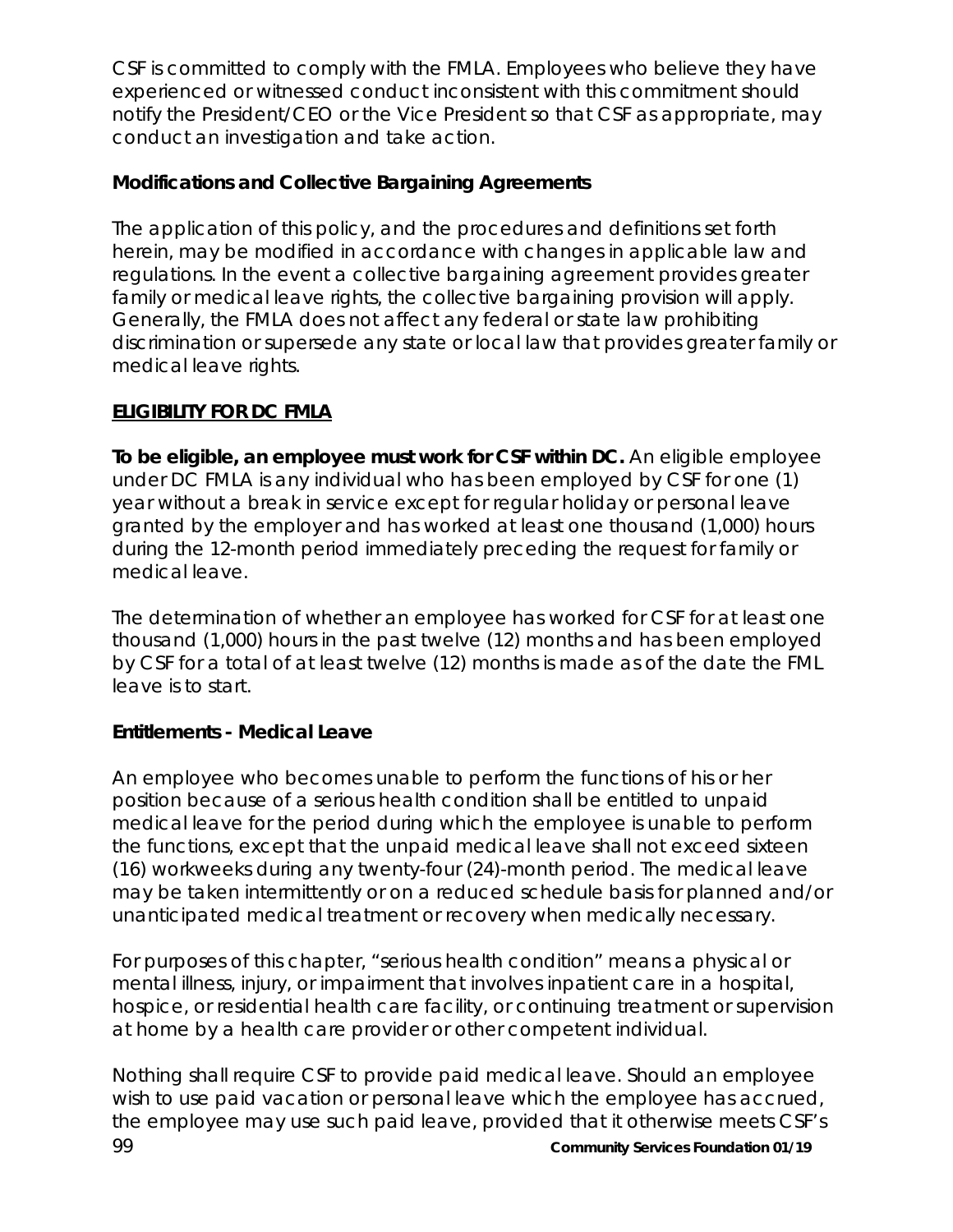CSF is committed to comply with the FMLA. Employees who believe they have experienced or witnessed conduct inconsistent with this commitment should notify the President/CEO or the Vice President so that CSF as appropriate, may conduct an investigation and take action.

**Modifications and Collective Bargaining Agreements**

The application of this policy, and the procedures and definitions set forth herein, may be modified in accordance with changes in applicable law and regulations. In the event a collective bargaining agreement provides greater family or medical leave rights, the collective bargaining provision will apply. Generally, the FMLA does not affect any federal or state law prohibiting discrimination or supersede any state or local law that provides greater family or medical leave rights.

**ELIGIBILITY FOR DC FMLA**

**To be eligible, an employee must work for CSF within DC.** An eligible employee under DC FMLA is any individual who has been employed by CSF for one (1) year without a break in service except for regular holiday or personal leave granted by the employer and has worked at least one thousand (1,000) hours during the 12-month period immediately preceding the request for family or medical leave.

The determination of whether an employee has worked for CSF for at least one thousand (1,000) hours in the past twelve (12) months and has been employed by CSF for a total of at least twelve (12) months is made as of the date the FML leave is to start.

**Entitlements - Medical Leave**

An employee who becomes unable to perform the functions of his or her position because of a serious health condition shall be entitled to unpaid medical leave for the period during which the employee is unable to perform the functions, except that the unpaid medical leave shall not exceed sixteen (16) workweeks during any twenty-four (24)-month period. The medical leave may be taken intermittently or on a reduced schedule basis for planned and/or unanticipated medical treatment or recovery when medically necessary.

For purposes of this chapter, "serious health condition" means a physical or mental illness, injury, or impairment that involves inpatient care in a hospital, hospice, or residential health care facility, or continuing treatment or supervision at home by a health care provider or other competent individual.

Nothing shall require CSF to provide paid medical leave. Should an employee wish to use paid vacation or personal leave which the employee has accrued, the employee may use such paid leave, provided that it otherwise meets CSF's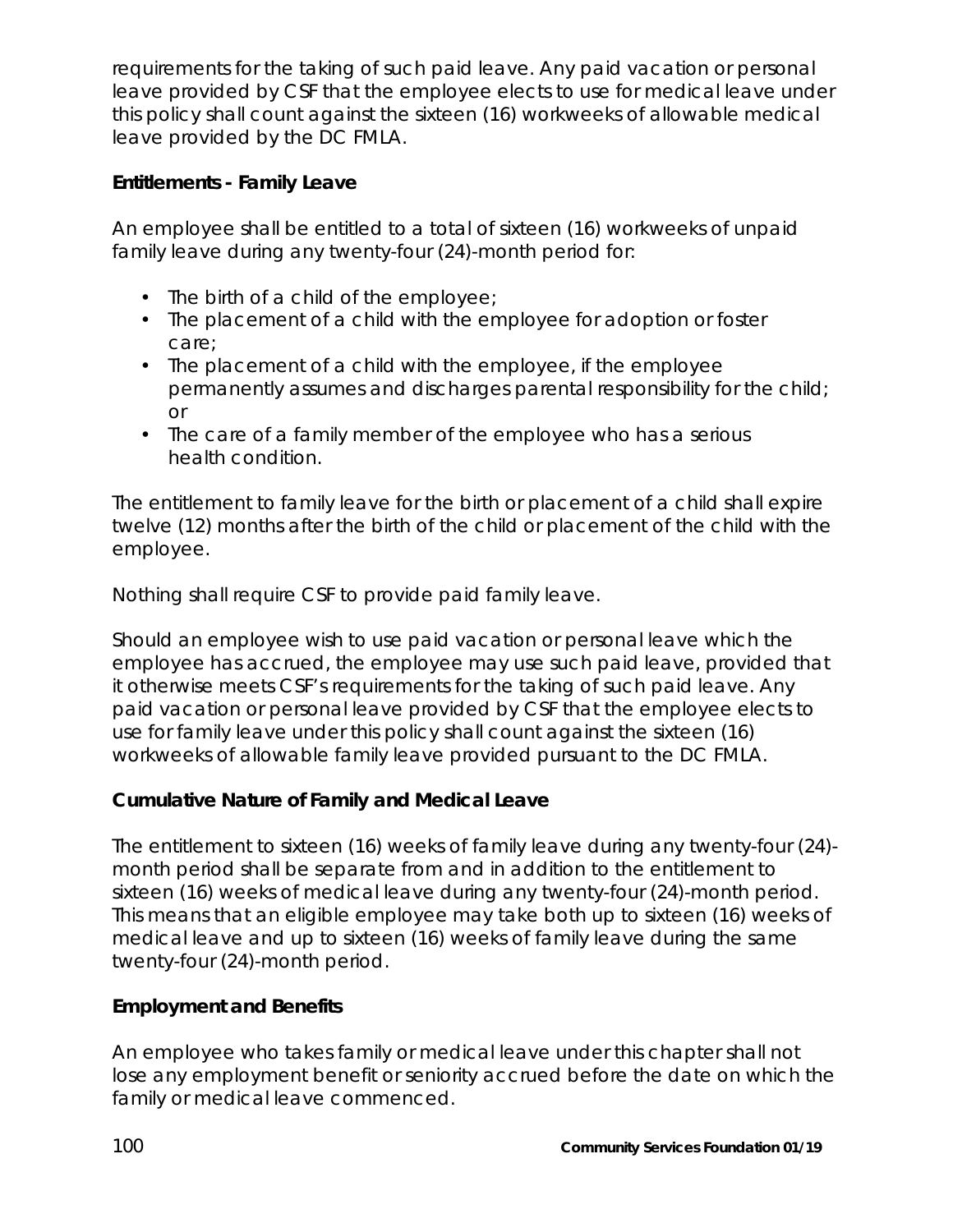requirements for the taking of such paid leave. Any paid vacation or personal leave provided by CSF that the employee elects to use for medical leave under this policy shall count against the sixteen (16) workweeks of allowable medical leave provided by the DC FMLA.

**Entitlements - Family Leave**

An employee shall be entitled to a total of sixteen (16) workweeks of unpaid family leave during any twenty-four (24)-month period for:

- The birth of a child of the employee;
- The placement of a child with the employee for adoption or foster care;
- The placement of a child with the employee, if the employee permanently assumes and discharges parental responsibility for the child; or
- The care of a family member of the employee who has a serious health condition.

The entitlement to family leave for the birth or placement of a child shall expire twelve (12) months after the birth of the child or placement of the child with the employee.

Nothing shall require CSF to provide paid family leave.

Should an employee wish to use paid vacation or personal leave which the employee has accrued, the employee may use such paid leave, provided that it otherwise meets CSF's requirements for the taking of such paid leave. Any paid vacation or personal leave provided by CSF that the employee elects to use for family leave under this policy shall count against the sixteen (16) workweeks of allowable family leave provided pursuant to the DC FMLA.

**Cumulative Nature of Family and Medical Leave**

The entitlement to sixteen (16) weeks of family leave during any twenty-four (24)-month period shall be separate from and in addition to the entitlement to sixteen (16) weeks of medical leave during any twenty-four (24)-month period. This means that an eligible employee may take both up to sixteen (16) weeks of medical leave and up to sixteen (16) weeks of family leave during the same twenty-four (24)-month period.

**Employment and Benefits**

An employee who takes family or medical leave under this chapter shall not lose any employment benefit or seniority accrued before the date on which the family or medical leave commenced.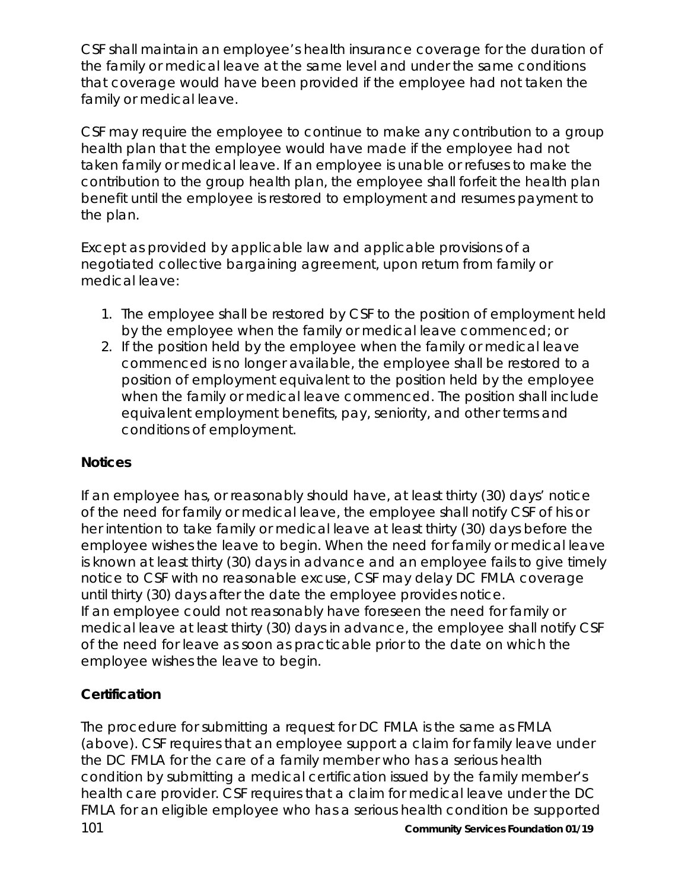CSF shall maintain an employee's health insurance coverage for the duration of the family or medical leave at the same level and under the same conditions that coverage would have been provided if the employee had not taken the family or medical leave.

CSF may require the employee to continue to make any contribution to a group health plan that the employee would have made if the employee had not taken family or medical leave. If an employee is unable or refuses to make the contribution to the group health plan, the employee shall forfeit the health plan benefit until the employee is restored to employment and resumes payment to the plan.

Except as provided by applicable law and applicable provisions of a negotiated collective bargaining agreement, upon return from family or medical leave:

1. The employee shall be restored by CSF to the position of employment held by the employee when the family or medical leave commenced; or
2. If the position held by the employee when the family or medical leave commenced is no longer available, the employee shall be restored to a position of employment equivalent to the position held by the employee when the family or medical leave commenced. The position shall include equivalent employment benefits, pay, seniority, and other terms and conditions of employment.

**Notices**

If an employee has, or reasonably should have, at least thirty (30) days' notice of the need for family or medical leave, the employee shall notify CSF of his or her intention to take family or medical leave at least thirty (30) days before the employee wishes the leave to begin. When the need for family or medical leave is known at least thirty (30) days in advance and an employee fails to give timely notice to CSF with no reasonable excuse, CSF may delay DC FMLA coverage until thirty (30) days after the date the employee provides notice.
If an employee could not reasonably have foreseen the need for family or medical leave at least thirty (30) days in advance, the employee shall notify CSF of the need for leave as soon as practicable prior to the date on which the employee wishes the leave to begin.

**Certification**

The procedure for submitting a request for DC FMLA is the same as FMLA (above). CSF requires that an employee support a claim for family leave under the DC FMLA for the care of a family member who has a serious health condition by submitting a medical certification issued by the family member's health care provider. CSF requires that a claim for medical leave under the DC FMLA for an eligible employee who has a serious health condition be supported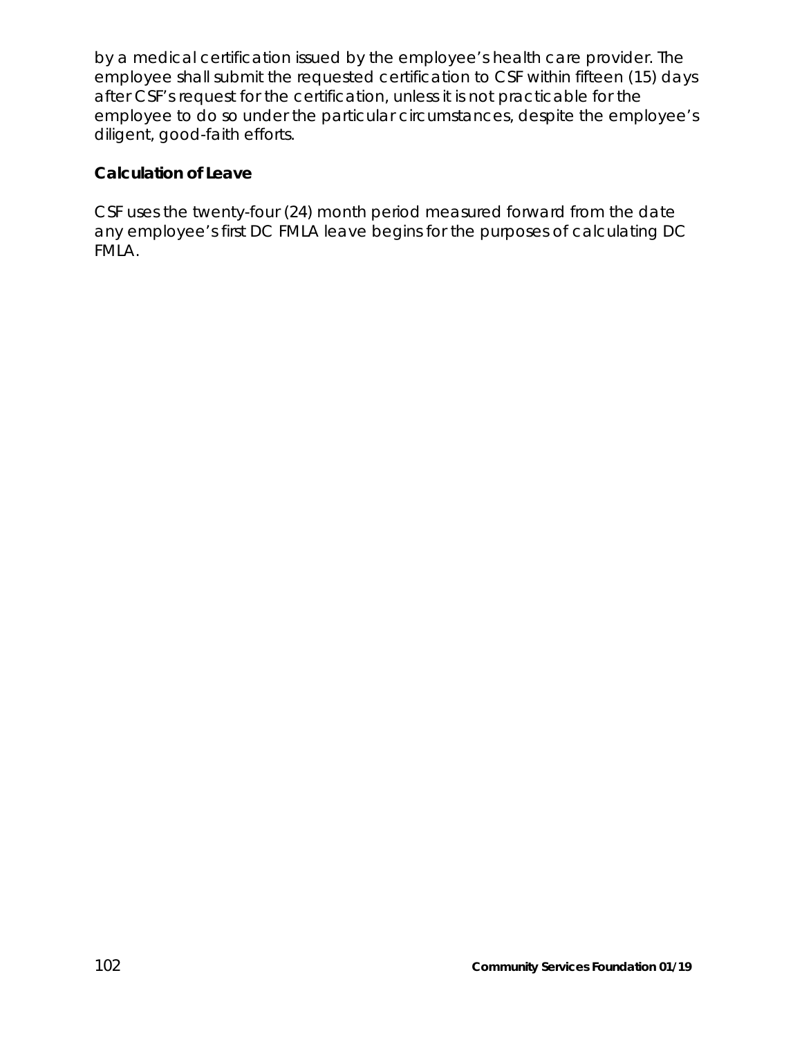by a medical certification issued by the employee's health care provider. The employee shall submit the requested certification to CSF within fifteen (15) days after CSF's request for the certification, unless it is not practicable for the employee to do so under the particular circumstances, despite the employee's diligent, good-faith efforts.

### Calculation of Leave

CSF uses the twenty-four (24) month period measured forward from the date any employee's first DC FMLA leave begins for the purposes of calculating DC FMLA.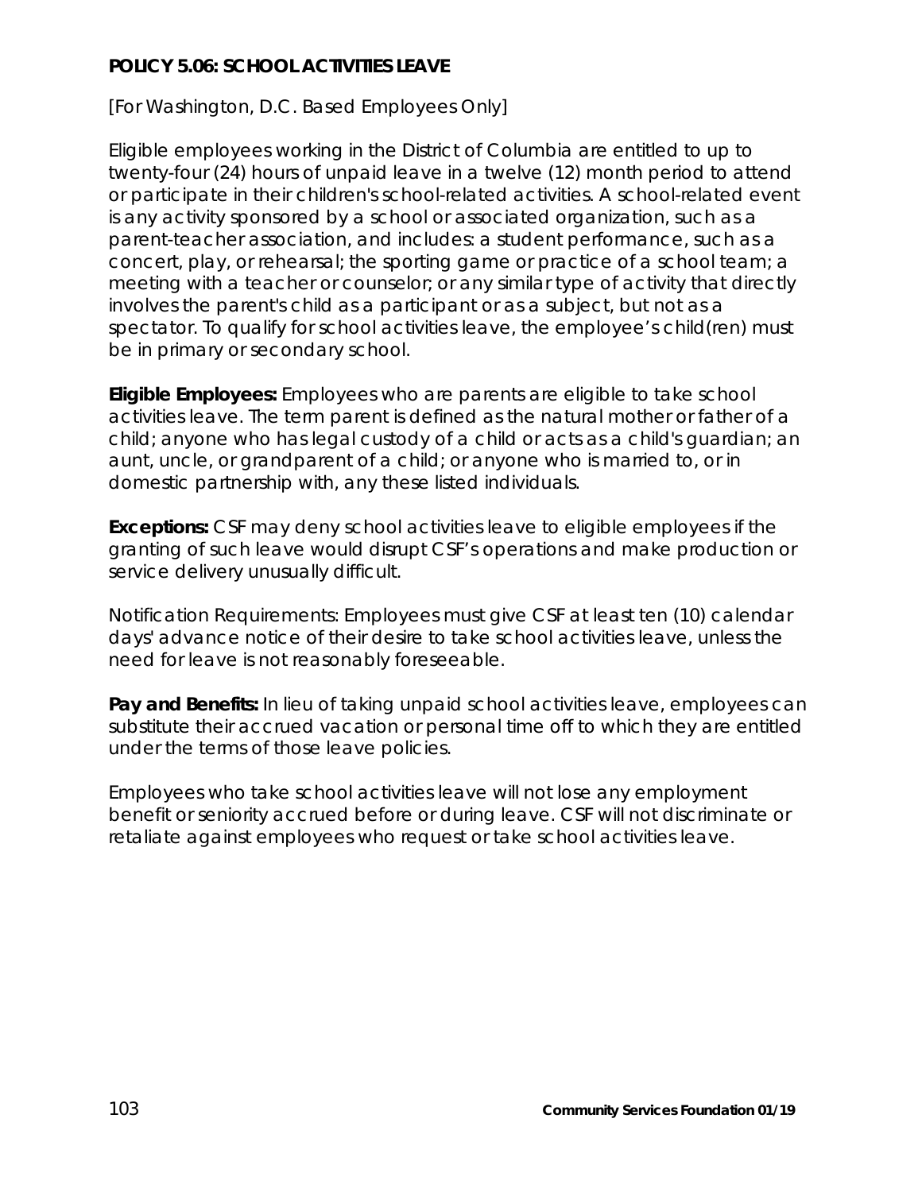**POLICY 5.06: SCHOOL ACTIVITIES LEAVE**

[For Washington, D.C. Based Employees Only]

Eligible employees working in the District of Columbia are entitled to up to twenty-four (24) hours of unpaid leave in a twelve (12) month period to attend or participate in their children's school-related activities. A school-related event is any activity sponsored by a school or associated organization, such as a parent-teacher association, and includes: a student performance, such as a concert, play, or rehearsal; the sporting game or practice of a school team; a meeting with a teacher or counselor; or any similar type of activity that directly involves the parent's child as a participant or as a subject, but not as a spectator. To qualify for school activities leave, the employee's child(ren) must be in primary or secondary school.

**Eligible Employees:** Employees who are parents are eligible to take school activities leave. The term parent is defined as the natural mother or father of a child; anyone who has legal custody of a child or acts as a child's guardian; an aunt, uncle, or grandparent of a child; or anyone who is married to, or in domestic partnership with, any these listed individuals.

**Exceptions:** CSF may deny school activities leave to eligible employees if the granting of such leave would disrupt CSF's operations and make production or service delivery unusually difficult.

Notification Requirements: Employees must give CSF at least ten (10) calendar days' advance notice of their desire to take school activities leave, unless the need for leave is not reasonably foreseeable.

**Pay and Benefits:** In lieu of taking unpaid school activities leave, employees can substitute their accrued vacation or personal time off to which they are entitled under the terms of those leave policies.

Employees who take school activities leave will not lose any employment benefit or seniority accrued before or during leave. CSF will not discriminate or retaliate against employees who request or take school activities leave.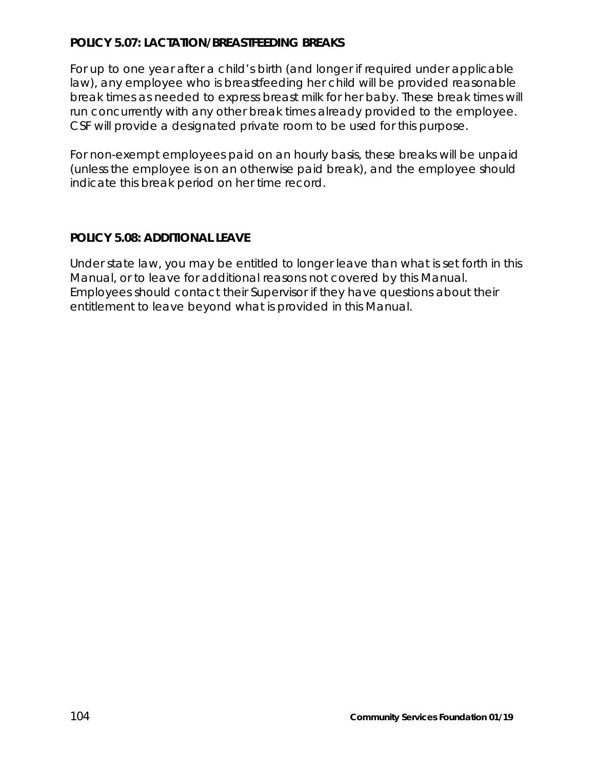**POLICY 5.07: LACTATION/BREASTFEEDING BREAKS**

For up to one year after a child's birth (and longer if required under applicable law), any employee who is breastfeeding her child will be provided reasonable break times as needed to express breast milk for her baby. These break times will run concurrently with any other break times already provided to the employee. CSF will provide a designated private room to be used for this purpose.

For non-exempt employees paid on an hourly basis, these breaks will be unpaid (unless the employee is on an otherwise paid break), and the employee should indicate this break period on her time record.

**POLICY 5.08: ADDITIONAL LEAVE**

Under state law, you may be entitled to longer leave than what is set forth in this Manual, or to leave for additional reasons not covered by this Manual. Employees should contact their Supervisor if they have questions about their entitlement to leave beyond what is provided in this Manual.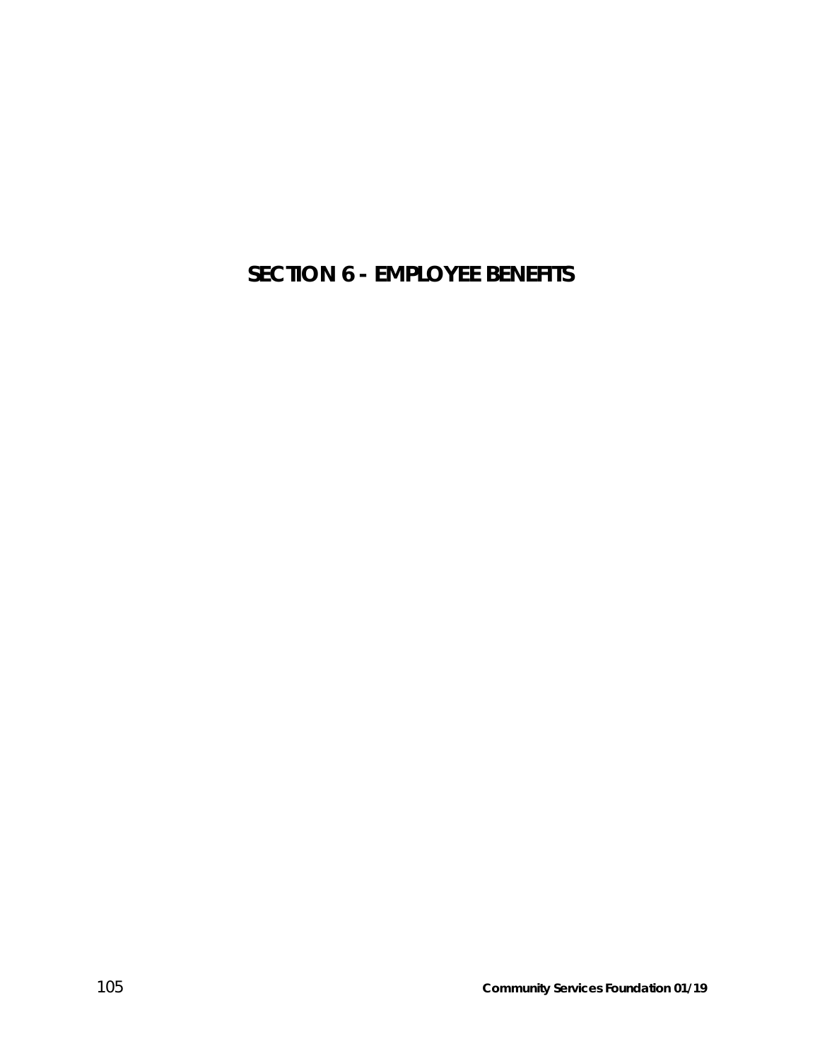# SECTION 6 - EMPLOYEE BENEFITS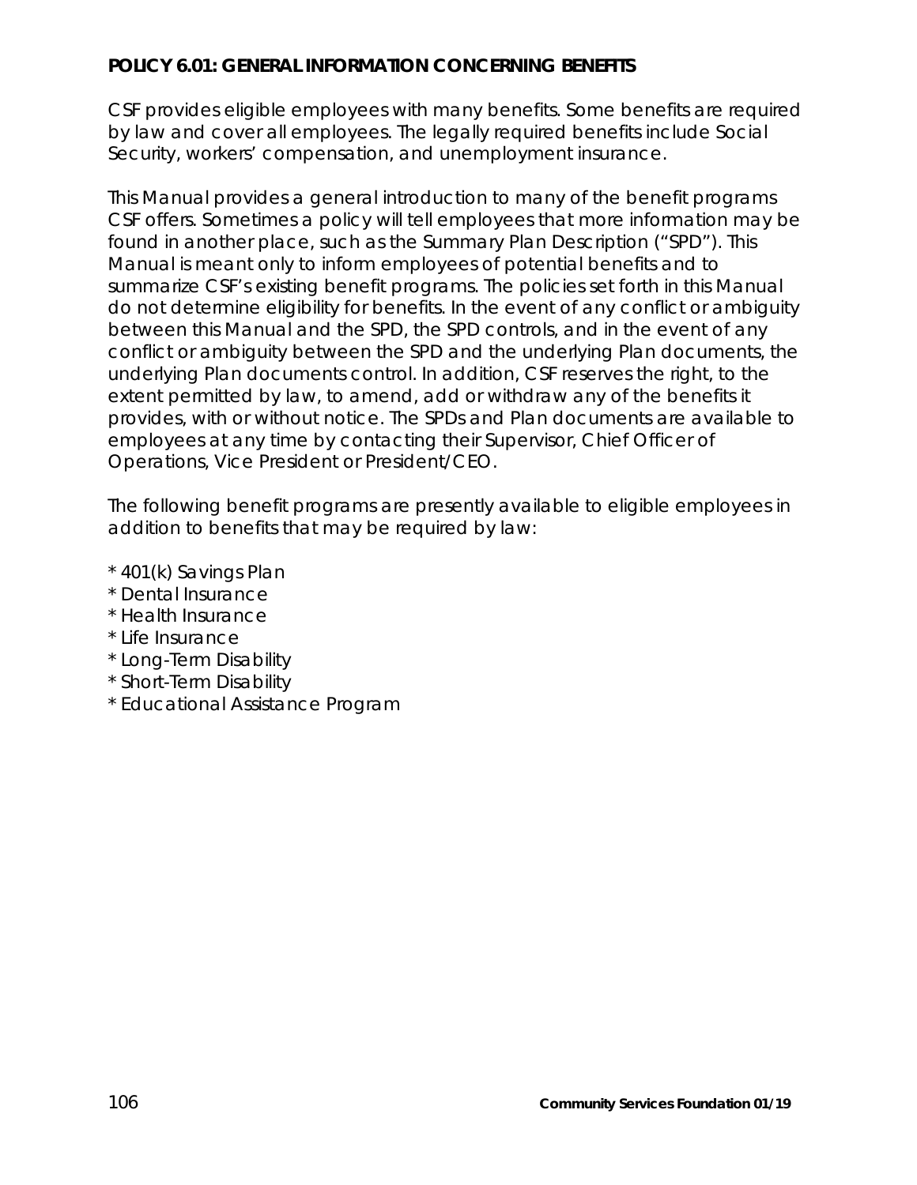**POLICY 6.01: GENERAL INFORMATION CONCERNING BENEFITS**

CSF provides eligible employees with many benefits. Some benefits are required by law and cover all employees. The legally required benefits include Social Security, workers' compensation, and unemployment insurance.

This Manual provides a general introduction to many of the benefit programs CSF offers. Sometimes a policy will tell employees that more information may be found in another place, such as the Summary Plan Description ("SPD"). This Manual is meant only to inform employees of potential benefits and to summarize CSF's existing benefit programs. The policies set forth in this Manual do not determine eligibility for benefits. In the event of any conflict or ambiguity between this Manual and the SPD, the SPD controls, and in the event of any conflict or ambiguity between the SPD and the underlying Plan documents, the underlying Plan documents control. In addition, CSF reserves the right, to the extent permitted by law, to amend, add or withdraw any of the benefits it provides, with or without notice. The SPDs and Plan documents are available to employees at any time by contacting their Supervisor, Chief Officer of Operations, Vice President or President/CEO.

The following benefit programs are presently available to eligible employees in addition to benefits that may be required by law:

* 401(k) Savings Plan
* Dental Insurance
* Health Insurance
* Life Insurance
* Long-Term Disability
* Short-Term Disability
* Educational Assistance Program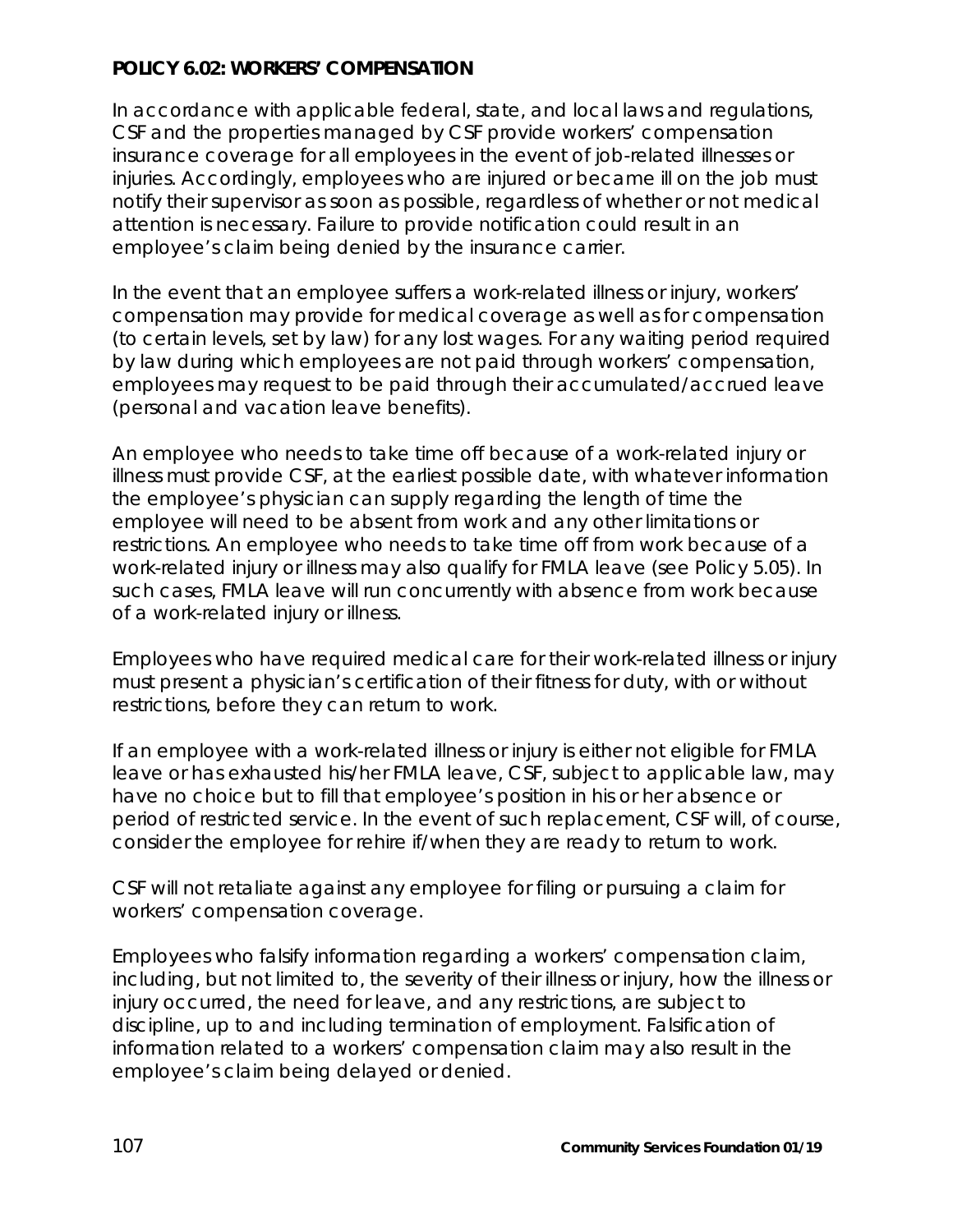**POLICY 6.02: WORKERS' COMPENSATION**

In accordance with applicable federal, state, and local laws and regulations, CSF and the properties managed by CSF provide workers' compensation insurance coverage for all employees in the event of job-related illnesses or injuries. Accordingly, employees who are injured or became ill on the job must notify their supervisor as soon as possible, regardless of whether or not medical attention is necessary. Failure to provide notification could result in an employee's claim being denied by the insurance carrier.

In the event that an employee suffers a work-related illness or injury, workers' compensation may provide for medical coverage as well as for compensation (to certain levels, set by law) for any lost wages. For any waiting period required by law during which employees are not paid through workers' compensation, employees may request to be paid through their accumulated/accrued leave (personal and vacation leave benefits).

An employee who needs to take time off because of a work-related injury or illness must provide CSF, at the earliest possible date, with whatever information the employee's physician can supply regarding the length of time the employee will need to be absent from work and any other limitations or restrictions. An employee who needs to take time off from work because of a work-related injury or illness may also qualify for FMLA leave (see Policy 5.05). In such cases, FMLA leave will run concurrently with absence from work because of a work-related injury or illness.

Employees who have required medical care for their work-related illness or injury must present a physician's certification of their fitness for duty, with or without restrictions, before they can return to work.

If an employee with a work-related illness or injury is either not eligible for FMLA leave or has exhausted his/her FMLA leave, CSF, subject to applicable law, may have no choice but to fill that employee's position in his or her absence or period of restricted service. In the event of such replacement, CSF will, of course, consider the employee for rehire if/when they are ready to return to work.

CSF will not retaliate against any employee for filing or pursuing a claim for workers' compensation coverage.

Employees who falsify information regarding a workers' compensation claim, including, but not limited to, the severity of their illness or injury, how the illness or injury occurred, the need for leave, and any restrictions, are subject to discipline, up to and including termination of employment. Falsification of information related to a workers' compensation claim may also result in the employee's claim being delayed or denied.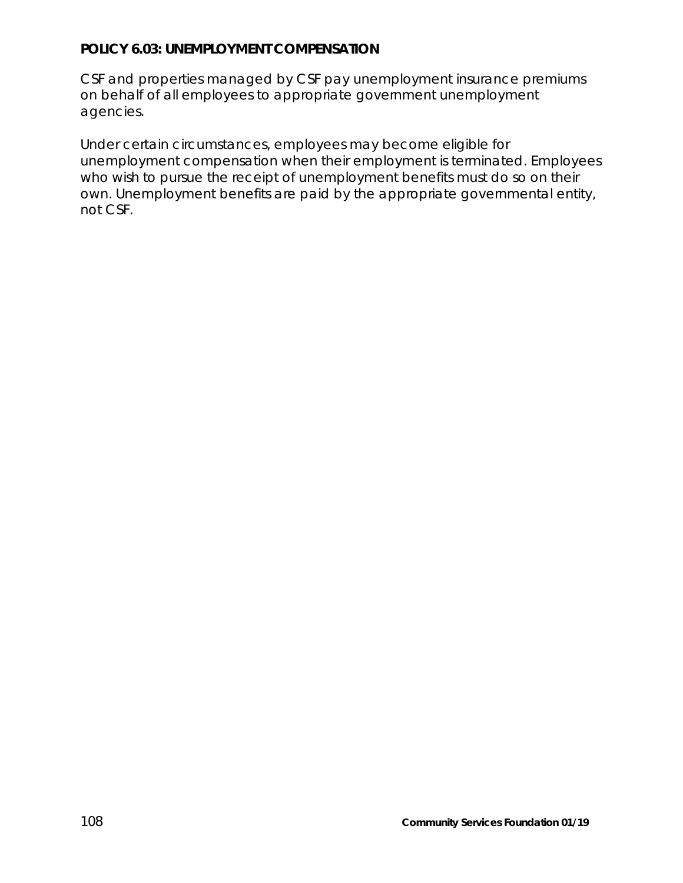## POLICY 6.03: UNEMPLOYMENT COMPENSATION

CSF and properties managed by CSF pay unemployment insurance premiums on behalf of all employees to appropriate government unemployment agencies.

Under certain circumstances, employees may become eligible for unemployment compensation when their employment is terminated. Employees who wish to pursue the receipt of unemployment benefits must do so on their own. Unemployment benefits are paid by the appropriate governmental entity, not CSF.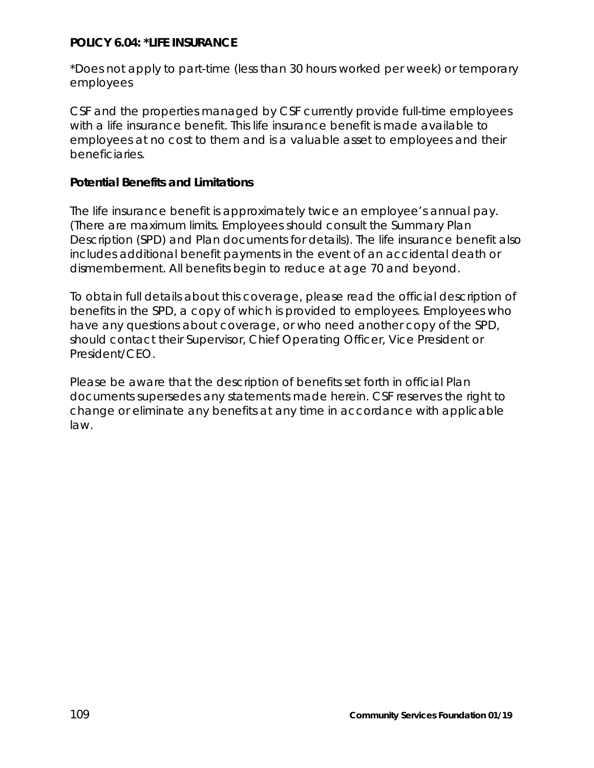## POLICY 6.04: *LIFE INSURANCE

*Does not apply to part-time (less than 30 hours worked per week) or temporary employees

CSF and the properties managed by CSF currently provide full-time employees with a life insurance benefit. This life insurance benefit is made available to employees at no cost to them and is a valuable asset to employees and their beneficiaries.

### Potential Benefits and Limitations

The life insurance benefit is approximately twice an employee's annual pay. (There are maximum limits. Employees should consult the Summary Plan Description (SPD) and Plan documents for details). The life insurance benefit also includes additional benefit payments in the event of an accidental death or dismemberment. All benefits begin to reduce at age 70 and beyond.

To obtain full details about this coverage, please read the official description of benefits in the SPD, a copy of which is provided to employees. Employees who have any questions about coverage, or who need another copy of the SPD, should contact their Supervisor, Chief Operating Officer, Vice President or President/CEO.

Please be aware that the description of benefits set forth in official Plan documents supersedes any statements made herein. CSF reserves the right to change or eliminate any benefits at any time in accordance with applicable law.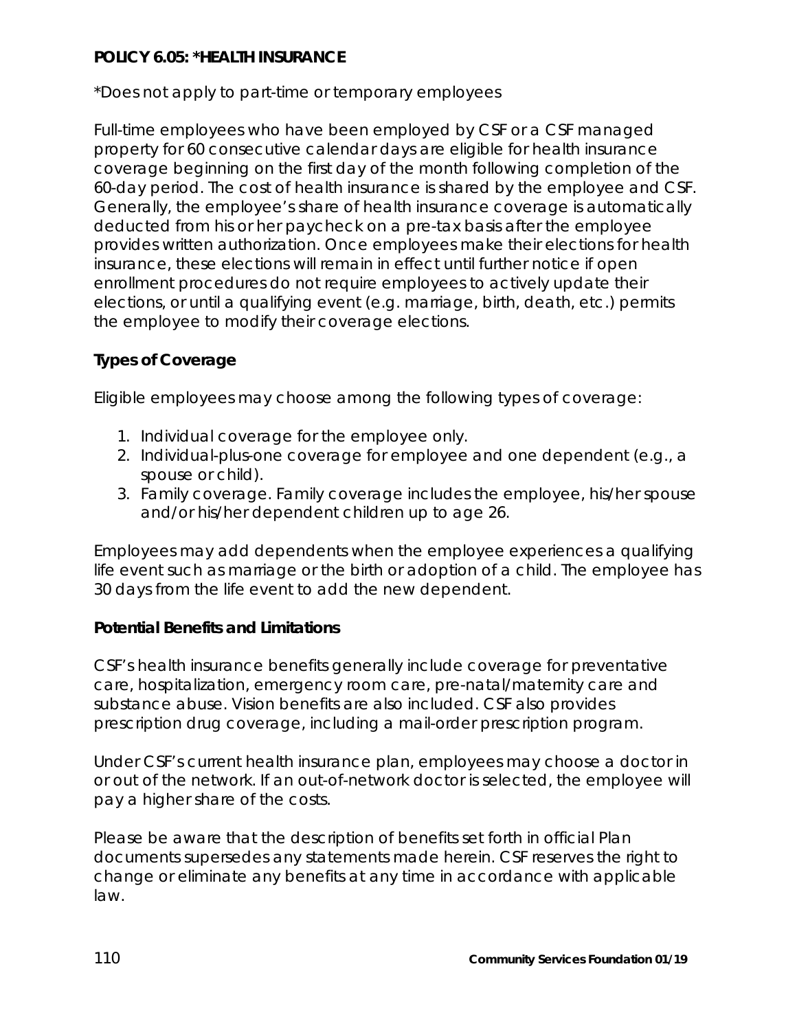## POLICY 6.05: *HEALTH INSURANCE

*Does not apply to part-time or temporary employees

Full-time employees who have been employed by CSF or a CSF managed property for 60 consecutive calendar days are eligible for health insurance coverage beginning on the first day of the month following completion of the 60-day period. The cost of health insurance is shared by the employee and CSF. Generally, the employee's share of health insurance coverage is automatically deducted from his or her paycheck on a pre-tax basis after the employee provides written authorization. Once employees make their elections for health insurance, these elections will remain in effect until further notice if open enrollment procedures do not require employees to actively update their elections, or until a qualifying event (e.g. marriage, birth, death, etc.) permits the employee to modify their coverage elections.

### Types of Coverage

Eligible employees may choose among the following types of coverage:

1. Individual coverage for the employee only.
2. Individual-plus-one coverage for employee and one dependent (e.g., a spouse or child).
3. Family coverage. Family coverage includes the employee, his/her spouse and/or his/her dependent children up to age 26.

Employees may add dependents when the employee experiences a qualifying life event such as marriage or the birth or adoption of a child. The employee has 30 days from the life event to add the new dependent.

### Potential Benefits and Limitations

CSF's health insurance benefits generally include coverage for preventative care, hospitalization, emergency room care, pre-natal/maternity care and substance abuse. Vision benefits are also included. CSF also provides prescription drug coverage, including a mail-order prescription program.

Under CSF's current health insurance plan, employees may choose a doctor in or out of the network. If an out-of-network doctor is selected, the employee will pay a higher share of the costs.

Please be aware that the description of benefits set forth in official Plan documents supersedes any statements made herein. CSF reserves the right to change or eliminate any benefits at any time in accordance with applicable law.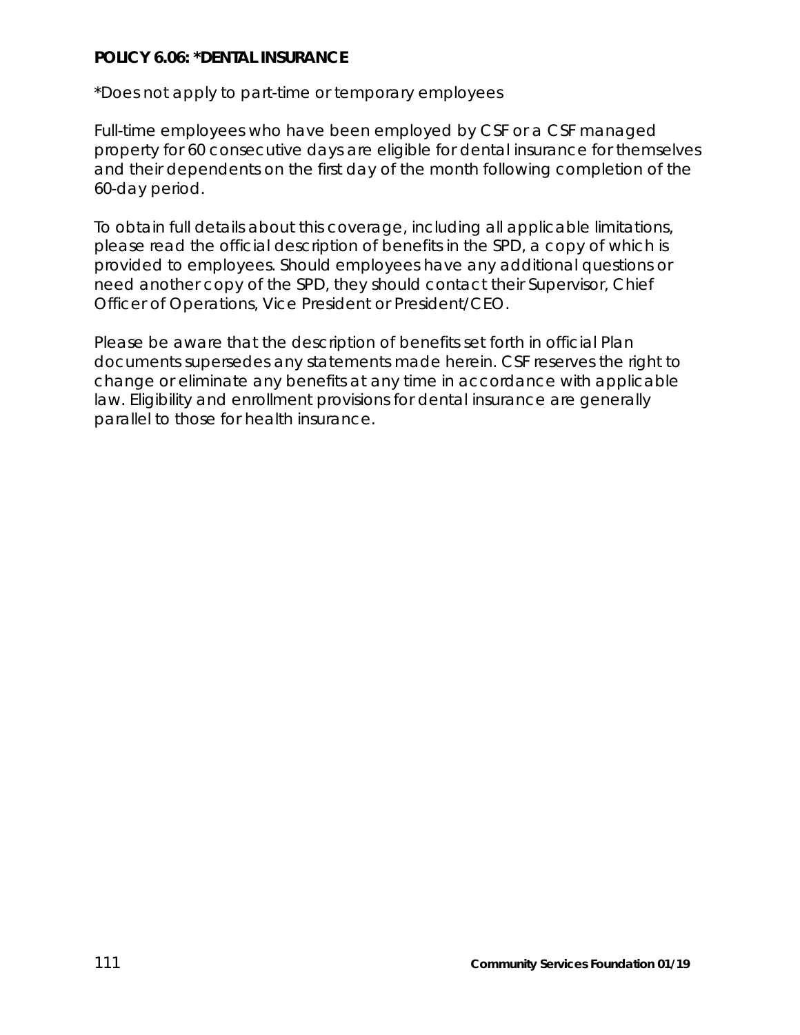**POLICY 6.06: *DENTAL INSURANCE**

*Does not apply to part-time or temporary employees

Full-time employees who have been employed by CSF or a CSF managed property for 60 consecutive days are eligible for dental insurance for themselves and their dependents on the first day of the month following completion of the 60-day period.

To obtain full details about this coverage, including all applicable limitations, please read the official description of benefits in the SPD, a copy of which is provided to employees. Should employees have any additional questions or need another copy of the SPD, they should contact their Supervisor, Chief Officer of Operations, Vice President or President/CEO.

Please be aware that the description of benefits set forth in official Plan documents supersedes any statements made herein. CSF reserves the right to change or eliminate any benefits at any time in accordance with applicable law. Eligibility and enrollment provisions for dental insurance are generally parallel to those for health insurance.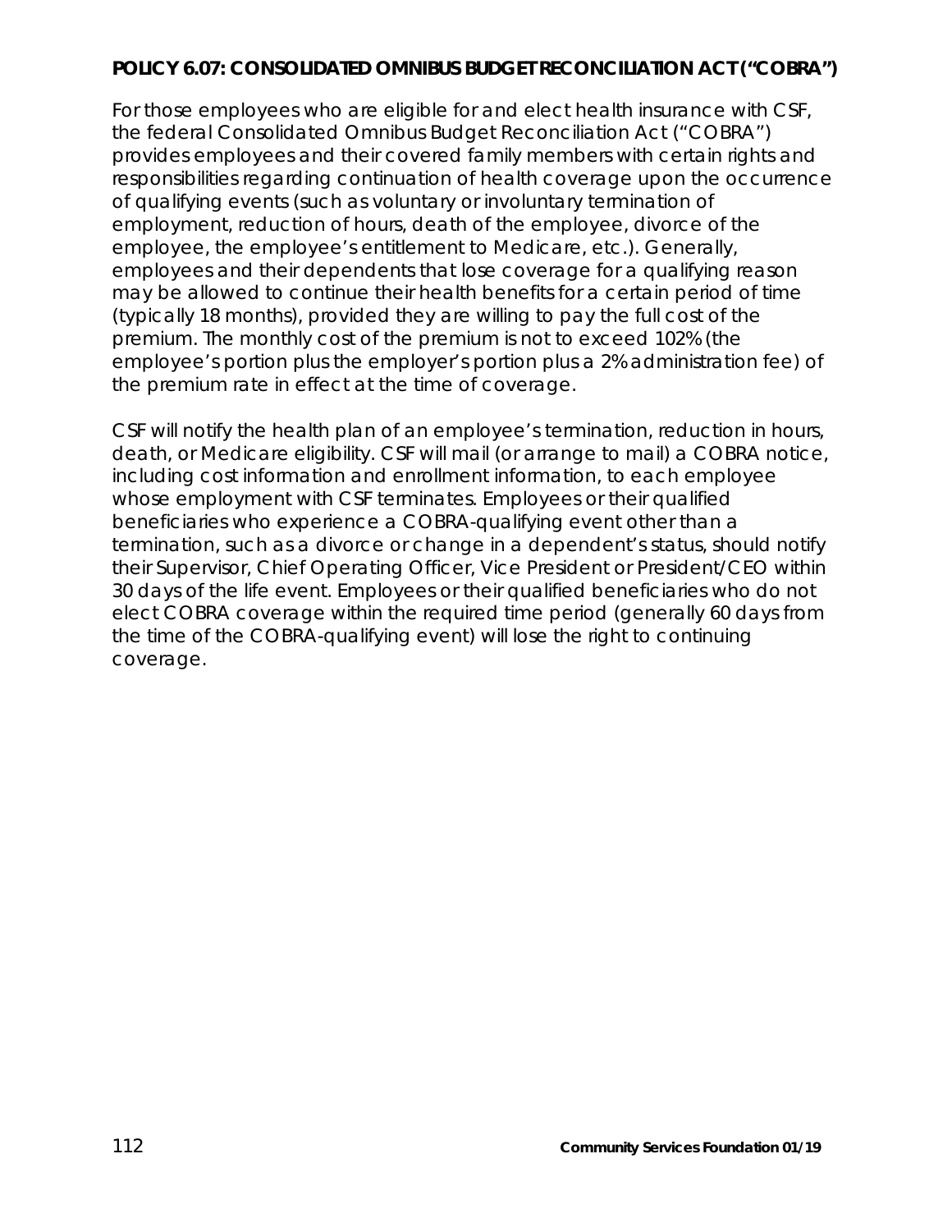## POLICY 6.07: CONSOLIDATED OMNIBUS BUDGET RECONCILIATION ACT ("COBRA")

For those employees who are eligible for and elect health insurance with CSF, the federal Consolidated Omnibus Budget Reconciliation Act ("COBRA") provides employees and their covered family members with certain rights and responsibilities regarding continuation of health coverage upon the occurrence of qualifying events (such as voluntary or involuntary termination of employment, reduction of hours, death of the employee, divorce of the employee, the employee's entitlement to Medicare, etc.). Generally, employees and their dependents that lose coverage for a qualifying reason may be allowed to continue their health benefits for a certain period of time (typically 18 months), provided they are willing to pay the full cost of the premium. The monthly cost of the premium is not to exceed 102% (the employee's portion plus the employer's portion plus a 2% administration fee) of the premium rate in effect at the time of coverage.

CSF will notify the health plan of an employee's termination, reduction in hours, death, or Medicare eligibility. CSF will mail (or arrange to mail) a COBRA notice, including cost information and enrollment information, to each employee whose employment with CSF terminates. Employees or their qualified beneficiaries who experience a COBRA-qualifying event other than a termination, such as a divorce or change in a dependent's status, should notify their Supervisor, Chief Operating Officer, Vice President or President/CEO within 30 days of the life event. Employees or their qualified beneficiaries who do not elect COBRA coverage within the required time period (generally 60 days from the time of the COBRA-qualifying event) will lose the right to continuing coverage.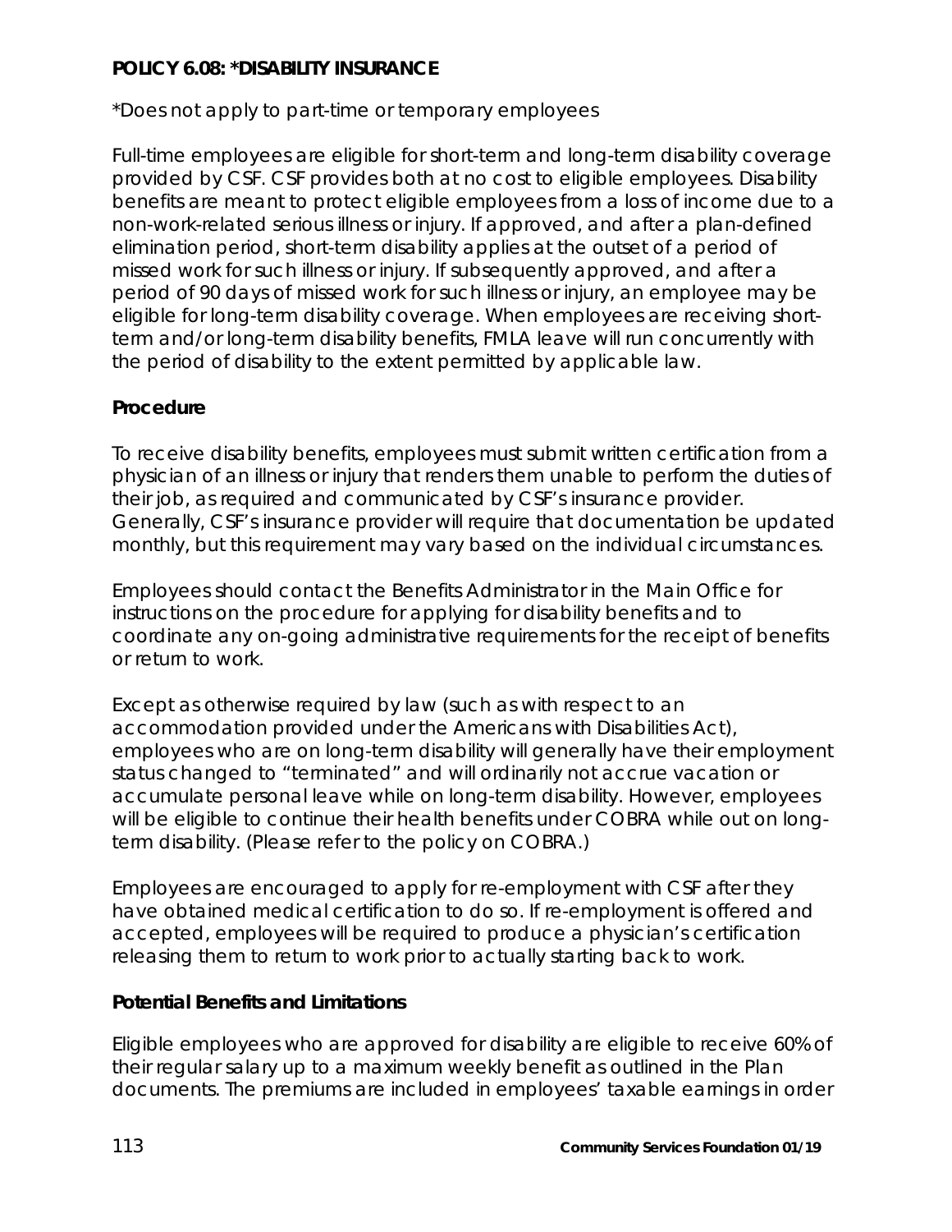## POLICY 6.08: *DISABILITY INSURANCE

*Does not apply to part-time or temporary employees

Full-time employees are eligible for short-term and long-term disability coverage provided by CSF. CSF provides both at no cost to eligible employees. Disability benefits are meant to protect eligible employees from a loss of income due to a non-work-related serious illness or injury. If approved, and after a plan-defined elimination period, short-term disability applies at the outset of a period of missed work for such illness or injury. If subsequently approved, and after a period of 90 days of missed work for such illness or injury, an employee may be eligible for long-term disability coverage. When employees are receiving short-term and/or long-term disability benefits, FMLA leave will run concurrently with the period of disability to the extent permitted by applicable law.

### Procedure

To receive disability benefits, employees must submit written certification from a physician of an illness or injury that renders them unable to perform the duties of their job, as required and communicated by CSF's insurance provider. Generally, CSF's insurance provider will require that documentation be updated monthly, but this requirement may vary based on the individual circumstances.

Employees should contact the Benefits Administrator in the Main Office for instructions on the procedure for applying for disability benefits and to coordinate any on-going administrative requirements for the receipt of benefits or return to work.

Except as otherwise required by law (such as with respect to an accommodation provided under the Americans with Disabilities Act), employees who are on long-term disability will generally have their employment status changed to "terminated" and will ordinarily not accrue vacation or accumulate personal leave while on long-term disability. However, employees will be eligible to continue their health benefits under COBRA while out on long-term disability. (Please refer to the policy on COBRA.)

Employees are encouraged to apply for re-employment with CSF after they have obtained medical certification to do so. If re-employment is offered and accepted, employees will be required to produce a physician's certification releasing them to return to work prior to actually starting back to work.

### Potential Benefits and Limitations

Eligible employees who are approved for disability are eligible to receive 60% of their regular salary up to a maximum weekly benefit as outlined in the Plan documents. The premiums are included in employees' taxable earnings in order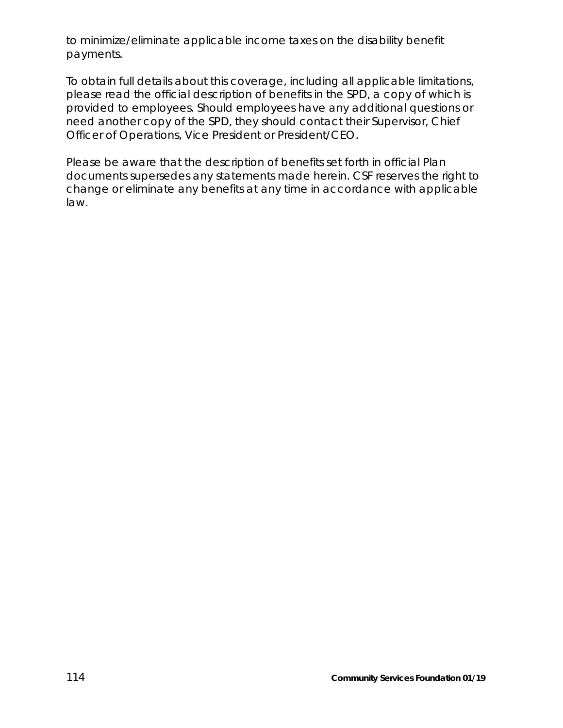to minimize/eliminate applicable income taxes on the disability benefit payments.

To obtain full details about this coverage, including all applicable limitations, please read the official description of benefits in the SPD, a copy of which is provided to employees. Should employees have any additional questions or need another copy of the SPD, they should contact their Supervisor, Chief Officer of Operations, Vice President or President/CEO.

Please be aware that the description of benefits set forth in official Plan documents supersedes any statements made herein. CSF reserves the right to change or eliminate any benefits at any time in accordance with applicable law.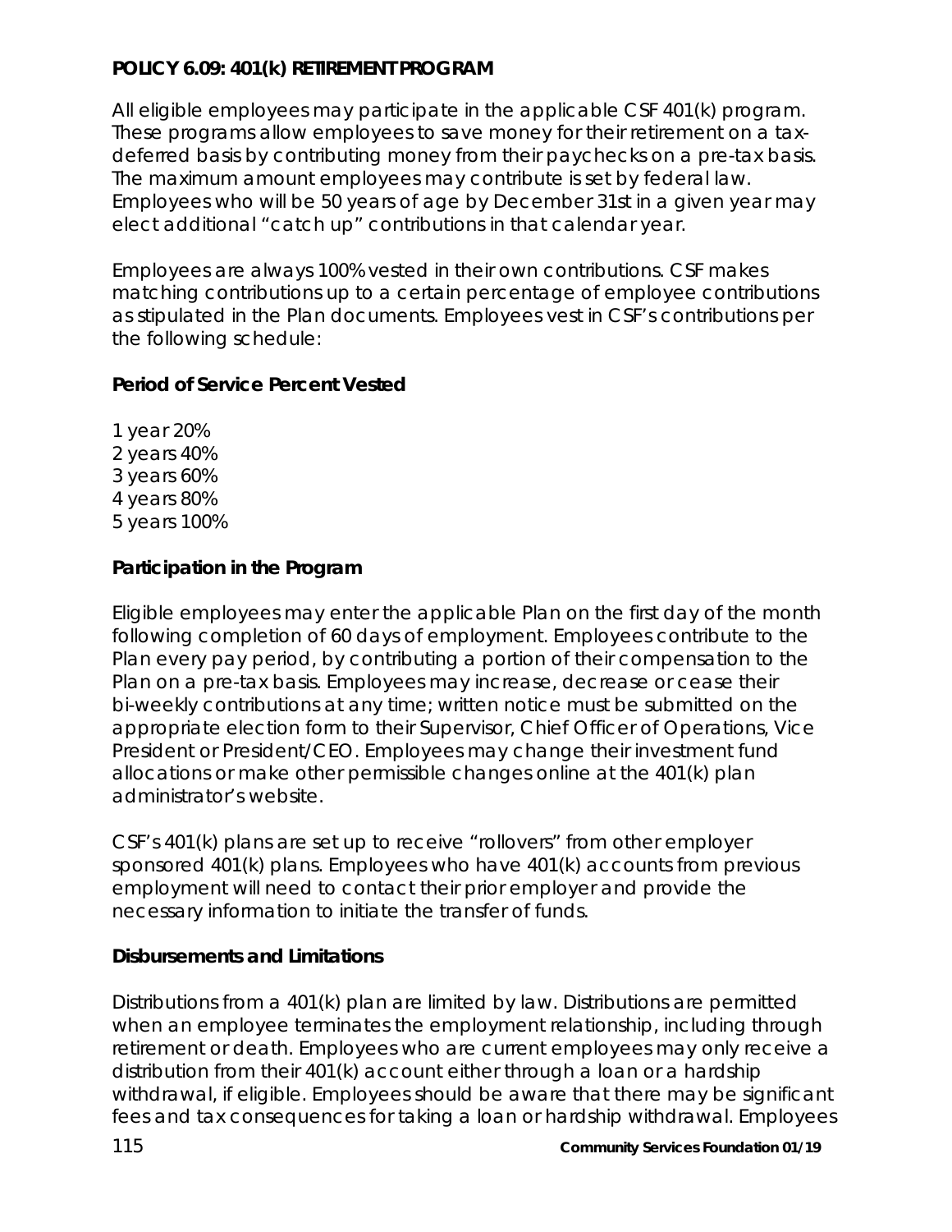**POLICY 6.09: 401(k) RETIREMENT PROGRAM**

All eligible employees may participate in the applicable CSF 401(k) program. These programs allow employees to save money for their retirement on a tax-deferred basis by contributing money from their paychecks on a pre-tax basis. The maximum amount employees may contribute is set by federal law. Employees who will be 50 years of age by December 31st in a given year may elect additional "catch up" contributions in that calendar year.

Employees are always 100% vested in their own contributions. CSF makes matching contributions up to a certain percentage of employee contributions as stipulated in the Plan documents. Employees vest in CSF's contributions per the following schedule:

| Period of Service | Percent Vested |
| --- | --- |
| 1 year | 20% |
| 2 years | 40% |
| 3 years | 60% |
| 4 years | 80% |
| 5 years | 100% |

**Participation in the Program**

Eligible employees may enter the applicable Plan on the first day of the month following completion of 60 days of employment. Employees contribute to the Plan every pay period, by contributing a portion of their compensation to the Plan on a pre-tax basis. Employees may increase, decrease or cease their bi-weekly contributions at any time; written notice must be submitted on the appropriate election form to their Supervisor, Chief Officer of Operations, Vice President or President/CEO. Employees may change their investment fund allocations or make other permissible changes online at the 401(k) plan administrator's website.

CSF's 401(k) plans are set up to receive "rollovers" from other employer sponsored 401(k) plans. Employees who have 401(k) accounts from previous employment will need to contact their prior employer and provide the necessary information to initiate the transfer of funds.

**Disbursements and Limitations**

Distributions from a 401(k) plan are limited by law. Distributions are permitted when an employee terminates the employment relationship, including through retirement or death. Employees who are current employees may only receive a distribution from their 401(k) account either through a loan or a hardship withdrawal, if eligible. Employees should be aware that there may be significant fees and tax consequences for taking a loan or hardship withdrawal. Employees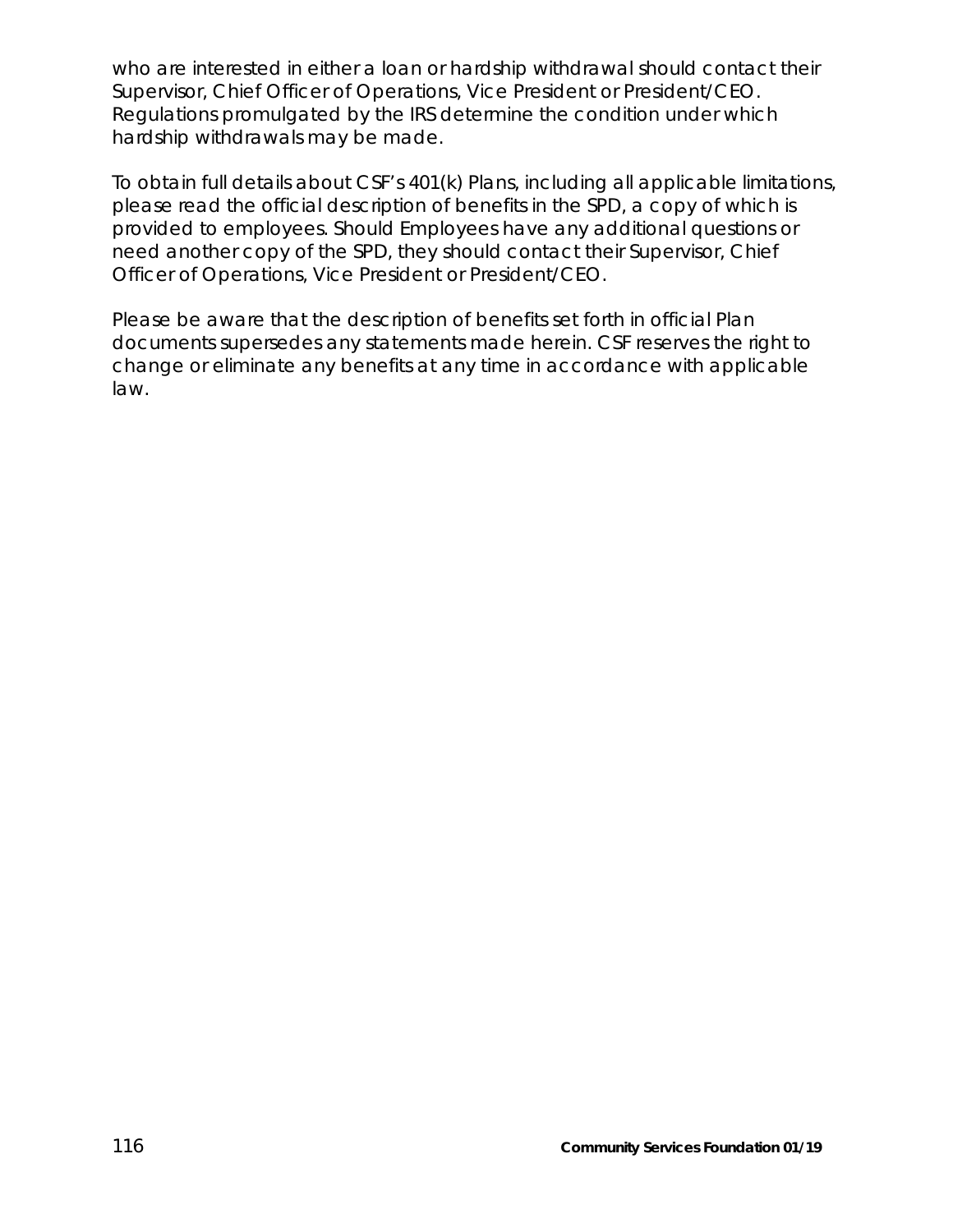who are interested in either a loan or hardship withdrawal should contact their Supervisor, Chief Officer of Operations, Vice President or President/CEO. Regulations promulgated by the IRS determine the condition under which hardship withdrawals may be made.

To obtain full details about CSF's 401(k) Plans, including all applicable limitations, please read the official description of benefits in the SPD, a copy of which is provided to employees. Should Employees have any additional questions or need another copy of the SPD, they should contact their Supervisor, Chief Officer of Operations, Vice President or President/CEO.

Please be aware that the description of benefits set forth in official Plan documents supersedes any statements made herein. CSF reserves the right to change or eliminate any benefits at any time in accordance with applicable law.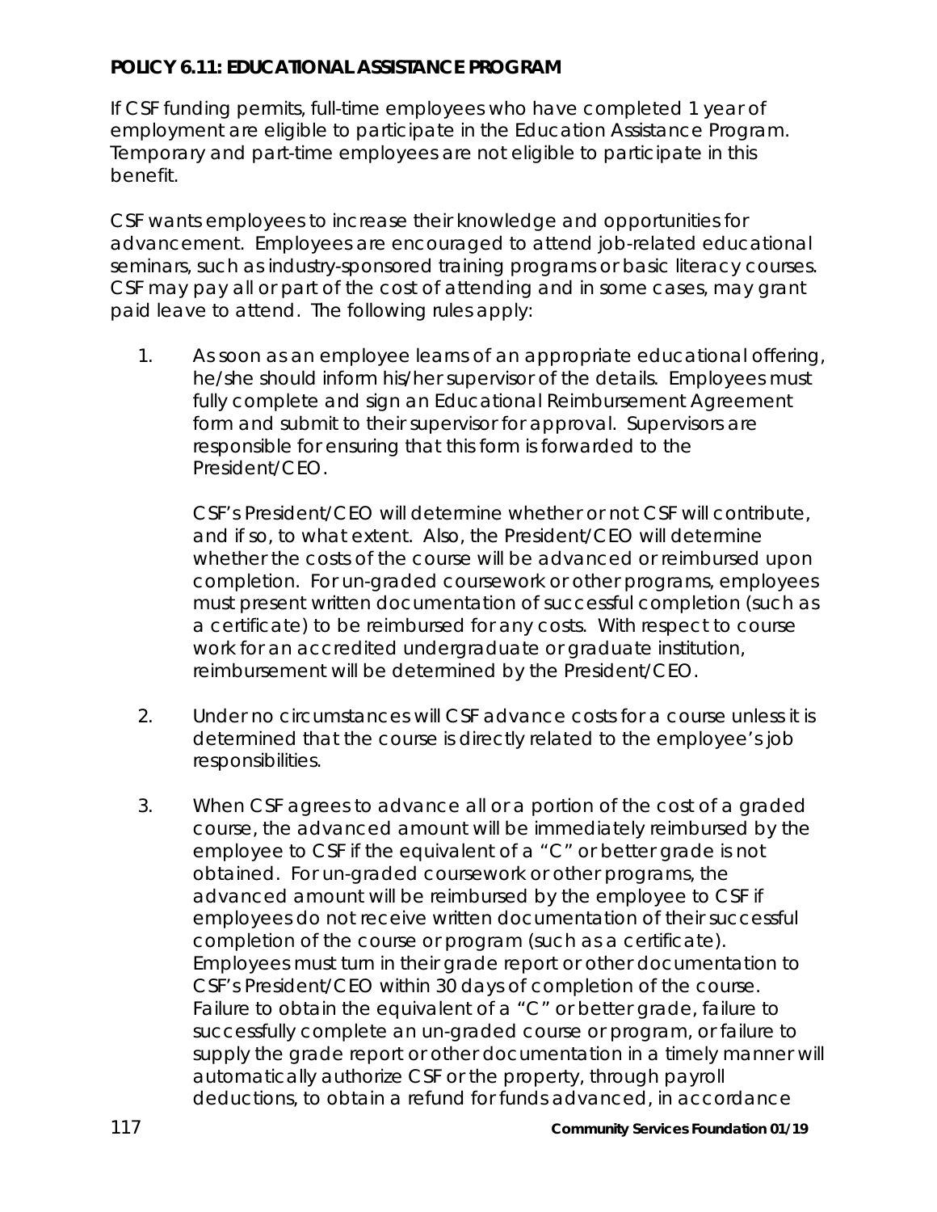**POLICY 6.11: EDUCATIONAL ASSISTANCE PROGRAM**

If CSF funding permits, full-time employees who have completed 1 year of employment are eligible to participate in the Education Assistance Program. Temporary and part-time employees are not eligible to participate in this benefit.

CSF wants employees to increase their knowledge and opportunities for advancement. Employees are encouraged to attend job-related educational seminars, such as industry-sponsored training programs or basic literacy courses. CSF may pay all or part of the cost of attending and in some cases, may grant paid leave to attend. The following rules apply:

1. As soon as an employee learns of an appropriate educational offering, he/she should inform his/her supervisor of the details. Employees must fully complete and sign an Educational Reimbursement Agreement form and submit to their supervisor for approval. Supervisors are responsible for ensuring that this form is forwarded to the President/CEO.

   CSF's President/CEO will determine whether or not CSF will contribute, and if so, to what extent. Also, the President/CEO will determine whether the costs of the course will be advanced or reimbursed upon completion. For un-graded coursework or other programs, employees must present written documentation of successful completion (such as a certificate) to be reimbursed for any costs. With respect to course work for an accredited undergraduate or graduate institution, reimbursement will be determined by the President/CEO.

2. Under no circumstances will CSF advance costs for a course unless it is determined that the course is directly related to the employee's job responsibilities.

3. When CSF agrees to advance all or a portion of the cost of a graded course, the advanced amount will be immediately reimbursed by the employee to CSF if the equivalent of a "C" or better grade is not obtained. For un-graded coursework or other programs, the advanced amount will be reimbursed by the employee to CSF if employees do not receive written documentation of their successful completion of the course or program (such as a certificate). Employees must turn in their grade report or other documentation to CSF's President/CEO within 30 days of completion of the course. Failure to obtain the equivalent of a "C" or better grade, failure to successfully complete an un-graded course or program, or failure to supply the grade report or other documentation in a timely manner will automatically authorize CSF or the property, through payroll deductions, to obtain a refund for funds advanced, in accordance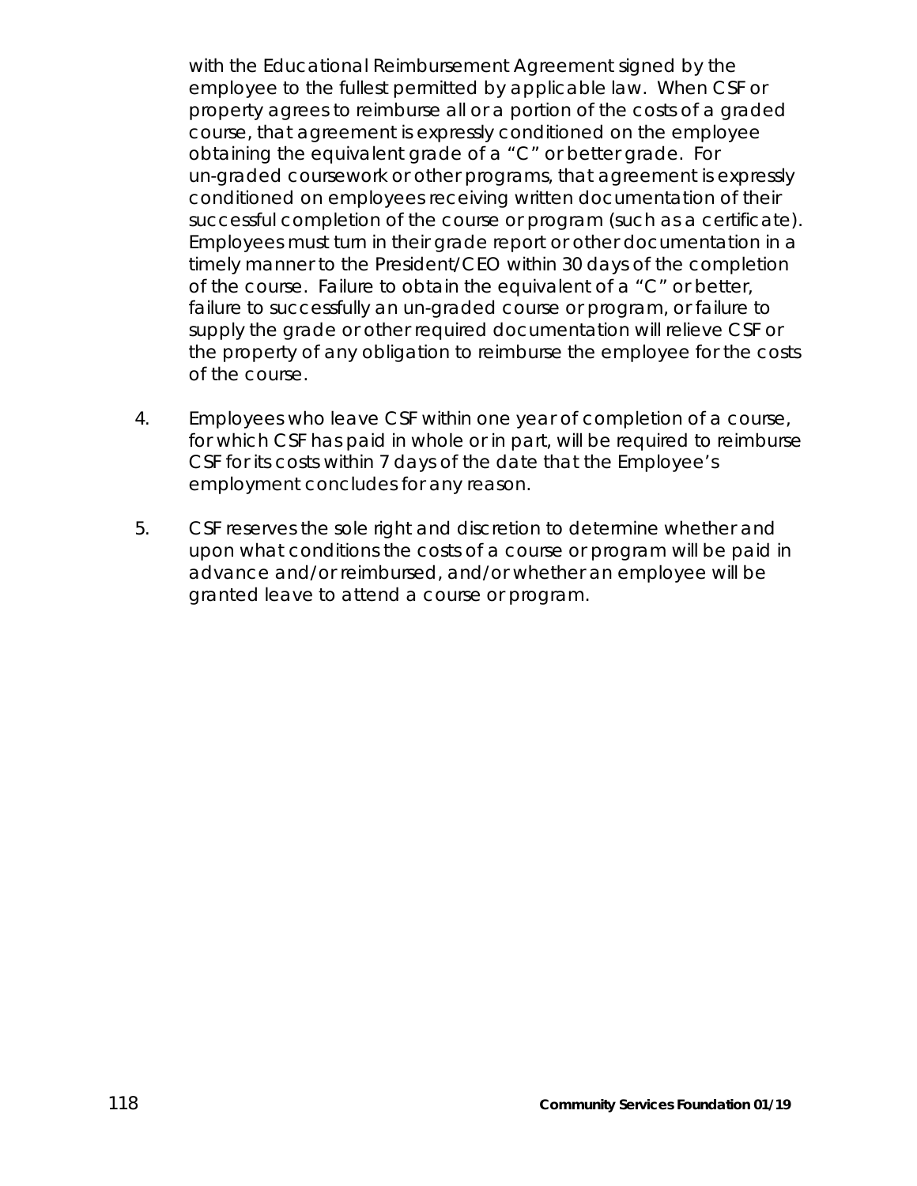with the Educational Reimbursement Agreement signed by the employee to the fullest permitted by applicable law. When CSF or property agrees to reimburse all or a portion of the costs of a graded course, that agreement is expressly conditioned on the employee obtaining the equivalent grade of a "C" or better grade. For un-graded coursework or other programs, that agreement is expressly conditioned on employees receiving written documentation of their successful completion of the course or program (such as a certificate). Employees must turn in their grade report or other documentation in a timely manner to the President/CEO within 30 days of the completion of the course. Failure to obtain the equivalent of a "C" or better, failure to successfully an un-graded course or program, or failure to supply the grade or other required documentation will relieve CSF or the property of any obligation to reimburse the employee for the costs of the course.

4. Employees who leave CSF within one year of completion of a course, for which CSF has paid in whole or in part, will be required to reimburse CSF for its costs within 7 days of the date that the Employee's employment concludes for any reason.

5. CSF reserves the sole right and discretion to determine whether and upon what conditions the costs of a course or program will be paid in advance and/or reimbursed, and/or whether an employee will be granted leave to attend a course or program.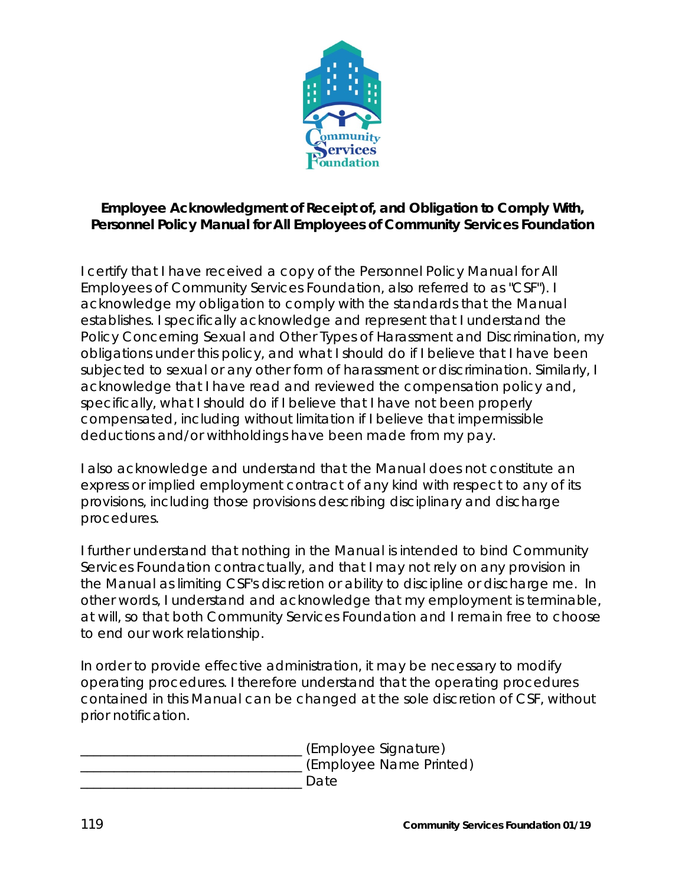**Employee Acknowledgment of Receipt of, and Obligation to Comply With, Personnel Policy Manual for All Employees of Community Services Foundation**

I certify that I have received a copy of the Personnel Policy Manual for All Employees of Community Services Foundation, also referred to as "CSF"). I acknowledge my obligation to comply with the standards that the Manual establishes. I specifically acknowledge and represent that I understand the Policy Concerning Sexual and Other Types of Harassment and Discrimination, my obligations under this policy, and what I should do if I believe that I have been subjected to sexual or any other form of harassment or discrimination. Similarly, I acknowledge that I have read and reviewed the compensation policy and, specifically, what I should do if I believe that I have not been properly compensated, including without limitation if I believe that impermissible deductions and/or withholdings have been made from my pay.

I also acknowledge and understand that the Manual does not constitute an express or implied employment contract of any kind with respect to any of its provisions, including those provisions describing disciplinary and discharge procedures.

I further understand that nothing in the Manual is intended to bind Community Services Foundation contractually, and that I may not rely on any provision in the Manual as limiting CSF's discretion or ability to discipline or discharge me. In other words, I understand and acknowledge that my employment is terminable, at will, so that both Community Services Foundation and I remain free to choose to end our work relationship.

In order to provide effective administration, it may be necessary to modify operating procedures. I therefore understand that the operating procedures contained in this Manual can be changed at the sole discretion of CSF, without prior notification.

_______________________________ (Employee Signature)
_______________________________ (Employee Name Printed)
_______________________________ Date